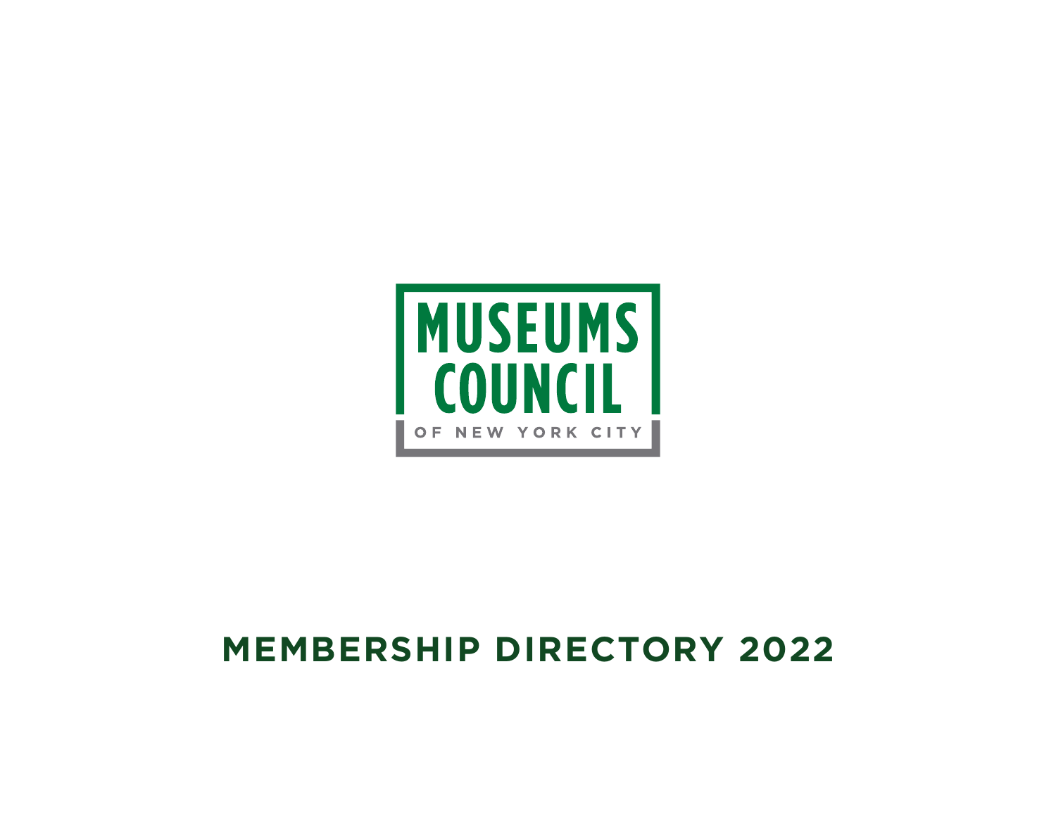# MUSEUMS COUNCIL

OF NEW YORK CITY

## MEMBERSHIP DIRECTORY 2022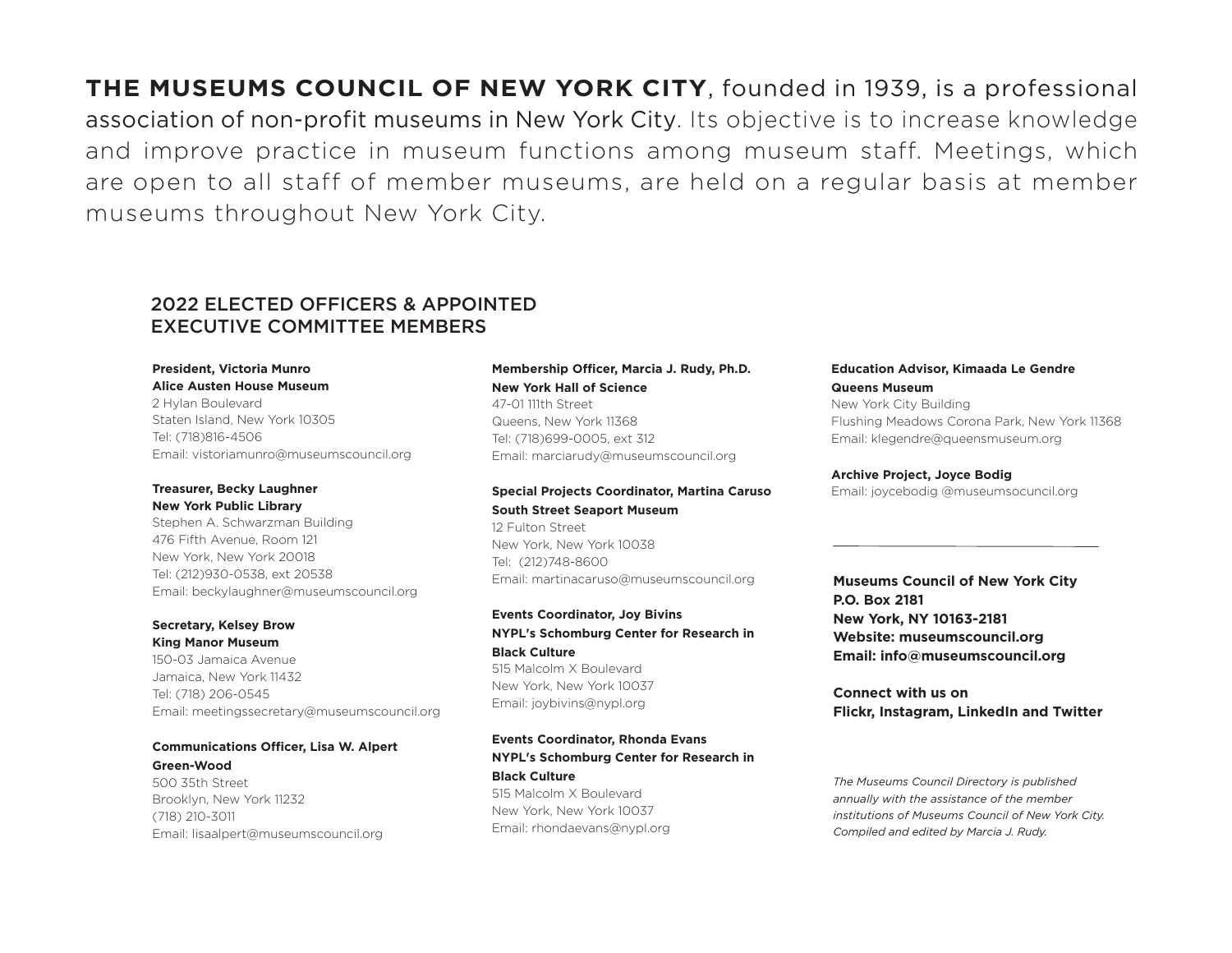**THE MUSEUMS COUNCIL OF NEW YORK CITY**, founded in 1939, is a professional association of non-profit museums in New York City. Its objective is to increase knowledge and improve practice in museum functions among museum staff. Meetings, which are open to all staff of member museums, are held on a regular basis at member museums throughout New York City.

## 2022 ELECTED OFFICERS & APPOINTED EXECUTIVE COMMITTEE MEMBERS

**President, Victoria Munro**
**Alice Austen House Museum**
2 Hylan Boulevard
Staten Island, New York 10305
Tel: (718)816-4506
Email: vistoriamunro@museumscouncil.org

**Treasurer, Becky Laughner**
**New York Public Library**
Stephen A. Schwarzman Building
476 Fifth Avenue, Room 121
New York, New York 20018
Tel: (212)930-0538, ext 20538
Email: beckylaughner@museumscouncil.org

**Secretary, Kelsey Brow**
**King Manor Museum**
150-03 Jamaica Avenue
Jamaica, New York 11432
Tel: (718) 206-0545
Email: meetingssecretary@museumscouncil.org

**Communications Officer, Lisa W. Alpert**
**Green-Wood**
500 35th Street
Brooklyn, New York 11232
(718) 210-3011
Email: lisaalpert@museumscouncil.org

**Membership Officer, Marcia J. Rudy, Ph.D.**
**New York Hall of Science**
47-01 111th Street
Queens, New York 11368
Tel: (718)699-0005, ext 312
Email: marciarudy@museumscouncil.org

**Special Projects Coordinator, Martina Caruso**
**South Street Seaport Museum**
12 Fulton Street
New York, New York 10038
Tel: (212)748-8600
Email: martinacaruso@museumscouncil.org

**Events Coordinator, Joy Bivins**
**NYPL's Schomburg Center for Research in Black Culture**
515 Malcolm X Boulevard
New York, New York 10037
Email: joybivins@nypl.org

**Events Coordinator, Rhonda Evans**
**NYPL's Schomburg Center for Research in Black Culture**
515 Malcolm X Boulevard
New York, New York 10037
Email: rhondaevans@nypl.org

**Education Advisor, Kimaada Le Gendre**
**Queens Museum**
New York City Building
Flushing Meadows Corona Park, New York 11368
Email: klegendre@queensmuseum.org

**Archive Project, Joyce Bodig**
Email: joycebodig @museumsocuncil.org

---

**Museums Council of New York City**
**P.O. Box 2181**
**New York, NY 10163-2181**
**Website: museumscouncil.org**
**Email: info@museumscouncil.org**

**Connect with us on**
**Flickr, Instagram, LinkedIn and Twitter**

*The Museums Council Directory is published annually with the assistance of the member institutions of Museums Council of New York City. Compiled and edited by Marcia J. Rudy.*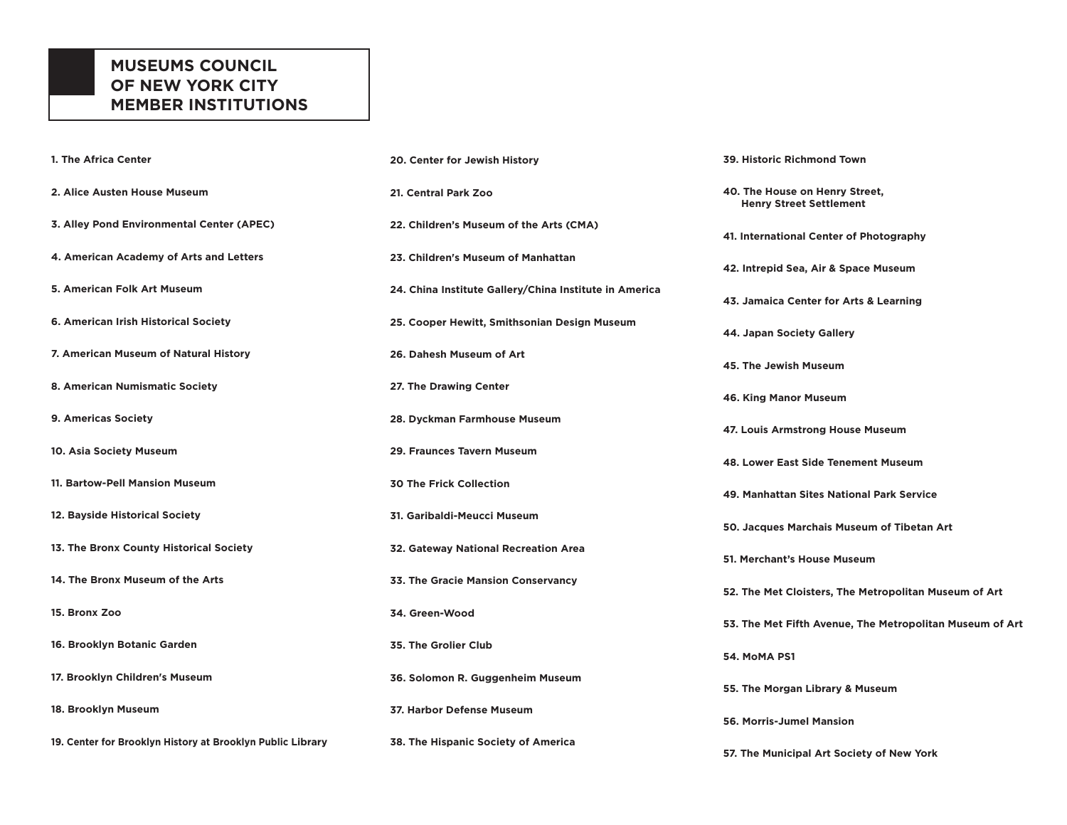# MUSEUMS COUNCIL OF NEW YORK CITY MEMBER INSTITUTIONS

**1. The Africa Center**

**2. Alice Austen House Museum**

**3. Alley Pond Environmental Center (APEC)**

**4. American Academy of Arts and Letters**

**5. American Folk Art Museum**

**6. American Irish Historical Society**

**7. American Museum of Natural History**

**8. American Numismatic Society**

**9. Americas Society**

**10. Asia Society Museum**

**11. Bartow-Pell Mansion Museum**

**12. Bayside Historical Society**

**13. The Bronx County Historical Society**

**14. The Bronx Museum of the Arts**

**15. Bronx Zoo**

**16. Brooklyn Botanic Garden**

**17. Brooklyn Children's Museum**

**18. Brooklyn Museum**

**19. Center for Brooklyn History at Brooklyn Public Library**

**20. Center for Jewish History**

**21. Central Park Zoo**

**22. Children's Museum of the Arts (CMA)**

**23. Children's Museum of Manhattan**

**24. China Institute Gallery/China Institute in America**

**25. Cooper Hewitt, Smithsonian Design Museum**

**26. Dahesh Museum of Art**

**27. The Drawing Center**

**28. Dyckman Farmhouse Museum**

**29. Fraunces Tavern Museum**

**30 The Frick Collection**

**31. Garibaldi-Meucci Museum**

**32. Gateway National Recreation Area**

**33. The Gracie Mansion Conservancy**

**34. Green-Wood**

**35. The Grolier Club**

**36. Solomon R. Guggenheim Museum**

**37. Harbor Defense Museum**

**38. The Hispanic Society of America**

**39. Historic Richmond Town**

**40. The House on Henry Street, Henry Street Settlement**

**41. International Center of Photography**

**42. Intrepid Sea, Air & Space Museum**

**43. Jamaica Center for Arts & Learning**

**44. Japan Society Gallery**

**45. The Jewish Museum**

**46. King Manor Museum**

**47. Louis Armstrong House Museum**

**48. Lower East Side Tenement Museum**

**49. Manhattan Sites National Park Service**

**50. Jacques Marchais Museum of Tibetan Art**

**51. Merchant's House Museum**

**52. The Met Cloisters, The Metropolitan Museum of Art**

**53. The Met Fifth Avenue, The Metropolitan Museum of Art**

**54. MoMA PS1**

**55. The Morgan Library & Museum**

**56. Morris-Jumel Mansion**

**57. The Municipal Art Society of New York**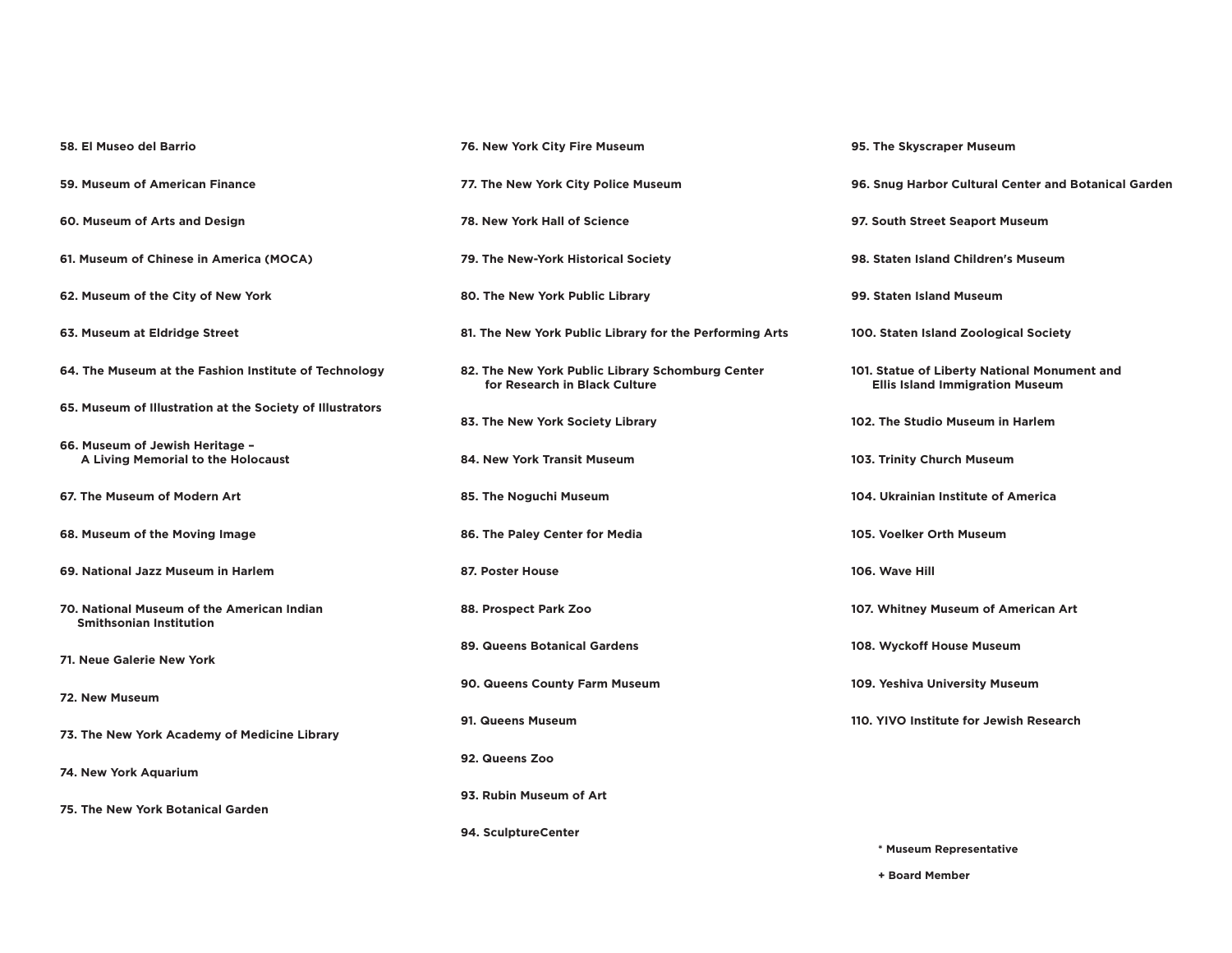**58. El Museo del Barrio**

**59. Museum of American Finance**

**60. Museum of Arts and Design**

**61. Museum of Chinese in America (MOCA)**

**62. Museum of the City of New York**

**63. Museum at Eldridge Street**

**64. The Museum at the Fashion Institute of Technology**

**65. Museum of Illustration at the Society of Illustrators**

**66. Museum of Jewish Heritage – A Living Memorial to the Holocaust**

**67. The Museum of Modern Art**

**68. Museum of the Moving Image**

**69. National Jazz Museum in Harlem**

**70. National Museum of the American Indian Smithsonian Institution**

**71. Neue Galerie New York**

**72. New Museum**

**73. The New York Academy of Medicine Library**

**74. New York Aquarium**

**75. The New York Botanical Garden**

**76. New York City Fire Museum**

**77. The New York City Police Museum**

**78. New York Hall of Science**

**79. The New-York Historical Society**

**80. The New York Public Library**

**81. The New York Public Library for the Performing Arts**

**82. The New York Public Library Schomburg Center for Research in Black Culture**

**83. The New York Society Library**

**84. New York Transit Museum**

**85. The Noguchi Museum**

**86. The Paley Center for Media**

**87. Poster House**

**88. Prospect Park Zoo**

**89. Queens Botanical Gardens**

**90. Queens County Farm Museum**

**91. Queens Museum**

**92. Queens Zoo**

**93. Rubin Museum of Art**

**94. SculptureCenter**

**95. The Skyscraper Museum**

**96. Snug Harbor Cultural Center and Botanical Garden**

**97. South Street Seaport Museum**

**98. Staten Island Children's Museum**

**99. Staten Island Museum**

**100. Staten Island Zoological Society**

**101. Statue of Liberty National Monument and Ellis Island Immigration Museum**

**102. The Studio Museum in Harlem**

**103. Trinity Church Museum**

**104. Ukrainian Institute of America**

**105. Voelker Orth Museum**

**106. Wave Hill**

**107. Whitney Museum of American Art**

**108. Wyckoff House Museum**

**109. Yeshiva University Museum**

**110. YIVO Institute for Jewish Research**

**\* Museum Representative**

**+ Board Member**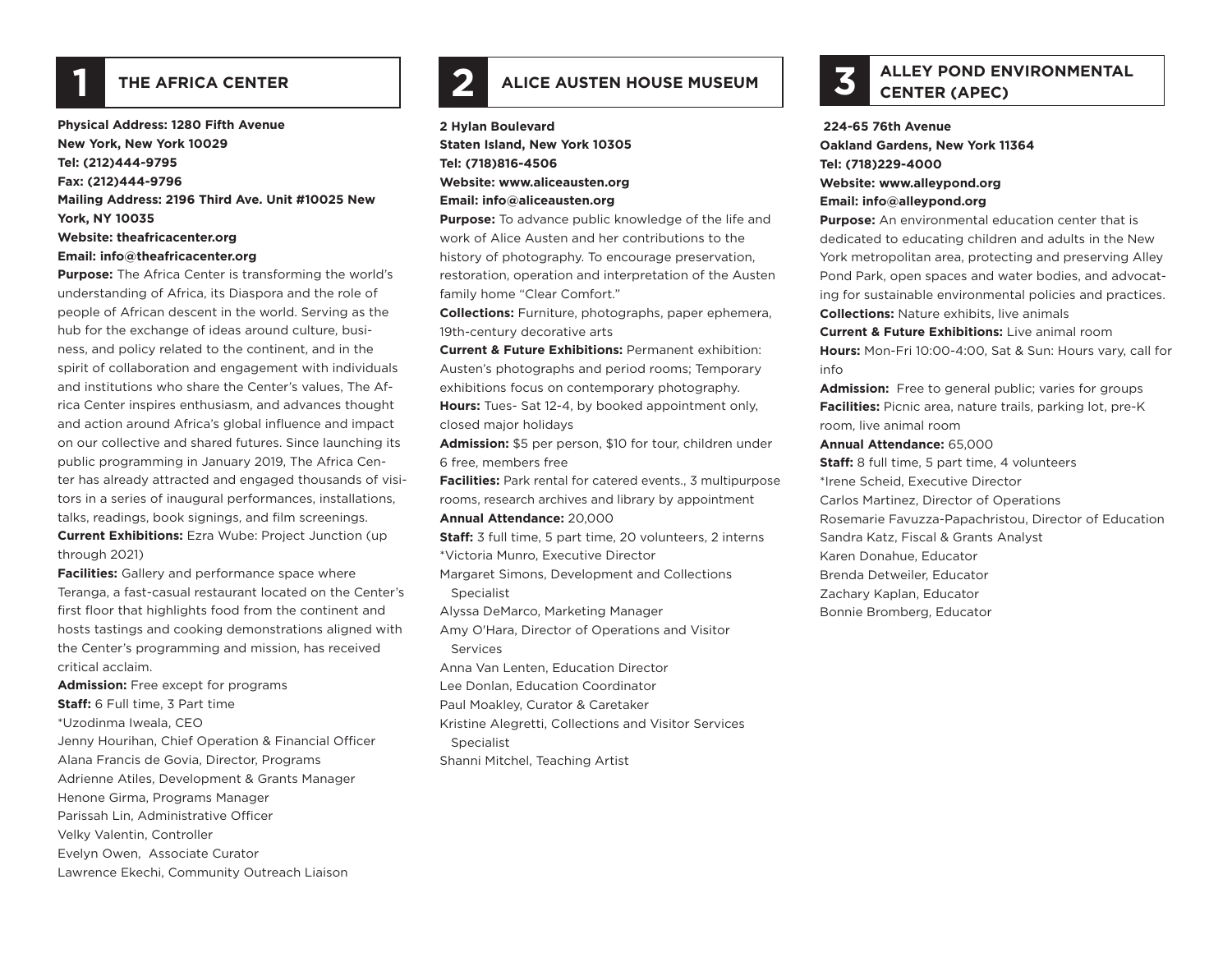## 1 THE AFRICA CENTER

**Physical Address: 1280 Fifth Avenue**
**New York, New York 10029**
**Tel: (212)444-9795**
**Fax: (212)444-9796**
**Mailing Address: 2196 Third Ave. Unit #10025 New York, NY 10035**
**Website: theafricacenter.org**
**Email: info@theafricacenter.org**

**Purpose:** The Africa Center is transforming the world's understanding of Africa, its Diaspora and the role of people of African descent in the world. Serving as the hub for the exchange of ideas around culture, business, and policy related to the continent, and in the spirit of collaboration and engagement with individuals and institutions who share the Center's values, The Africa Center inspires enthusiasm, and advances thought and action around Africa's global influence and impact on our collective and shared futures. Since launching its public programming in January 2019, The Africa Center has already attracted and engaged thousands of visitors in a series of inaugural performances, installations, talks, readings, book signings, and film screenings.

**Current Exhibitions:** Ezra Wube: Project Junction (up through 2021)

**Facilities:** Gallery and performance space where Teranga, a fast-casual restaurant located on the Center's first floor that highlights food from the continent and hosts tastings and cooking demonstrations aligned with the Center's programming and mission, has received critical acclaim.

**Admission:** Free except for programs

**Staff:** 6 Full time, 3 Part time

*Uzodinma Iweala, CEO
Jenny Hourihan, Chief Operation & Financial Officer
Alana Francis de Govia, Director, Programs
Adrienne Atiles, Development & Grants Manager
Henone Girma, Programs Manager
Parissah Lin, Administrative Officer
Velky Valentin, Controller
Evelyn Owen, Associate Curator
Lawrence Ekechi, Community Outreach Liaison

## 2 ALICE AUSTEN HOUSE MUSEUM

**2 Hylan Boulevard**
**Staten Island, New York 10305**
**Tel: (718)816-4506**
**Website: www.aliceausten.org**
**Email: info@aliceausten.org**

**Purpose:** To advance public knowledge of the life and work of Alice Austen and her contributions to the history of photography. To encourage preservation, restoration, operation and interpretation of the Austen family home "Clear Comfort."

**Collections:** Furniture, photographs, paper ephemera, 19th-century decorative arts

**Current & Future Exhibitions:** Permanent exhibition: Austen's photographs and period rooms; Temporary exhibitions focus on contemporary photography.

**Hours:** Tues- Sat 12-4, by booked appointment only, closed major holidays

**Admission:** $5 per person, $10 for tour, children under 6 free, members free

**Facilities:** Park rental for catered events., 3 multipurpose rooms, research archives and library by appointment

**Annual Attendance:** 20,000

**Staff:** 3 full time, 5 part time, 20 volunteers, 2 interns

*Victoria Munro, Executive Director
Margaret Simons, Development and Collections Specialist
Alyssa DeMarco, Marketing Manager
Amy O'Hara, Director of Operations and Visitor Services
Anna Van Lenten, Education Director
Lee Donlan, Education Coordinator
Paul Moakley, Curator & Caretaker
Kristine Alegretti, Collections and Visitor Services Specialist
Shanni Mitchel, Teaching Artist

## 3 ALLEY POND ENVIRONMENTAL CENTER (APEC)

**224-65 76th Avenue**
**Oakland Gardens, New York 11364**
**Tel: (718)229-4000**
**Website: www.alleypond.org**
**Email: info@alleypond.org**

**Purpose:** An environmental education center that is dedicated to educating children and adults in the New York metropolitan area, protecting and preserving Alley Pond Park, open spaces and water bodies, and advocating for sustainable environmental policies and practices.

**Collections:** Nature exhibits, live animals

**Current & Future Exhibitions:** Live animal room

**Hours:** Mon-Fri 10:00-4:00, Sat & Sun: Hours vary, call for info

**Admission:** Free to general public; varies for groups

**Facilities:** Picnic area, nature trails, parking lot, pre-K room, live animal room

**Annual Attendance:** 65,000

**Staff:** 8 full time, 5 part time, 4 volunteers

*Irene Scheid, Executive Director
Carlos Martinez, Director of Operations
Rosemarie Favuzza-Papachristou, Director of Education
Sandra Katz, Fiscal & Grants Analyst
Karen Donahue, Educator
Brenda Detweiler, Educator
Zachary Kaplan, Educator
Bonnie Bromberg, Educator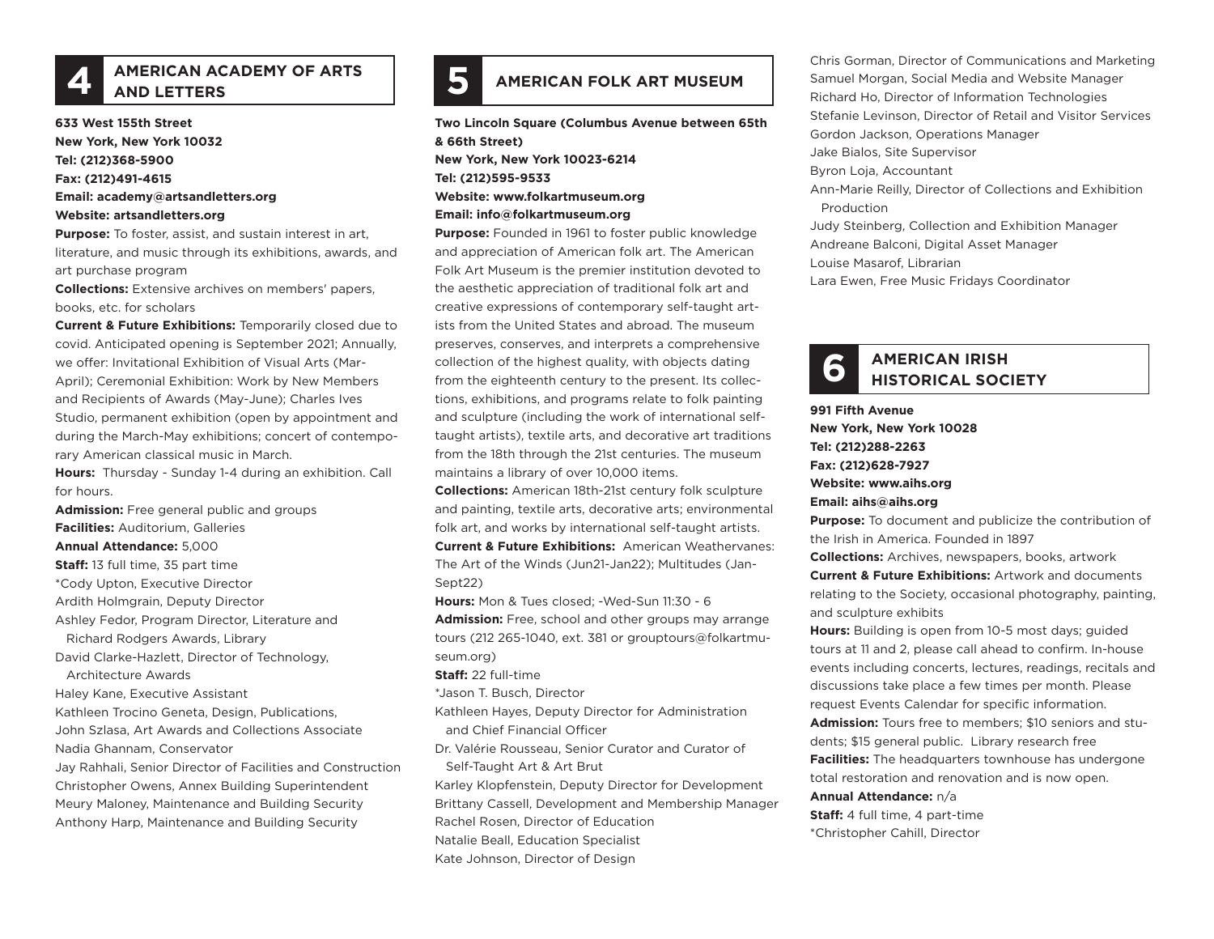## 4 AMERICAN ACADEMY OF ARTS AND LETTERS

**633 West 155th Street**
**New York, New York 10032**
**Tel: (212)368-5900**
**Fax: (212)491-4615**
**Email: academy@artsandletters.org**
**Website: artsandletters.org**

**Purpose:** To foster, assist, and sustain interest in art, literature, and music through its exhibitions, awards, and art purchase program

**Collections:** Extensive archives on members' papers, books, etc. for scholars

**Current & Future Exhibitions:** Temporarily closed due to covid. Anticipated opening is September 2021; Annually, we offer: Invitational Exhibition of Visual Arts (Mar-April); Ceremonial Exhibition: Work by New Members and Recipients of Awards (May-June); Charles Ives Studio, permanent exhibition (open by appointment and during the March-May exhibitions; concert of contemporary American classical music in March.

**Hours:** Thursday - Sunday 1-4 during an exhibition. Call for hours.

**Admission:** Free general public and groups

**Facilities:** Auditorium, Galleries

**Annual Attendance:** 5,000

**Staff:** 13 full time, 35 part time

*Cody Upton, Executive Director
Ardith Holmgrain, Deputy Director
Ashley Fedor, Program Director, Literature and Richard Rodgers Awards, Library
David Clarke-Hazlett, Director of Technology, Architecture Awards
Haley Kane, Executive Assistant
Kathleen Trocino Geneta, Design, Publications,
John Szlasa, Art Awards and Collections Associate
Nadia Ghannam, Conservator
Jay Rahhali, Senior Director of Facilities and Construction
Christopher Owens, Annex Building Superintendent
Meury Maloney, Maintenance and Building Security
Anthony Harp, Maintenance and Building Security

## 5 AMERICAN FOLK ART MUSEUM

**Two Lincoln Square (Columbus Avenue between 65th & 66th Street)**
**New York, New York 10023-6214**
**Tel: (212)595-9533**
**Website: www.folkartmuseum.org**
**Email: info@folkartmuseum.org**

**Purpose:** Founded in 1961 to foster public knowledge and appreciation of American folk art. The American Folk Art Museum is the premier institution devoted to the aesthetic appreciation of traditional folk art and creative expressions of contemporary self-taught artists from the United States and abroad. The museum preserves, conserves, and interprets a comprehensive collection of the highest quality, with objects dating from the eighteenth century to the present. Its collections, exhibitions, and programs relate to folk painting and sculpture (including the work of international self-taught artists), textile arts, and decorative art traditions from the 18th through the 21st centuries. The museum maintains a library of over 10,000 items.

**Collections:** American 18th-21st century folk sculpture and painting, textile arts, decorative arts; environmental folk art, and works by international self-taught artists.

**Current & Future Exhibitions:** American Weathervanes: The Art of the Winds (Jun21-Jan22); Multitudes (Jan-Sept22)

**Hours:** Mon & Tues closed; -Wed-Sun 11:30 - 6

**Admission:** Free, school and other groups may arrange tours (212 265-1040, ext. 381 or grouptours@folkartmuseum.org)

**Staff:** 22 full-time

*Jason T. Busch, Director
Kathleen Hayes, Deputy Director for Administration and Chief Financial Officer
Dr. Valérie Rousseau, Senior Curator and Curator of Self-Taught Art & Art Brut
Karley Klopfenstein, Deputy Director for Development
Brittany Cassell, Development and Membership Manager
Rachel Rosen, Director of Education
Natalie Beall, Education Specialist
Kate Johnson, Director of Design
Chris Gorman, Director of Communications and Marketing
Samuel Morgan, Social Media and Website Manager
Richard Ho, Director of Information Technologies
Stefanie Levinson, Director of Retail and Visitor Services
Gordon Jackson, Operations Manager
Jake Bialos, Site Supervisor
Byron Loja, Accountant
Ann-Marie Reilly, Director of Collections and Exhibition Production
Judy Steinberg, Collection and Exhibition Manager
Andreane Balconi, Digital Asset Manager
Louise Masarof, Librarian
Lara Ewen, Free Music Fridays Coordinator

## 6 AMERICAN IRISH HISTORICAL SOCIETY

**991 Fifth Avenue**
**New York, New York 10028**
**Tel: (212)288-2263**
**Fax: (212)628-7927**
**Website: www.aihs.org**
**Email: aihs@aihs.org**

**Purpose:** To document and publicize the contribution of the Irish in America. Founded in 1897

**Collections:** Archives, newspapers, books, artwork

**Current & Future Exhibitions:** Artwork and documents relating to the Society, occasional photography, painting, and sculpture exhibits

**Hours:** Building is open from 10-5 most days; guided tours at 11 and 2, please call ahead to confirm. In-house events including concerts, lectures, readings, recitals and discussions take place a few times per month. Please request Events Calendar for specific information.

**Admission:** Tours free to members; $10 seniors and students; $15 general public. Library research free

**Facilities:** The headquarters townhouse has undergone total restoration and renovation and is now open.

**Annual Attendance:** n/a

**Staff:** 4 full time, 4 part-time

*Christopher Cahill, Director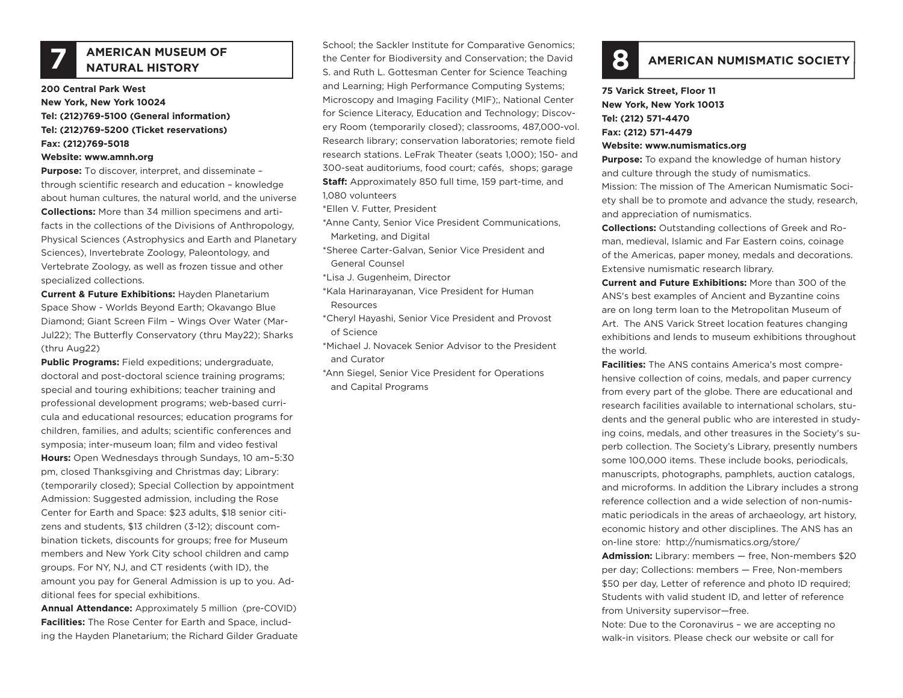## 7 AMERICAN MUSEUM OF NATURAL HISTORY

**200 Central Park West**
**New York, New York 10024**
**Tel: (212)769-5100 (General information)**
**Tel: (212)769-5200 (Ticket reservations)**
**Fax: (212)769-5018**
**Website: www.amnh.org**

**Purpose:** To discover, interpret, and disseminate – through scientific research and education – knowledge about human cultures, the natural world, and the universe

**Collections:** More than 34 million specimens and artifacts in the collections of the Divisions of Anthropology, Physical Sciences (Astrophysics and Earth and Planetary Sciences), Invertebrate Zoology, Paleontology, and Vertebrate Zoology, as well as frozen tissue and other specialized collections.

**Current & Future Exhibitions:** Hayden Planetarium Space Show - Worlds Beyond Earth; Okavango Blue Diamond; Giant Screen Film – Wings Over Water (Mar-Jul22); The Butterfly Conservatory (thru May22); Sharks (thru Aug22)

**Public Programs:** Field expeditions; undergraduate, doctoral and post-doctoral science training programs; special and touring exhibitions; teacher training and professional development programs; web-based curricula and educational resources; education programs for children, families, and adults; scientific conferences and symposia; inter-museum loan; film and video festival

**Hours:** Open Wednesdays through Sundays, 10 am–5:30 pm, closed Thanksgiving and Christmas day; Library: (temporarily closed); Special Collection by appointment
Admission: Suggested admission, including the Rose Center for Earth and Space: $23 adults, $18 senior citizens and students, $13 children (3-12); discount combination tickets, discounts for groups; free for Museum members and New York City school children and camp groups. For NY, NJ, and CT residents (with ID), the amount you pay for General Admission is up to you. Additional fees for special exhibitions.

**Annual Attendance:** Approximately 5 million (pre-COVID)

**Facilities:** The Rose Center for Earth and Space, including the Hayden Planetarium; the Richard Gilder Graduate School; the Sackler Institute for Comparative Genomics; the Center for Biodiversity and Conservation; the David S. and Ruth L. Gottesman Center for Science Teaching and Learning; High Performance Computing Systems; Microscopy and Imaging Facility (MIF);, National Center for Science Literacy, Education and Technology; Discovery Room (temporarily closed); classrooms, 487,000-vol. Research library; conservation laboratories; remote field research stations. LeFrak Theater (seats 1,000); 150- and 300-seat auditoriums, food court; cafés, shops; garage

**Staff:** Approximately 850 full time, 159 part-time, and 1,080 volunteers

*Ellen V. Futter, President
*Anne Canty, Senior Vice President Communications, Marketing, and Digital
*Sheree Carter-Galvan, Senior Vice President and General Counsel
*Lisa J. Gugenheim, Director
*Kala Harinarayanan, Vice President for Human Resources
*Cheryl Hayashi, Senior Vice President and Provost of Science
*Michael J. Novacek Senior Advisor to the President and Curator
*Ann Siegel, Senior Vice President for Operations and Capital Programs

## 8 AMERICAN NUMISMATIC SOCIETY

**75 Varick Street, Floor 11**
**New York, New York 10013**
**Tel: (212) 571-4470**
**Fax: (212) 571-4479**
**Website: www.numismatics.org**

**Purpose:** To expand the knowledge of human history and culture through the study of numismatics.
Mission: The mission of The American Numismatic Society shall be to promote and advance the study, research, and appreciation of numismatics.

**Collections:** Outstanding collections of Greek and Roman, medieval, Islamic and Far Eastern coins, coinage of the Americas, paper money, medals and decorations. Extensive numismatic research library.

**Current and Future Exhibitions:** More than 300 of the ANS's best examples of Ancient and Byzantine coins are on long term loan to the Metropolitan Museum of Art. The ANS Varick Street location features changing exhibitions and lends to museum exhibitions throughout the world.

**Facilities:** The ANS contains America's most comprehensive collection of coins, medals, and paper currency from every part of the globe. There are educational and research facilities available to international scholars, students and the general public who are interested in studying coins, medals, and other treasures in the Society's superb collection. The Society's Library, presently numbers some 100,000 items. These include books, periodicals, manuscripts, photographs, pamphlets, auction catalogs, and microforms. In addition the Library includes a strong reference collection and a wide selection of non-numismatic periodicals in the areas of archaeology, art history, economic history and other disciplines. The ANS has an on-line store: http://numismatics.org/store/

**Admission:** Library: members — free, Non-members $20 per day; Collections: members — Free, Non-members $50 per day, Letter of reference and photo ID required; Students with valid student ID, and letter of reference from University supervisor—free.
Note: Due to the Coronavirus – we are accepting no walk-in visitors. Please check our website or call for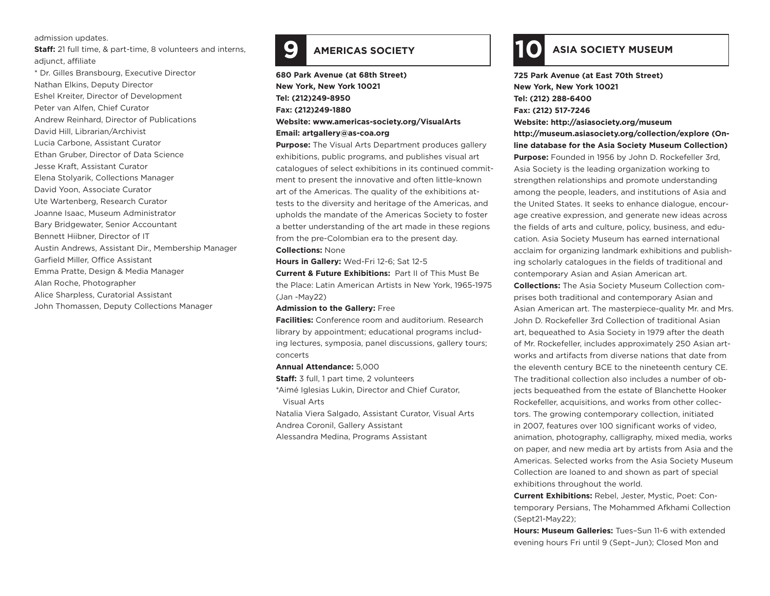admission updates.

**Staff:** 21 full time, & part-time, 8 volunteers and interns, adjunct, affiliate

* Dr. Gilles Bransbourg, Executive Director
Nathan Elkins, Deputy Director
Eshel Kreiter, Director of Development
Peter van Alfen, Chief Curator
Andrew Reinhard, Director of Publications
David Hill, Librarian/Archivist
Lucia Carbone, Assistant Curator
Ethan Gruber, Director of Data Science
Jesse Kraft, Assistant Curator
Elena Stolyarik, Collections Manager
David Yoon, Associate Curator
Ute Wartenberg, Research Curator
Joanne Isaac, Museum Administrator
Bary Bridgewater, Senior Accountant
Bennett Hiibner, Director of IT
Austin Andrews, Assistant Dir., Membership Manager
Garfield Miller, Office Assistant
Emma Pratte, Design & Media Manager
Alan Roche, Photographer
Alice Sharpless, Curatorial Assistant
John Thomassen, Deputy Collections Manager

## 9 AMERICAS SOCIETY

**680 Park Avenue (at 68th Street)**
**New York, New York 10021**
**Tel: (212)249-8950**
**Fax: (212)249-1880**
**Website: www.americas-society.org/VisualArts**
**Email: artgallery@as-coa.org**

**Purpose:** The Visual Arts Department produces gallery exhibitions, public programs, and publishes visual art catalogues of select exhibitions in its continued commitment to present the innovative and often little-known art of the Americas. The quality of the exhibitions attests to the diversity and heritage of the Americas, and upholds the mandate of the Americas Society to foster a better understanding of the art made in these regions from the pre-Colombian era to the present day.

**Collections:** None

**Hours in Gallery:** Wed-Fri 12-6; Sat 12-5

**Current & Future Exhibitions:** Part II of This Must Be the Place: Latin American Artists in New York, 1965-1975 (Jan -May22)

**Admission to the Gallery:** Free

**Facilities:** Conference room and auditorium. Research library by appointment; educational programs including lectures, symposia, panel discussions, gallery tours; concerts

**Annual Attendance:** 5,000

**Staff:** 3 full, 1 part time, 2 volunteers

*Aimé Iglesias Lukin, Director and Chief Curator, Visual Arts
Natalia Viera Salgado, Assistant Curator, Visual Arts
Andrea Coronil, Gallery Assistant
Alessandra Medina, Programs Assistant

## 10 ASIA SOCIETY MUSEUM

**725 Park Avenue (at East 70th Street)**
**New York, New York 10021**
**Tel: (212) 288-6400**
**Fax: (212) 517-7246**
**Website: http://asiasociety.org/museum**
**http://museum.asiasociety.org/collection/explore (Online database for the Asia Society Museum Collection)**

**Purpose:** Founded in 1956 by John D. Rockefeller 3rd, Asia Society is the leading organization working to strengthen relationships and promote understanding among the people, leaders, and institutions of Asia and the United States. It seeks to enhance dialogue, encourage creative expression, and generate new ideas across the fields of arts and culture, policy, business, and education. Asia Society Museum has earned international acclaim for organizing landmark exhibitions and publishing scholarly catalogues in the fields of traditional and contemporary Asian and Asian American art.

**Collections:** The Asia Society Museum Collection comprises both traditional and contemporary Asian and Asian American art. The masterpiece-quality Mr. and Mrs. John D. Rockefeller 3rd Collection of traditional Asian art, bequeathed to Asia Society in 1979 after the death of Mr. Rockefeller, includes approximately 250 Asian artworks and artifacts from diverse nations that date from the eleventh century BCE to the nineteenth century CE. The traditional collection also includes a number of objects bequeathed from the estate of Blanchette Hooker Rockefeller, acquisitions, and works from other collectors. The growing contemporary collection, initiated in 2007, features over 100 significant works of video, animation, photography, calligraphy, mixed media, works on paper, and new media art by artists from Asia and the Americas. Selected works from the Asia Society Museum Collection are loaned to and shown as part of special exhibitions throughout the world.

**Current Exhibitions:** Rebel, Jester, Mystic, Poet: Contemporary Persians, The Mohammed Afkhami Collection (Sept21-May22);

**Hours: Museum Galleries:** Tues–Sun 11-6 with extended evening hours Fri until 9 (Sept–Jun); Closed Mon and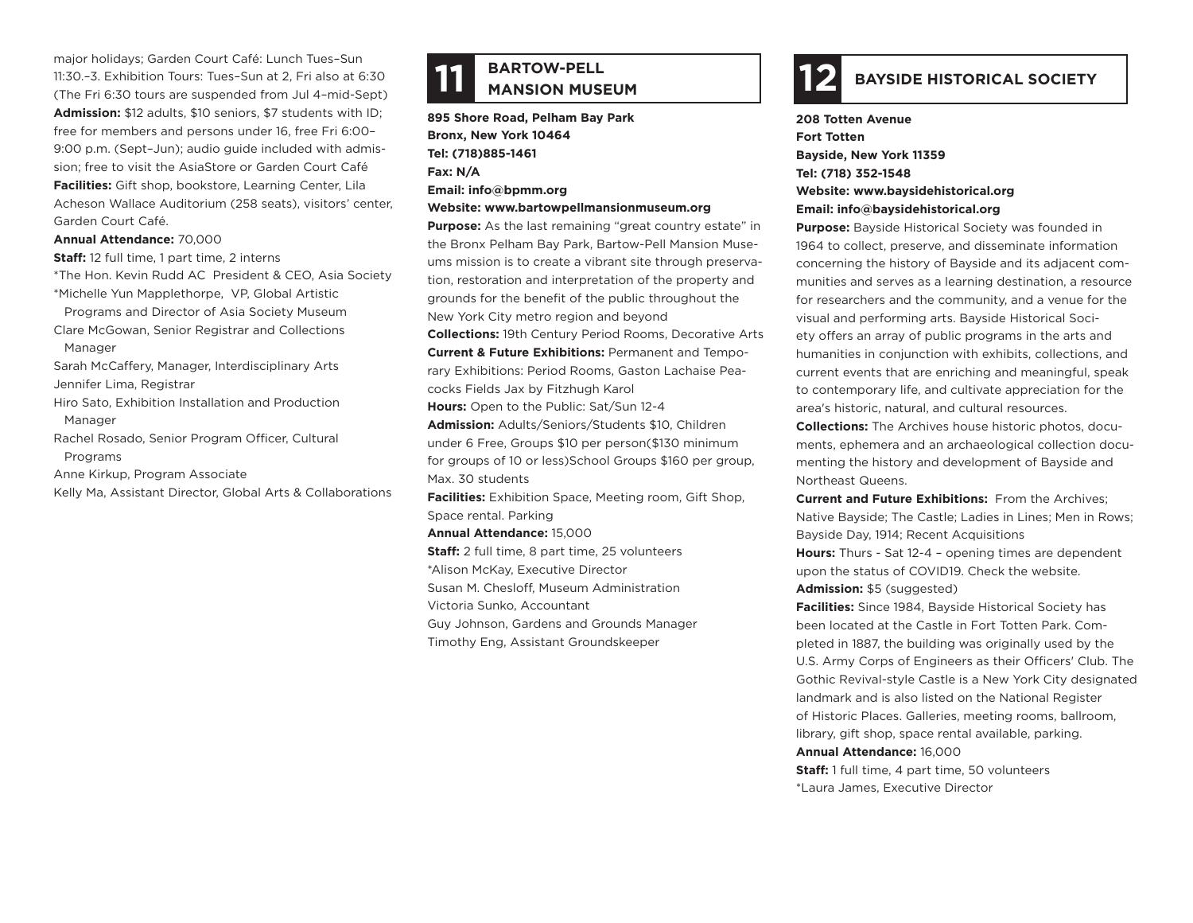major holidays; Garden Court Café: Lunch Tues–Sun 11:30.–3. Exhibition Tours: Tues–Sun at 2, Fri also at 6:30 (The Fri 6:30 tours are suspended from Jul 4–mid-Sept)

**Admission:** $12 adults, $10 seniors, $7 students with ID; free for members and persons under 16, free Fri 6:00–9:00 p.m. (Sept–Jun); audio guide included with admission; free to visit the AsiaStore or Garden Court Café

**Facilities:** Gift shop, bookstore, Learning Center, Lila Acheson Wallace Auditorium (258 seats), visitors' center, Garden Court Café.

**Annual Attendance:** 70,000

**Staff:** 12 full time, 1 part time, 2 interns

*The Hon. Kevin Rudd AC President & CEO, Asia Society
*Michelle Yun Mapplethorpe, VP, Global Artistic Programs and Director of Asia Society Museum
Clare McGowan, Senior Registrar and Collections Manager
Sarah McCaffery, Manager, Interdisciplinary Arts
Jennifer Lima, Registrar
Hiro Sato, Exhibition Installation and Production Manager
Rachel Rosado, Senior Program Officer, Cultural Programs
Anne Kirkup, Program Associate
Kelly Ma, Assistant Director, Global Arts & Collaborations

## 11 BARTOW-PELL MANSION MUSEUM

**895 Shore Road, Pelham Bay Park**
**Bronx, New York 10464**
**Tel: (718)885-1461**
**Fax: N/A**
**Email: info@bpmm.org**
**Website: www.bartowpellmansionmuseum.org**

**Purpose:** As the last remaining "great country estate" in the Bronx Pelham Bay Park, Bartow-Pell Mansion Museums mission is to create a vibrant site through preservation, restoration and interpretation of the property and grounds for the benefit of the public throughout the New York City metro region and beyond

**Collections:** 19th Century Period Rooms, Decorative Arts

**Current & Future Exhibitions:** Permanent and Temporary Exhibitions: Period Rooms, Gaston Lachaise Peacocks Fields Jax by Fitzhugh Karol

**Hours:** Open to the Public: Sat/Sun 12-4

**Admission:** Adults/Seniors/Students $10, Children under 6 Free, Groups $10 per person($130 minimum for groups of 10 or less)School Groups $160 per group, Max. 30 students

**Facilities:** Exhibition Space, Meeting room, Gift Shop, Space rental. Parking

**Annual Attendance:** 15,000

**Staff:** 2 full time, 8 part time, 25 volunteers

*Alison McKay, Executive Director
Susan M. Chesloff, Museum Administration
Victoria Sunko, Accountant
Guy Johnson, Gardens and Grounds Manager
Timothy Eng, Assistant Groundskeeper

## 12 BAYSIDE HISTORICAL SOCIETY

**208 Totten Avenue**
**Fort Totten**
**Bayside, New York 11359**
**Tel: (718) 352-1548**
**Website: www.baysidehistorical.org**
**Email: info@baysidehistorical.org**

**Purpose:** Bayside Historical Society was founded in 1964 to collect, preserve, and disseminate information concerning the history of Bayside and its adjacent communities and serves as a learning destination, a resource for researchers and the community, and a venue for the visual and performing arts. Bayside Historical Society offers an array of public programs in the arts and humanities in conjunction with exhibits, collections, and current events that are enriching and meaningful, speak to contemporary life, and cultivate appreciation for the area's historic, natural, and cultural resources.

**Collections:** The Archives house historic photos, documents, ephemera and an archaeological collection documenting the history and development of Bayside and Northeast Queens.

**Current and Future Exhibitions:** From the Archives; Native Bayside; The Castle; Ladies in Lines; Men in Rows; Bayside Day, 1914; Recent Acquisitions

**Hours:** Thurs - Sat 12-4 – opening times are dependent upon the status of COVID19. Check the website.

**Admission:** $5 (suggested)

**Facilities:** Since 1984, Bayside Historical Society has been located at the Castle in Fort Totten Park. Completed in 1887, the building was originally used by the U.S. Army Corps of Engineers as their Officers' Club. The Gothic Revival-style Castle is a New York City designated landmark and is also listed on the National Register of Historic Places. Galleries, meeting rooms, ballroom, library, gift shop, space rental available, parking.

**Annual Attendance:** 16,000

**Staff:** 1 full time, 4 part time, 50 volunteers

*Laura James, Executive Director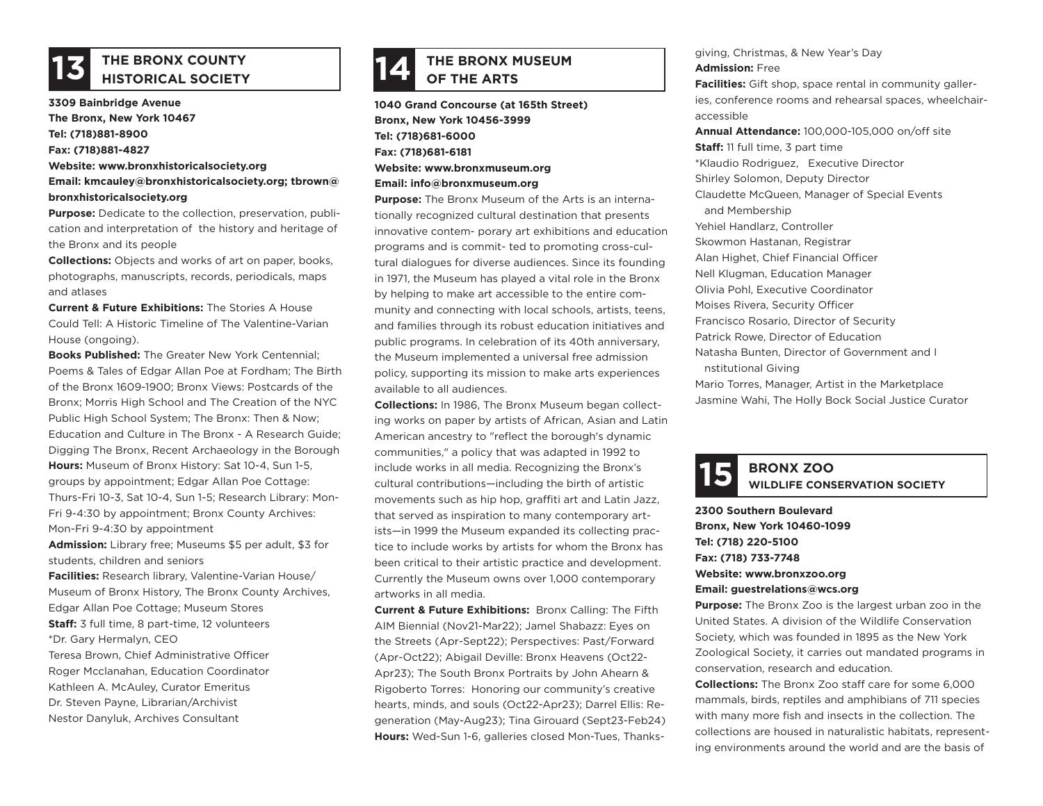## 13 THE BRONX COUNTY HISTORICAL SOCIETY

**3309 Bainbridge Avenue**
**The Bronx, New York 10467**
**Tel: (718)881-8900**
**Fax: (718)881-4827**
**Website: www.bronxhistoricalsociety.org**
**Email: kmcauley@bronxhistoricalsociety.org; tbrown@bronxhistoricalsociety.org**

**Purpose:** Dedicate to the collection, preservation, publication and interpretation of the history and heritage of the Bronx and its people

**Collections:** Objects and works of art on paper, books, photographs, manuscripts, records, periodicals, maps and atlases

**Current & Future Exhibitions:** The Stories A House Could Tell: A Historic Timeline of The Valentine-Varian House (ongoing).

**Books Published:** The Greater New York Centennial; Poems & Tales of Edgar Allan Poe at Fordham; The Birth of the Bronx 1609-1900; Bronx Views: Postcards of the Bronx; Morris High School and The Creation of the NYC Public High School System; The Bronx: Then & Now; Education and Culture in The Bronx - A Research Guide; Digging The Bronx, Recent Archaeology in the Borough

**Hours:** Museum of Bronx History: Sat 10-4, Sun 1-5, groups by appointment; Edgar Allan Poe Cottage: Thurs-Fri 10-3, Sat 10-4, Sun 1-5; Research Library: Mon-Fri 9-4:30 by appointment; Bronx County Archives: Mon-Fri 9-4:30 by appointment

**Admission:** Library free; Museums $5 per adult, $3 for students, children and seniors

**Facilities:** Research library, Valentine-Varian House/ Museum of Bronx History, The Bronx County Archives, Edgar Allan Poe Cottage; Museum Stores

**Staff:** 3 full time, 8 part-time, 12 volunteers

*Dr. Gary Hermalyn, CEO
Teresa Brown, Chief Administrative Officer
Roger Mcclanahan, Education Coordinator
Kathleen A. McAuley, Curator Emeritus
Dr. Steven Payne, Librarian/Archivist
Nestor Danyluk, Archives Consultant

## 14 THE BRONX MUSEUM OF THE ARTS

**1040 Grand Concourse (at 165th Street)**
**Bronx, New York 10456-3999**
**Tel: (718)681-6000**
**Fax: (718)681-6181**
**Website: www.bronxmuseum.org**
**Email: info@bronxmuseum.org**

**Purpose:** The Bronx Museum of the Arts is an internationally recognized cultural destination that presents innovative contem- porary art exhibitions and education programs and is commit- ted to promoting cross-cultural dialogues for diverse audiences. Since its founding in 1971, the Museum has played a vital role in the Bronx by helping to make art accessible to the entire community and connecting with local schools, artists, teens, and families through its robust education initiatives and public programs. In celebration of its 40th anniversary, the Museum implemented a universal free admission policy, supporting its mission to make arts experiences available to all audiences.

**Collections:** In 1986, The Bronx Museum began collecting works on paper by artists of African, Asian and Latin American ancestry to "reflect the borough's dynamic communities," a policy that was adapted in 1992 to include works in all media. Recognizing the Bronx's cultural contributions—including the birth of artistic movements such as hip hop, graffiti art and Latin Jazz, that served as inspiration to many contemporary artists—in 1999 the Museum expanded its collecting practice to include works by artists for whom the Bronx has been critical to their artistic practice and development. Currently the Museum owns over 1,000 contemporary artworks in all media.

**Current & Future Exhibitions:** Bronx Calling: The Fifth AIM Biennial (Nov21-Mar22); Jamel Shabazz: Eyes on the Streets (Apr-Sept22); Perspectives: Past/Forward (Apr-Oct22); Abigail Deville: Bronx Heavens (Oct22-Apr23); The South Bronx Portraits by John Ahearn & Rigoberto Torres: Honoring our community's creative hearts, minds, and souls (Oct22-Apr23); Darrel Ellis: Regeneration (May-Aug23); Tina Girouard (Sept23-Feb24)

**Hours:** Wed-Sun 1-6, galleries closed Mon-Tues, Thanksgiving, Christmas, & New Year's Day

**Admission:** Free

**Facilities:** Gift shop, space rental in community galleries, conference rooms and rehearsal spaces, wheelchair-accessible

**Annual Attendance:** 100,000-105,000 on/off site

**Staff:** 11 full time, 3 part time

*Klaudio Rodriguez, Executive Director
Shirley Solomon, Deputy Director
Claudette McQueen, Manager of Special Events and Membership
Yehiel Handlarz, Controller
Skowmon Hastanan, Registrar
Alan Highet, Chief Financial Officer
Nell Klugman, Education Manager
Olivia Pohl, Executive Coordinator
Moises Rivera, Security Officer
Francisco Rosario, Director of Security
Patrick Rowe, Director of Education
Natasha Bunten, Director of Government and Institutional Giving
Mario Torres, Manager, Artist in the Marketplace
Jasmine Wahi, The Holly Bock Social Justice Curator

## 15 BRONX ZOO WILDLIFE CONSERVATION SOCIETY

**2300 Southern Boulevard**
**Bronx, New York 10460-1099**
**Tel: (718) 220-5100**
**Fax: (718) 733-7748**
**Website: www.bronxzoo.org**
**Email: guestrelations@wcs.org**

**Purpose:** The Bronx Zoo is the largest urban zoo in the United States. A division of the Wildlife Conservation Society, which was founded in 1895 as the New York Zoological Society, it carries out mandated programs in conservation, research and education.

**Collections:** The Bronx Zoo staff care for some 6,000 mammals, birds, reptiles and amphibians of 711 species with many more fish and insects in the collection. The collections are housed in naturalistic habitats, representing environments around the world and are the basis of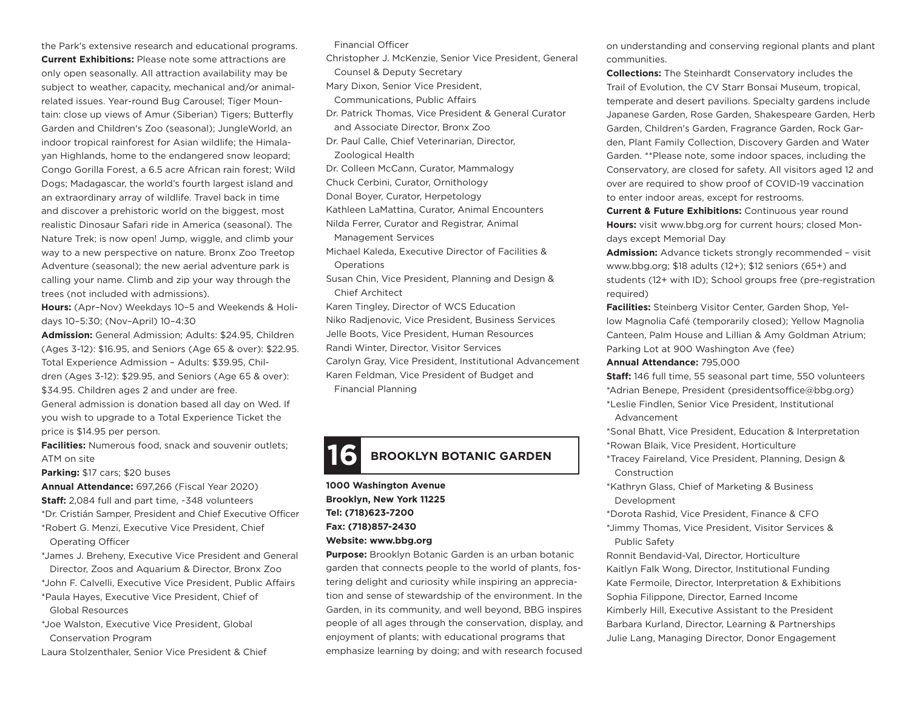the Park's extensive research and educational programs.

**Current Exhibitions:** Please note some attractions are only open seasonally. All attraction availability may be subject to weather, capacity, mechanical and/or animal-related issues. Year-round Bug Carousel; Tiger Mountain: close up views of Amur (Siberian) Tigers; Butterfly Garden and Children's Zoo (seasonal); JungleWorld, an indoor tropical rainforest for Asian wildlife; the Himalayan Highlands, home to the endangered snow leopard; Congo Gorilla Forest, a 6.5 acre African rain forest; Wild Dogs; Madagascar, the world's fourth largest island and an extraordinary array of wildlife. Travel back in time and discover a prehistoric world on the biggest, most realistic Dinosaur Safari ride in America (seasonal). The Nature Trek; is now open! Jump, wiggle, and climb your way to a new perspective on nature. Bronx Zoo Treetop Adventure (seasonal); the new aerial adventure park is calling your name. Climb and zip your way through the trees (not included with admissions).

**Hours:** (Apr–Nov) Weekdays 10–5 and Weekends & Holidays 10–5:30; (Nov–April) 10–4:30

**Admission:** General Admission; Adults: $24.95, Children (Ages 3-12): $16.95, and Seniors (Age 65 & over): $22.95. Total Experience Admission – Adults: $39.95, Children (Ages 3-12): $29.95, and Seniors (Age 65 & over): $34.95. Children ages 2 and under are free.
General admission is donation based all day on Wed. If you wish to upgrade to a Total Experience Ticket the price is $14.95 per person.

**Facilities:** Numerous food, snack and souvenir outlets; ATM on site

**Parking:** $17 cars; $20 buses

**Annual Attendance:** 697,266 (Fiscal Year 2020)

**Staff:** 2,084 full and part time, ~348 volunteers

*Dr. Cristián Samper, President and Chief Executive Officer
*Robert G. Menzi, Executive Vice President, Chief Operating Officer
*James J. Breheny, Executive Vice President and General Director, Zoos and Aquarium & Director, Bronx Zoo
*John F. Calvelli, Executive Vice President, Public Affairs
*Paula Hayes, Executive Vice President, Chief of Global Resources
*Joe Walston, Executive Vice President, Global Conservation Program
Laura Stolzenthaler, Senior Vice President & Chief Financial Officer
Christopher J. McKenzie, Senior Vice President, General Counsel & Deputy Secretary
Mary Dixon, Senior Vice President, Communications, Public Affairs
Dr. Patrick Thomas, Vice President & General Curator and Associate Director, Bronx Zoo
Dr. Paul Calle, Chief Veterinarian, Director, Zoological Health
Dr. Colleen McCann, Curator, Mammalogy
Chuck Cerbini, Curator, Ornithology
Donal Boyer, Curator, Herpetology
Kathleen LaMattina, Curator, Animal Encounters
Nilda Ferrer, Curator and Registrar, Animal Management Services
Michael Kaleda, Executive Director of Facilities & Operations
Susan Chin, Vice President, Planning and Design & Chief Architect
Karen Tingley, Director of WCS Education
Niko Radjenovic, Vice President, Business Services
Jelle Boots, Vice President, Human Resources
Randi Winter, Director, Visitor Services
Carolyn Gray, Vice President, Institutional Advancement
Karen Feldman, Vice President of Budget and Financial Planning

## 16 BROOKLYN BOTANIC GARDEN

**1000 Washington Avenue**
**Brooklyn, New York 11225**
**Tel: (718)623-7200**
**Fax: (718)857-2430**
**Website: www.bbg.org**

**Purpose:** Brooklyn Botanic Garden is an urban botanic garden that connects people to the world of plants, fostering delight and curiosity while inspiring an appreciation and sense of stewardship of the environment. In the Garden, in its community, and well beyond, BBG inspires people of all ages through the conservation, display, and enjoyment of plants; with educational programs that emphasize learning by doing; and with research focused on understanding and conserving regional plants and plant communities.

**Collections:** The Steinhardt Conservatory includes the Trail of Evolution, the CV Starr Bonsai Museum, tropical, temperate and desert pavilions. Specialty gardens include Japanese Garden, Rose Garden, Shakespeare Garden, Herb Garden, Children's Garden, Fragrance Garden, Rock Garden, Plant Family Collection, Discovery Garden and Water Garden. **Please note, some indoor spaces, including the Conservatory, are closed for safety. All visitors aged 12 and over are required to show proof of COVID-19 vaccination to enter indoor areas, except for restrooms.

**Current & Future Exhibitions:** Continuous year round

**Hours:** visit www.bbg.org for current hours; closed Mondays except Memorial Day

**Admission:** Advance tickets strongly recommended – visit www.bbg.org; $18 adults (12+); $12 seniors (65+) and students (12+ with ID); School groups free (pre-registration required)

**Facilities:** Steinberg Visitor Center, Garden Shop, Yellow Magnolia Café (temporarily closed); Yellow Magnolia Canteen, Palm House and Lillian & Amy Goldman Atrium; Parking Lot at 900 Washington Ave (fee)

**Annual Attendance:** 795,000

**Staff:** 146 full time, 55 seasonal part time, 550 volunteers

*Adrian Benepe, President (presidentsoffice@bbg.org)
*Leslie Findlen, Senior Vice President, Institutional Advancement
*Sonal Bhatt, Vice President, Education & Interpretation
*Rowan Blaik, Vice President, Horticulture
*Tracey Faireland, Vice President, Planning, Design & Construction
*Kathryn Glass, Chief of Marketing & Business Development
*Dorota Rashid, Vice President, Finance & CFO
*Jimmy Thomas, Vice President, Visitor Services & Public Safety
Ronnit Bendavid-Val, Director, Horticulture
Kaitlyn Falk Wong, Director, Institutional Funding
Kate Fermoile, Director, Interpretation & Exhibitions
Sophia Filippone, Director, Earned Income
Kimberly Hill, Executive Assistant to the President
Barbara Kurland, Director, Learning & Partnerships
Julie Lang, Managing Director, Donor Engagement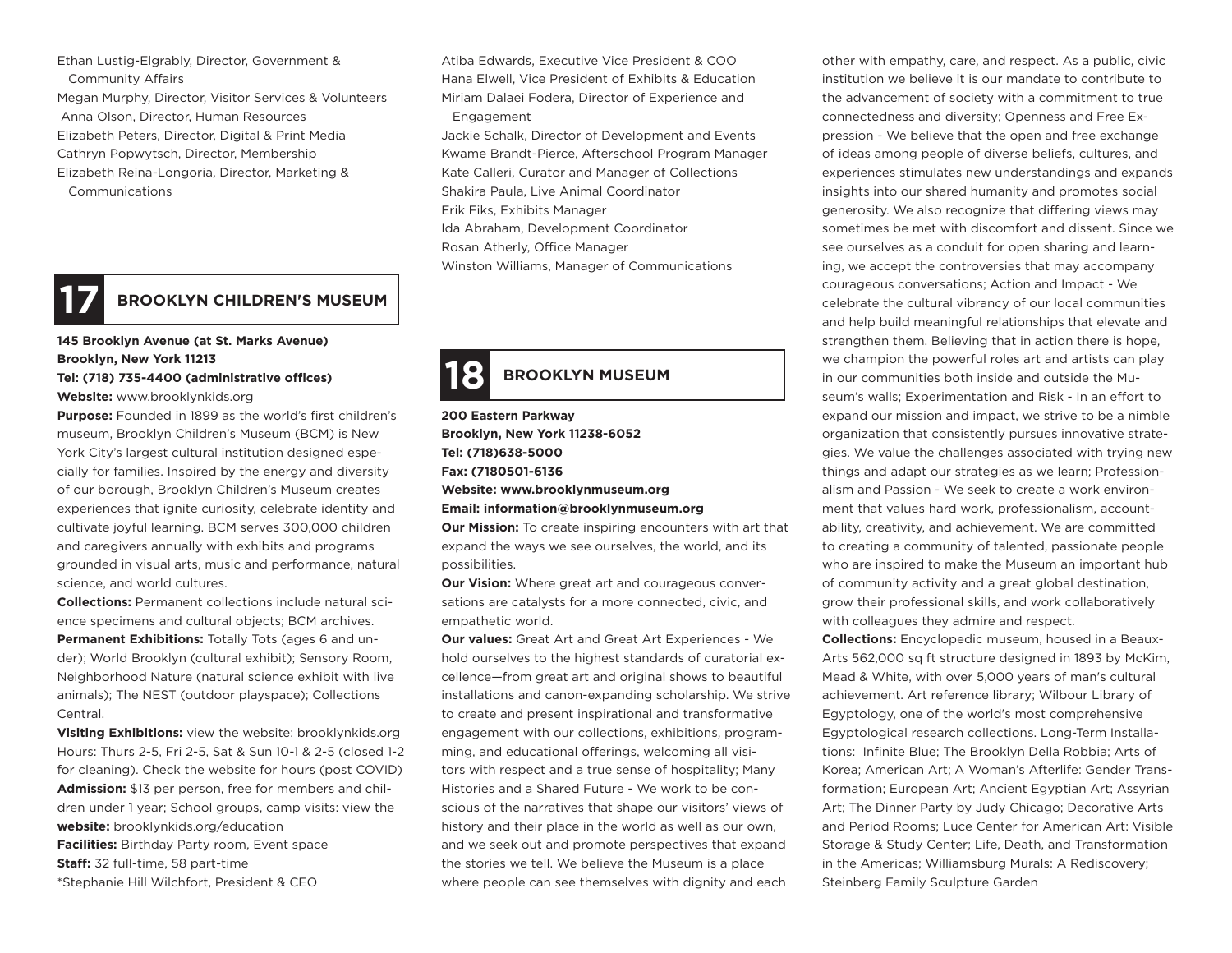Ethan Lustig-Elgrably, Director, Government & Community Affairs
Megan Murphy, Director, Visitor Services & Volunteers
Anna Olson, Director, Human Resources
Elizabeth Peters, Director, Digital & Print Media
Cathryn Popwytsch, Director, Membership
Elizabeth Reina-Longoria, Director, Marketing & Communications

## 17 BROOKLYN CHILDREN'S MUSEUM

**145 Brooklyn Avenue (at St. Marks Avenue)**
**Brooklyn, New York 11213**
**Tel: (718) 735-4400 (administrative offices)**
**Website:** www.brooklynkids.org

**Purpose:** Founded in 1899 as the world's first children's museum, Brooklyn Children's Museum (BCM) is New York City's largest cultural institution designed especially for families. Inspired by the energy and diversity of our borough, Brooklyn Children's Museum creates experiences that ignite curiosity, celebrate identity and cultivate joyful learning. BCM serves 300,000 children and caregivers annually with exhibits and programs grounded in visual arts, music and performance, natural science, and world cultures.

**Collections:** Permanent collections include natural science specimens and cultural objects; BCM archives.

**Permanent Exhibitions:** Totally Tots (ages 6 and under); World Brooklyn (cultural exhibit); Sensory Room, Neighborhood Nature (natural science exhibit with live animals); The NEST (outdoor playspace); Collections Central.

**Visiting Exhibitions:** view the website: brooklynkids.org
Hours: Thurs 2-5, Fri 2-5, Sat & Sun 10-1 & 2-5 (closed 1-2 for cleaning). Check the website for hours (post COVID)

**Admission:** $13 per person, free for members and children under 1 year; School groups, camp visits: view the **website:** brooklynkids.org/education

**Facilities:** Birthday Party room, Event space

**Staff:** 32 full-time, 58 part-time

*Stephanie Hill Wilchfort, President & CEO
Atiba Edwards, Executive Vice President & COO
Hana Elwell, Vice President of Exhibits & Education
Miriam Dalaei Fodera, Director of Experience and Engagement
Jackie Schalk, Director of Development and Events
Kwame Brandt-Pierce, Afterschool Program Manager
Kate Calleri, Curator and Manager of Collections
Shakira Paula, Live Animal Coordinator
Erik Fiks, Exhibits Manager
Ida Abraham, Development Coordinator
Rosan Atherly, Office Manager
Winston Williams, Manager of Communications

## 18 BROOKLYN MUSEUM

**200 Eastern Parkway**
**Brooklyn, New York 11238-6052**
**Tel: (718)638-5000**
**Fax: (7180501-6136**
**Website: www.brooklynmuseum.org**
**Email: information@brooklynmuseum.org**

**Our Mission:** To create inspiring encounters with art that expand the ways we see ourselves, the world, and its possibilities.

**Our Vision:** Where great art and courageous conversations are catalysts for a more connected, civic, and empathetic world.

**Our values:** Great Art and Great Art Experiences - We hold ourselves to the highest standards of curatorial excellence—from great art and original shows to beautiful installations and canon-expanding scholarship. We strive to create and present inspirational and transformative engagement with our collections, exhibitions, programming, and educational offerings, welcoming all visitors with respect and a true sense of hospitality; Many Histories and a Shared Future - We work to be conscious of the narratives that shape our visitors' views of history and their place in the world as well as our own, and we seek out and promote perspectives that expand the stories we tell. We believe the Museum is a place where people can see themselves with dignity and each other with empathy, care, and respect. As a public, civic institution we believe it is our mandate to contribute to the advancement of society with a commitment to true connectedness and diversity; Openness and Free Expression - We believe that the open and free exchange of ideas among people of diverse beliefs, cultures, and experiences stimulates new understandings and expands insights into our shared humanity and promotes social generosity. We also recognize that differing views may sometimes be met with discomfort and dissent. Since we see ourselves as a conduit for open sharing and learning, we accept the controversies that may accompany courageous conversations; Action and Impact - We celebrate the cultural vibrancy of our local communities and help build meaningful relationships that elevate and strengthen them. Believing that in action there is hope, we champion the powerful roles art and artists can play in our communities both inside and outside the Museum's walls; Experimentation and Risk - In an effort to expand our mission and impact, we strive to be a nimble organization that consistently pursues innovative strategies. We value the challenges associated with trying new things and adapt our strategies as we learn; Professionalism and Passion - We seek to create a work environment that values hard work, professionalism, accountability, creativity, and achievement. We are committed to creating a community of talented, passionate people who are inspired to make the Museum an important hub of community activity and a great global destination, grow their professional skills, and work collaboratively with colleagues they admire and respect.

**Collections:** Encyclopedic museum, housed in a Beaux-Arts 562,000 sq ft structure designed in 1893 by McKim, Mead & White, with over 5,000 years of man's cultural achievement. Art reference library; Wilbour Library of Egyptology, one of the world's most comprehensive Egyptological research collections. Long-Term Installations: Infinite Blue; The Brooklyn Della Robbia; Arts of Korea; American Art; A Woman's Afterlife: Gender Transformation; European Art; Ancient Egyptian Art; Assyrian Art; The Dinner Party by Judy Chicago; Decorative Arts and Period Rooms; Luce Center for American Art: Visible Storage & Study Center; Life, Death, and Transformation in the Americas; Williamsburg Murals: A Rediscovery; Steinberg Family Sculpture Garden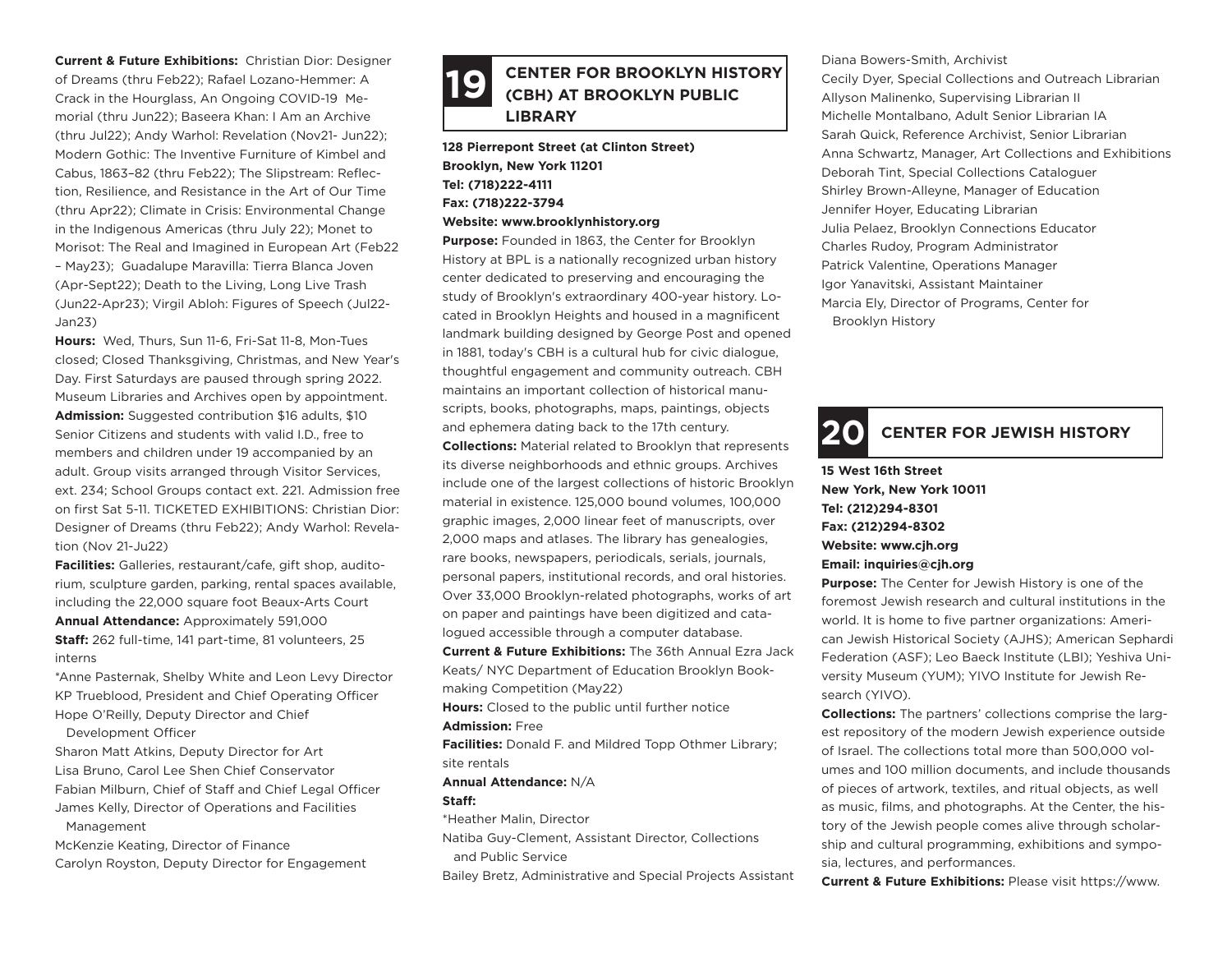**Current & Future Exhibitions:** Christian Dior: Designer of Dreams (thru Feb22); Rafael Lozano-Hemmer: A Crack in the Hourglass, An Ongoing COVID-19 Memorial (thru Jun22); Baseera Khan: I Am an Archive (thru Jul22); Andy Warhol: Revelation (Nov21- Jun22); Modern Gothic: The Inventive Furniture of Kimbel and Cabus, 1863–82 (thru Feb22); The Slipstream: Reflection, Resilience, and Resistance in the Art of Our Time (thru Apr22); Climate in Crisis: Environmental Change in the Indigenous Americas (thru July 22); Monet to Morisot: The Real and Imagined in European Art (Feb22 – May23); Guadalupe Maravilla: Tierra Blanca Joven (Apr-Sept22); Death to the Living, Long Live Trash (Jun22-Apr23); Virgil Abloh: Figures of Speech (Jul22-Jan23)

**Hours:** Wed, Thurs, Sun 11-6, Fri-Sat 11-8, Mon-Tues closed; Closed Thanksgiving, Christmas, and New Year's Day. First Saturdays are paused through spring 2022. Museum Libraries and Archives open by appointment.

**Admission:** Suggested contribution $16 adults, $10 Senior Citizens and students with valid I.D., free to members and children under 19 accompanied by an adult. Group visits arranged through Visitor Services, ext. 234; School Groups contact ext. 221. Admission free on first Sat 5-11. TICKETED EXHIBITIONS: Christian Dior: Designer of Dreams (thru Feb22); Andy Warhol: Revelation (Nov 21-Ju22)

**Facilities:** Galleries, restaurant/cafe, gift shop, auditorium, sculpture garden, parking, rental spaces available, including the 22,000 square foot Beaux-Arts Court

**Annual Attendance:** Approximately 591,000

**Staff:** 262 full-time, 141 part-time, 81 volunteers, 25 interns

*Anne Pasternak, Shelby White and Leon Levy Director
KP Trueblood, President and Chief Operating Officer
Hope O'Reilly, Deputy Director and Chief Development Officer
Sharon Matt Atkins, Deputy Director for Art
Lisa Bruno, Carol Lee Shen Chief Conservator
Fabian Milburn, Chief of Staff and Chief Legal Officer
James Kelly, Director of Operations and Facilities Management
McKenzie Keating, Director of Finance
Carolyn Royston, Deputy Director for Engagement

## 19 CENTER FOR BROOKLYN HISTORY (CBH) AT BROOKLYN PUBLIC LIBRARY

**128 Pierrepont Street (at Clinton Street)**
**Brooklyn, New York 11201**
**Tel: (718)222-4111**
**Fax: (718)222-3794**
**Website: www.brooklynhistory.org**

**Purpose:** Founded in 1863, the Center for Brooklyn History at BPL is a nationally recognized urban history center dedicated to preserving and encouraging the study of Brooklyn's extraordinary 400-year history. Located in Brooklyn Heights and housed in a magnificent landmark building designed by George Post and opened in 1881, today's CBH is a cultural hub for civic dialogue, thoughtful engagement and community outreach. CBH maintains an important collection of historical manuscripts, books, photographs, maps, paintings, objects and ephemera dating back to the 17th century.

**Collections:** Material related to Brooklyn that represents its diverse neighborhoods and ethnic groups. Archives include one of the largest collections of historic Brooklyn material in existence. 125,000 bound volumes, 100,000 graphic images, 2,000 linear feet of manuscripts, over 2,000 maps and atlases. The library has genealogies, rare books, newspapers, periodicals, serials, journals, personal papers, institutional records, and oral histories. Over 33,000 Brooklyn-related photographs, works of art on paper and paintings have been digitized and catalogued accessible through a computer database.

**Current & Future Exhibitions:** The 36th Annual Ezra Jack Keats/ NYC Department of Education Brooklyn Bookmaking Competition (May22)

**Hours:** Closed to the public until further notice

**Admission:** Free

**Facilities:** Donald F. and Mildred Topp Othmer Library; site rentals

**Annual Attendance:** N/A

**Staff:**

*Heather Malin, Director
Natiba Guy-Clement, Assistant Director, Collections and Public Service
Bailey Bretz, Administrative and Special Projects Assistant
Diana Bowers-Smith, Archivist
Cecily Dyer, Special Collections and Outreach Librarian
Allyson Malinenko, Supervising Librarian II
Michelle Montalbano, Adult Senior Librarian IA
Sarah Quick, Reference Archivist, Senior Librarian
Anna Schwartz, Manager, Art Collections and Exhibitions
Deborah Tint, Special Collections Cataloguer
Shirley Brown-Alleyne, Manager of Education
Jennifer Hoyer, Educating Librarian
Julia Pelaez, Brooklyn Connections Educator
Charles Rudoy, Program Administrator
Patrick Valentine, Operations Manager
Igor Yanavitski, Assistant Maintainer
Marcia Ely, Director of Programs, Center for Brooklyn History

## 20 CENTER FOR JEWISH HISTORY

**15 West 16th Street**
**New York, New York 10011**
**Tel: (212)294-8301**
**Fax: (212)294-8302**
**Website: www.cjh.org**
**Email: inquiries@cjh.org**

**Purpose:** The Center for Jewish History is one of the foremost Jewish research and cultural institutions in the world. It is home to five partner organizations: American Jewish Historical Society (AJHS); American Sephardi Federation (ASF); Leo Baeck Institute (LBI); Yeshiva University Museum (YUM); YIVO Institute for Jewish Research (YIVO).

**Collections:** The partners' collections comprise the largest repository of the modern Jewish experience outside of Israel. The collections total more than 500,000 volumes and 100 million documents, and include thousands of pieces of artwork, textiles, and ritual objects, as well as music, films, and photographs. At the Center, the history of the Jewish people comes alive through scholarship and cultural programming, exhibitions and symposia, lectures, and performances.

**Current & Future Exhibitions:** Please visit https://www.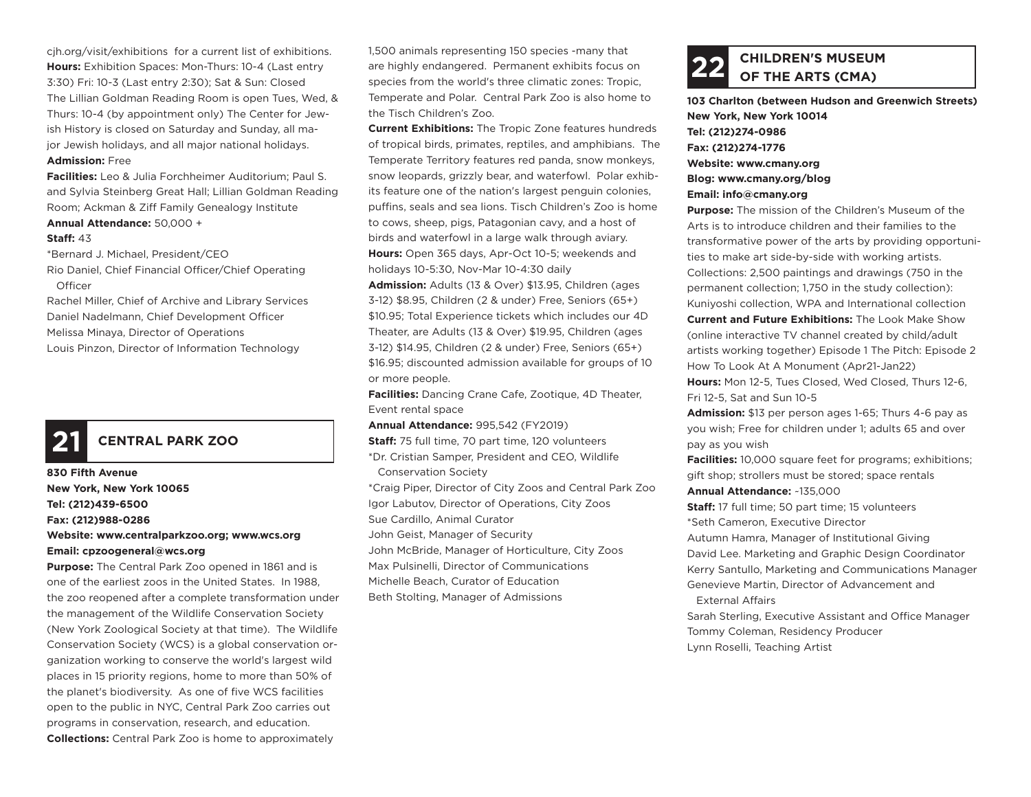cjh.org/visit/exhibitions for a current list of exhibitions.

**Hours:** Exhibition Spaces: Mon-Thurs: 10-4 (Last entry 3:30) Fri: 10-3 (Last entry 2:30); Sat & Sun: Closed The Lillian Goldman Reading Room is open Tues, Wed, & Thurs: 10-4 (by appointment only) The Center for Jewish History is closed on Saturday and Sunday, all major Jewish holidays, and all major national holidays.

**Admission:** Free

**Facilities:** Leo & Julia Forchheimer Auditorium; Paul S. and Sylvia Steinberg Great Hall; Lillian Goldman Reading Room; Ackman & Ziff Family Genealogy Institute

**Annual Attendance:** 50,000 +

**Staff:** 43

*Bernard J. Michael, President/CEO
Rio Daniel, Chief Financial Officer/Chief Operating Officer
Rachel Miller, Chief of Archive and Library Services
Daniel Nadelmann, Chief Development Officer
Melissa Minaya, Director of Operations
Louis Pinzon, Director of Information Technology

## 21 CENTRAL PARK ZOO

**830 Fifth Avenue**
**New York, New York 10065**
**Tel: (212)439-6500**
**Fax: (212)988-0286**
**Website: www.centralparkzoo.org; www.wcs.org**
**Email: cpzoogeneral@wcs.org**

**Purpose:** The Central Park Zoo opened in 1861 and is one of the earliest zoos in the United States. In 1988, the zoo reopened after a complete transformation under the management of the Wildlife Conservation Society (New York Zoological Society at that time). The Wildlife Conservation Society (WCS) is a global conservation organization working to conserve the world's largest wild places in 15 priority regions, home to more than 50% of the planet's biodiversity. As one of five WCS facilities open to the public in NYC, Central Park Zoo carries out programs in conservation, research, and education.

**Collections:** Central Park Zoo is home to approximately 1,500 animals representing 150 species -many that are highly endangered. Permanent exhibits focus on species from the world's three climatic zones: Tropic, Temperate and Polar. Central Park Zoo is also home to the Tisch Children's Zoo.

**Current Exhibitions:** The Tropic Zone features hundreds of tropical birds, primates, reptiles, and amphibians. The Temperate Territory features red panda, snow monkeys, snow leopards, grizzly bear, and waterfowl. Polar exhibits feature one of the nation's largest penguin colonies, puffins, seals and sea lions. Tisch Children's Zoo is home to cows, sheep, pigs, Patagonian cavy, and a host of birds and waterfowl in a large walk through aviary.

**Hours:** Open 365 days, Apr-Oct 10-5; weekends and holidays 10-5:30, Nov-Mar 10-4:30 daily

**Admission:** Adults (13 & Over) $13.95, Children (ages 3-12) $8.95, Children (2 & under) Free, Seniors (65+) $10.95; Total Experience tickets which includes our 4D Theater, are Adults (13 & Over) $19.95, Children (ages 3-12) $14.95, Children (2 & under) Free, Seniors (65+) $16.95; discounted admission available for groups of 10 or more people.

**Facilities:** Dancing Crane Cafe, Zootique, 4D Theater, Event rental space

**Annual Attendance:** 995,542 (FY2019)

**Staff:** 75 full time, 70 part time, 120 volunteers

*Dr. Cristian Samper, President and CEO, Wildlife Conservation Society
*Craig Piper, Director of City Zoos and Central Park Zoo
Igor Labutov, Director of Operations, City Zoos
Sue Cardillo, Animal Curator
John Geist, Manager of Security
John McBride, Manager of Horticulture, City Zoos
Max Pulsinelli, Director of Communications
Michelle Beach, Curator of Education
Beth Stolting, Manager of Admissions

## 22 CHILDREN'S MUSEUM OF THE ARTS (CMA)

**103 Charlton (between Hudson and Greenwich Streets)**
**New York, New York 10014**
**Tel: (212)274-0986**
**Fax: (212)274-1776**
**Website: www.cmany.org**
**Blog: www.cmany.org/blog**
**Email: info@cmany.org**

**Purpose:** The mission of the Children's Museum of the Arts is to introduce children and their families to the transformative power of the arts by providing opportunities to make art side-by-side with working artists. Collections: 2,500 paintings and drawings (750 in the permanent collection; 1,750 in the study collection): Kuniyoshi collection, WPA and International collection

**Current and Future Exhibitions:** The Look Make Show (online interactive TV channel created by child/adult artists working together) Episode 1 The Pitch: Episode 2 How To Look At A Monument (Apr21-Jan22)

**Hours:** Mon 12-5, Tues Closed, Wed Closed, Thurs 12-6, Fri 12-5, Sat and Sun 10-5

**Admission:** $13 per person ages 1-65; Thurs 4-6 pay as you wish; Free for children under 1; adults 65 and over pay as you wish

**Facilities:** 10,000 square feet for programs; exhibitions; gift shop; strollers must be stored; space rentals

**Annual Attendance:** -135,000

**Staff:** 17 full time; 50 part time; 15 volunteers

*Seth Cameron, Executive Director
Autumn Hamra, Manager of Institutional Giving
David Lee. Marketing and Graphic Design Coordinator
Kerry Santullo, Marketing and Communications Manager
Genevieve Martin, Director of Advancement and External Affairs
Sarah Sterling, Executive Assistant and Office Manager
Tommy Coleman, Residency Producer
Lynn Roselli, Teaching Artist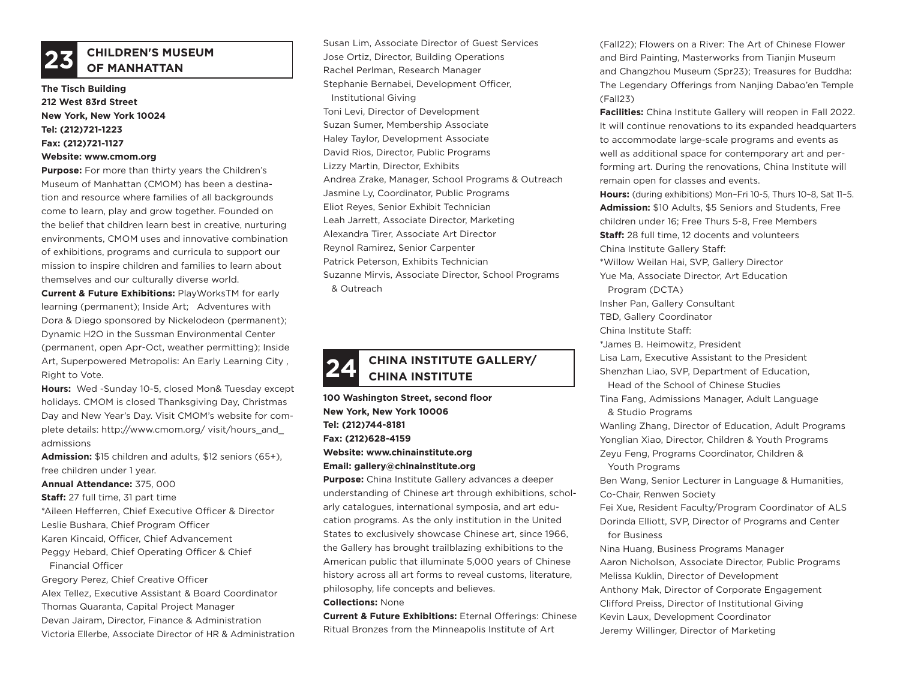## 23 CHILDREN'S MUSEUM OF MANHATTAN

**The Tisch Building**
**212 West 83rd Street**
**New York, New York 10024**
**Tel: (212)721-1223**
**Fax: (212)721-1127**
**Website: www.cmom.org**

**Purpose:** For more than thirty years the Children's Museum of Manhattan (CMOM) has been a destination and resource where families of all backgrounds come to learn, play and grow together. Founded on the belief that children learn best in creative, nurturing environments, CMOM uses and innovative combination of exhibitions, programs and curricula to support our mission to inspire children and families to learn about themselves and our culturally diverse world.

**Current & Future Exhibitions:** PlayWorksTM for early learning (permanent); Inside Art; Adventures with Dora & Diego sponsored by Nickelodeon (permanent); Dynamic H2O in the Sussman Environmental Center (permanent, open Apr-Oct, weather permitting); Inside Art, Superpowered Metropolis: An Early Learning City , Right to Vote.

**Hours:** Wed -Sunday 10-5, closed Mon& Tuesday except holidays. CMOM is closed Thanksgiving Day, Christmas Day and New Year's Day. Visit CMOM's website for complete details: http://www.cmom.org/ visit/hours_and_admissions

**Admission:** $15 children and adults, $12 seniors (65+), free children under 1 year.

**Annual Attendance:** 375, 000

**Staff:** 27 full time, 31 part time

*Aileen Hefferren, Chief Executive Officer & Director
Leslie Bushara, Chief Program Officer
Karen Kincaid, Officer, Chief Advancement
Peggy Hebard, Chief Operating Officer & Chief Financial Officer
Gregory Perez, Chief Creative Officer
Alex Tellez, Executive Assistant & Board Coordinator
Thomas Quaranta, Capital Project Manager
Devan Jairam, Director, Finance & Administration
Victoria Ellerbe, Associate Director of HR & Administration
Susan Lim, Associate Director of Guest Services
Jose Ortiz, Director, Building Operations
Rachel Perlman, Research Manager
Stephanie Bernabei, Development Officer, Institutional Giving
Toni Levi, Director of Development
Suzan Sumer, Membership Associate
Haley Taylor, Development Associate
David Rios, Director, Public Programs
Lizzy Martin, Director, Exhibits
Andrea Zrake, Manager, School Programs & Outreach
Jasmine Ly, Coordinator, Public Programs
Eliot Reyes, Senior Exhibit Technician
Leah Jarrett, Associate Director, Marketing
Alexandra Tirer, Associate Art Director
Reynol Ramirez, Senior Carpenter
Patrick Peterson, Exhibits Technician
Suzanne Mirvis, Associate Director, School Programs & Outreach

## 24 CHINA INSTITUTE GALLERY/ CHINA INSTITUTE

**100 Washington Street, second floor**
**New York, New York 10006**
**Tel: (212)744-8181**
**Fax: (212)628-4159**
**Website: www.chinainstitute.org**
**Email: gallery@chinainstitute.org**

**Purpose:** China Institute Gallery advances a deeper understanding of Chinese art through exhibitions, scholarly catalogues, international symposia, and art education programs. As the only institution in the United States to exclusively showcase Chinese art, since 1966, the Gallery has brought trailblazing exhibitions to the American public that illuminate 5,000 years of Chinese history across all art forms to reveal customs, literature, philosophy, life concepts and believes.

**Collections:** None

**Current & Future Exhibitions:** Eternal Offerings: Chinese Ritual Bronzes from the Minneapolis Institute of Art (Fall22); Flowers on a River: The Art of Chinese Flower and Bird Painting, Masterworks from Tianjin Museum and Changzhou Museum (Spr23); Treasures for Buddha: The Legendary Offerings from Nanjing Dabao'en Temple (Fall23)

**Facilities:** China Institute Gallery will reopen in Fall 2022. It will continue renovations to its expanded headquarters to accommodate large-scale programs and events as well as additional space for contemporary art and performing art. During the renovations, China Institute will remain open for classes and events.

**Hours:** (during exhibitions) Mon–Fri 10-5, Thurs 10–8, Sat 11–5.

**Admission:** $10 Adults, $5 Seniors and Students, Free children under 16; Free Thurs 5-8, Free Members

**Staff:** 28 full time, 12 docents and volunteers

China Institute Gallery Staff:
*Willow Weilan Hai, SVP, Gallery Director
Yue Ma, Associate Director, Art Education Program (DCTA)
Insher Pan, Gallery Consultant
TBD, Gallery Coordinator

China Institute Staff:
*James B. Heimowitz, President
Lisa Lam, Executive Assistant to the President
Shenzhan Liao, SVP, Department of Education, Head of the School of Chinese Studies
Tina Fang, Admissions Manager, Adult Language & Studio Programs
Wanling Zhang, Director of Education, Adult Programs
Yonglian Xiao, Director, Children & Youth Programs
Zeyu Feng, Programs Coordinator, Children & Youth Programs
Ben Wang, Senior Lecturer in Language & Humanities, Co-Chair, Renwen Society
Fei Xue, Resident Faculty/Program Coordinator of ALS
Dorinda Elliott, SVP, Director of Programs and Center for Business
Nina Huang, Business Programs Manager
Aaron Nicholson, Associate Director, Public Programs
Melissa Kuklin, Director of Development
Anthony Mak, Director of Corporate Engagement
Clifford Preiss, Director of Institutional Giving
Kevin Laux, Development Coordinator
Jeremy Willinger, Director of Marketing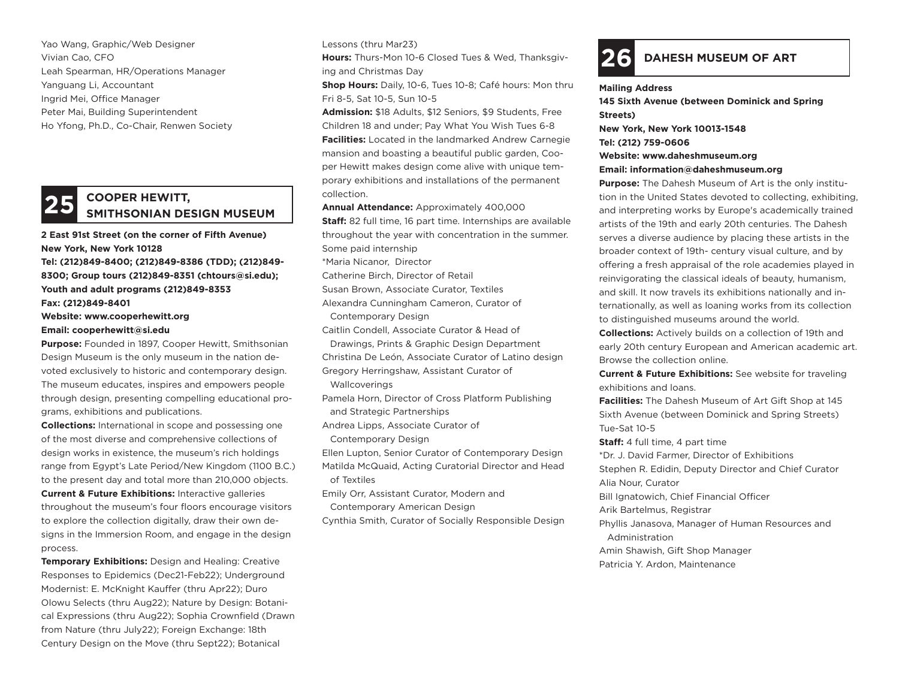Yao Wang, Graphic/Web Designer
Vivian Cao, CFO
Leah Spearman, HR/Operations Manager
Yanguang Li, Accountant
Ingrid Mei, Office Manager
Peter Mai, Building Superintendent
Ho Yfong, Ph.D., Co-Chair, Renwen Society

## 25 COOPER HEWITT, SMITHSONIAN DESIGN MUSEUM

**2 East 91st Street (on the corner of Fifth Avenue)**
**New York, New York 10128**
**Tel: (212)849-8400; (212)849-8386 (TDD); (212)849-8300; Group tours (212)849-8351 (chtours@si.edu); Youth and adult programs (212)849-8353**
**Fax: (212)849-8401**
**Website: www.cooperhewitt.org**
**Email: cooperhewitt@si.edu**

**Purpose:** Founded in 1897, Cooper Hewitt, Smithsonian Design Museum is the only museum in the nation devoted exclusively to historic and contemporary design. The museum educates, inspires and empowers people through design, presenting compelling educational programs, exhibitions and publications.

**Collections:** International in scope and possessing one of the most diverse and comprehensive collections of design works in existence, the museum's rich holdings range from Egypt's Late Period/New Kingdom (1100 B.C.) to the present day and total more than 210,000 objects.

**Current & Future Exhibitions:** Interactive galleries throughout the museum's four floors encourage visitors to explore the collection digitally, draw their own designs in the Immersion Room, and engage in the design process.

**Temporary Exhibitions:** Design and Healing: Creative Responses to Epidemics (Dec21-Feb22); Underground Modernist: E. McKnight Kauffer (thru Apr22); Duro Olowu Selects (thru Aug22); Nature by Design: Botanical Expressions (thru Aug22); Sophia Crownfield (Drawn from Nature (thru July22); Foreign Exchange: 18th Century Design on the Move (thru Sept22); Botanical Lessons (thru Mar23)

**Hours:** Thurs-Mon 10-6 Closed Tues & Wed, Thanksgiving and Christmas Day

**Shop Hours:** Daily, 10-6, Tues 10-8; Café hours: Mon thru Fri 8-5, Sat 10-5, Sun 10-5

**Admission:** $18 Adults, $12 Seniors, $9 Students, Free Children 18 and under; Pay What You Wish Tues 6-8

**Facilities:** Located in the landmarked Andrew Carnegie mansion and boasting a beautiful public garden, Cooper Hewitt makes design come alive with unique temporary exhibitions and installations of the permanent collection.

**Annual Attendance:** Approximately 400,000

**Staff:** 82 full time, 16 part time. Internships are available throughout the year with concentration in the summer. Some paid internship

*Maria Nicanor, Director
Catherine Birch, Director of Retail
Susan Brown, Associate Curator, Textiles
Alexandra Cunningham Cameron, Curator of Contemporary Design
Caitlin Condell, Associate Curator & Head of Drawings, Prints & Graphic Design Department
Christina De León, Associate Curator of Latino design
Gregory Herringshaw, Assistant Curator of Wallcoverings
Pamela Horn, Director of Cross Platform Publishing and Strategic Partnerships
Andrea Lipps, Associate Curator of Contemporary Design
Ellen Lupton, Senior Curator of Contemporary Design
Matilda McQuaid, Acting Curatorial Director and Head of Textiles
Emily Orr, Assistant Curator, Modern and Contemporary American Design
Cynthia Smith, Curator of Socially Responsible Design

## 26 DAHESH MUSEUM OF ART

**Mailing Address**
**145 Sixth Avenue (between Dominick and Spring Streets)**
**New York, New York 10013-1548**
**Tel: (212) 759-0606**
**Website: www.daheshmuseum.org**
**Email: information@daheshmuseum.org**

**Purpose:** The Dahesh Museum of Art is the only institution in the United States devoted to collecting, exhibiting, and interpreting works by Europe's academically trained artists of the 19th and early 20th centuries. The Dahesh serves a diverse audience by placing these artists in the broader context of 19th- century visual culture, and by offering a fresh appraisal of the role academies played in reinvigorating the classical ideals of beauty, humanism, and skill. It now travels its exhibitions nationally and internationally, as well as loaning works from its collection to distinguished museums around the world.

**Collections:** Actively builds on a collection of 19th and early 20th century European and American academic art. Browse the collection online.

**Current & Future Exhibitions:** See website for traveling exhibitions and loans.

**Facilities:** The Dahesh Museum of Art Gift Shop at 145 Sixth Avenue (between Dominick and Spring Streets) Tue-Sat 10-5

**Staff:** 4 full time, 4 part time

*Dr. J. David Farmer, Director of Exhibitions
Stephen R. Edidin, Deputy Director and Chief Curator
Alia Nour, Curator
Bill Ignatowich, Chief Financial Officer
Arik Bartelmus, Registrar
Phyllis Janasova, Manager of Human Resources and Administration
Amin Shawish, Gift Shop Manager
Patricia Y. Ardon, Maintenance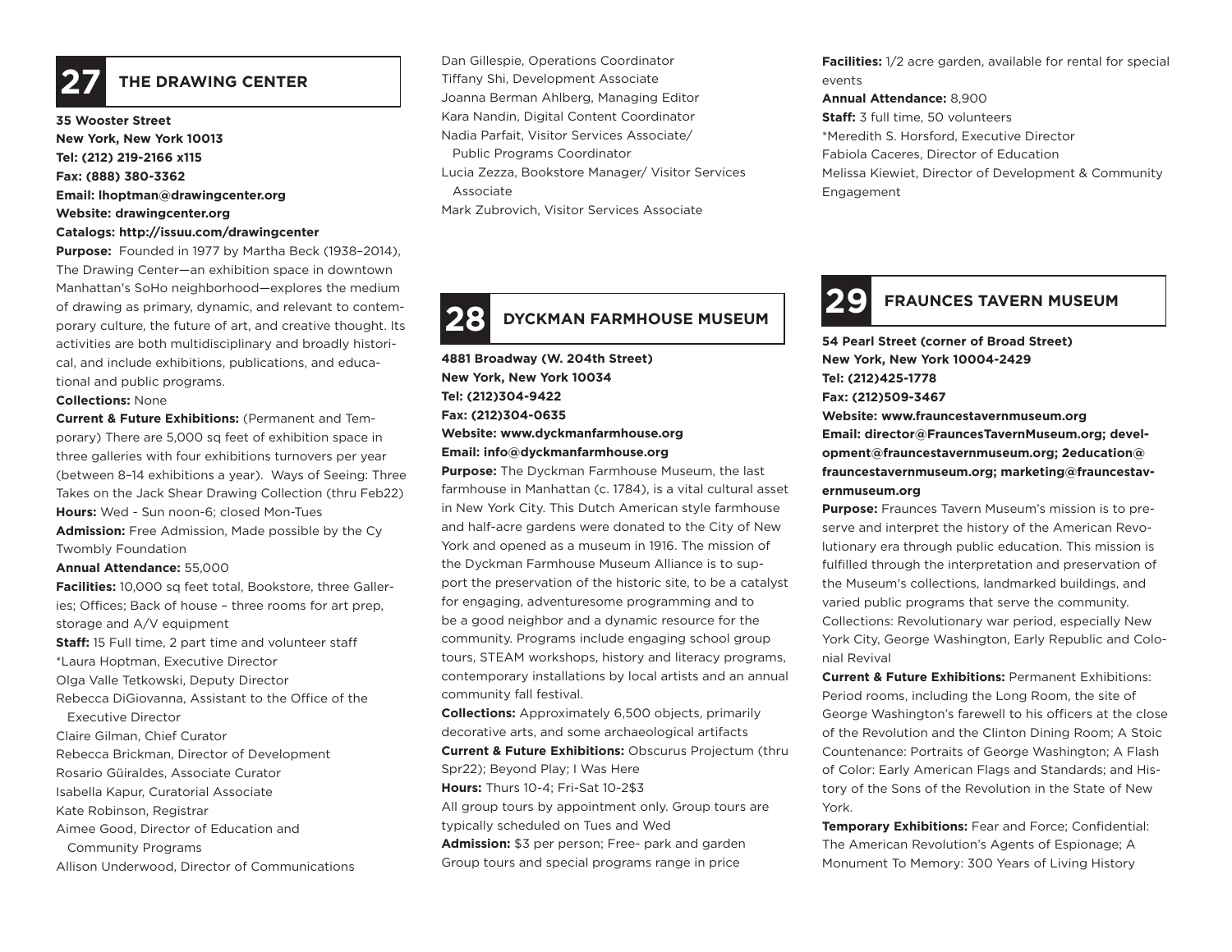## 27 THE DRAWING CENTER

**35 Wooster Street**
**New York, New York 10013**
**Tel: (212) 219-2166 x115**
**Fax: (888) 380-3362**
**Email: lhoptman@drawingcenter.org**
**Website: drawingcenter.org**
**Catalogs: http://issuu.com/drawingcenter**

**Purpose:** Founded in 1977 by Martha Beck (1938–2014), The Drawing Center—an exhibition space in downtown Manhattan's SoHo neighborhood—explores the medium of drawing as primary, dynamic, and relevant to contemporary culture, the future of art, and creative thought. Its activities are both multidisciplinary and broadly historical, and include exhibitions, publications, and educational and public programs.

**Collections:** None

**Current & Future Exhibitions:** (Permanent and Temporary) There are 5,000 sq feet of exhibition space in three galleries with four exhibitions turnovers per year (between 8–14 exhibitions a year). Ways of Seeing: Three Takes on the Jack Shear Drawing Collection (thru Feb22)

**Hours:** Wed - Sun noon-6; closed Mon-Tues

**Admission:** Free Admission, Made possible by the Cy Twombly Foundation

**Annual Attendance:** 55,000

**Facilities:** 10,000 sq feet total, Bookstore, three Galleries; Offices; Back of house – three rooms for art prep, storage and A/V equipment

**Staff:** 15 Full time, 2 part time and volunteer staff

*Laura Hoptman, Executive Director
Olga Valle Tetkowski, Deputy Director
Rebecca DiGiovanna, Assistant to the Office of the Executive Director
Claire Gilman, Chief Curator
Rebecca Brickman, Director of Development
Rosario Güiraldes, Associate Curator
Isabella Kapur, Curatorial Associate
Kate Robinson, Registrar
Aimee Good, Director of Education and Community Programs
Allison Underwood, Director of Communications
Dan Gillespie, Operations Coordinator
Tiffany Shi, Development Associate
Joanna Berman Ahlberg, Managing Editor
Kara Nandin, Digital Content Coordinator
Nadia Parfait, Visitor Services Associate/ Public Programs Coordinator
Lucia Zezza, Bookstore Manager/ Visitor Services Associate
Mark Zubrovich, Visitor Services Associate

## 28 DYCKMAN FARMHOUSE MUSEUM

**4881 Broadway (W. 204th Street)**
**New York, New York 10034**
**Tel: (212)304-9422**
**Fax: (212)304-0635**
**Website: www.dyckmanfarmhouse.org**
**Email: info@dyckmanfarmhouse.org**

**Purpose:** The Dyckman Farmhouse Museum, the last farmhouse in Manhattan (c. 1784), is a vital cultural asset in New York City. This Dutch American style farmhouse and half-acre gardens were donated to the City of New York and opened as a museum in 1916. The mission of the Dyckman Farmhouse Museum Alliance is to support the preservation of the historic site, to be a catalyst for engaging, adventuresome programming and to be a good neighbor and a dynamic resource for the community. Programs include engaging school group tours, STEAM workshops, history and literacy programs, contemporary installations by local artists and an annual community fall festival.

**Collections:** Approximately 6,500 objects, primarily decorative arts, and some archaeological artifacts

**Current & Future Exhibitions:** Obscurus Projectum (thru Spr22); Beyond Play; I Was Here

**Hours:** Thurs 10-4; Fri-Sat 10-2$3

All group tours by appointment only. Group tours are typically scheduled on Tues and Wed

**Admission:** $3 per person; Free- park and garden
Group tours and special programs range in price

**Facilities:** 1/2 acre garden, available for rental for special events

**Annual Attendance:** 8,900

**Staff:** 3 full time, 50 volunteers

*Meredith S. Horsford, Executive Director
Fabiola Caceres, Director of Education
Melissa Kiewiet, Director of Development & Community Engagement

## 29 FRAUNCES TAVERN MUSEUM

**54 Pearl Street (corner of Broad Street)**
**New York, New York 10004-2429**
**Tel: (212)425-1778**
**Fax: (212)509-3467**
**Website: www.fraunces­tavernmuseum.org**
**Email: director@FrauncesTavernMuseum.org; development@fraunces­tavernmuseum.org; 2education@fraunces­tavernmuseum.org; marketing@fraunces­tavernmuseum.org**

**Purpose:** Fraunces Tavern Museum's mission is to preserve and interpret the history of the American Revolutionary era through public education. This mission is fulfilled through the interpretation and preservation of the Museum's collections, landmarked buildings, and varied public programs that serve the community.
Collections: Revolutionary war period, especially New York City, George Washington, Early Republic and Colonial Revival

**Current & Future Exhibitions:** Permanent Exhibitions: Period rooms, including the Long Room, the site of George Washington's farewell to his officers at the close of the Revolution and the Clinton Dining Room; A Stoic Countenance: Portraits of George Washington; A Flash of Color: Early American Flags and Standards; and History of the Sons of the Revolution in the State of New York.

**Temporary Exhibitions:** Fear and Force; Confidential: The American Revolution's Agents of Espionage; A Monument To Memory: 300 Years of Living History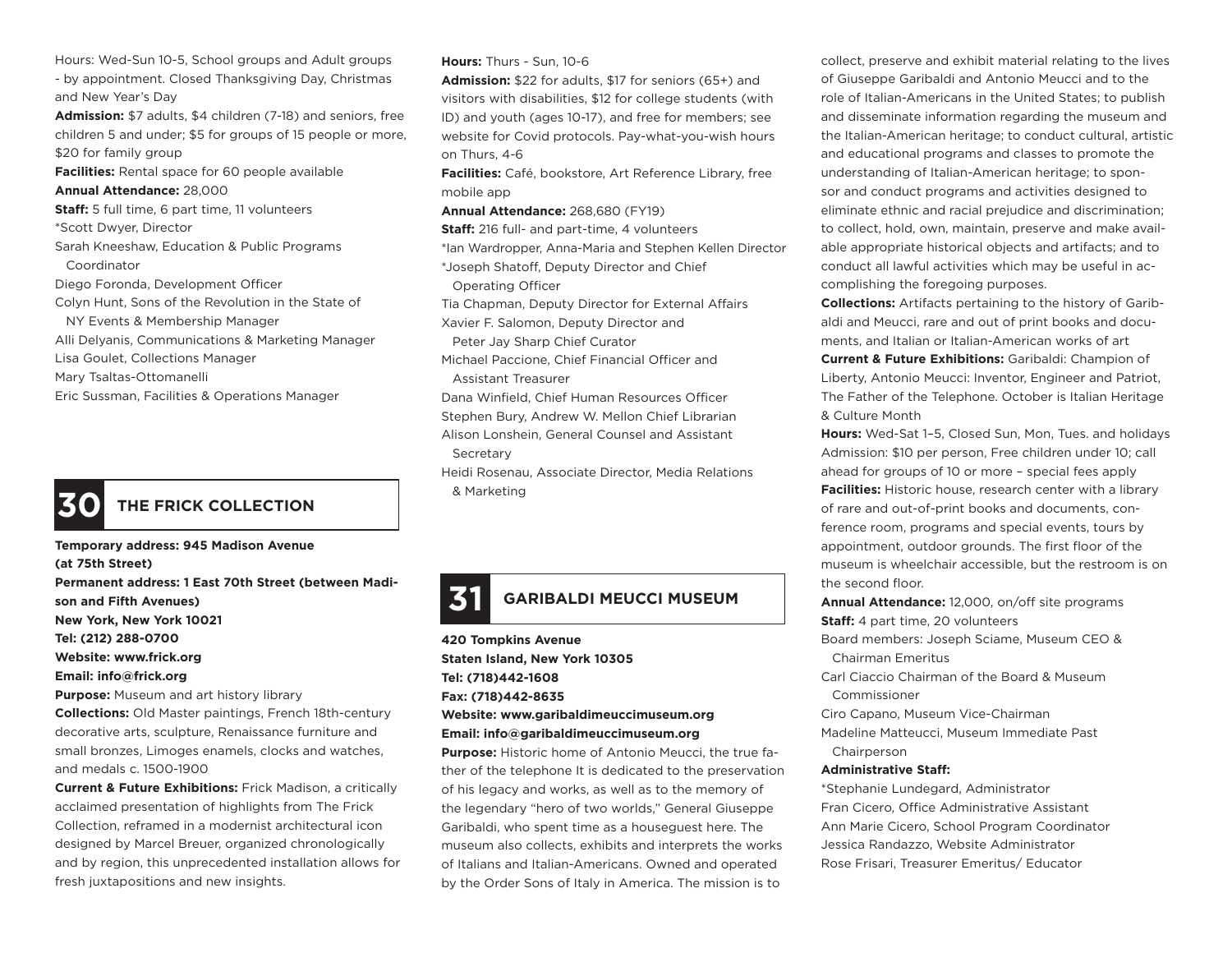Hours: Wed-Sun 10-5, School groups and Adult groups - by appointment. Closed Thanksgiving Day, Christmas and New Year's Day

**Admission:** $7 adults, $4 children (7-18) and seniors, free children 5 and under; $5 for groups of 15 people or more, $20 for family group

**Facilities:** Rental space for 60 people available

**Annual Attendance:** 28,000

**Staff:** 5 full time, 6 part time, 11 volunteers

*Scott Dwyer, Director

Sarah Kneeshaw, Education & Public Programs Coordinator

Diego Foronda, Development Officer

Colyn Hunt, Sons of the Revolution in the State of NY Events & Membership Manager

Alli Delyanis, Communications & Marketing Manager

Lisa Goulet, Collections Manager

Mary Tsaltas-Ottomanelli

Eric Sussman, Facilities & Operations Manager

## 30 THE FRICK COLLECTION

**Temporary address: 945 Madison Avenue (at 75th Street)**

**Permanent address: 1 East 70th Street (between Madison and Fifth Avenues)**

**New York, New York 10021**

**Tel: (212) 288-0700**

**Website: www.frick.org**

**Email: info@frick.org**

**Purpose:** Museum and art history library

**Collections:** Old Master paintings, French 18th-century decorative arts, sculpture, Renaissance furniture and small bronzes, Limoges enamels, clocks and watches, and medals c. 1500-1900

**Current & Future Exhibitions:** Frick Madison, a critically acclaimed presentation of highlights from The Frick Collection, reframed in a modernist architectural icon designed by Marcel Breuer, organized chronologically and by region, this unprecedented installation allows for fresh juxtapositions and new insights.

**Hours:** Thurs - Sun, 10-6

**Admission:** $22 for adults, $17 for seniors (65+) and visitors with disabilities, $12 for college students (with ID) and youth (ages 10-17), and free for members; see website for Covid protocols. Pay-what-you-wish hours on Thurs, 4-6

**Facilities:** Café, bookstore, Art Reference Library, free mobile app

**Annual Attendance:** 268,680 (FY19)

**Staff:** 216 full- and part-time, 4 volunteers

*Ian Wardropper, Anna-Maria and Stephen Kellen Director

*Joseph Shatoff, Deputy Director and Chief Operating Officer

Tia Chapman, Deputy Director for External Affairs

Xavier F. Salomon, Deputy Director and Peter Jay Sharp Chief Curator

Michael Paccione, Chief Financial Officer and Assistant Treasurer

Dana Winfield, Chief Human Resources Officer

Stephen Bury, Andrew W. Mellon Chief Librarian

Alison Lonshein, General Counsel and Assistant Secretary

Heidi Rosenau, Associate Director, Media Relations & Marketing

## 31 GARIBALDI MEUCCI MUSEUM

**420 Tompkins Avenue**

**Staten Island, New York 10305**

**Tel: (718)442-1608**

**Fax: (718)442-8635**

**Website: www.garibaldimeuccimuseum.org**

**Email: info@garibaldimeuccimuseum.org**

**Purpose:** Historic home of Antonio Meucci, the true father of the telephone It is dedicated to the preservation of his legacy and works, as well as to the memory of the legendary "hero of two worlds," General Giuseppe Garibaldi, who spent time as a houseguest here. The museum also collects, exhibits and interprets the works of Italians and Italian-Americans. Owned and operated by the Order Sons of Italy in America. The mission is to collect, preserve and exhibit material relating to the lives of Giuseppe Garibaldi and Antonio Meucci and to the role of Italian-Americans in the United States; to publish and disseminate information regarding the museum and the Italian-American heritage; to conduct cultural, artistic and educational programs and classes to promote the understanding of Italian-American heritage; to sponsor and conduct programs and activities designed to eliminate ethnic and racial prejudice and discrimination; to collect, hold, own, maintain, preserve and make available appropriate historical objects and artifacts; and to conduct all lawful activities which may be useful in accomplishing the foregoing purposes.

**Collections:** Artifacts pertaining to the history of Garibaldi and Meucci, rare and out of print books and documents, and Italian or Italian-American works of art

**Current & Future Exhibitions:** Garibaldi: Champion of Liberty, Antonio Meucci: Inventor, Engineer and Patriot, The Father of the Telephone. October is Italian Heritage & Culture Month

**Hours:** Wed-Sat 1–5, Closed Sun, Mon, Tues. and holidays

Admission: $10 per person, Free children under 10; call ahead for groups of 10 or more – special fees apply

**Facilities:** Historic house, research center with a library of rare and out-of-print books and documents, conference room, programs and special events, tours by appointment, outdoor grounds. The first floor of the museum is wheelchair accessible, but the restroom is on the second floor.

**Annual Attendance:** 12,000, on/off site programs

**Staff:** 4 part time, 20 volunteers

Board members: Joseph Sciame, Museum CEO & Chairman Emeritus

Carl Ciaccio Chairman of the Board & Museum Commissioner

Ciro Capano, Museum Vice-Chairman

Madeline Matteucci, Museum Immediate Past Chairperson

**Administrative Staff:**

*Stephanie Lundegard, Administrator

Fran Cicero, Office Administrative Assistant

Ann Marie Cicero, School Program Coordinator

Jessica Randazzo, Website Administrator

Rose Frisari, Treasurer Emeritus/ Educator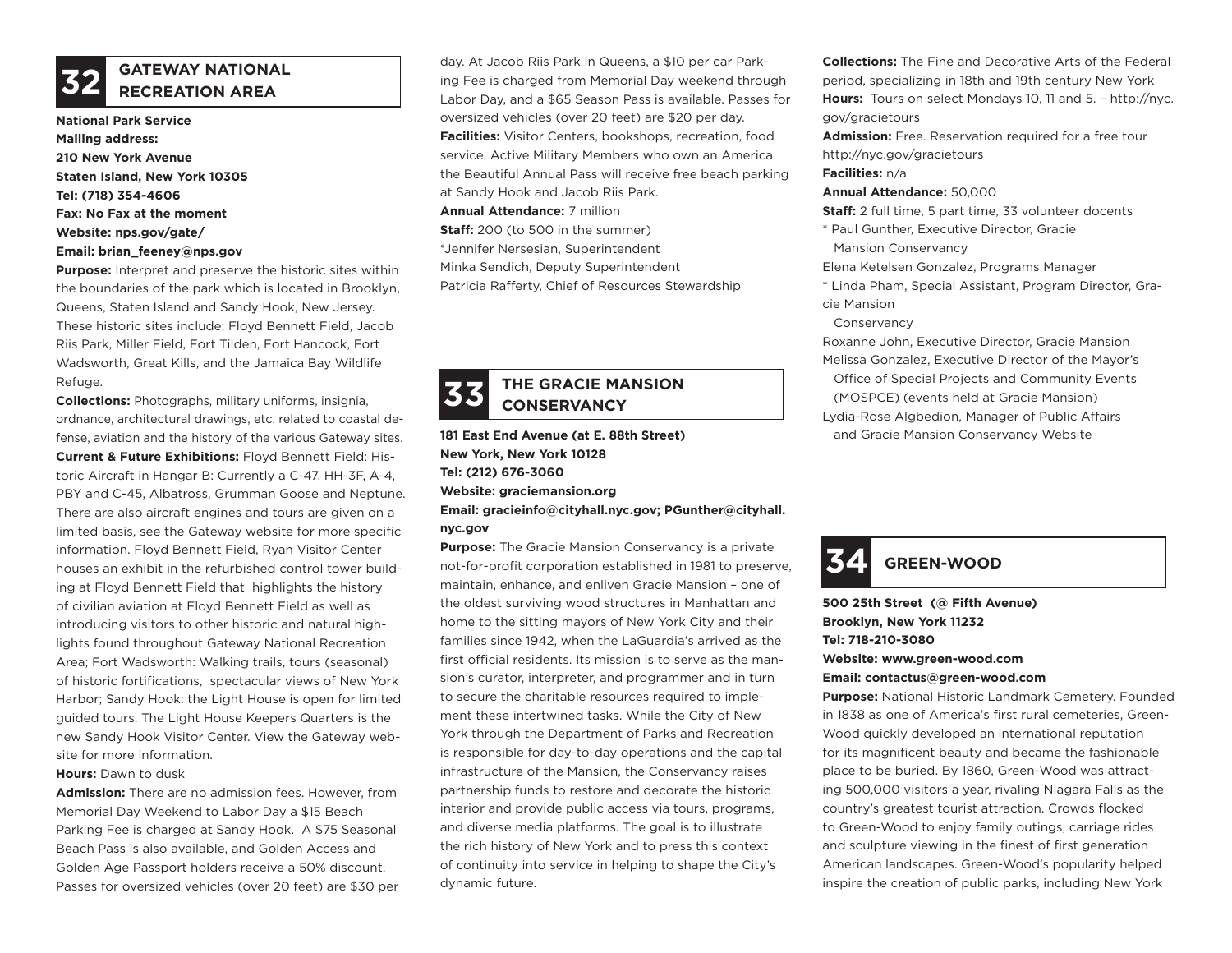## 32 GATEWAY NATIONAL RECREATION AREA

**National Park Service**
**Mailing address:**
**210 New York Avenue**
**Staten Island, New York 10305**
**Tel: (718) 354-4606**
**Fax: No Fax at the moment**
**Website: nps.gov/gate/**
**Email: brian_feeney@nps.gov**

**Purpose:** Interpret and preserve the historic sites within the boundaries of the park which is located in Brooklyn, Queens, Staten Island and Sandy Hook, New Jersey. These historic sites include: Floyd Bennett Field, Jacob Riis Park, Miller Field, Fort Tilden, Fort Hancock, Fort Wadsworth, Great Kills, and the Jamaica Bay Wildlife Refuge.

**Collections:** Photographs, military uniforms, insignia, ordnance, architectural drawings, etc. related to coastal defense, aviation and the history of the various Gateway sites.

**Current & Future Exhibitions:** Floyd Bennett Field: Historic Aircraft in Hangar B: Currently a C-47, HH-3F, A-4, PBY and C-45, Albatross, Grumman Goose and Neptune. There are also aircraft engines and tours are given on a limited basis, see the Gateway website for more specific information. Floyd Bennett Field, Ryan Visitor Center houses an exhibit in the refurbished control tower building at Floyd Bennett Field that highlights the history of civilian aviation at Floyd Bennett Field as well as introducing visitors to other historic and natural highlights found throughout Gateway National Recreation Area; Fort Wadsworth: Walking trails, tours (seasonal) of historic fortifications, spectacular views of New York Harbor; Sandy Hook: the Light House is open for limited guided tours. The Light House Keepers Quarters is the new Sandy Hook Visitor Center. View the Gateway website for more information.

**Hours:** Dawn to dusk

**Admission:** There are no admission fees. However, from Memorial Day Weekend to Labor Day a $15 Beach Parking Fee is charged at Sandy Hook. A $75 Seasonal Beach Pass is also available, and Golden Access and Golden Age Passport holders receive a 50% discount. Passes for oversized vehicles (over 20 feet) are $30 per day. At Jacob Riis Park in Queens, a $10 per car Parking Fee is charged from Memorial Day weekend through Labor Day, and a $65 Season Pass is available. Passes for oversized vehicles (over 20 feet) are $20 per day.

**Facilities:** Visitor Centers, bookshops, recreation, food service. Active Military Members who own an America the Beautiful Annual Pass will receive free beach parking at Sandy Hook and Jacob Riis Park.

**Annual Attendance:** 7 million

**Staff:** 200 (to 500 in the summer)
*Jennifer Nersesian, Superintendent
Minka Sendich, Deputy Superintendent
Patricia Rafferty, Chief of Resources Stewardship

## 33 THE GRACIE MANSION CONSERVANCY

**181 East End Avenue (at E. 88th Street)**
**New York, New York 10128**
**Tel: (212) 676-3060**
**Website: graciemansion.org**
**Email: gracieinfo@cityhall.nyc.gov; PGunther@cityhall.nyc.gov**

**Purpose:** The Gracie Mansion Conservancy is a private not-for-profit corporation established in 1981 to preserve, maintain, enhance, and enliven Gracie Mansion – one of the oldest surviving wood structures in Manhattan and home to the sitting mayors of New York City and their families since 1942, when the LaGuardia's arrived as the first official residents. Its mission is to serve as the mansion's curator, interpreter, and programmer and in turn to secure the charitable resources required to implement these intertwined tasks. While the City of New York through the Department of Parks and Recreation is responsible for day-to-day operations and the capital infrastructure of the Mansion, the Conservancy raises partnership funds to restore and decorate the historic interior and provide public access via tours, programs, and diverse media platforms. The goal is to illustrate the rich history of New York and to press this context of continuity into service in helping to shape the City's dynamic future.

**Collections:** The Fine and Decorative Arts of the Federal period, specializing in 18th and 19th century New York

**Hours:** Tours on select Mondays 10, 11 and 5. – http://nyc.gov/gracietours

**Admission:** Free. Reservation required for a free tour http://nyc.gov/gracietours

**Facilities:** n/a

**Annual Attendance:** 50,000

**Staff:** 2 full time, 5 part time, 33 volunteer docents
* Paul Gunther, Executive Director, Gracie Mansion Conservancy
Elena Ketelsen Gonzalez, Programs Manager
* Linda Pham, Special Assistant, Program Director, Gracie Mansion Conservancy
Roxanne John, Executive Director, Gracie Mansion
Melissa Gonzalez, Executive Director of the Mayor's Office of Special Projects and Community Events (MOSPCE) (events held at Gracie Mansion)
Lydia-Rose Algbedion, Manager of Public Affairs and Gracie Mansion Conservancy Website

## 34 GREEN-WOOD

**500 25th Street (@ Fifth Avenue)**
**Brooklyn, New York 11232**
**Tel: 718-210-3080**
**Website: www.green-wood.com**
**Email: contactus@green-wood.com**

**Purpose:** National Historic Landmark Cemetery. Founded in 1838 as one of America's first rural cemeteries, Green-Wood quickly developed an international reputation for its magnificent beauty and became the fashionable place to be buried. By 1860, Green-Wood was attracting 500,000 visitors a year, rivaling Niagara Falls as the country's greatest tourist attraction. Crowds flocked to Green-Wood to enjoy family outings, carriage rides and sculpture viewing in the finest of first generation American landscapes. Green-Wood's popularity helped inspire the creation of public parks, including New York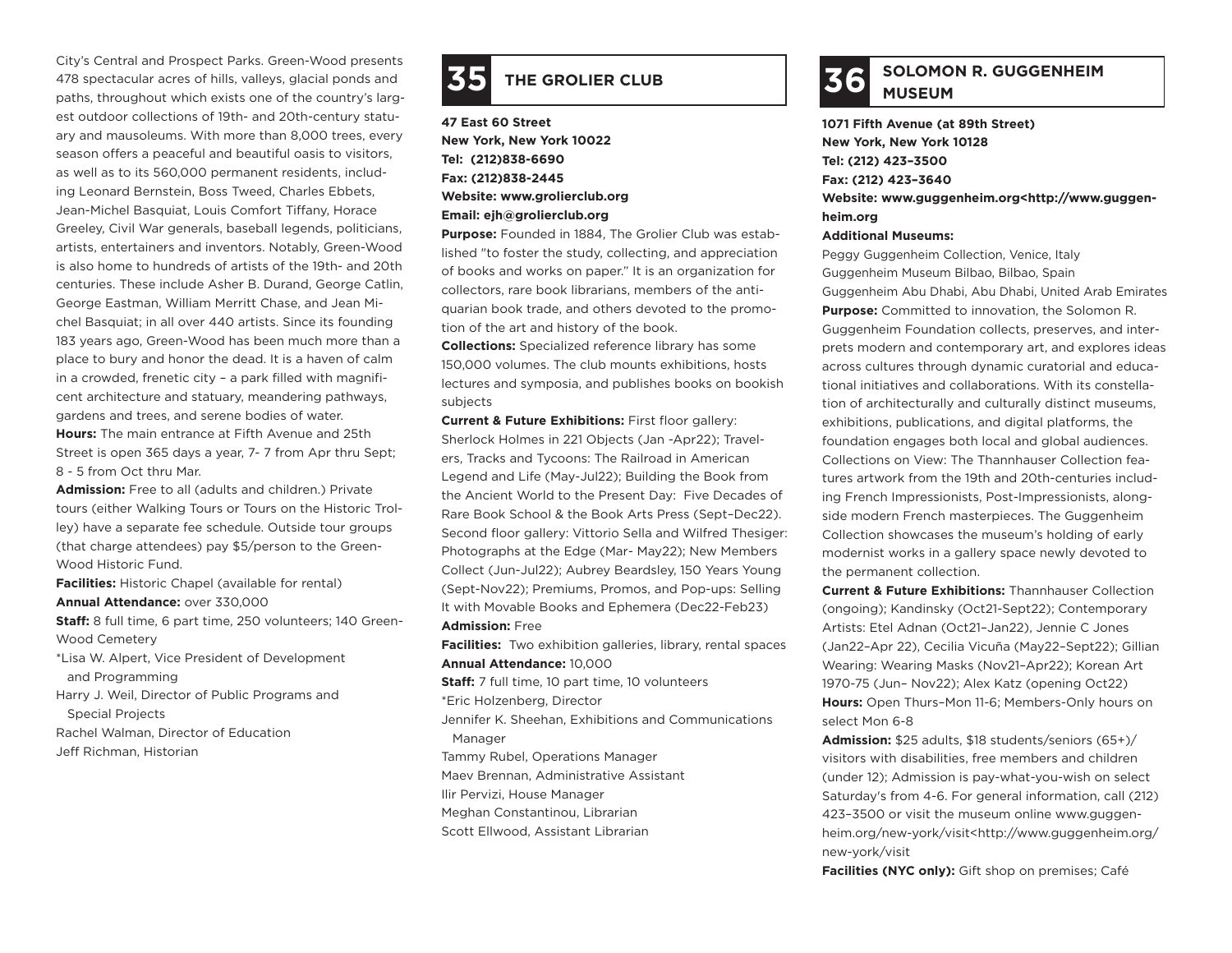City's Central and Prospect Parks. Green-Wood presents 478 spectacular acres of hills, valleys, glacial ponds and paths, throughout which exists one of the country's largest outdoor collections of 19th- and 20th-century statuary and mausoleums. With more than 8,000 trees, every season offers a peaceful and beautiful oasis to visitors, as well as to its 560,000 permanent residents, including Leonard Bernstein, Boss Tweed, Charles Ebbets, Jean-Michel Basquiat, Louis Comfort Tiffany, Horace Greeley, Civil War generals, baseball legends, politicians, artists, entertainers and inventors. Notably, Green-Wood is also home to hundreds of artists of the 19th- and 20th centuries. These include Asher B. Durand, George Catlin, George Eastman, William Merritt Chase, and Jean Michel Basquiat; in all over 440 artists. Since its founding 183 years ago, Green-Wood has been much more than a place to bury and honor the dead. It is a haven of calm in a crowded, frenetic city – a park filled with magnificent architecture and statuary, meandering pathways, gardens and trees, and serene bodies of water.

**Hours:** The main entrance at Fifth Avenue and 25th Street is open 365 days a year, 7- 7 from Apr thru Sept; 8 - 5 from Oct thru Mar.

**Admission:** Free to all (adults and children.) Private tours (either Walking Tours or Tours on the Historic Trolley) have a separate fee schedule. Outside tour groups (that charge attendees) pay $5/person to the Green-Wood Historic Fund.

**Facilities:** Historic Chapel (available for rental)

**Annual Attendance:** over 330,000

**Staff:** 8 full time, 6 part time, 250 volunteers; 140 Green-Wood Cemetery

*Lisa W. Alpert, Vice President of Development and Programming

Harry J. Weil, Director of Public Programs and Special Projects

Rachel Walman, Director of Education

Jeff Richman, Historian

## 35 THE GROLIER CLUB

**47 East 60 Street**
**New York, New York 10022**
**Tel: (212)838-6690**
**Fax: (212)838-2445**
**Website: www.grolierclub.org**
**Email: ejh@grolierclub.org**

**Purpose:** Founded in 1884, The Grolier Club was established "to foster the study, collecting, and appreciation of books and works on paper." It is an organization for collectors, rare book librarians, members of the antiquarian book trade, and others devoted to the promotion of the art and history of the book.

**Collections:** Specialized reference library has some 150,000 volumes. The club mounts exhibitions, hosts lectures and symposia, and publishes books on bookish subjects

**Current & Future Exhibitions:** First floor gallery: Sherlock Holmes in 221 Objects (Jan -Apr22); Travelers, Tracks and Tycoons: The Railroad in American Legend and Life (May-Jul22); Building the Book from the Ancient World to the Present Day: Five Decades of Rare Book School & the Book Arts Press (Sept–Dec22). Second floor gallery: Vittorio Sella and Wilfred Thesiger: Photographs at the Edge (Mar- May22); New Members Collect (Jun-Jul22); Aubrey Beardsley, 150 Years Young (Sept-Nov22); Premiums, Promos, and Pop-ups: Selling It with Movable Books and Ephemera (Dec22-Feb23)

**Admission:** Free

**Facilities:** Two exhibition galleries, library, rental spaces

**Annual Attendance:** 10,000

**Staff:** 7 full time, 10 part time, 10 volunteers

*Eric Holzenberg, Director

Jennifer K. Sheehan, Exhibitions and Communications Manager

Tammy Rubel, Operations Manager

Maev Brennan, Administrative Assistant

Ilir Pervizi, House Manager

Meghan Constantinou, Librarian

Scott Ellwood, Assistant Librarian

## 36 SOLOMON R. GUGGENHEIM MUSEUM

**1071 Fifth Avenue (at 89th Street)**
**New York, New York 10128**
**Tel: (212) 423–3500**
**Fax: (212) 423–3640**
**Website: www.guggenheim.org<http://www.guggenheim.org**

**Additional Museums:**

Peggy Guggenheim Collection, Venice, Italy
Guggenheim Museum Bilbao, Bilbao, Spain
Guggenheim Abu Dhabi, Abu Dhabi, United Arab Emirates

**Purpose:** Committed to innovation, the Solomon R. Guggenheim Foundation collects, preserves, and interprets modern and contemporary art, and explores ideas across cultures through dynamic curatorial and educational initiatives and collaborations. With its constellation of architecturally and culturally distinct museums, exhibitions, publications, and digital platforms, the foundation engages both local and global audiences. Collections on View: The Thannhauser Collection features artwork from the 19th and 20th-centuries including French Impressionists, Post-Impressionists, alongside modern French masterpieces. The Guggenheim Collection showcases the museum's holding of early modernist works in a gallery space newly devoted to the permanent collection.

**Current & Future Exhibitions:** Thannhauser Collection (ongoing); Kandinsky (Oct21-Sept22); Contemporary Artists: Etel Adnan (Oct21–Jan22), Jennie C Jones (Jan22–Apr 22), Cecilia Vicuña (May22–Sept22); Gillian Wearing: Wearing Masks (Nov21–Apr22); Korean Art 1970-75 (Jun– Nov22); Alex Katz (opening Oct22)

**Hours:** Open Thurs–Mon 11-6; Members-Only hours on select Mon 6-8

**Admission:** $25 adults, $18 students/seniors (65+)/ visitors with disabilities, free members and children (under 12); Admission is pay-what-you-wish on select Saturday's from 4-6. For general information, call (212) 423–3500 or visit the museum online www.guggenheim.org/new-york/visit<http://www.guggenheim.org/new-york/visit

**Facilities (NYC only):** Gift shop on premises; Café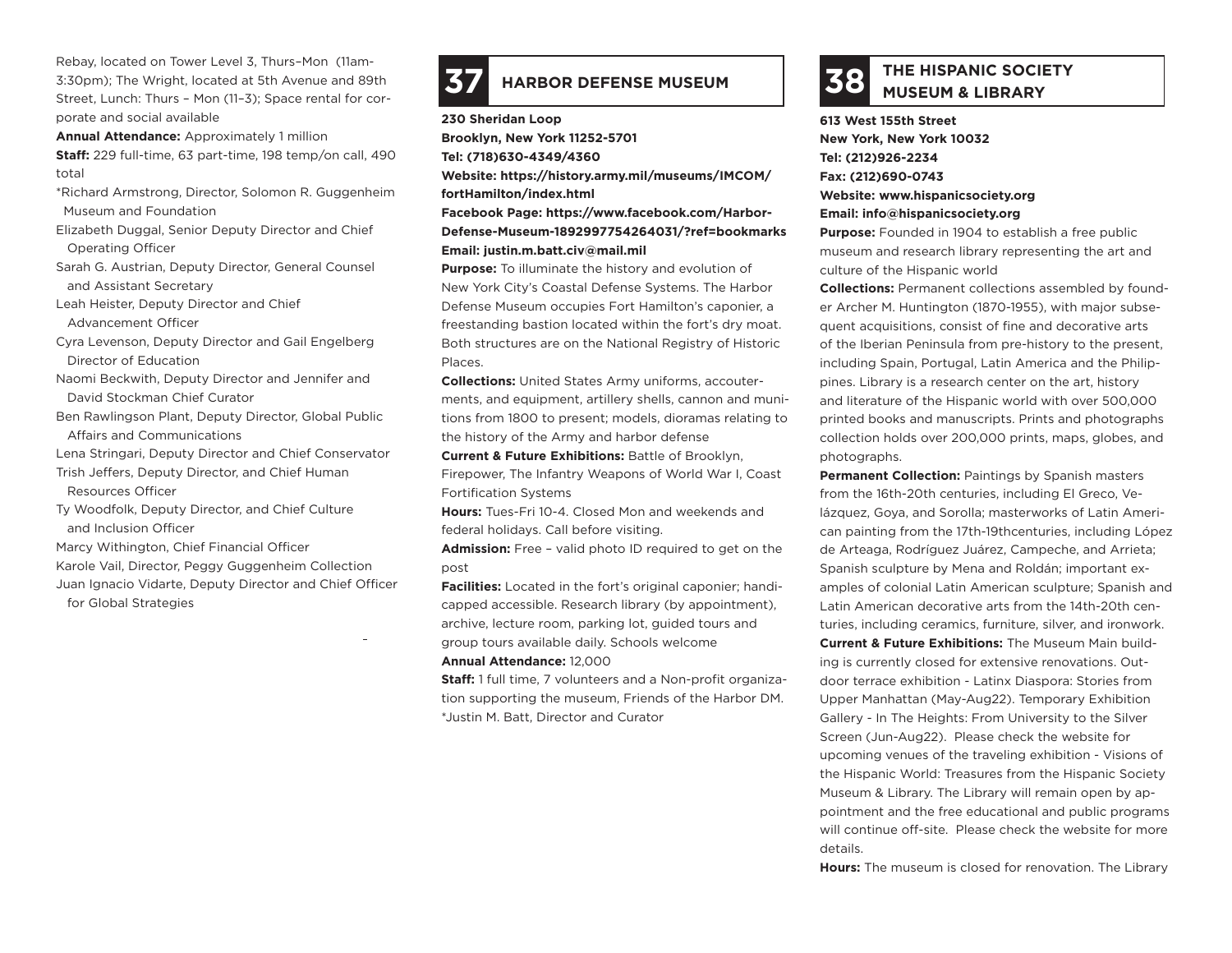Rebay, located on Tower Level 3, Thurs–Mon (11am-3:30pm); The Wright, located at 5th Avenue and 89th Street, Lunch: Thurs – Mon (11–3); Space rental for corporate and social available

**Annual Attendance:** Approximately 1 million

**Staff:** 229 full-time, 63 part-time, 198 temp/on call, 490 total

*Richard Armstrong, Director, Solomon R. Guggenheim Museum and Foundation

Elizabeth Duggal, Senior Deputy Director and Chief Operating Officer

Sarah G. Austrian, Deputy Director, General Counsel and Assistant Secretary

Leah Heister, Deputy Director and Chief Advancement Officer

Cyra Levenson, Deputy Director and Gail Engelberg Director of Education

Naomi Beckwith, Deputy Director and Jennifer and David Stockman Chief Curator

Ben Rawlingson Plant, Deputy Director, Global Public Affairs and Communications

Lena Stringari, Deputy Director and Chief Conservator

Trish Jeffers, Deputy Director, and Chief Human Resources Officer

Ty Woodfolk, Deputy Director, and Chief Culture and Inclusion Officer

Marcy Withington, Chief Financial Officer

Karole Vail, Director, Peggy Guggenheim Collection

Juan Ignacio Vidarte, Deputy Director and Chief Officer for Global Strategies

## 37 HARBOR DEFENSE MUSEUM

**230 Sheridan Loop**
**Brooklyn, New York 11252-5701**
**Tel: (718)630-4349/4360**
**Website: https://history.army.mil/museums/IMCOM/fortHamilton/index.html**
**Facebook Page: https://www.facebook.com/Harbor-Defense-Museum-1892997754264031/?ref=bookmarks**
**Email: justin.m.batt.civ@mail.mil**

**Purpose:** To illuminate the history and evolution of New York City's Coastal Defense Systems. The Harbor Defense Museum occupies Fort Hamilton's caponier, a freestanding bastion located within the fort's dry moat. Both structures are on the National Registry of Historic Places.

**Collections:** United States Army uniforms, accouterments, and equipment, artillery shells, cannon and munitions from 1800 to present; models, dioramas relating to the history of the Army and harbor defense

**Current & Future Exhibitions:** Battle of Brooklyn, Firepower, The Infantry Weapons of World War I, Coast Fortification Systems

**Hours:** Tues-Fri 10-4. Closed Mon and weekends and federal holidays. Call before visiting.

**Admission:** Free – valid photo ID required to get on the post

**Facilities:** Located in the fort's original caponier; handicapped accessible. Research library (by appointment), archive, lecture room, parking lot, guided tours and group tours available daily. Schools welcome

**Annual Attendance:** 12,000

**Staff:** 1 full time, 7 volunteers and a Non-profit organization supporting the museum, Friends of the Harbor DM.
*Justin M. Batt, Director and Curator

## 38 THE HISPANIC SOCIETY MUSEUM & LIBRARY

**613 West 155th Street**
**New York, New York 10032**
**Tel: (212)926-2234**
**Fax: (212)690-0743**
**Website: www.hispanicsociety.org**
**Email: info@hispanicsociety.org**

**Purpose:** Founded in 1904 to establish a free public museum and research library representing the art and culture of the Hispanic world

**Collections:** Permanent collections assembled by founder Archer M. Huntington (1870-1955), with major subsequent acquisitions, consist of fine and decorative arts of the Iberian Peninsula from pre-history to the present, including Spain, Portugal, Latin America and the Philippines. Library is a research center on the art, history and literature of the Hispanic world with over 500,000 printed books and manuscripts. Prints and photographs collection holds over 200,000 prints, maps, globes, and photographs.

**Permanent Collection:** Paintings by Spanish masters from the 16th-20th centuries, including El Greco, Velázquez, Goya, and Sorolla; masterworks of Latin American painting from the 17th-19thcenturies, including López de Arteaga, Rodríguez Juárez, Campeche, and Arrieta; Spanish sculpture by Mena and Roldán; important examples of colonial Latin American sculpture; Spanish and Latin American decorative arts from the 14th-20th centuries, including ceramics, furniture, silver, and ironwork.

**Current & Future Exhibitions:** The Museum Main building is currently closed for extensive renovations. Outdoor terrace exhibition - Latinx Diaspora: Stories from Upper Manhattan (May-Aug22). Temporary Exhibition Gallery - In The Heights: From University to the Silver Screen (Jun-Aug22). Please check the website for upcoming venues of the traveling exhibition - Visions of the Hispanic World: Treasures from the Hispanic Society Museum & Library. The Library will remain open by appointment and the free educational and public programs will continue off-site. Please check the website for more details.

**Hours:** The museum is closed for renovation. The Library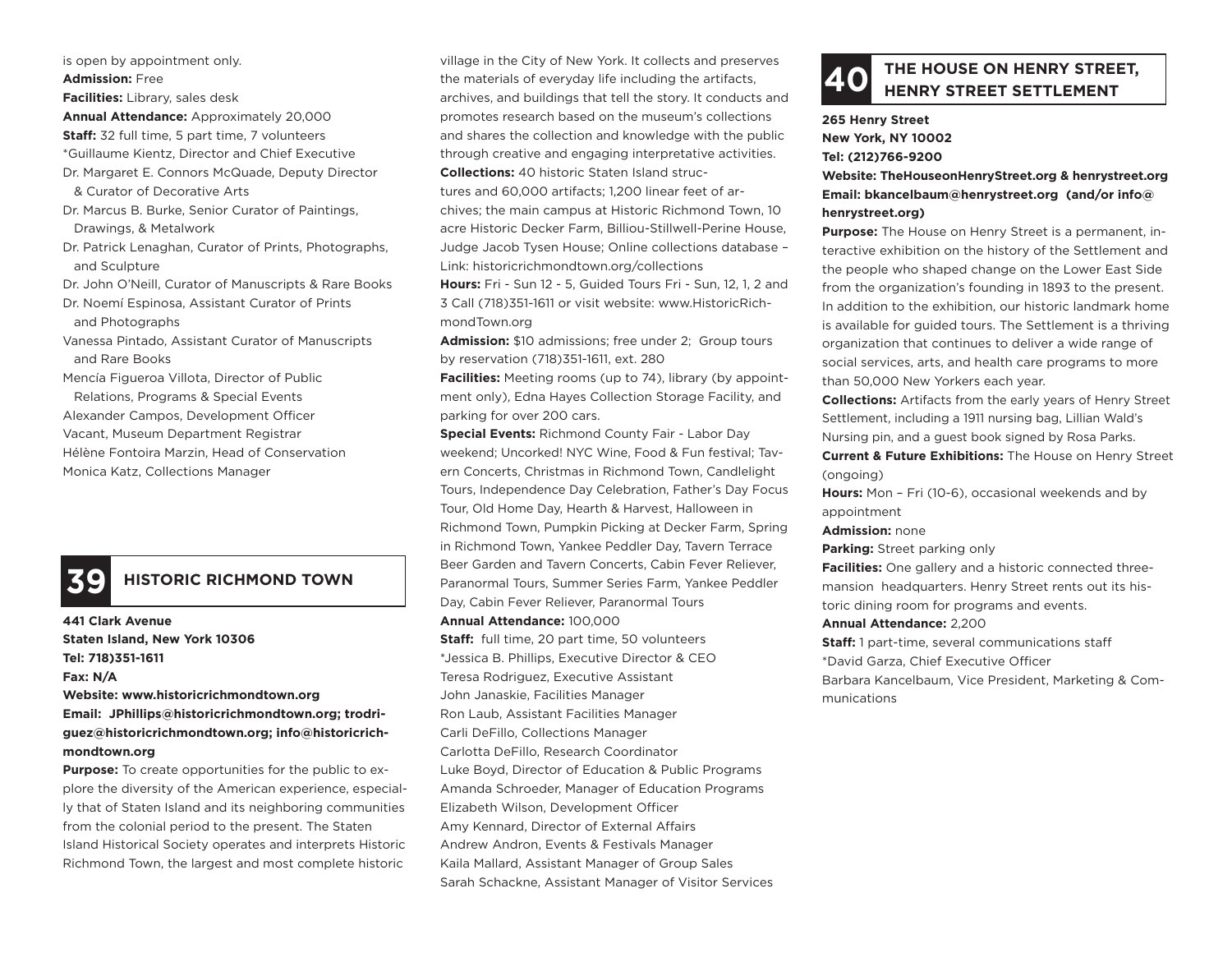is open by appointment only.

**Admission:** Free

**Facilities:** Library, sales desk

**Annual Attendance:** Approximately 20,000

**Staff:** 32 full time, 5 part time, 7 volunteers

*Guillaume Kientz, Director and Chief Executive

Dr. Margaret E. Connors McQuade, Deputy Director & Curator of Decorative Arts

Dr. Marcus B. Burke, Senior Curator of Paintings, Drawings, & Metalwork

Dr. Patrick Lenaghan, Curator of Prints, Photographs, and Sculpture

Dr. John O'Neill, Curator of Manuscripts & Rare Books

Dr. Noemí Espinosa, Assistant Curator of Prints and Photographs

Vanessa Pintado, Assistant Curator of Manuscripts and Rare Books

Mencía Figueroa Villota, Director of Public Relations, Programs & Special Events

Alexander Campos, Development Officer

Vacant, Museum Department Registrar

Hélène Fontoira Marzin, Head of Conservation

Monica Katz, Collections Manager

## 39 HISTORIC RICHMOND TOWN

**441 Clark Avenue**
**Staten Island, New York 10306**
**Tel: 718)351-1611**
**Fax: N/A**
**Website: www.historicrichmondtown.org**
**Email: JPhillips@historicrichmondtown.org; trodriguez@historicrichmondtown.org; info@historicrichmondtown.org**

**Purpose:** To create opportunities for the public to explore the diversity of the American experience, especially that of Staten Island and its neighboring communities from the colonial period to the present. The Staten Island Historical Society operates and interprets Historic Richmond Town, the largest and most complete historic village in the City of New York. It collects and preserves the materials of everyday life including the artifacts, archives, and buildings that tell the story. It conducts and promotes research based on the museum's collections and shares the collection and knowledge with the public through creative and engaging interpretative activities.

**Collections:** 40 historic Staten Island structures and 60,000 artifacts; 1,200 linear feet of archives; the main campus at Historic Richmond Town, 10 acre Historic Decker Farm, Billiou-Stillwell-Perine House, Judge Jacob Tysen House; Online collections database – Link: historicrichmondtown.org/collections

**Hours:** Fri - Sun 12 - 5, Guided Tours Fri - Sun, 12, 1, 2 and 3 Call (718)351-1611 or visit website: www.HistoricRichmondTown.org

**Admission:** $10 admissions; free under 2; Group tours by reservation (718)351-1611, ext. 280

**Facilities:** Meeting rooms (up to 74), library (by appointment only), Edna Hayes Collection Storage Facility, and parking for over 200 cars.

**Special Events:** Richmond County Fair - Labor Day weekend; Uncorked! NYC Wine, Food & Fun festival; Tavern Concerts, Christmas in Richmond Town, Candlelight Tours, Independence Day Celebration, Father's Day Focus Tour, Old Home Day, Hearth & Harvest, Halloween in Richmond Town, Pumpkin Picking at Decker Farm, Spring in Richmond Town, Yankee Peddler Day, Tavern Terrace Beer Garden and Tavern Concerts, Cabin Fever Reliever, Paranormal Tours, Summer Series Farm, Yankee Peddler Day, Cabin Fever Reliever, Paranormal Tours

**Annual Attendance:** 100,000

**Staff:** full time, 20 part time, 50 volunteers

*Jessica B. Phillips, Executive Director & CEO

Teresa Rodriguez, Executive Assistant

John Janaskie, Facilities Manager

Ron Laub, Assistant Facilities Manager

Carli DeFillo, Collections Manager

Carlotta DeFillo, Research Coordinator

Luke Boyd, Director of Education & Public Programs

Amanda Schroeder, Manager of Education Programs

Elizabeth Wilson, Development Officer

Amy Kennard, Director of External Affairs

Andrew Andron, Events & Festivals Manager

Kaila Mallard, Assistant Manager of Group Sales

Sarah Schackne, Assistant Manager of Visitor Services

## 40 THE HOUSE ON HENRY STREET, HENRY STREET SETTLEMENT

**265 Henry Street**
**New York, NY 10002**
**Tel: (212)766-9200**
**Website: TheHouseonHenryStreet.org & henrystreet.org**
**Email: bkancelbaum@henrystreet.org (and/or info@henrystreet.org)**

**Purpose:** The House on Henry Street is a permanent, interactive exhibition on the history of the Settlement and the people who shaped change on the Lower East Side from the organization's founding in 1893 to the present. In addition to the exhibition, our historic landmark home is available for guided tours. The Settlement is a thriving organization that continues to deliver a wide range of social services, arts, and health care programs to more than 50,000 New Yorkers each year.

**Collections:** Artifacts from the early years of Henry Street Settlement, including a 1911 nursing bag, Lillian Wald's Nursing pin, and a guest book signed by Rosa Parks.

**Current & Future Exhibitions:** The House on Henry Street (ongoing)

**Hours:** Mon – Fri (10-6), occasional weekends and by appointment

**Admission:** none

**Parking:** Street parking only

**Facilities:** One gallery and a historic connected three-mansion headquarters. Henry Street rents out its historic dining room for programs and events.

**Annual Attendance:** 2,200

**Staff:** 1 part-time, several communications staff

*David Garza, Chief Executive Officer

Barbara Kancelbaum, Vice President, Marketing & Communications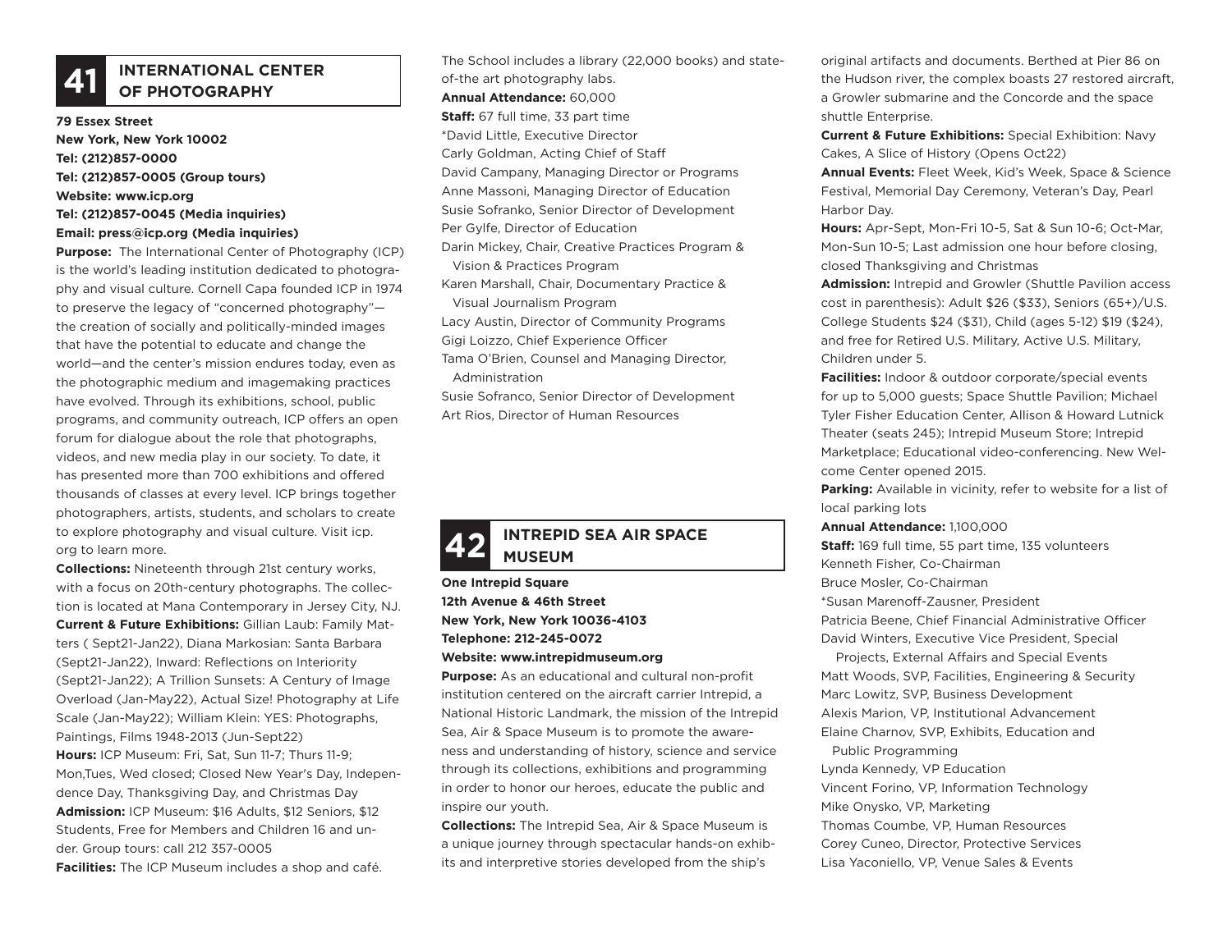## 41 INTERNATIONAL CENTER OF PHOTOGRAPHY

**79 Essex Street**
**New York, New York 10002**
**Tel: (212)857-0000**
**Tel: (212)857-0005 (Group tours)**
**Website: www.icp.org**
**Tel: (212)857-0045 (Media inquiries)**
**Email: press@icp.org (Media inquiries)**

**Purpose:** The International Center of Photography (ICP) is the world's leading institution dedicated to photography and visual culture. Cornell Capa founded ICP in 1974 to preserve the legacy of "concerned photography"—the creation of socially and politically-minded images that have the potential to educate and change the world—and the center's mission endures today, even as the photographic medium and imagemaking practices have evolved. Through its exhibitions, school, public programs, and community outreach, ICP offers an open forum for dialogue about the role that photographs, videos, and new media play in our society. To date, it has presented more than 700 exhibitions and offered thousands of classes at every level. ICP brings together photographers, artists, students, and scholars to create to explore photography and visual culture. Visit icp.org to learn more.

**Collections:** Nineteenth through 21st century works, with a focus on 20th-century photographs. The collection is located at Mana Contemporary in Jersey City, NJ.

**Current & Future Exhibitions:** Gillian Laub: Family Matters ( Sept21-Jan22), Diana Markosian: Santa Barbara (Sept21-Jan22), Inward: Reflections on Interiority (Sept21-Jan22); A Trillion Sunsets: A Century of Image Overload (Jan-May22), Actual Size! Photography at Life Scale (Jan-May22); William Klein: YES: Photographs, Paintings, Films 1948-2013 (Jun-Sept22)

**Hours:** ICP Museum: Fri, Sat, Sun 11-7; Thurs 11-9; Mon,Tues, Wed closed; Closed New Year's Day, Independence Day, Thanksgiving Day, and Christmas Day

**Admission:** ICP Museum: $16 Adults, $12 Seniors, $12 Students, Free for Members and Children 16 and under. Group tours: call 212 357-0005

**Facilities:** The ICP Museum includes a shop and café. The School includes a library (22,000 books) and state-of-the art photography labs.

**Annual Attendance:** 60,000

**Staff:** 67 full time, 33 part time

*David Little, Executive Director
Carly Goldman, Acting Chief of Staff
David Campany, Managing Director or Programs
Anne Massoni, Managing Director of Education
Susie Sofranko, Senior Director of Development
Per Gylfe, Director of Education
Darin Mickey, Chair, Creative Practices Program & Vision & Practices Program
Karen Marshall, Chair, Documentary Practice & Visual Journalism Program
Lacy Austin, Director of Community Programs
Gigi Loizzo, Chief Experience Officer
Tama O'Brien, Counsel and Managing Director, Administration
Susie Sofranco, Senior Director of Development
Art Rios, Director of Human Resources

## 42 INTREPID SEA AIR SPACE MUSEUM

**One Intrepid Square**
**12th Avenue & 46th Street**
**New York, New York 10036-4103**
**Telephone: 212-245-0072**
**Website: www.intrepidmuseum.org**

**Purpose:** As an educational and cultural non-profit institution centered on the aircraft carrier Intrepid, a National Historic Landmark, the mission of the Intrepid Sea, Air & Space Museum is to promote the awareness and understanding of history, science and service through its collections, exhibitions and programming in order to honor our heroes, educate the public and inspire our youth.

**Collections:** The Intrepid Sea, Air & Space Museum is a unique journey through spectacular hands-on exhibits and interpretive stories developed from the ship's original artifacts and documents. Berthed at Pier 86 on the Hudson river, the complex boasts 27 restored aircraft, a Growler submarine and the Concorde and the space shuttle Enterprise.

**Current & Future Exhibitions:** Special Exhibition: Navy Cakes, A Slice of History (Opens Oct22)

**Annual Events:** Fleet Week, Kid's Week, Space & Science Festival, Memorial Day Ceremony, Veteran's Day, Pearl Harbor Day.

**Hours:** Apr-Sept, Mon-Fri 10-5, Sat & Sun 10-6; Oct-Mar, Mon-Sun 10-5; Last admission one hour before closing, closed Thanksgiving and Christmas

**Admission:** Intrepid and Growler (Shuttle Pavilion access cost in parenthesis): Adult $26 ($33), Seniors (65+)/U.S. College Students $24 ($31), Child (ages 5-12) $19 ($24), and free for Retired U.S. Military, Active U.S. Military, Children under 5.

**Facilities:** Indoor & outdoor corporate/special events for up to 5,000 guests; Space Shuttle Pavilion; Michael Tyler Fisher Education Center, Allison & Howard Lutnick Theater (seats 245); Intrepid Museum Store; Intrepid Marketplace; Educational video-conferencing. New Welcome Center opened 2015.

**Parking:** Available in vicinity, refer to website for a list of local parking lots

**Annual Attendance:** 1,100,000

**Staff:** 169 full time, 55 part time, 135 volunteers

Kenneth Fisher, Co-Chairman
Bruce Mosler, Co-Chairman
*Susan Marenoff-Zausner, President
Patricia Beene, Chief Financial Administrative Officer
David Winters, Executive Vice President, Special Projects, External Affairs and Special Events
Matt Woods, SVP, Facilities, Engineering & Security
Marc Lowitz, SVP, Business Development
Alexis Marion, VP, Institutional Advancement
Elaine Charnov, SVP, Exhibits, Education and Public Programming
Lynda Kennedy, VP Education
Vincent Forino, VP, Information Technology
Mike Onysko, VP, Marketing
Thomas Coumbe, VP, Human Resources
Corey Cuneo, Director, Protective Services
Lisa Yaconiello, VP, Venue Sales & Events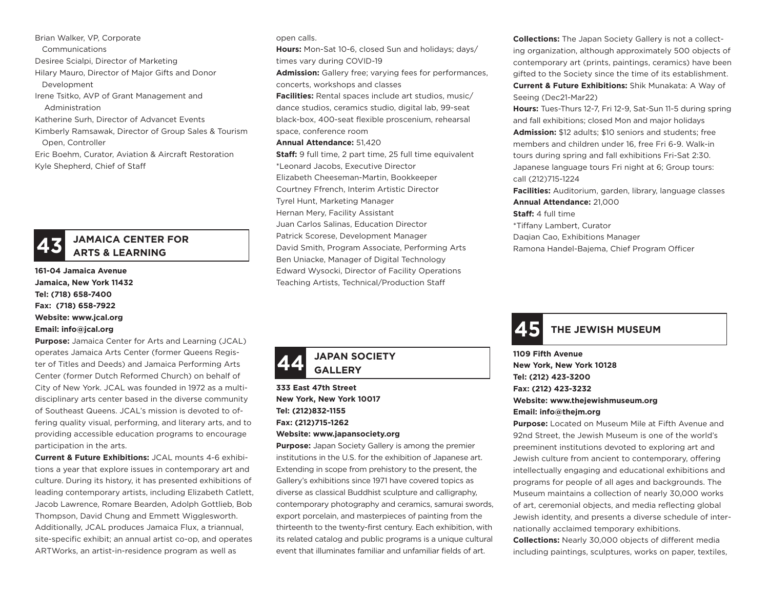Brian Walker, VP, Corporate Communications
Desiree Scialpi, Director of Marketing
Hilary Mauro, Director of Major Gifts and Donor Development
Irene Tsitko, AVP of Grant Management and Administration
Katherine Surh, Director of Advancet Events
Kimberly Ramsawak, Director of Group Sales & Tourism
Open, Controller
Eric Boehm, Curator, Aviation & Aircraft Restoration
Kyle Shepherd, Chief of Staff

## 43 JAMAICA CENTER FOR ARTS & LEARNING

**161-04 Jamaica Avenue**
**Jamaica, New York 11432**
**Tel: (718) 658-7400**
**Fax: (718) 658-7922**
**Website: www.jcal.org**
**Email: info@jcal.org**

**Purpose:** Jamaica Center for Arts and Learning (JCAL) operates Jamaica Arts Center (former Queens Register of Titles and Deeds) and Jamaica Performing Arts Center (former Dutch Reformed Church) on behalf of City of New York. JCAL was founded in 1972 as a multidisciplinary arts center based in the diverse community of Southeast Queens. JCAL's mission is devoted to offering quality visual, performing, and literary arts, and to providing accessible education programs to encourage participation in the arts.

**Current & Future Exhibitions:** JCAL mounts 4-6 exhibitions a year that explore issues in contemporary art and culture. During its history, it has presented exhibitions of leading contemporary artists, including Elizabeth Catlett, Jacob Lawrence, Romare Bearden, Adolph Gottlieb, Bob Thompson, David Chung and Emmett Wigglesworth. Additionally, JCAL produces Jamaica Flux, a triannual, site-specific exhibit; an annual artist co-op, and operates ARTWorks, an artist-in-residence program as well as open calls.

**Hours:** Mon-Sat 10-6, closed Sun and holidays; days/times vary during COVID-19

**Admission:** Gallery free; varying fees for performances, concerts, workshops and classes

**Facilities:** Rental spaces include art studios, music/dance studios, ceramics studio, digital lab, 99-seat black-box, 400-seat flexible proscenium, rehearsal space, conference room

**Annual Attendance:** 51,420

**Staff:** 9 full time, 2 part time, 25 full time equivalent
*Leonard Jacobs, Executive Director
Elizabeth Cheeseman-Martin, Bookkeeper
Courtney Ffrench, Interim Artistic Director
Tyrel Hunt, Marketing Manager
Hernan Mery, Facility Assistant
Juan Carlos Salinas, Education Director
Patrick Scorese, Development Manager
David Smith, Program Associate, Performing Arts
Ben Uniacke, Manager of Digital Technology
Edward Wysocki, Director of Facility Operations
Teaching Artists, Technical/Production Staff

## 44 JAPAN SOCIETY GALLERY

**333 East 47th Street**
**New York, New York 10017**
**Tel: (212)832-1155**
**Fax: (212)715-1262**
**Website: www.japansociety.org**

**Purpose:** Japan Society Gallery is among the premier institutions in the U.S. for the exhibition of Japanese art. Extending in scope from prehistory to the present, the Gallery's exhibitions since 1971 have covered topics as diverse as classical Buddhist sculpture and calligraphy, contemporary photography and ceramics, samurai swords, export porcelain, and masterpieces of painting from the thirteenth to the twenty-first century. Each exhibition, with its related catalog and public programs is a unique cultural event that illuminates familiar and unfamiliar fields of art.

**Collections:** The Japan Society Gallery is not a collecting organization, although approximately 500 objects of contemporary art (prints, paintings, ceramics) have been gifted to the Society since the time of its establishment.

**Current & Future Exhibitions:** Shik Munakata: A Way of Seeing (Dec21-Mar22)

**Hours:** Tues-Thurs 12-7, Fri 12-9, Sat-Sun 11-5 during spring and fall exhibitions; closed Mon and major holidays

**Admission:** $12 adults; $10 seniors and students; free members and children under 16, free Fri 6-9. Walk-in tours during spring and fall exhibitions Fri-Sat 2:30. Japanese language tours Fri night at 6; Group tours: call (212)715-1224

**Facilities:** Auditorium, garden, library, language classes

**Annual Attendance:** 21,000

**Staff:** 4 full time
*Tiffany Lambert, Curator
Daqian Cao, Exhibitions Manager
Ramona Handel-Bajema, Chief Program Officer

## 45 THE JEWISH MUSEUM

**1109 Fifth Avenue**
**New York, New York 10128**
**Tel: (212) 423-3200**
**Fax: (212) 423-3232**
**Website: www.thejewishmuseum.org**
**Email: info@thejm.org**

**Purpose:** Located on Museum Mile at Fifth Avenue and 92nd Street, the Jewish Museum is one of the world's preeminent institutions devoted to exploring art and Jewish culture from ancient to contemporary, offering intellectually engaging and educational exhibitions and programs for people of all ages and backgrounds. The Museum maintains a collection of nearly 30,000 works of art, ceremonial objects, and media reflecting global Jewish identity, and presents a diverse schedule of internationally acclaimed temporary exhibitions.

**Collections:** Nearly 30,000 objects of different media including paintings, sculptures, works on paper, textiles,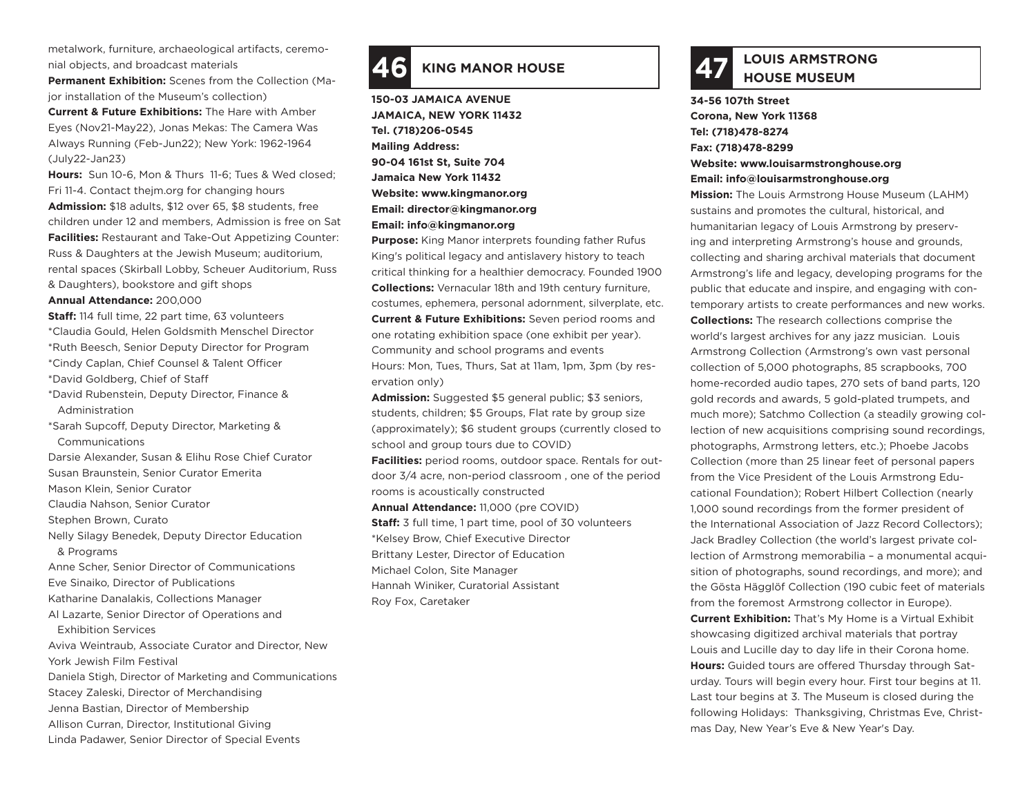metalwork, furniture, archaeological artifacts, ceremonial objects, and broadcast materials

**Permanent Exhibition:** Scenes from the Collection (Major installation of the Museum's collection)

**Current & Future Exhibitions:** The Hare with Amber Eyes (Nov21-May22), Jonas Mekas: The Camera Was Always Running (Feb-Jun22); New York: 1962-1964 (July22-Jan23)

**Hours:** Sun 10-6, Mon & Thurs 11-6; Tues & Wed closed; Fri 11-4. Contact thejm.org for changing hours

**Admission:** $18 adults, $12 over 65, $8 students, free children under 12 and members, Admission is free on Sat

**Facilities:** Restaurant and Take-Out Appetizing Counter: Russ & Daughters at the Jewish Museum; auditorium, rental spaces (Skirball Lobby, Scheuer Auditorium, Russ & Daughters), bookstore and gift shops

**Annual Attendance:** 200,000

**Staff:** 114 full time, 22 part time, 63 volunteers

*Claudia Gould, Helen Goldsmith Menschel Director
*Ruth Beesch, Senior Deputy Director for Program
*Cindy Caplan, Chief Counsel & Talent Officer
*David Goldberg, Chief of Staff
*David Rubenstein, Deputy Director, Finance & Administration
*Sarah Supcoff, Deputy Director, Marketing & Communications
Darsie Alexander, Susan & Elihu Rose Chief Curator
Susan Braunstein, Senior Curator Emerita
Mason Klein, Senior Curator
Claudia Nahson, Senior Curator
Stephen Brown, Curato
Nelly Silagy Benedek, Deputy Director Education & Programs
Anne Scher, Senior Director of Communications
Eve Sinaiko, Director of Publications
Katharine Danalakis, Collections Manager
Al Lazarte, Senior Director of Operations and Exhibition Services
Aviva Weintraub, Associate Curator and Director, New York Jewish Film Festival
Daniela Stigh, Director of Marketing and Communications
Stacey Zaleski, Director of Merchandising
Jenna Bastian, Director of Membership
Allison Curran, Director, Institutional Giving
Linda Padawer, Senior Director of Special Events

## 46 KING MANOR HOUSE

**150-03 JAMAICA AVENUE**
**JAMAICA, NEW YORK 11432**
**Tel. (718)206-0545**
**Mailing Address:**
**90-04 161st St, Suite 704**
**Jamaica New York 11432**
**Website: www.kingmanor.org**
**Email: director@kingmanor.org**
**Email: info@kingmanor.org**

**Purpose:** King Manor interprets founding father Rufus King's political legacy and antislavery history to teach critical thinking for a healthier democracy. Founded 1900

**Collections:** Vernacular 18th and 19th century furniture, costumes, ephemera, personal adornment, silverplate, etc.

**Current & Future Exhibitions:** Seven period rooms and one rotating exhibition space (one exhibit per year). Community and school programs and events

Hours: Mon, Tues, Thurs, Sat at 11am, 1pm, 3pm (by reservation only)

**Admission:** Suggested $5 general public; $3 seniors, students, children; $5 Groups, Flat rate by group size (approximately); $6 student groups (currently closed to school and group tours due to COVID)

**Facilities:** period rooms, outdoor space. Rentals for outdoor 3/4 acre, non-period classroom , one of the period rooms is acoustically constructed

**Annual Attendance:** 11,000 (pre COVID)

**Staff:** 3 full time, 1 part time, pool of 30 volunteers

*Kelsey Brow, Chief Executive Director
Brittany Lester, Director of Education
Michael Colon, Site Manager
Hannah Winiker, Curatorial Assistant
Roy Fox, Caretaker

## 47 LOUIS ARMSTRONG HOUSE MUSEUM

**34-56 107th Street**
**Corona, New York 11368**
**Tel: (718)478-8274**
**Fax: (718)478-8299**
**Website: www.louisarmstronghouse.org**
**Email: info@louisarmstronghouse.org**

**Mission:** The Louis Armstrong House Museum (LAHM) sustains and promotes the cultural, historical, and humanitarian legacy of Louis Armstrong by preserving and interpreting Armstrong's house and grounds, collecting and sharing archival materials that document Armstrong's life and legacy, developing programs for the public that educate and inspire, and engaging with contemporary artists to create performances and new works.

**Collections:** The research collections comprise the world's largest archives for any jazz musician. Louis Armstrong Collection (Armstrong's own vast personal collection of 5,000 photographs, 85 scrapbooks, 700 home-recorded audio tapes, 270 sets of band parts, 120 gold records and awards, 5 gold-plated trumpets, and much more); Satchmo Collection (a steadily growing collection of new acquisitions comprising sound recordings, photographs, Armstrong letters, etc.); Phoebe Jacobs Collection (more than 25 linear feet of personal papers from the Vice President of the Louis Armstrong Educational Foundation); Robert Hilbert Collection (nearly 1,000 sound recordings from the former president of the International Association of Jazz Record Collectors); Jack Bradley Collection (the world's largest private collection of Armstrong memorabilia – a monumental acquisition of photographs, sound recordings, and more); and the Gösta Hägglöf Collection (190 cubic feet of materials from the foremost Armstrong collector in Europe).

**Current Exhibition:** That's My Home is a Virtual Exhibit showcasing digitized archival materials that portray Louis and Lucille day to day life in their Corona home.

**Hours:** Guided tours are offered Thursday through Saturday. Tours will begin every hour. First tour begins at 11. Last tour begins at 3. The Museum is closed during the following Holidays: Thanksgiving, Christmas Eve, Christmas Day, New Year's Eve & New Year's Day.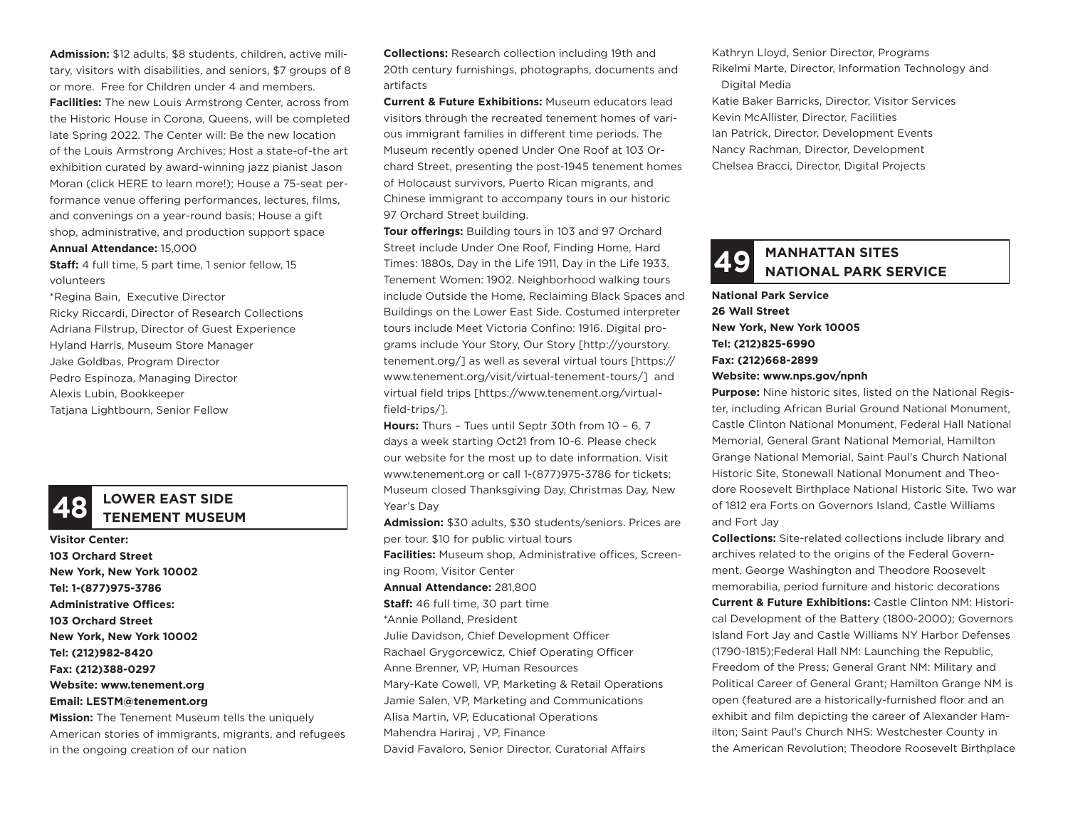**Admission:** $12 adults, $8 students, children, active military, visitors with disabilities, and seniors, $7 groups of 8 or more. Free for Children under 4 and members.

**Facilities:** The new Louis Armstrong Center, across from the Historic House in Corona, Queens, will be completed late Spring 2022. The Center will: Be the new location of the Louis Armstrong Archives; Host a state-of-the art exhibition curated by award-winning jazz pianist Jason Moran (click HERE to learn more!); House a 75-seat performance venue offering performances, lectures, films, and convenings on a year-round basis; House a gift shop, administrative, and production support space

**Annual Attendance:** 15,000

**Staff:** 4 full time, 5 part time, 1 senior fellow, 15 volunteers

*Regina Bain, Executive Director
Ricky Riccardi, Director of Research Collections
Adriana Filstrup, Director of Guest Experience
Hyland Harris, Museum Store Manager
Jake Goldbas, Program Director
Pedro Espinoza, Managing Director
Alexis Lubin, Bookkeeper
Tatjana Lightbourn, Senior Fellow

## 48 LOWER EAST SIDE TENEMENT MUSEUM

**Visitor Center:**
**103 Orchard Street**
**New York, New York 10002**
**Tel: 1-(877)975-3786**
**Administrative Offices:**
**103 Orchard Street**
**New York, New York 10002**
**Tel: (212)982-8420**
**Fax: (212)388-0297**
**Website: www.tenement.org**
**Email: LESTM@tenement.org**

**Mission:** The Tenement Museum tells the uniquely American stories of immigrants, migrants, and refugees in the ongoing creation of our nation

**Collections:** Research collection including 19th and 20th century furnishings, photographs, documents and artifacts

**Current & Future Exhibitions:** Museum educators lead visitors through the recreated tenement homes of various immigrant families in different time periods. The Museum recently opened Under One Roof at 103 Orchard Street, presenting the post-1945 tenement homes of Holocaust survivors, Puerto Rican migrants, and Chinese immigrant to accompany tours in our historic 97 Orchard Street building.

**Tour offerings:** Building tours in 103 and 97 Orchard Street include Under One Roof, Finding Home, Hard Times: 1880s, Day in the Life 1911, Day in the Life 1933, Tenement Women: 1902. Neighborhood walking tours include Outside the Home, Reclaiming Black Spaces and Buildings on the Lower East Side. Costumed interpreter tours include Meet Victoria Confino: 1916. Digital programs include Your Story, Our Story [http://yourstory.tenement.org/] as well as several virtual tours [https://www.tenement.org/visit/virtual-tenement-tours/] and virtual field trips [https://www.tenement.org/virtual-field-trips/].

**Hours:** Thurs – Tues until Septr 30th from 10 – 6. 7 days a week starting Oct21 from 10-6. Please check our website for the most up to date information. Visit www.tenement.org or call 1-(877)975-3786 for tickets; Museum closed Thanksgiving Day, Christmas Day, New Year's Day

**Admission:** $30 adults, $30 students/seniors. Prices are per tour. $10 for public virtual tours

**Facilities:** Museum shop, Administrative offices, Screening Room, Visitor Center

**Annual Attendance:** 281,800

**Staff:** 46 full time, 30 part time

*Annie Polland, President
Julie Davidson, Chief Development Officer
Rachael Grygorcewicz, Chief Operating Officer
Anne Brenner, VP, Human Resources
Mary-Kate Cowell, VP, Marketing & Retail Operations
Jamie Salen, VP, Marketing and Communications
Alisa Martin, VP, Educational Operations
Mahendra Hariraj , VP, Finance
David Favaloro, Senior Director, Curatorial Affairs
Kathryn Lloyd, Senior Director, Programs
Rikelmi Marte, Director, Information Technology and Digital Media
Katie Baker Barricks, Director, Visitor Services
Kevin McAllister, Director, Facilities
Ian Patrick, Director, Development Events
Nancy Rachman, Director, Development
Chelsea Bracci, Director, Digital Projects

## 49 MANHATTAN SITES NATIONAL PARK SERVICE

**National Park Service**
**26 Wall Street**
**New York, New York 10005**
**Tel: (212)825-6990**
**Fax: (212)668-2899**
**Website: www.nps.gov/npnh**

**Purpose:** Nine historic sites, listed on the National Register, including African Burial Ground National Monument, Castle Clinton National Monument, Federal Hall National Memorial, General Grant National Memorial, Hamilton Grange National Memorial, Saint Paul's Church National Historic Site, Stonewall National Monument and Theodore Roosevelt Birthplace National Historic Site. Two war of 1812 era Forts on Governors Island, Castle Williams and Fort Jay

**Collections:** Site-related collections include library and archives related to the origins of the Federal Government, George Washington and Theodore Roosevelt memorabilia, period furniture and historic decorations

**Current & Future Exhibitions:** Castle Clinton NM: Historical Development of the Battery (1800-2000); Governors Island Fort Jay and Castle Williams NY Harbor Defenses (1790-1815);Federal Hall NM: Launching the Republic, Freedom of the Press; General Grant NM: Military and Political Career of General Grant; Hamilton Grange NM is open (featured are a historically-furnished floor and an exhibit and film depicting the career of Alexander Hamilton; Saint Paul's Church NHS: Westchester County in the American Revolution; Theodore Roosevelt Birthplace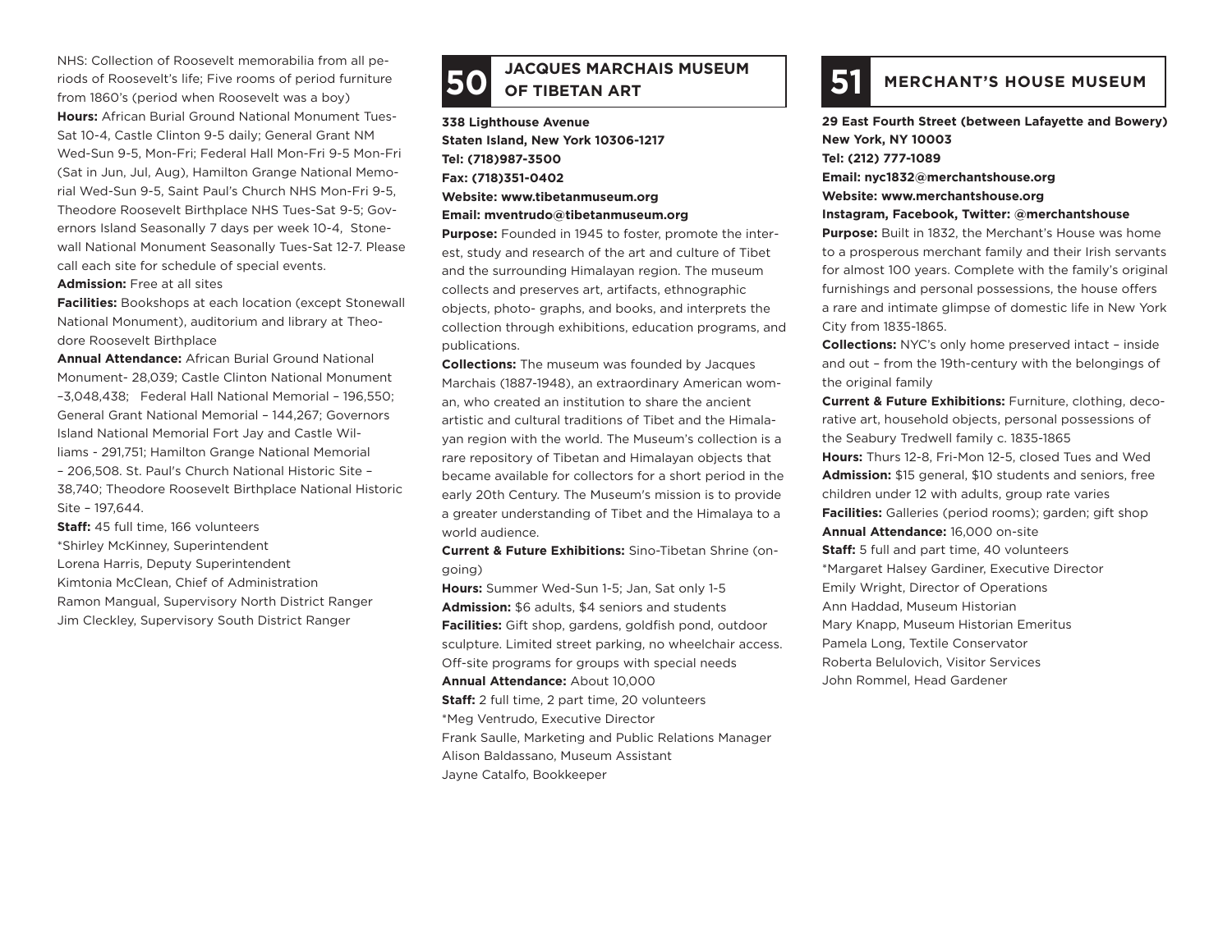NHS: Collection of Roosevelt memorabilia from all periods of Roosevelt's life; Five rooms of period furniture from 1860's (period when Roosevelt was a boy)

**Hours:** African Burial Ground National Monument Tues-Sat 10-4, Castle Clinton 9-5 daily; General Grant NM Wed-Sun 9-5, Mon-Fri; Federal Hall Mon-Fri 9-5 Mon-Fri (Sat in Jun, Jul, Aug), Hamilton Grange National Memorial Wed-Sun 9-5, Saint Paul's Church NHS Mon-Fri 9-5, Theodore Roosevelt Birthplace NHS Tues-Sat 9-5; Governors Island Seasonally 7 days per week 10-4, Stonewall National Monument Seasonally Tues-Sat 12-7. Please call each site for schedule of special events.

**Admission:** Free at all sites

**Facilities:** Bookshops at each location (except Stonewall National Monument), auditorium and library at Theodore Roosevelt Birthplace

**Annual Attendance:** African Burial Ground National Monument- 28,039; Castle Clinton National Monument –3,048,438; Federal Hall National Memorial – 196,550; General Grant National Memorial – 144,267; Governors Island National Memorial Fort Jay and Castle Williams - 291,751; Hamilton Grange National Memorial – 206,508. St. Paul's Church National Historic Site – 38,740; Theodore Roosevelt Birthplace National Historic Site – 197,644.

**Staff:** 45 full time, 166 volunteers
*Shirley McKinney, Superintendent
Lorena Harris, Deputy Superintendent
Kimtonia McClean, Chief of Administration
Ramon Mangual, Supervisory North District Ranger
Jim Cleckley, Supervisory South District Ranger

## 50 JACQUES MARCHAIS MUSEUM OF TIBETAN ART

**338 Lighthouse Avenue**
**Staten Island, New York 10306-1217**
**Tel: (718)987-3500**
**Fax: (718)351-0402**
**Website: www.tibetanmuseum.org**
**Email: mventrudo@tibetanmuseum.org**

**Purpose:** Founded in 1945 to foster, promote the interest, study and research of the art and culture of Tibet and the surrounding Himalayan region. The museum collects and preserves art, artifacts, ethnographic objects, photo- graphs, and books, and interprets the collection through exhibitions, education programs, and publications.

**Collections:** The museum was founded by Jacques Marchais (1887-1948), an extraordinary American woman, who created an institution to share the ancient artistic and cultural traditions of Tibet and the Himalayan region with the world. The Museum's collection is a rare repository of Tibetan and Himalayan objects that became available for collectors for a short period in the early 20th Century. The Museum's mission is to provide a greater understanding of Tibet and the Himalaya to a world audience.

**Current & Future Exhibitions:** Sino-Tibetan Shrine (ongoing)

**Hours:** Summer Wed-Sun 1-5; Jan, Sat only 1-5

**Admission:** $6 adults, $4 seniors and students

**Facilities:** Gift shop, gardens, goldfish pond, outdoor sculpture. Limited street parking, no wheelchair access. Off-site programs for groups with special needs

**Annual Attendance:** About 10,000

**Staff:** 2 full time, 2 part time, 20 volunteers
*Meg Ventrudo, Executive Director
Frank Saulle, Marketing and Public Relations Manager
Alison Baldassano, Museum Assistant
Jayne Catalfo, Bookkeeper

## 51 MERCHANT'S HOUSE MUSEUM

**29 East Fourth Street (between Lafayette and Bowery)**
**New York, NY 10003**
**Tel: (212) 777-1089**
**Email: nyc1832@merchantshouse.org**
**Website: www.merchantshouse.org**
**Instagram, Facebook, Twitter: @merchantshouse**

**Purpose:** Built in 1832, the Merchant's House was home to a prosperous merchant family and their Irish servants for almost 100 years. Complete with the family's original furnishings and personal possessions, the house offers a rare and intimate glimpse of domestic life in New York City from 1835-1865.

**Collections:** NYC's only home preserved intact – inside and out – from the 19th-century with the belongings of the original family

**Current & Future Exhibitions:** Furniture, clothing, decorative art, household objects, personal possessions of the Seabury Tredwell family c. 1835-1865

**Hours:** Thurs 12-8, Fri-Mon 12-5, closed Tues and Wed

**Admission:** $15 general, $10 students and seniors, free children under 12 with adults, group rate varies

**Facilities:** Galleries (period rooms); garden; gift shop

**Annual Attendance:** 16,000 on-site

**Staff:** 5 full and part time, 40 volunteers
*Margaret Halsey Gardiner, Executive Director
Emily Wright, Director of Operations
Ann Haddad, Museum Historian
Mary Knapp, Museum Historian Emeritus
Pamela Long, Textile Conservator
Roberta Belulovich, Visitor Services
John Rommel, Head Gardener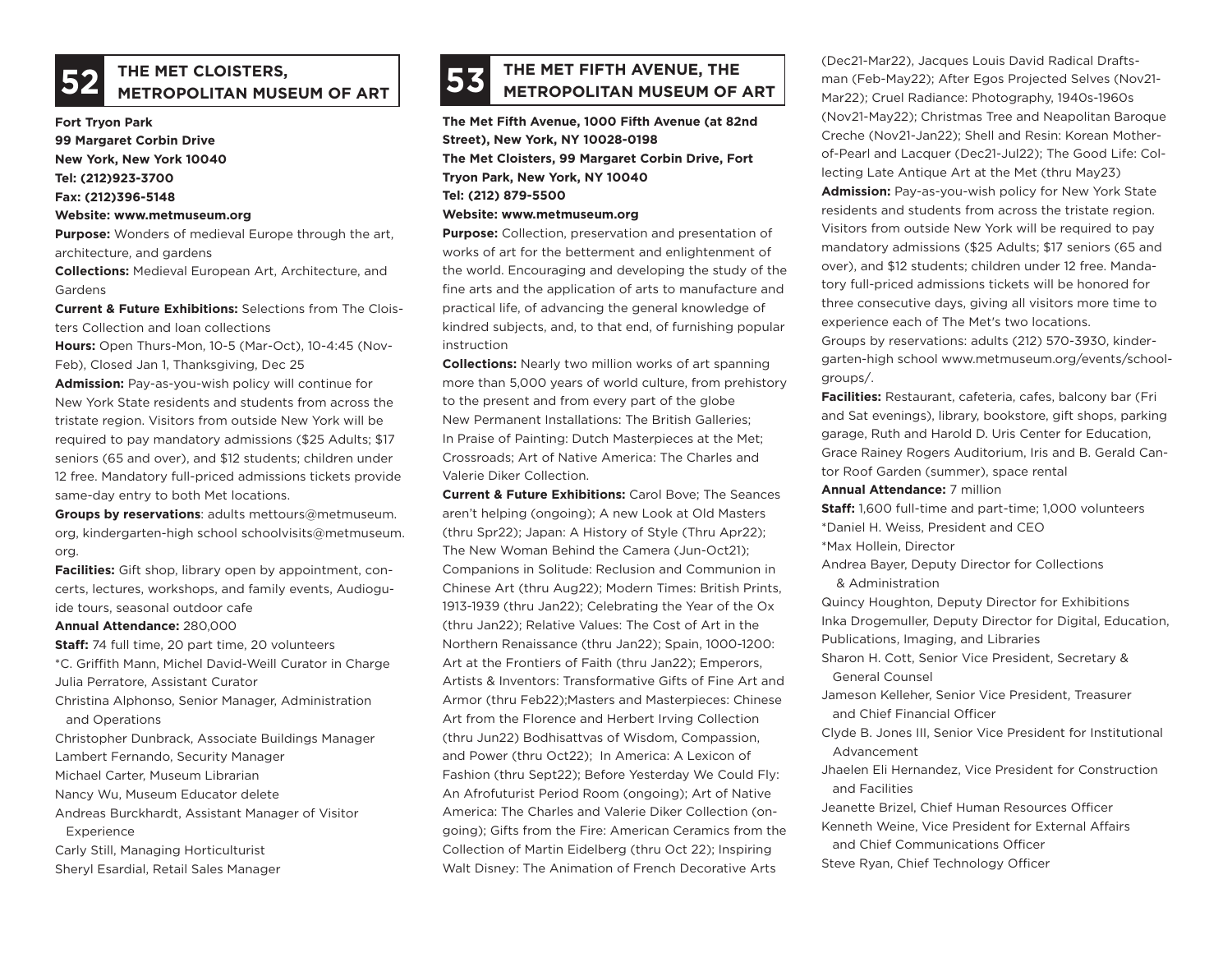## 52 THE MET CLOISTERS, METROPOLITAN MUSEUM OF ART

**Fort Tryon Park**
**99 Margaret Corbin Drive**
**New York, New York 10040**
**Tel: (212)923-3700**
**Fax: (212)396-5148**
**Website: www.metmuseum.org**

**Purpose:** Wonders of medieval Europe through the art, architecture, and gardens

**Collections:** Medieval European Art, Architecture, and Gardens

**Current & Future Exhibitions:** Selections from The Cloisters Collection and loan collections

**Hours:** Open Thurs-Mon, 10-5 (Mar-Oct), 10-4:45 (Nov-Feb), Closed Jan 1, Thanksgiving, Dec 25

**Admission:** Pay-as-you-wish policy will continue for New York State residents and students from across the tristate region. Visitors from outside New York will be required to pay mandatory admissions ($25 Adults; $17 seniors (65 and over), and $12 students; children under 12 free. Mandatory full-priced admissions tickets provide same-day entry to both Met locations.

**Groups by reservations**: adults mettours@metmuseum.org, kindergarten-high school schoolvisits@metmuseum.org.

**Facilities:** Gift shop, library open by appointment, concerts, lectures, workshops, and family events, Audioguide tours, seasonal outdoor cafe

**Annual Attendance:** 280,000

**Staff:** 74 full time, 20 part time, 20 volunteers

*C. Griffith Mann, Michel David-Weill Curator in Charge
Julia Perratore, Assistant Curator
Christina Alphonso, Senior Manager, Administration and Operations
Christopher Dunbrack, Associate Buildings Manager
Lambert Fernando, Security Manager
Michael Carter, Museum Librarian
Nancy Wu, Museum Educator delete
Andreas Burckhardt, Assistant Manager of Visitor Experience
Carly Still, Managing Horticulturist
Sheryl Esardial, Retail Sales Manager

## 53 THE MET FIFTH AVENUE, THE METROPOLITAN MUSEUM OF ART

**The Met Fifth Avenue, 1000 Fifth Avenue (at 82nd Street), New York, NY 10028-0198**
**The Met Cloisters, 99 Margaret Corbin Drive, Fort Tryon Park, New York, NY 10040**
**Tel: (212) 879-5500**
**Website: www.metmuseum.org**

**Purpose:** Collection, preservation and presentation of works of art for the betterment and enlightenment of the world. Encouraging and developing the study of the fine arts and the application of arts to manufacture and practical life, of advancing the general knowledge of kindred subjects, and, to that end, of furnishing popular instruction

**Collections:** Nearly two million works of art spanning more than 5,000 years of world culture, from prehistory to the present and from every part of the globe
New Permanent Installations: The British Galleries; In Praise of Painting: Dutch Masterpieces at the Met; Crossroads; Art of Native America: The Charles and Valerie Diker Collection.

**Current & Future Exhibitions:** Carol Bove; The Seances aren't helping (ongoing); A new Look at Old Masters (thru Spr22); Japan: A History of Style (Thru Apr22); The New Woman Behind the Camera (Jun-Oct21); Companions in Solitude: Reclusion and Communion in Chinese Art (thru Aug22); Modern Times: British Prints, 1913-1939 (thru Jan22); Celebrating the Year of the Ox (thru Jan22); Relative Values: The Cost of Art in the Northern Renaissance (thru Jan22); Spain, 1000-1200: Art at the Frontiers of Faith (thru Jan22); Emperors, Artists & Inventors: Transformative Gifts of Fine Art and Armor (thru Feb22);Masters and Masterpieces: Chinese Art from the Florence and Herbert Irving Collection (thru Jun22) Bodhisattvas of Wisdom, Compassion, and Power (thru Oct22); In America: A Lexicon of Fashion (thru Sept22); Before Yesterday We Could Fly: An Afrofuturist Period Room (ongoing); Art of Native America: The Charles and Valerie Diker Collection (ongoing); Gifts from the Fire: American Ceramics from the Collection of Martin Eidelberg (thru Oct 22); Inspiring Walt Disney: The Animation of French Decorative Arts (Dec21-Mar22), Jacques Louis David Radical Draftsman (Feb-May22); After Egos Projected Selves (Nov21-Mar22); Cruel Radiance: Photography, 1940s-1960s (Nov21-May22); Christmas Tree and Neapolitan Baroque Creche (Nov21-Jan22); Shell and Resin: Korean Mother-of-Pearl and Lacquer (Dec21-Jul22); The Good Life: Collecting Late Antique Art at the Met (thru May23)

**Admission:** Pay-as-you-wish policy for New York State residents and students from across the tristate region. Visitors from outside New York will be required to pay mandatory admissions ($25 Adults; $17 seniors (65 and over), and $12 students; children under 12 free. Mandatory full-priced admissions tickets will be honored for three consecutive days, giving all visitors more time to experience each of The Met's two locations.
Groups by reservations: adults (212) 570-3930, kindergarten-high school www.metmuseum.org/events/schoolgroups/.

**Facilities:** Restaurant, cafeteria, cafes, balcony bar (Fri and Sat evenings), library, bookstore, gift shops, parking garage, Ruth and Harold D. Uris Center for Education, Grace Rainey Rogers Auditorium, Iris and B. Gerald Cantor Roof Garden (summer), space rental

**Annual Attendance:** 7 million

**Staff:** 1,600 full-time and part-time; 1,000 volunteers

*Daniel H. Weiss, President and CEO
*Max Hollein, Director
Andrea Bayer, Deputy Director for Collections & Administration
Quincy Houghton, Deputy Director for Exhibitions
Inka Drogemuller, Deputy Director for Digital, Education, Publications, Imaging, and Libraries
Sharon H. Cott, Senior Vice President, Secretary & General Counsel
Jameson Kelleher, Senior Vice President, Treasurer and Chief Financial Officer
Clyde B. Jones III, Senior Vice President for Institutional Advancement
Jhaelen Eli Hernandez, Vice President for Construction and Facilities
Jeanette Brizel, Chief Human Resources Officer
Kenneth Weine, Vice President for External Affairs and Chief Communications Officer
Steve Ryan, Chief Technology Officer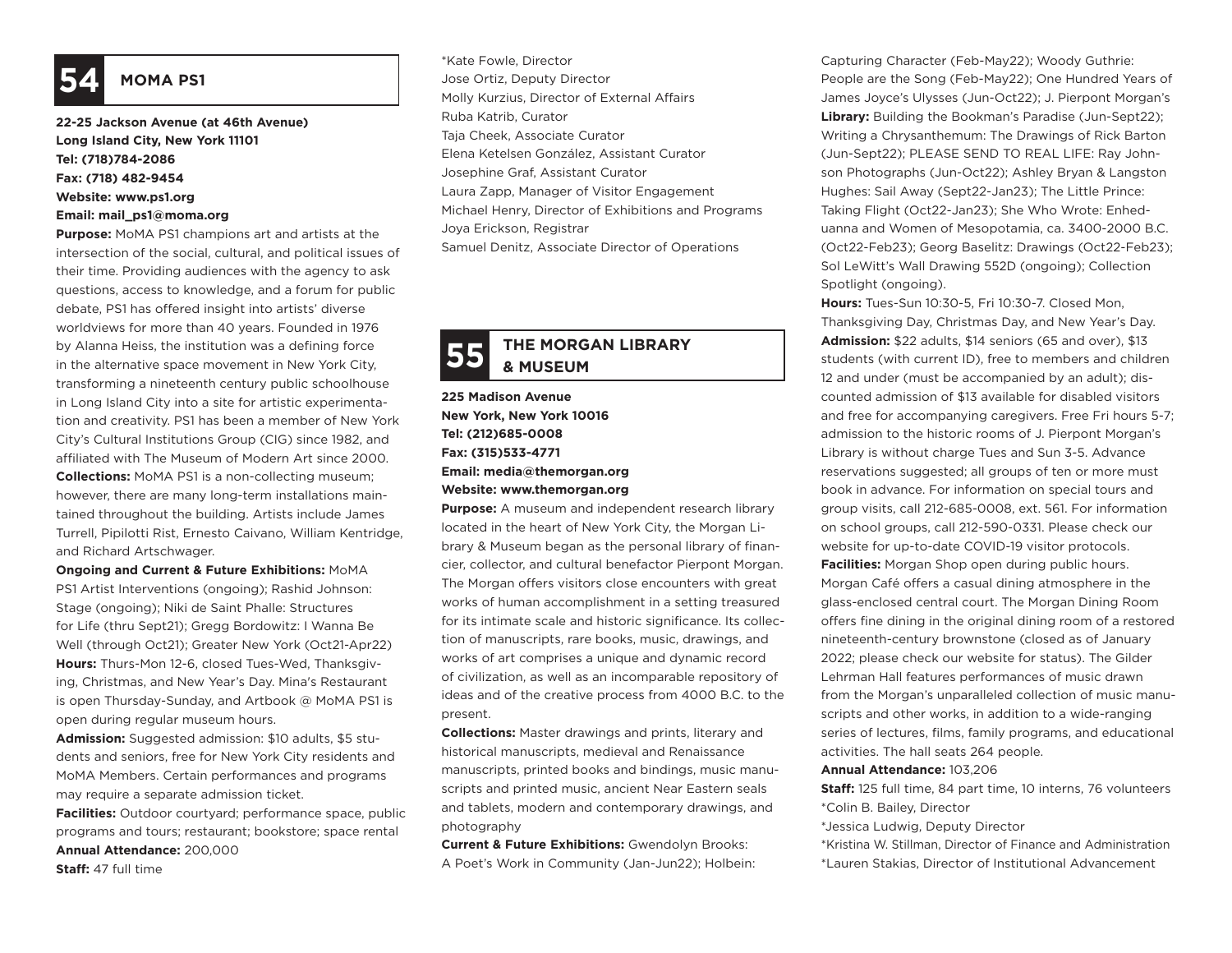## 54 MOMA PS1

**22-25 Jackson Avenue (at 46th Avenue)**
**Long Island City, New York 11101**
**Tel: (718)784-2086**
**Fax: (718) 482-9454**
**Website: www.ps1.org**
**Email: mail_ps1@moma.org**

**Purpose:** MoMA PS1 champions art and artists at the intersection of the social, cultural, and political issues of their time. Providing audiences with the agency to ask questions, access to knowledge, and a forum for public debate, PS1 has offered insight into artists' diverse worldviews for more than 40 years. Founded in 1976 by Alanna Heiss, the institution was a defining force in the alternative space movement in New York City, transforming a nineteenth century public schoolhouse in Long Island City into a site for artistic experimentation and creativity. PS1 has been a member of New York City's Cultural Institutions Group (CIG) since 1982, and affiliated with The Museum of Modern Art since 2000.

**Collections:** MoMA PS1 is a non-collecting museum; however, there are many long-term installations maintained throughout the building. Artists include James Turrell, Pipilotti Rist, Ernesto Caivano, William Kentridge, and Richard Artschwager.

**Ongoing and Current & Future Exhibitions:** MoMA PS1 Artist Interventions (ongoing); Rashid Johnson: Stage (ongoing); Niki de Saint Phalle: Structures for Life (thru Sept21); Gregg Bordowitz: I Wanna Be Well (through Oct21); Greater New York (Oct21-Apr22)

**Hours:** Thurs-Mon 12-6, closed Tues-Wed, Thanksgiving, Christmas, and New Year's Day. Mina's Restaurant is open Thursday-Sunday, and Artbook @ MoMA PS1 is open during regular museum hours.

**Admission:** Suggested admission: $10 adults, $5 students and seniors, free for New York City residents and MoMA Members. Certain performances and programs may require a separate admission ticket.

**Facilities:** Outdoor courtyard; performance space, public programs and tours; restaurant; bookstore; space rental

**Annual Attendance:** 200,000

**Staff:** 47 full time

*Kate Fowle, Director
Jose Ortiz, Deputy Director
Molly Kurzius, Director of External Affairs
Ruba Katrib, Curator
Taja Cheek, Associate Curator
Elena Ketelsen González, Assistant Curator
Josephine Graf, Assistant Curator
Laura Zapp, Manager of Visitor Engagement
Michael Henry, Director of Exhibitions and Programs
Joya Erickson, Registrar
Samuel Denitz, Associate Director of Operations

## 55 THE MORGAN LIBRARY & MUSEUM

**225 Madison Avenue**
**New York, New York 10016**
**Tel: (212)685-0008**
**Fax: (315)533-4771**
**Email: media@themorgan.org**
**Website: www.themorgan.org**

**Purpose:** A museum and independent research library located in the heart of New York City, the Morgan Library & Museum began as the personal library of financier, collector, and cultural benefactor Pierpont Morgan. The Morgan offers visitors close encounters with great works of human accomplishment in a setting treasured for its intimate scale and historic significance. Its collection of manuscripts, rare books, music, drawings, and works of art comprises a unique and dynamic record of civilization, as well as an incomparable repository of ideas and of the creative process from 4000 B.C. to the present.

**Collections:** Master drawings and prints, literary and historical manuscripts, medieval and Renaissance manuscripts, printed books and bindings, music manuscripts and printed music, ancient Near Eastern seals and tablets, modern and contemporary drawings, and photography

**Current & Future Exhibitions:** Gwendolyn Brooks: A Poet's Work in Community (Jan-Jun22); Holbein: Capturing Character (Feb-May22); Woody Guthrie: People are the Song (Feb-May22); One Hundred Years of James Joyce's Ulysses (Jun-Oct22); J. Pierpont Morgan's **Library:** Building the Bookman's Paradise (Jun-Sept22); Writing a Chrysanthemum: The Drawings of Rick Barton (Jun-Sept22); PLEASE SEND TO REAL LIFE: Ray Johnson Photographs (Jun-Oct22); Ashley Bryan & Langston Hughes: Sail Away (Sept22-Jan23); The Little Prince: Taking Flight (Oct22-Jan23); She Who Wrote: Enheduanna and Women of Mesopotamia, ca. 3400-2000 B.C. (Oct22-Feb23); Georg Baselitz: Drawings (Oct22-Feb23); Sol LeWitt's Wall Drawing 552D (ongoing); Collection Spotlight (ongoing).

**Hours:** Tues-Sun 10:30-5, Fri 10:30-7. Closed Mon, Thanksgiving Day, Christmas Day, and New Year's Day.

**Admission:** $22 adults, $14 seniors (65 and over), $13 students (with current ID), free to members and children 12 and under (must be accompanied by an adult); discounted admission of $13 available for disabled visitors and free for accompanying caregivers. Free Fri hours 5-7; admission to the historic rooms of J. Pierpont Morgan's Library is without charge Tues and Sun 3-5. Advance reservations suggested; all groups of ten or more must book in advance. For information on special tours and group visits, call 212-685-0008, ext. 561. For information on school groups, call 212-590-0331. Please check our website for up-to-date COVID-19 visitor protocols.

**Facilities:** Morgan Shop open during public hours. Morgan Café offers a casual dining atmosphere in the glass-enclosed central court. The Morgan Dining Room offers fine dining in the original dining room of a restored nineteenth-century brownstone (closed as of January 2022; please check our website for status). The Gilder Lehrman Hall features performances of music drawn from the Morgan's unparalleled collection of music manuscripts and other works, in addition to a wide-ranging series of lectures, films, family programs, and educational activities. The hall seats 264 people.

**Annual Attendance:** 103,206

**Staff:** 125 full time, 84 part time, 10 interns, 76 volunteers

*Colin B. Bailey, Director
*Jessica Ludwig, Deputy Director
*Kristina W. Stillman, Director of Finance and Administration
*Lauren Stakias, Director of Institutional Advancement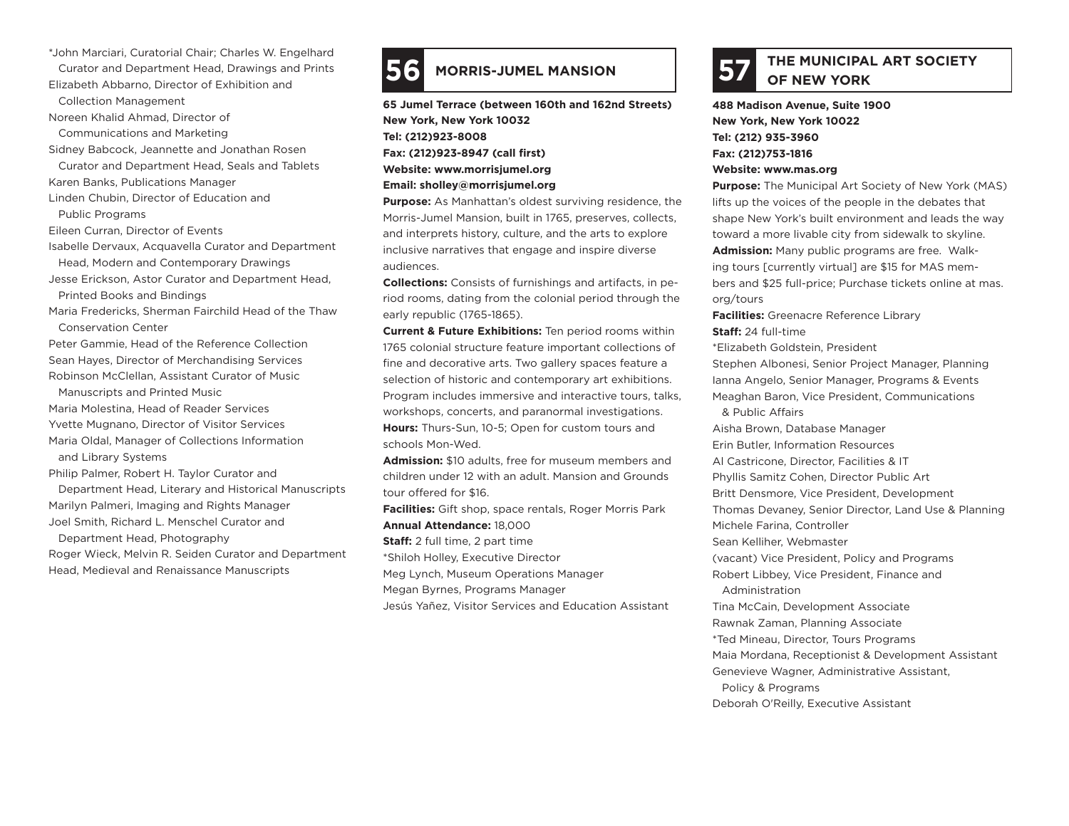*John Marciari, Curatorial Chair; Charles W. Engelhard Curator and Department Head, Drawings and Prints
Elizabeth Abbarno, Director of Exhibition and Collection Management
Noreen Khalid Ahmad, Director of Communications and Marketing
Sidney Babcock, Jeannette and Jonathan Rosen Curator and Department Head, Seals and Tablets
Karen Banks, Publications Manager
Linden Chubin, Director of Education and Public Programs
Eileen Curran, Director of Events
Isabelle Dervaux, Acquavella Curator and Department Head, Modern and Contemporary Drawings
Jesse Erickson, Astor Curator and Department Head, Printed Books and Bindings
Maria Fredericks, Sherman Fairchild Head of the Thaw Conservation Center
Peter Gammie, Head of the Reference Collection
Sean Hayes, Director of Merchandising Services
Robinson McClellan, Assistant Curator of Music Manuscripts and Printed Music
Maria Molestina, Head of Reader Services
Yvette Mugnano, Director of Visitor Services
Maria Oldal, Manager of Collections Information and Library Systems
Philip Palmer, Robert H. Taylor Curator and Department Head, Literary and Historical Manuscripts
Marilyn Palmeri, Imaging and Rights Manager
Joel Smith, Richard L. Menschel Curator and Department Head, Photography
Roger Wieck, Melvin R. Seiden Curator and Department Head, Medieval and Renaissance Manuscripts

## 56 MORRIS-JUMEL MANSION

**65 Jumel Terrace (between 160th and 162nd Streets)**
**New York, New York 10032**
**Tel: (212)923-8008**
**Fax: (212)923-8947 (call first)**
**Website: www.morrisjumel.org**
**Email: sholley@morrisjumel.org**

**Purpose:** As Manhattan's oldest surviving residence, the Morris-Jumel Mansion, built in 1765, preserves, collects, and interprets history, culture, and the arts to explore inclusive narratives that engage and inspire diverse audiences.

**Collections:** Consists of furnishings and artifacts, in period rooms, dating from the colonial period through the early republic (1765-1865).

**Current & Future Exhibitions:** Ten period rooms within 1765 colonial structure feature important collections of fine and decorative arts. Two gallery spaces feature a selection of historic and contemporary art exhibitions. Program includes immersive and interactive tours, talks, workshops, concerts, and paranormal investigations.

**Hours:** Thurs-Sun, 10-5; Open for custom tours and schools Mon-Wed.

**Admission:** $10 adults, free for museum members and children under 12 with an adult. Mansion and Grounds tour offered for $16.

**Facilities:** Gift shop, space rentals, Roger Morris Park

**Annual Attendance:** 18,000

**Staff:** 2 full time, 2 part time

*Shiloh Holley, Executive Director
Meg Lynch, Museum Operations Manager
Megan Byrnes, Programs Manager
Jesús Yañez, Visitor Services and Education Assistant

## 57 THE MUNICIPAL ART SOCIETY OF NEW YORK

**488 Madison Avenue, Suite 1900**
**New York, New York 10022**
**Tel: (212) 935-3960**
**Fax: (212)753-1816**
**Website: www.mas.org**

**Purpose:** The Municipal Art Society of New York (MAS) lifts up the voices of the people in the debates that shape New York's built environment and leads the way toward a more livable city from sidewalk to skyline.

**Admission:** Many public programs are free. Walking tours [currently virtual] are $15 for MAS members and $25 full-price; Purchase tickets online at mas.org/tours

**Facilities:** Greenacre Reference Library

**Staff:** 24 full-time

*Elizabeth Goldstein, President
Stephen Albonesi, Senior Project Manager, Planning
Ianna Angelo, Senior Manager, Programs & Events
Meaghan Baron, Vice President, Communications & Public Affairs
Aisha Brown, Database Manager
Erin Butler, Information Resources
Al Castricone, Director, Facilities & IT
Phyllis Samitz Cohen, Director Public Art
Britt Densmore, Vice President, Development
Thomas Devaney, Senior Director, Land Use & Planning
Michele Farina, Controller
Sean Kelliher, Webmaster
(vacant) Vice President, Policy and Programs
Robert Libbey, Vice President, Finance and Administration
Tina McCain, Development Associate
Rawnak Zaman, Planning Associate
*Ted Mineau, Director, Tours Programs
Maia Mordana, Receptionist & Development Assistant
Genevieve Wagner, Administrative Assistant, Policy & Programs
Deborah O'Reilly, Executive Assistant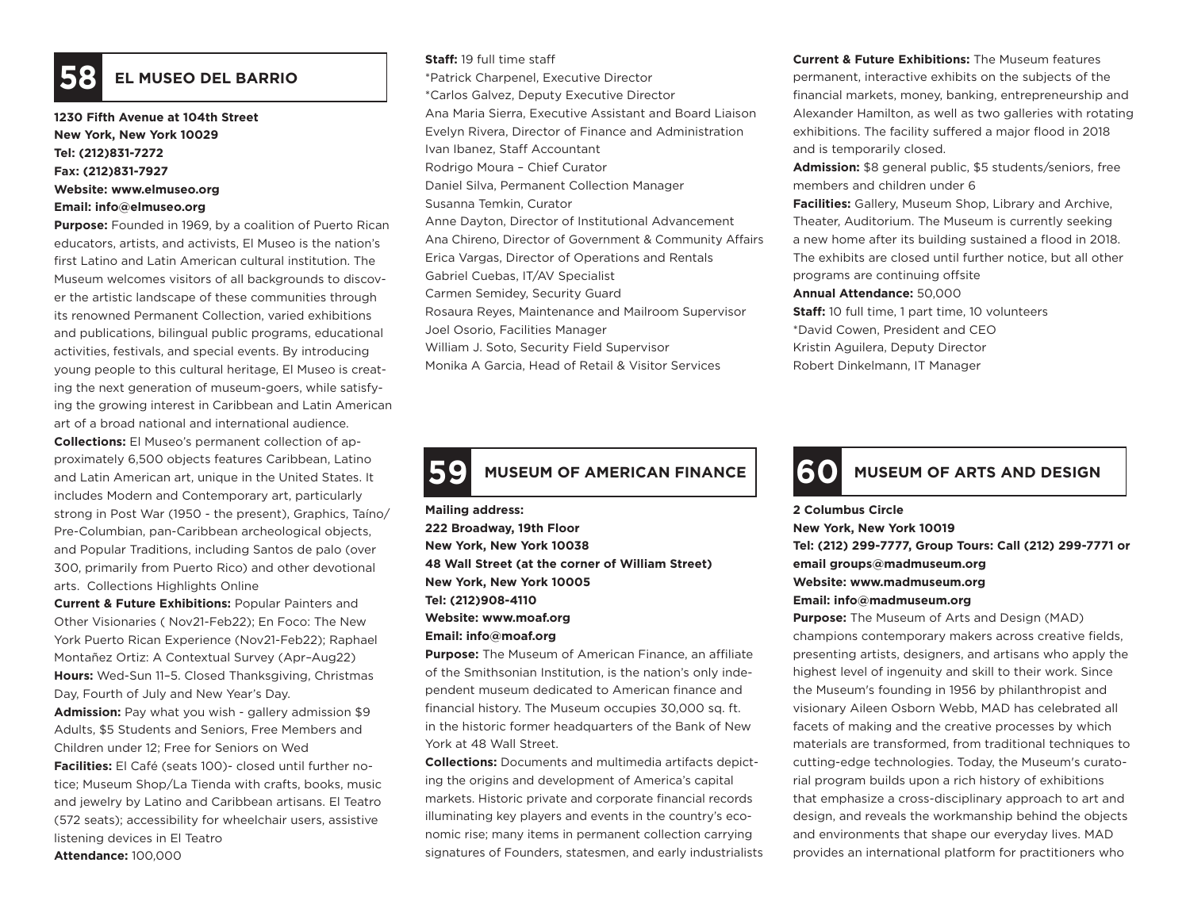## 58 EL MUSEO DEL BARRIO

**1230 Fifth Avenue at 104th Street**
**New York, New York 10029**
**Tel: (212)831-7272**
**Fax: (212)831-7927**
**Website: www.elmuseo.org**
**Email: info@elmuseo.org**

**Purpose:** Founded in 1969, by a coalition of Puerto Rican educators, artists, and activists, El Museo is the nation's first Latino and Latin American cultural institution. The Museum welcomes visitors of all backgrounds to discover the artistic landscape of these communities through its renowned Permanent Collection, varied exhibitions and publications, bilingual public programs, educational activities, festivals, and special events. By introducing young people to this cultural heritage, El Museo is creating the next generation of museum-goers, while satisfying the growing interest in Caribbean and Latin American art of a broad national and international audience.

**Collections:** El Museo's permanent collection of approximately 6,500 objects features Caribbean, Latino and Latin American art, unique in the United States. It includes Modern and Contemporary art, particularly strong in Post War (1950 - the present), Graphics, Taíno/Pre-Columbian, pan-Caribbean archeological objects, and Popular Traditions, including Santos de palo (over 300, primarily from Puerto Rico) and other devotional arts. Collections Highlights Online

**Current & Future Exhibitions:** Popular Painters and Other Visionaries ( Nov21-Feb22); En Foco: The New York Puerto Rican Experience (Nov21-Feb22); Raphael Montañez Ortiz: A Contextual Survey (Apr–Aug22)

**Hours:** Wed-Sun 11–5. Closed Thanksgiving, Christmas Day, Fourth of July and New Year's Day.

**Admission:** Pay what you wish - gallery admission $9 Adults, $5 Students and Seniors, Free Members and Children under 12; Free for Seniors on Wed

**Facilities:** El Café (seats 100)- closed until further notice; Museum Shop/La Tienda with crafts, books, music and jewelry by Latino and Caribbean artisans. El Teatro (572 seats); accessibility for wheelchair users, assistive listening devices in El Teatro

**Attendance:** 100,000

**Staff:** 19 full time staff
*Patrick Charpenel, Executive Director
*Carlos Galvez, Deputy Executive Director
Ana Maria Sierra, Executive Assistant and Board Liaison
Evelyn Rivera, Director of Finance and Administration
Ivan Ibanez, Staff Accountant
Rodrigo Moura – Chief Curator
Daniel Silva, Permanent Collection Manager
Susanna Temkin, Curator
Anne Dayton, Director of Institutional Advancement
Ana Chireno, Director of Government & Community Affairs
Erica Vargas, Director of Operations and Rentals
Gabriel Cuebas, IT/AV Specialist
Carmen Semidey, Security Guard
Rosaura Reyes, Maintenance and Mailroom Supervisor
Joel Osorio, Facilities Manager
William J. Soto, Security Field Supervisor
Monika A Garcia, Head of Retail & Visitor Services

## 59 MUSEUM OF AMERICAN FINANCE

**Mailing address:**
**222 Broadway, 19th Floor**
**New York, New York 10038**
**48 Wall Street (at the corner of William Street)**
**New York, New York 10005**
**Tel: (212)908-4110**
**Website: www.moaf.org**
**Email: info@moaf.org**

**Purpose:** The Museum of American Finance, an affiliate of the Smithsonian Institution, is the nation's only independent museum dedicated to American finance and financial history. The Museum occupies 30,000 sq. ft. in the historic former headquarters of the Bank of New York at 48 Wall Street.

**Collections:** Documents and multimedia artifacts depicting the origins and development of America's capital markets. Historic private and corporate financial records illuminating key players and events in the country's economic rise; many items in permanent collection carrying signatures of Founders, statesmen, and early industrialists

**Current & Future Exhibitions:** The Museum features permanent, interactive exhibits on the subjects of the financial markets, money, banking, entrepreneurship and Alexander Hamilton, as well as two galleries with rotating exhibitions. The facility suffered a major flood in 2018 and is temporarily closed.

**Admission:** $8 general public, $5 students/seniors, free members and children under 6

**Facilities:** Gallery, Museum Shop, Library and Archive, Theater, Auditorium. The Museum is currently seeking a new home after its building sustained a flood in 2018. The exhibits are closed until further notice, but all other programs are continuing offsite

**Annual Attendance:** 50,000

**Staff:** 10 full time, 1 part time, 10 volunteers
*David Cowen, President and CEO
Kristin Aguilera, Deputy Director
Robert Dinkelmann, IT Manager

## 60 MUSEUM OF ARTS AND DESIGN

**2 Columbus Circle**
**New York, New York 10019**
**Tel: (212) 299-7777, Group Tours: Call (212) 299-7771 or email groups@madmuseum.org**
**Website: www.madmuseum.org**
**Email: info@madmuseum.org**

**Purpose:** The Museum of Arts and Design (MAD) champions contemporary makers across creative fields, presenting artists, designers, and artisans who apply the highest level of ingenuity and skill to their work. Since the Museum's founding in 1956 by philanthropist and visionary Aileen Osborn Webb, MAD has celebrated all facets of making and the creative processes by which materials are transformed, from traditional techniques to cutting-edge technologies. Today, the Museum's curatorial program builds upon a rich history of exhibitions that emphasize a cross-disciplinary approach to art and design, and reveals the workmanship behind the objects and environments that shape our everyday lives. MAD provides an international platform for practitioners who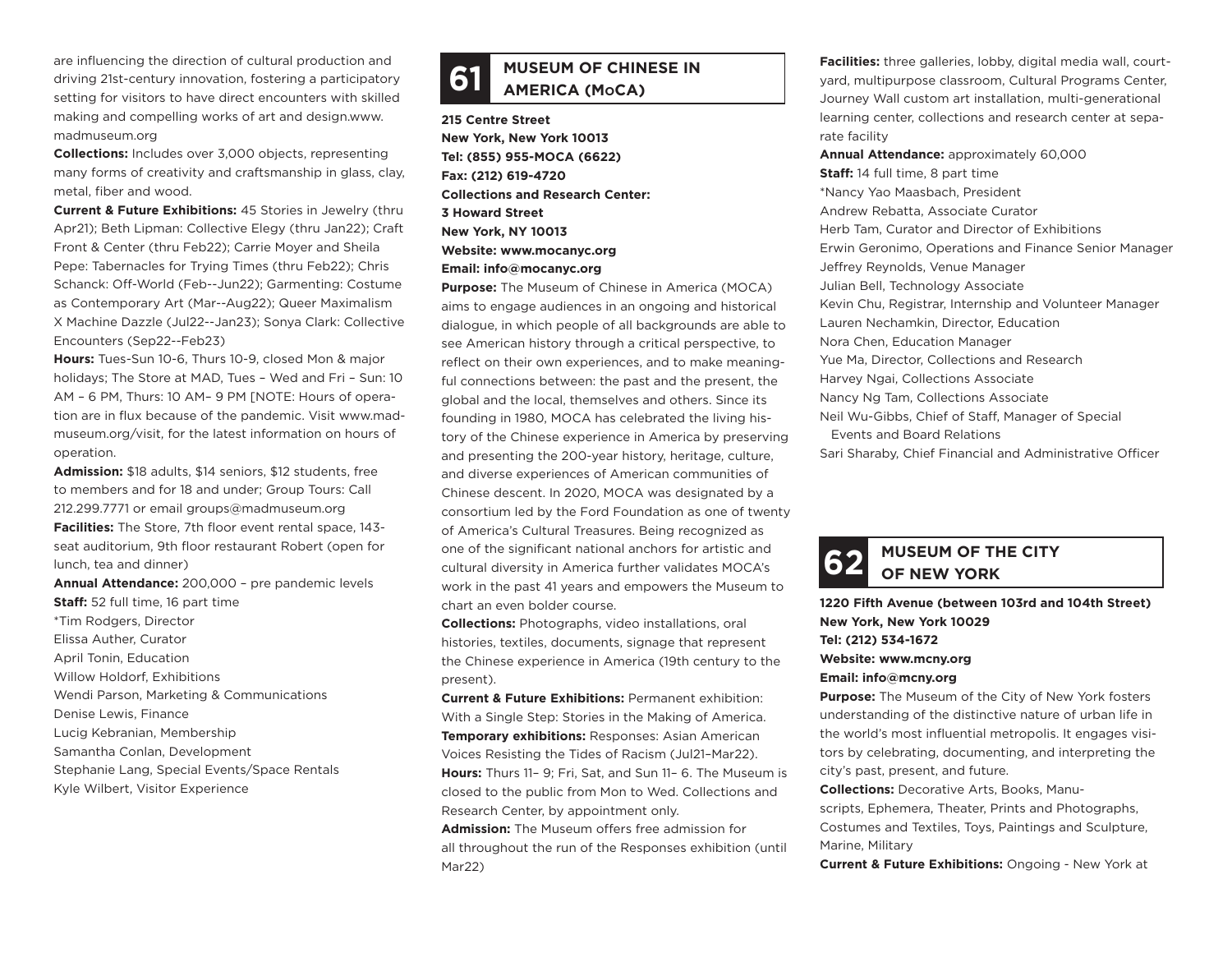are influencing the direction of cultural production and driving 21st-century innovation, fostering a participatory setting for visitors to have direct encounters with skilled making and compelling works of art and design.www.madmuseum.org

**Collections:** Includes over 3,000 objects, representing many forms of creativity and craftsmanship in glass, clay, metal, fiber and wood.

**Current & Future Exhibitions:** 45 Stories in Jewelry (thru Apr21); Beth Lipman: Collective Elegy (thru Jan22); Craft Front & Center (thru Feb22); Carrie Moyer and Sheila Pepe: Tabernacles for Trying Times (thru Feb22); Chris Schanck: Off-World (Feb--Jun22); Garmenting: Costume as Contemporary Art (Mar--Aug22); Queer Maximalism X Machine Dazzle (Jul22--Jan23); Sonya Clark: Collective Encounters (Sep22--Feb23)

**Hours:** Tues-Sun 10-6, Thurs 10-9, closed Mon & major holidays; The Store at MAD, Tues – Wed and Fri – Sun: 10 AM – 6 PM, Thurs: 10 AM– 9 PM [NOTE: Hours of operation are in flux because of the pandemic. Visit www.madmuseum.org/visit, for the latest information on hours of operation.

**Admission:** $18 adults, $14 seniors, $12 students, free to members and for 18 and under; Group Tours: Call 212.299.7771 or email groups@madmuseum.org

**Facilities:** The Store, 7th floor event rental space, 143-seat auditorium, 9th floor restaurant Robert (open for lunch, tea and dinner)

**Annual Attendance:** 200,000 – pre pandemic levels

**Staff:** 52 full time, 16 part time

*Tim Rodgers, Director
Elissa Auther, Curator
April Tonin, Education
Willow Holdorf, Exhibitions
Wendi Parson, Marketing & Communications
Denise Lewis, Finance
Lucig Kebranian, Membership
Samantha Conlan, Development
Stephanie Lang, Special Events/Space Rentals
Kyle Wilbert, Visitor Experience

## 61 MUSEUM OF CHINESE IN AMERICA (MoCA)

**215 Centre Street**
**New York, New York 10013**
**Tel: (855) 955-MOCA (6622)**
**Fax: (212) 619-4720**
**Collections and Research Center:**
**3 Howard Street**
**New York, NY 10013**
**Website: www.mocanyc.org**
**Email: info@mocanyc.org**

**Purpose:** The Museum of Chinese in America (MOCA) aims to engage audiences in an ongoing and historical dialogue, in which people of all backgrounds are able to see American history through a critical perspective, to reflect on their own experiences, and to make meaningful connections between: the past and the present, the global and the local, themselves and others. Since its founding in 1980, MOCA has celebrated the living history of the Chinese experience in America by preserving and presenting the 200-year history, heritage, culture, and diverse experiences of American communities of Chinese descent. In 2020, MOCA was designated by a consortium led by the Ford Foundation as one of twenty of America's Cultural Treasures. Being recognized as one of the significant national anchors for artistic and cultural diversity in America further validates MOCA's work in the past 41 years and empowers the Museum to chart an even bolder course.

**Collections:** Photographs, video installations, oral histories, textiles, documents, signage that represent the Chinese experience in America (19th century to the present).

**Current & Future Exhibitions:** Permanent exhibition: With a Single Step: Stories in the Making of America.

**Temporary exhibitions:** Responses: Asian American Voices Resisting the Tides of Racism (Jul21–Mar22).

**Hours:** Thurs 11– 9; Fri, Sat, and Sun 11– 6. The Museum is closed to the public from Mon to Wed. Collections and Research Center, by appointment only.

**Admission:** The Museum offers free admission for all throughout the run of the Responses exhibition (until Mar22)

**Facilities:** three galleries, lobby, digital media wall, courtyard, multipurpose classroom, Cultural Programs Center, Journey Wall custom art installation, multi-generational learning center, collections and research center at separate facility

**Annual Attendance:** approximately 60,000

**Staff:** 14 full time, 8 part time

*Nancy Yao Maasbach, President
Andrew Rebatta, Associate Curator
Herb Tam, Curator and Director of Exhibitions
Erwin Geronimo, Operations and Finance Senior Manager
Jeffrey Reynolds, Venue Manager
Julian Bell, Technology Associate
Kevin Chu, Registrar, Internship and Volunteer Manager
Lauren Nechamkin, Director, Education
Nora Chen, Education Manager
Yue Ma, Director, Collections and Research
Harvey Ngai, Collections Associate
Nancy Ng Tam, Collections Associate
Neil Wu-Gibbs, Chief of Staff, Manager of Special Events and Board Relations
Sari Sharaby, Chief Financial and Administrative Officer

## 62 MUSEUM OF THE CITY OF NEW YORK

**1220 Fifth Avenue (between 103rd and 104th Street)**
**New York, New York 10029**
**Tel: (212) 534-1672**
**Website: www.mcny.org**
**Email: info@mcny.org**

**Purpose:** The Museum of the City of New York fosters understanding of the distinctive nature of urban life in the world's most influential metropolis. It engages visitors by celebrating, documenting, and interpreting the city's past, present, and future.

**Collections:** Decorative Arts, Books, Manuscripts, Ephemera, Theater, Prints and Photographs, Costumes and Textiles, Toys, Paintings and Sculpture, Marine, Military

**Current & Future Exhibitions:** Ongoing - New York at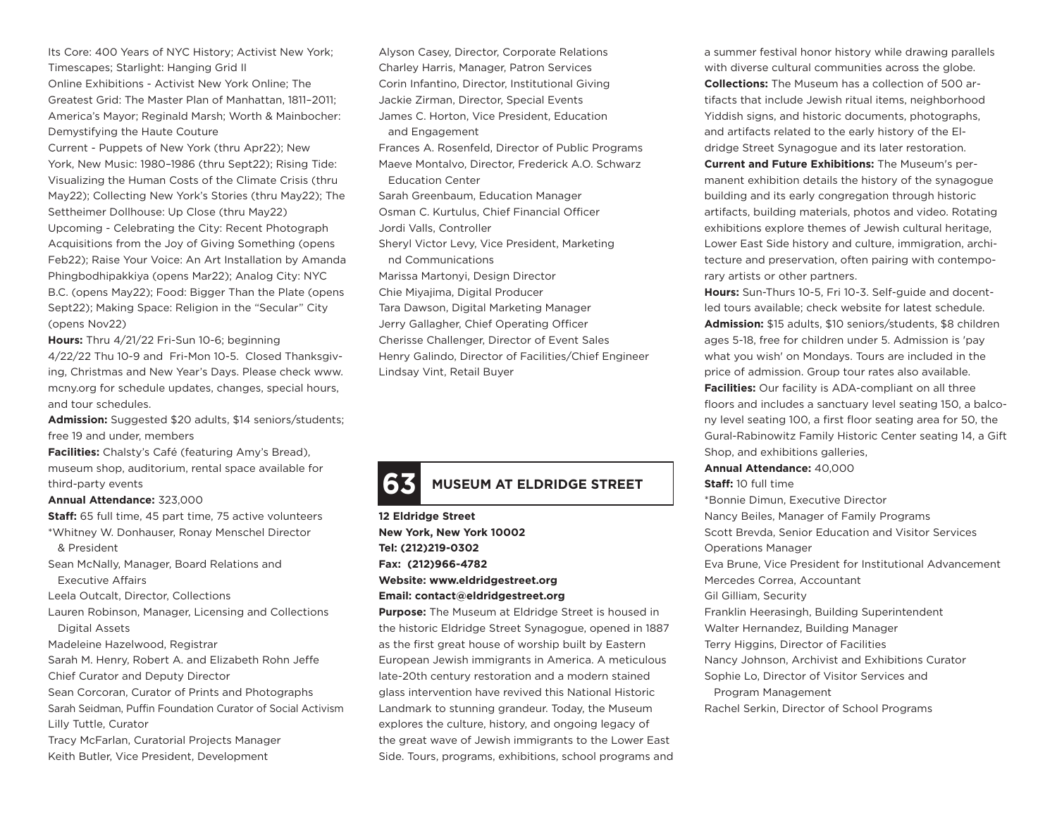Its Core: 400 Years of NYC History; Activist New York; Timescapes; Starlight: Hanging Grid II

Online Exhibitions - Activist New York Online; The Greatest Grid: The Master Plan of Manhattan, 1811–2011; America's Mayor; Reginald Marsh; Worth & Mainbocher: Demystifying the Haute Couture

Current - Puppets of New York (thru Apr22); New York, New Music: 1980–1986 (thru Sept22); Rising Tide: Visualizing the Human Costs of the Climate Crisis (thru May22); Collecting New York's Stories (thru May22); The Settheimer Dollhouse: Up Close (thru May22)

Upcoming - Celebrating the City: Recent Photograph Acquisitions from the Joy of Giving Something (opens Feb22); Raise Your Voice: An Art Installation by Amanda Phingbodhipakkiya (opens Mar22); Analog City: NYC B.C. (opens May22); Food: Bigger Than the Plate (opens Sept22); Making Space: Religion in the "Secular" City (opens Nov22)

**Hours:** Thru 4/21/22 Fri-Sun 10-6; beginning 4/22/22 Thu 10-9 and Fri-Mon 10-5. Closed Thanksgiving, Christmas and New Year's Days. Please check www.mcny.org for schedule updates, changes, special hours, and tour schedules.

**Admission:** Suggested $20 adults, $14 seniors/students; free 19 and under, members

**Facilities:** Chalsty's Café (featuring Amy's Bread), museum shop, auditorium, rental space available for third-party events

**Annual Attendance:** 323,000

**Staff:** 65 full time, 45 part time, 75 active volunteers

*Whitney W. Donhauser, Ronay Menschel Director & President
Sean McNally, Manager, Board Relations and Executive Affairs
Leela Outcalt, Director, Collections
Lauren Robinson, Manager, Licensing and Collections Digital Assets
Madeleine Hazelwood, Registrar
Sarah M. Henry, Robert A. and Elizabeth Rohn Jeffe Chief Curator and Deputy Director
Sean Corcoran, Curator of Prints and Photographs
Sarah Seidman, Puffin Foundation Curator of Social Activism
Lilly Tuttle, Curator
Tracy McFarlan, Curatorial Projects Manager
Keith Butler, Vice President, Development
Alyson Casey, Director, Corporate Relations
Charley Harris, Manager, Patron Services
Corin Infantino, Director, Institutional Giving
Jackie Zirman, Director, Special Events
James C. Horton, Vice President, Education and Engagement
Frances A. Rosenfeld, Director of Public Programs
Maeve Montalvo, Director, Frederick A.O. Schwarz Education Center
Sarah Greenbaum, Education Manager
Osman C. Kurtulus, Chief Financial Officer
Jordi Valls, Controller
Sheryl Victor Levy, Vice President, Marketing nd Communications
Marissa Martonyi, Design Director
Chie Miyajima, Digital Producer
Tara Dawson, Digital Marketing Manager
Jerry Gallagher, Chief Operating Officer
Cherisse Challenger, Director of Event Sales
Henry Galindo, Director of Facilities/Chief Engineer
Lindsay Vint, Retail Buyer

## 63 MUSEUM AT ELDRIDGE STREET

**12 Eldridge Street**
**New York, New York 10002**
**Tel: (212)219-0302**
**Fax: (212)966-4782**
**Website: www.eldridgestreet.org**
**Email: contact@eldridgestreet.org**

**Purpose:** The Museum at Eldridge Street is housed in the historic Eldridge Street Synagogue, opened in 1887 as the first great house of worship built by Eastern European Jewish immigrants in America. A meticulous late-20th century restoration and a modern stained glass intervention have revived this National Historic Landmark to stunning grandeur. Today, the Museum explores the culture, history, and ongoing legacy of the great wave of Jewish immigrants to the Lower East Side. Tours, programs, exhibitions, school programs and a summer festival honor history while drawing parallels with diverse cultural communities across the globe.

**Collections:** The Museum has a collection of 500 artifacts that include Jewish ritual items, neighborhood Yiddish signs, and historic documents, photographs, and artifacts related to the early history of the Eldridge Street Synagogue and its later restoration.

**Current and Future Exhibitions:** The Museum's permanent exhibition details the history of the synagogue building and its early congregation through historic artifacts, building materials, photos and video. Rotating exhibitions explore themes of Jewish cultural heritage, Lower East Side history and culture, immigration, architecture and preservation, often pairing with contemporary artists or other partners.

**Hours:** Sun-Thurs 10-5, Fri 10-3. Self-guide and docent-led tours available; check website for latest schedule.

**Admission:** $15 adults, $10 seniors/students, $8 children ages 5-18, free for children under 5. Admission is 'pay what you wish' on Mondays. Tours are included in the price of admission. Group tour rates also available.

**Facilities:** Our facility is ADA-compliant on all three floors and includes a sanctuary level seating 150, a balcony level seating 100, a first floor seating area for 50, the Gural-Rabinowitz Family Historic Center seating 14, a Gift Shop, and exhibitions galleries,

**Annual Attendance:** 40,000

**Staff:** 10 full time

*Bonnie Dimun, Executive Director
Nancy Beiles, Manager of Family Programs
Scott Brevda, Senior Education and Visitor Services Operations Manager
Eva Brune, Vice President for Institutional Advancement
Mercedes Correa, Accountant
Gil Gilliam, Security
Franklin Heerasingh, Building Superintendent
Walter Hernandez, Building Manager
Terry Higgins, Director of Facilities
Nancy Johnson, Archivist and Exhibitions Curator
Sophie Lo, Director of Visitor Services and Program Management
Rachel Serkin, Director of School Programs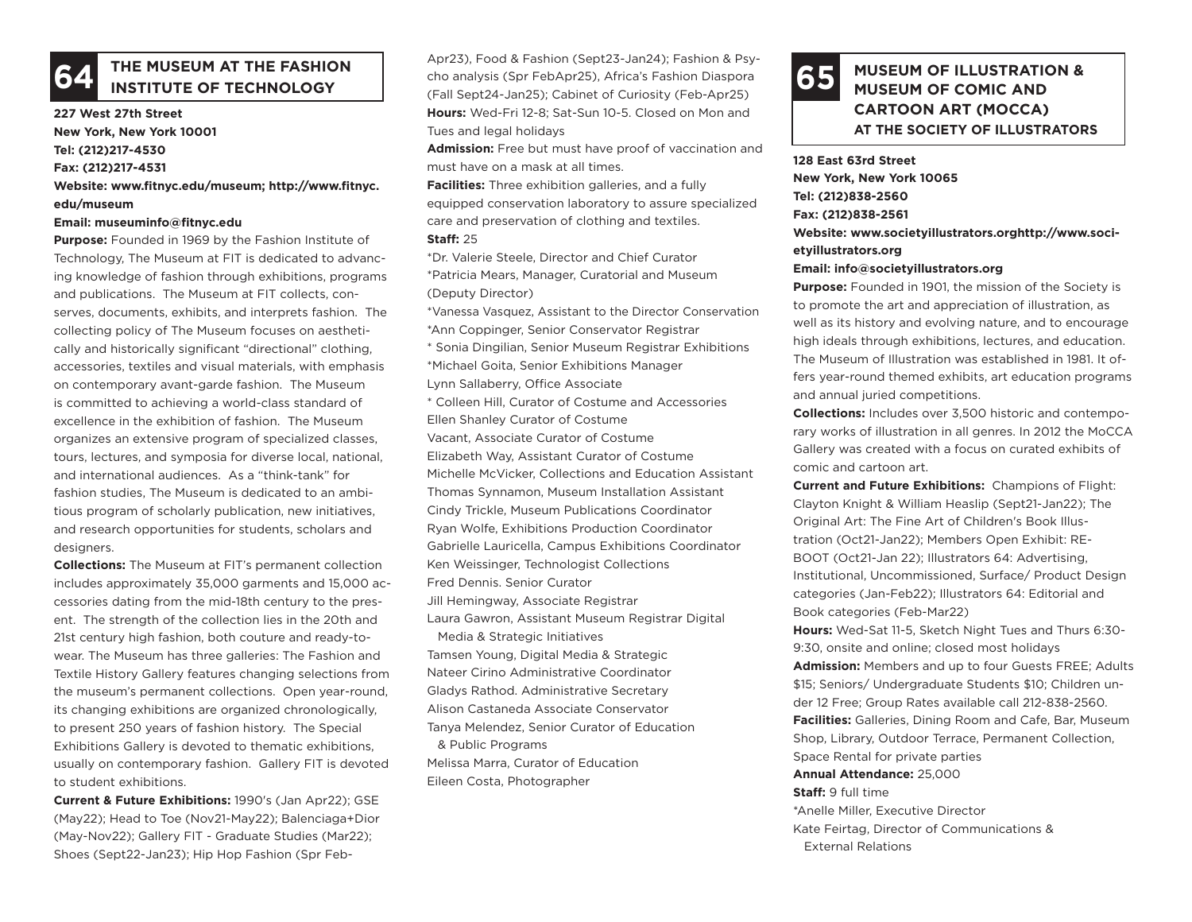## 64 THE MUSEUM AT THE FASHION INSTITUTE OF TECHNOLOGY

**227 West 27th Street**
**New York, New York 10001**
**Tel: (212)217-4530**
**Fax: (212)217-4531**
**Website: www.fitnyc.edu/museum; http://www.fitnyc.edu/museum**
**Email: museuminfo@fitnyc.edu**

**Purpose:** Founded in 1969 by the Fashion Institute of Technology, The Museum at FIT is dedicated to advancing knowledge of fashion through exhibitions, programs and publications. The Museum at FIT collects, conserves, documents, exhibits, and interprets fashion. The collecting policy of The Museum focuses on aesthetically and historically significant "directional" clothing, accessories, textiles and visual materials, with emphasis on contemporary avant-garde fashion. The Museum is committed to achieving a world-class standard of excellence in the exhibition of fashion. The Museum organizes an extensive program of specialized classes, tours, lectures, and symposia for diverse local, national, and international audiences. As a "think-tank" for fashion studies, The Museum is dedicated to an ambitious program of scholarly publication, new initiatives, and research opportunities for students, scholars and designers.

**Collections:** The Museum at FIT's permanent collection includes approximately 35,000 garments and 15,000 accessories dating from the mid-18th century to the present. The strength of the collection lies in the 20th and 21st century high fashion, both couture and ready-to-wear. The Museum has three galleries: The Fashion and Textile History Gallery features changing selections from the museum's permanent collections. Open year-round, its changing exhibitions are organized chronologically, to present 250 years of fashion history. The Special Exhibitions Gallery is devoted to thematic exhibitions, usually on contemporary fashion. Gallery FIT is devoted to student exhibitions.

**Current & Future Exhibitions:** 1990's (Jan Apr22); GSE (May22); Head to Toe (Nov21-May22); Balenciaga+Dior (May-Nov22); Gallery FIT - Graduate Studies (Mar22); Shoes (Sept22-Jan23); Hip Hop Fashion (Spr Feb-Apr23), Food & Fashion (Sept23-Jan24); Fashion & Psycho analysis (Spr FebApr25), Africa's Fashion Diaspora (Fall Sept24-Jan25); Cabinet of Curiosity (Feb-Apr25)

**Hours:** Wed-Fri 12-8; Sat-Sun 10-5. Closed on Mon and Tues and legal holidays

**Admission:** Free but must have proof of vaccination and must have on a mask at all times.

**Facilities:** Three exhibition galleries, and a fully equipped conservation laboratory to assure specialized care and preservation of clothing and textiles.

**Staff:** 25

*Dr. Valerie Steele, Director and Chief Curator
*Patricia Mears, Manager, Curatorial and Museum (Deputy Director)
*Vanessa Vasquez, Assistant to the Director Conservation
*Ann Coppinger, Senior Conservator Registrar
* Sonia Dingilian, Senior Museum Registrar Exhibitions
*Michael Goita, Senior Exhibitions Manager
Lynn Sallaberry, Office Associate
* Colleen Hill, Curator of Costume and Accessories
Ellen Shanley Curator of Costume
Vacant, Associate Curator of Costume
Elizabeth Way, Assistant Curator of Costume
Michelle McVicker, Collections and Education Assistant
Thomas Synnamon, Museum Installation Assistant
Cindy Trickle, Museum Publications Coordinator
Ryan Wolfe, Exhibitions Production Coordinator
Gabrielle Lauricella, Campus Exhibitions Coordinator
Ken Weissinger, Technologist Collections
Fred Dennis. Senior Curator
Jill Hemingway, Associate Registrar
Laura Gawron, Assistant Museum Registrar Digital Media & Strategic Initiatives
Tamsen Young, Digital Media & Strategic
Nateer Cirino Administrative Coordinator
Gladys Rathod. Administrative Secretary
Alison Castaneda Associate Conservator
Tanya Melendez, Senior Curator of Education & Public Programs
Melissa Marra, Curator of Education
Eileen Costa, Photographer

## 65 MUSEUM OF ILLUSTRATION & MUSEUM OF COMIC AND CARTOON ART (MOCCA) AT THE SOCIETY OF ILLUSTRATORS

**128 East 63rd Street**
**New York, New York 10065**
**Tel: (212)838-2560**
**Fax: (212)838-2561**
**Website: www.societyillustrators.orghttp://www.societyillustrators.org**
**Email: info@societyillustrators.org**

**Purpose:** Founded in 1901, the mission of the Society is to promote the art and appreciation of illustration, as well as its history and evolving nature, and to encourage high ideals through exhibitions, lectures, and education. The Museum of Illustration was established in 1981. It offers year-round themed exhibits, art education programs and annual juried competitions.

**Collections:** Includes over 3,500 historic and contemporary works of illustration in all genres. In 2012 the MoCCA Gallery was created with a focus on curated exhibits of comic and cartoon art.

**Current and Future Exhibitions:** Champions of Flight: Clayton Knight & William Heaslip (Sept21-Jan22); The Original Art: The Fine Art of Children's Book Illustration (Oct21-Jan22); Members Open Exhibit: RE-BOOT (Oct21-Jan 22); Illustrators 64: Advertising, Institutional, Uncommissioned, Surface/ Product Design categories (Jan-Feb22); Illustrators 64: Editorial and Book categories (Feb-Mar22)

**Hours:** Wed-Sat 11-5, Sketch Night Tues and Thurs 6:30-9:30, onsite and online; closed most holidays

**Admission:** Members and up to four Guests FREE; Adults $15; Seniors/ Undergraduate Students $10; Children under 12 Free; Group Rates available call 212-838-2560.

**Facilities:** Galleries, Dining Room and Cafe, Bar, Museum Shop, Library, Outdoor Terrace, Permanent Collection, Space Rental for private parties

**Annual Attendance:** 25,000

**Staff:** 9 full time

*Anelle Miller, Executive Director
Kate Feirtag, Director of Communications & External Relations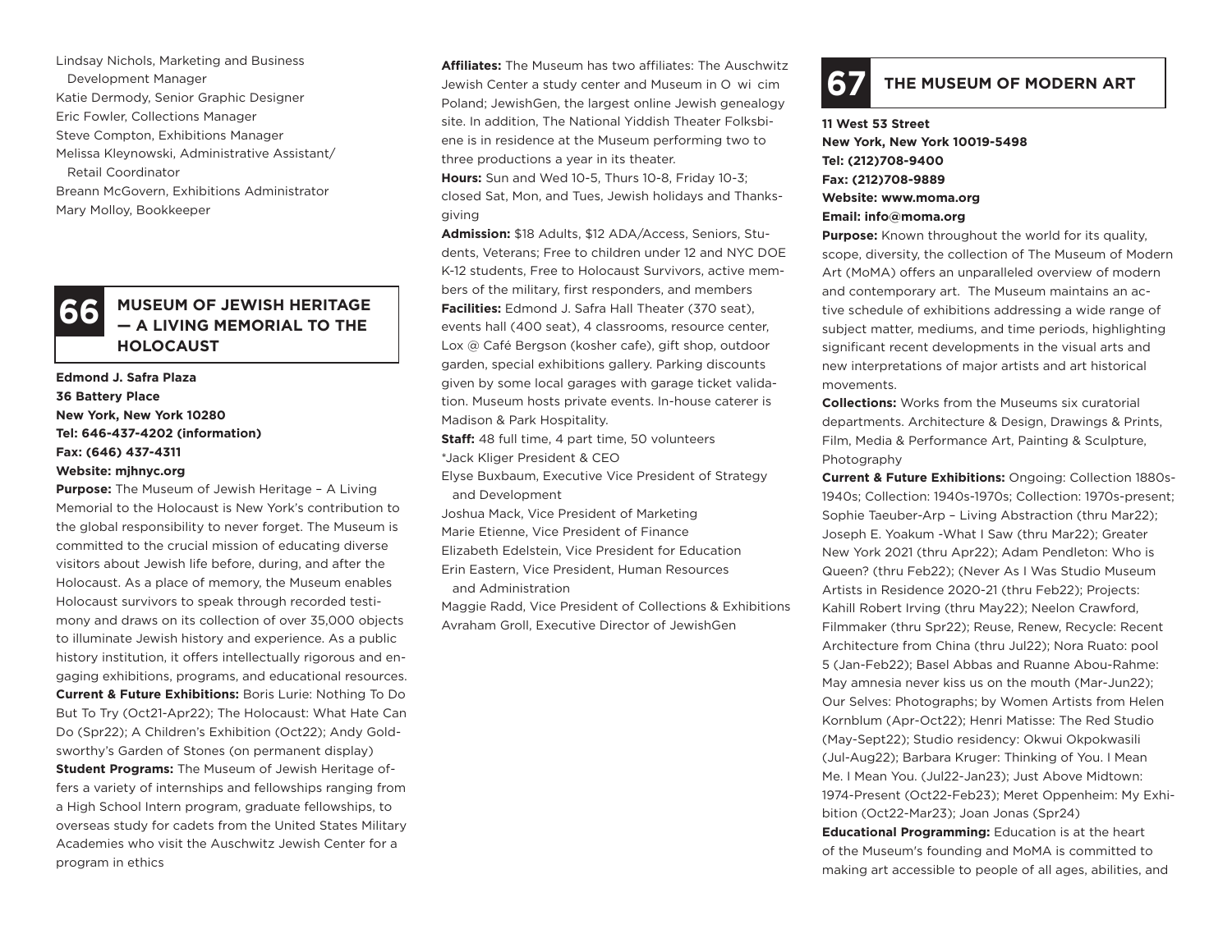Lindsay Nichols, Marketing and Business Development Manager
Katie Dermody, Senior Graphic Designer
Eric Fowler, Collections Manager
Steve Compton, Exhibitions Manager
Melissa Kleynowski, Administrative Assistant/ Retail Coordinator
Breann McGovern, Exhibitions Administrator
Mary Molloy, Bookkeeper

## 66 MUSEUM OF JEWISH HERITAGE — A LIVING MEMORIAL TO THE HOLOCAUST

**Edmond J. Safra Plaza**
**36 Battery Place**
**New York, New York 10280**
**Tel: 646-437-4202 (information)**
**Fax: (646) 437-4311**
**Website: mjhnyc.org**

**Purpose:** The Museum of Jewish Heritage – A Living Memorial to the Holocaust is New York's contribution to the global responsibility to never forget. The Museum is committed to the crucial mission of educating diverse visitors about Jewish life before, during, and after the Holocaust. As a place of memory, the Museum enables Holocaust survivors to speak through recorded testimony and draws on its collection of over 35,000 objects to illuminate Jewish history and experience. As a public history institution, it offers intellectually rigorous and engaging exhibitions, programs, and educational resources.

**Current & Future Exhibitions:** Boris Lurie: Nothing To Do But To Try (Oct21-Apr22); The Holocaust: What Hate Can Do (Spr22); A Children's Exhibition (Oct22); Andy Goldsworthy's Garden of Stones (on permanent display)

**Student Programs:** The Museum of Jewish Heritage offers a variety of internships and fellowships ranging from a High School Intern program, graduate fellowships, to overseas study for cadets from the United States Military Academies who visit the Auschwitz Jewish Center for a program in ethics

**Affiliates:** The Museum has two affiliates: The Auschwitz Jewish Center a study center and Museum in O wi cim Poland; JewishGen, the largest online Jewish genealogy site. In addition, The National Yiddish Theater Folksbiene is in residence at the Museum performing two to three productions a year in its theater.

**Hours:** Sun and Wed 10-5, Thurs 10-8, Friday 10-3; closed Sat, Mon, and Tues, Jewish holidays and Thanksgiving

**Admission:** $18 Adults, $12 ADA/Access, Seniors, Students, Veterans; Free to children under 12 and NYC DOE K-12 students, Free to Holocaust Survivors, active members of the military, first responders, and members

**Facilities:** Edmond J. Safra Hall Theater (370 seat), events hall (400 seat), 4 classrooms, resource center, Lox @ Café Bergson (kosher cafe), gift shop, outdoor garden, special exhibitions gallery. Parking discounts given by some local garages with garage ticket validation. Museum hosts private events. In-house caterer is Madison & Park Hospitality.

**Staff:** 48 full time, 4 part time, 50 volunteers
*Jack Kliger President & CEO
Elyse Buxbaum, Executive Vice President of Strategy and Development
Joshua Mack, Vice President of Marketing
Marie Etienne, Vice President of Finance
Elizabeth Edelstein, Vice President for Education
Erin Eastern, Vice President, Human Resources and Administration
Maggie Radd, Vice President of Collections & Exhibitions
Avraham Groll, Executive Director of JewishGen

## 67 THE MUSEUM OF MODERN ART

**11 West 53 Street**
**New York, New York 10019-5498**
**Tel: (212)708-9400**
**Fax: (212)708-9889**
**Website: www.moma.org**
**Email: info@moma.org**

**Purpose:** Known throughout the world for its quality, scope, diversity, the collection of The Museum of Modern Art (MoMA) offers an unparalleled overview of modern and contemporary art. The Museum maintains an active schedule of exhibitions addressing a wide range of subject matter, mediums, and time periods, highlighting significant recent developments in the visual arts and new interpretations of major artists and art historical movements.

**Collections:** Works from the Museums six curatorial departments. Architecture & Design, Drawings & Prints, Film, Media & Performance Art, Painting & Sculpture, Photography

**Current & Future Exhibitions:** Ongoing: Collection 1880s-1940s; Collection: 1940s-1970s; Collection: 1970s-present; Sophie Taeuber-Arp – Living Abstraction (thru Mar22); Joseph E. Yoakum -What I Saw (thru Mar22); Greater New York 2021 (thru Apr22); Adam Pendleton: Who is Queen? (thru Feb22); (Never As I Was Studio Museum Artists in Residence 2020-21 (thru Feb22); Projects: Kahill Robert Irving (thru May22); Neelon Crawford, Filmmaker (thru Spr22); Reuse, Renew, Recycle: Recent Architecture from China (thru Jul22); Nora Ruato: pool 5 (Jan-Feb22); Basel Abbas and Ruanne Abou-Rahme: May amnesia never kiss us on the mouth (Mar-Jun22); Our Selves: Photographs; by Women Artists from Helen Kornblum (Apr-Oct22); Henri Matisse: The Red Studio (May-Sept22); Studio residency: Okwui Okpokwasili (Jul-Aug22); Barbara Kruger: Thinking of You. I Mean Me. I Mean You. (Jul22-Jan23); Just Above Midtown: 1974-Present (Oct22-Feb23); Meret Oppenheim: My Exhibition (Oct22-Mar23); Joan Jonas (Spr24)

**Educational Programming:** Education is at the heart of the Museum's founding and MoMA is committed to making art accessible to people of all ages, abilities, and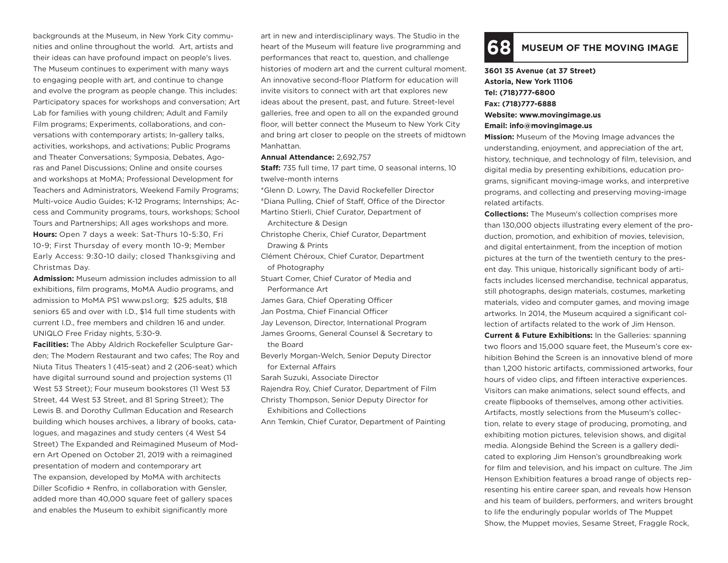backgrounds at the Museum, in New York City communities and online throughout the world. Art, artists and their ideas can have profound impact on people's lives. The Museum continues to experiment with many ways to engaging people with art, and continue to change and evolve the program as people change. This includes: Participatory spaces for workshops and conversation; Art Lab for families with young children; Adult and Family Film programs; Experiments, collaborations, and conversations with contemporary artists; In-gallery talks, activities, workshops, and activations; Public Programs and Theater Conversations; Symposia, Debates, Agoras and Panel Discussions; Online and onsite courses and workshops at MoMA; Professional Development for Teachers and Administrators, Weekend Family Programs; Multi-voice Audio Guides; K-12 Programs; Internships; Access and Community programs, tours, workshops; School Tours and Partnerships; All ages workshops and more.

**Hours:** Open 7 days a week: Sat-Thurs 10-5:30, Fri 10-9; First Thursday of every month 10-9; Member Early Access: 9:30-10 daily; closed Thanksgiving and Christmas Day.

**Admission:** Museum admission includes admission to all exhibitions, film programs, MoMA Audio programs, and admission to MoMA PS1 www.ps1.org; $25 adults, $18 seniors 65 and over with I.D., $14 full time students with current I.D., free members and children 16 and under. UNIQLO Free Friday nights, 5:30-9.

**Facilities:** The Abby Aldrich Rockefeller Sculpture Garden; The Modern Restaurant and two cafes; The Roy and Niuta Titus Theaters 1 (415-seat) and 2 (206-seat) which have digital surround sound and projection systems (11 West 53 Street); Four museum bookstores (11 West 53 Street, 44 West 53 Street, and 81 Spring Street); The Lewis B. and Dorothy Cullman Education and Research building which houses archives, a library of books, catalogues, and magazines and study centers (4 West 54 Street) The Expanded and Reimagined Museum of Modern Art Opened on October 21, 2019 with a reimagined presentation of modern and contemporary art
The expansion, developed by MoMA with architects Diller Scofidio + Renfro, in collaboration with Gensler, added more than 40,000 square feet of gallery spaces and enables the Museum to exhibit significantly more art in new and interdisciplinary ways. The Studio in the heart of the Museum will feature live programming and performances that react to, question, and challenge histories of modern art and the current cultural moment. An innovative second-floor Platform for education will invite visitors to connect with art that explores new ideas about the present, past, and future. Street-level galleries, free and open to all on the expanded ground floor, will better connect the Museum to New York City and bring art closer to people on the streets of midtown Manhattan.

**Annual Attendance:** 2,692,757

**Staff:** 735 full time, 17 part time, 0 seasonal interns, 10 twelve-month interns

*Glenn D. Lowry, The David Rockefeller Director
*Diana Pulling, Chief of Staff, Office of the Director
Martino Stierli, Chief Curator, Department of Architecture & Design
Christophe Cherix, Chief Curator, Department Drawing & Prints
Clément Chéroux, Chief Curator, Department of Photography
Stuart Comer, Chief Curator of Media and Performance Art
James Gara, Chief Operating Officer
Jan Postma, Chief Financial Officer
Jay Levenson, Director, International Program
James Grooms, General Counsel & Secretary to the Board
Beverly Morgan-Welch, Senior Deputy Director for External Affairs
Sarah Suzuki, Associate Director
Rajendra Roy, Chief Curator, Department of Film
Christy Thompson, Senior Deputy Director for Exhibitions and Collections
Ann Temkin, Chief Curator, Department of Painting

## 68 MUSEUM OF THE MOVING IMAGE

**3601 35 Avenue (at 37 Street)**
**Astoria, New York 11106**
**Tel: (718)777-6800**
**Fax: (718)777-6888**
**Website: www.movingimage.us**
**Email: info@movingimage.us**

**Mission:** Museum of the Moving Image advances the understanding, enjoyment, and appreciation of the art, history, technique, and technology of film, television, and digital media by presenting exhibitions, education programs, significant moving-image works, and interpretive programs, and collecting and preserving moving-image related artifacts.

**Collections:** The Museum's collection comprises more than 130,000 objects illustrating every element of the production, promotion, and exhibition of movies, television, and digital entertainment, from the inception of motion pictures at the turn of the twentieth century to the present day. This unique, historically significant body of artifacts includes licensed merchandise, technical apparatus, still photographs, design materials, costumes, marketing materials, video and computer games, and moving image artworks. In 2014, the Museum acquired a significant collection of artifacts related to the work of Jim Henson.

**Current & Future Exhibitions:** In the Galleries: spanning two floors and 15,000 square feet, the Museum's core exhibition Behind the Screen is an innovative blend of more than 1,200 historic artifacts, commissioned artworks, four hours of video clips, and fifteen interactive experiences. Visitors can make animations, select sound effects, and create flipbooks of themselves, among other activities. Artifacts, mostly selections from the Museum's collection, relate to every stage of producing, promoting, and exhibiting motion pictures, television shows, and digital media. Alongside Behind the Screen is a gallery dedicated to exploring Jim Henson's groundbreaking work for film and television, and his impact on culture. The Jim Henson Exhibition features a broad range of objects representing his entire career span, and reveals how Henson and his team of builders, performers, and writers brought to life the enduringly popular worlds of The Muppet Show, the Muppet movies, Sesame Street, Fraggle Rock,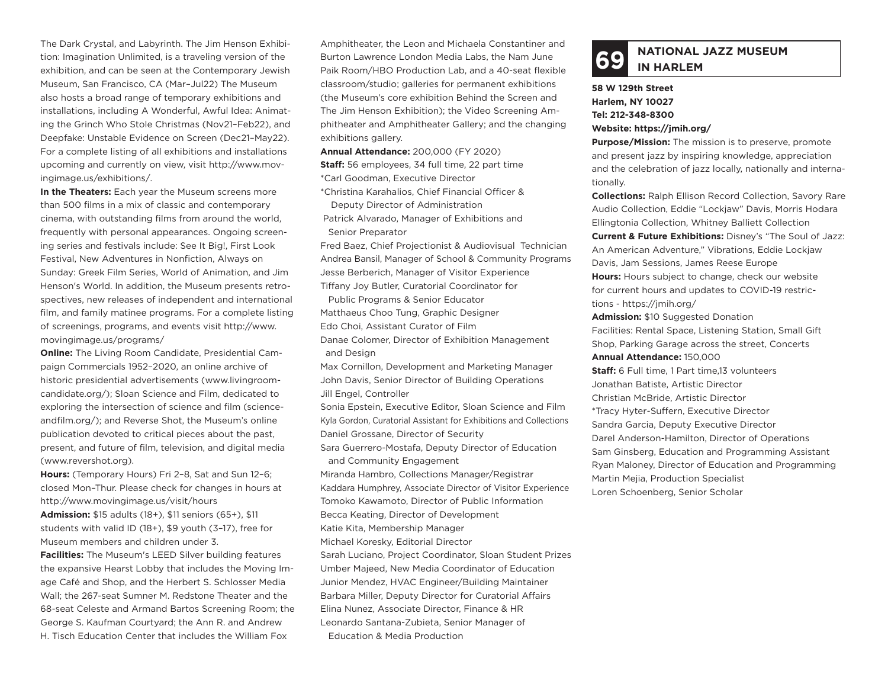The Dark Crystal, and Labyrinth. The Jim Henson Exhibition: Imagination Unlimited, is a traveling version of the exhibition, and can be seen at the Contemporary Jewish Museum, San Francisco, CA (Mar–Jul22) The Museum also hosts a broad range of temporary exhibitions and installations, including A Wonderful, Awful Idea: Animating the Grinch Who Stole Christmas (Nov21–Feb22), and Deepfake: Unstable Evidence on Screen (Dec21–May22). For a complete listing of all exhibitions and installations upcoming and currently on view, visit http://www.movingimage.us/exhibitions/.

**In the Theaters:** Each year the Museum screens more than 500 films in a mix of classic and contemporary cinema, with outstanding films from around the world, frequently with personal appearances. Ongoing screening series and festivals include: See It Big!, First Look Festival, New Adventures in Nonfiction, Always on Sunday: Greek Film Series, World of Animation, and Jim Henson's World. In addition, the Museum presents retrospectives, new releases of independent and international film, and family matinee programs. For a complete listing of screenings, programs, and events visit http://www.movingimage.us/programs/

**Online:** The Living Room Candidate, Presidential Campaign Commercials 1952–2020, an online archive of historic presidential advertisements (www.livingroomcandidate.org/); Sloan Science and Film, dedicated to exploring the intersection of science and film (scienceandfilm.org/); and Reverse Shot, the Museum's online publication devoted to critical pieces about the past, present, and future of film, television, and digital media (www.revershot.org).

**Hours:** (Temporary Hours) Fri 2–8, Sat and Sun 12–6; closed Mon–Thur. Please check for changes in hours at http://www.movingimage.us/visit/hours

**Admission:** $15 adults (18+), $11 seniors (65+), $11 students with valid ID (18+), $9 youth (3–17), free for Museum members and children under 3.

**Facilities:** The Museum's LEED Silver building features the expansive Hearst Lobby that includes the Moving Image Café and Shop, and the Herbert S. Schlosser Media Wall; the 267-seat Sumner M. Redstone Theater and the 68-seat Celeste and Armand Bartos Screening Room; the George S. Kaufman Courtyard; the Ann R. and Andrew H. Tisch Education Center that includes the William Fox Amphitheater, the Leon and Michaela Constantiner and Burton Lawrence London Media Labs, the Nam June Paik Room/HBO Production Lab, and a 40-seat flexible classroom/studio; galleries for permanent exhibitions (the Museum's core exhibition Behind the Screen and The Jim Henson Exhibition); the Video Screening Amphitheater and Amphitheater Gallery; and the changing exhibitions gallery.

**Annual Attendance:** 200,000 (FY 2020)

**Staff:** 56 employees, 34 full time, 22 part time

*Carl Goodman, Executive Director
*Christina Karahalios, Chief Financial Officer & Deputy Director of Administration
Patrick Alvarado, Manager of Exhibitions and Senior Preparator
Fred Baez, Chief Projectionist & Audiovisual Technician
Andrea Bansil, Manager of School & Community Programs
Jesse Berberich, Manager of Visitor Experience
Tiffany Joy Butler, Curatorial Coordinator for Public Programs & Senior Educator
Matthaeus Choo Tung, Graphic Designer
Edo Choi, Assistant Curator of Film
Danae Colomer, Director of Exhibition Management and Design
Max Cornillon, Development and Marketing Manager
John Davis, Senior Director of Building Operations
Jill Engel, Controller
Sonia Epstein, Executive Editor, Sloan Science and Film
Kyla Gordon, Curatorial Assistant for Exhibitions and Collections
Daniel Grossane, Director of Security
Sara Guerrero-Mostafa, Deputy Director of Education and Community Engagement
Miranda Hambro, Collections Manager/Registrar
Kaddara Humphrey, Associate Director of Visitor Experience
Tomoko Kawamoto, Director of Public Information
Becca Keating, Director of Development
Katie Kita, Membership Manager
Michael Koresky, Editorial Director
Sarah Luciano, Project Coordinator, Sloan Student Prizes
Umber Majeed, New Media Coordinator of Education
Junior Mendez, HVAC Engineer/Building Maintainer
Barbara Miller, Deputy Director for Curatorial Affairs
Elina Nunez, Associate Director, Finance & HR
Leonardo Santana-Zubieta, Senior Manager of Education & Media Production

## 69 NATIONAL JAZZ MUSEUM IN HARLEM

**58 W 129th Street**
**Harlem, NY 10027**
**Tel: 212-348-8300**
**Website: https://jmih.org/**

**Purpose/Mission:** The mission is to preserve, promote and present jazz by inspiring knowledge, appreciation and the celebration of jazz locally, nationally and internationally.

**Collections:** Ralph Ellison Record Collection, Savory Rare Audio Collection, Eddie "Lockjaw" Davis, Morris Hodara Ellingtonia Collection, Whitney Balliett Collection

**Current & Future Exhibitions:** Disney's "The Soul of Jazz: An American Adventure," Vibrations, Eddie Lockjaw Davis, Jam Sessions, James Reese Europe

**Hours:** Hours subject to change, check our website for current hours and updates to COVID-19 restrictions - https://jmih.org/

**Admission:** $10 Suggested Donation

Facilities: Rental Space, Listening Station, Small Gift Shop, Parking Garage across the street, Concerts

**Annual Attendance:** 150,000

**Staff:** 6 Full time, 1 Part time,13 volunteers

Jonathan Batiste, Artistic Director
Christian McBride, Artistic Director
*Tracy Hyter-Suffern, Executive Director
Sandra Garcia, Deputy Executive Director
Darel Anderson-Hamilton, Director of Operations
Sam Ginsberg, Education and Programming Assistant
Ryan Maloney, Director of Education and Programming
Martin Mejia, Production Specialist
Loren Schoenberg, Senior Scholar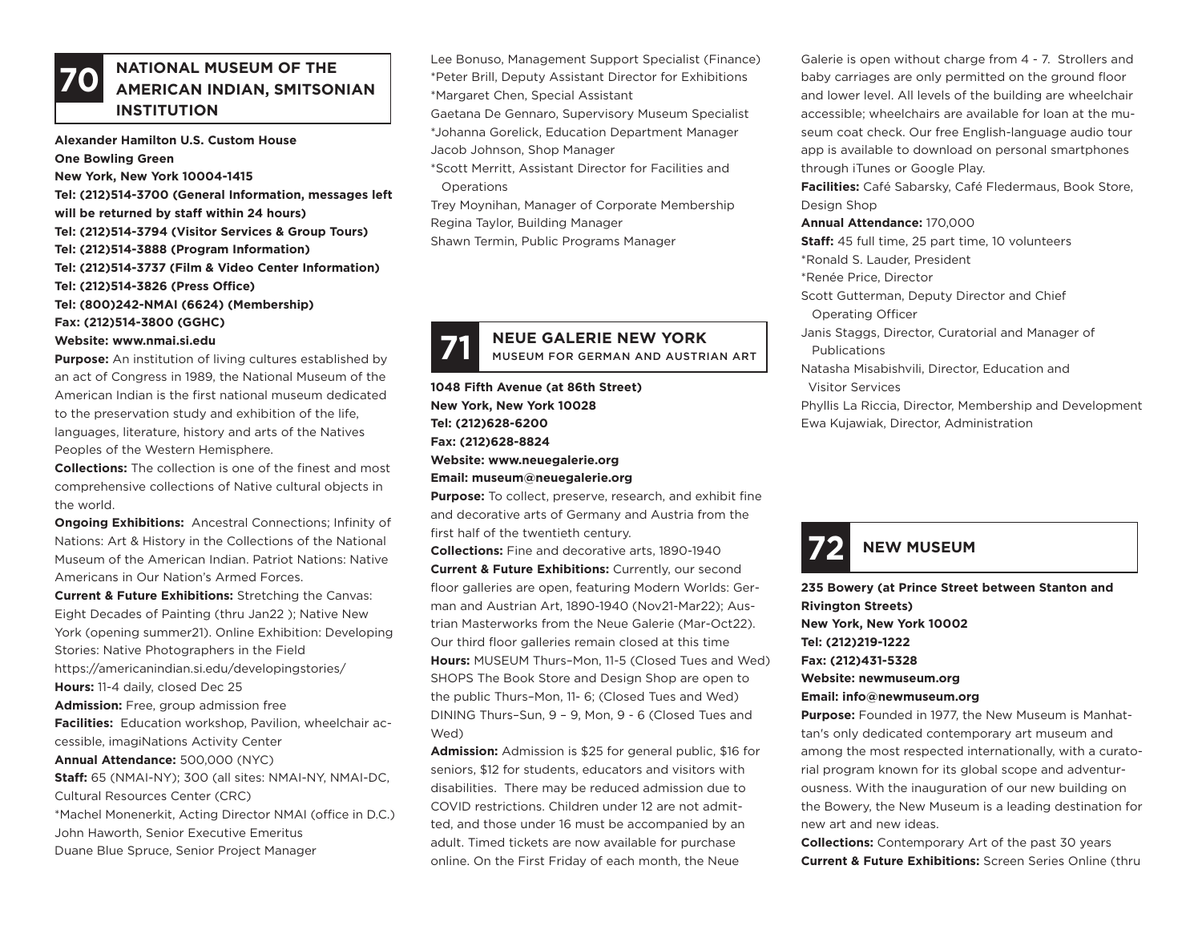## 70 NATIONAL MUSEUM OF THE AMERICAN INDIAN, SMITSONIAN INSTITUTION

**Alexander Hamilton U.S. Custom House**
**One Bowling Green**
**New York, New York 10004-1415**
**Tel: (212)514-3700 (General Information, messages left will be returned by staff within 24 hours)**
**Tel: (212)514-3794 (Visitor Services & Group Tours)**
**Tel: (212)514-3888 (Program Information)**
**Tel: (212)514-3737 (Film & Video Center Information)**
**Tel: (212)514-3826 (Press Office)**
**Tel: (800)242-NMAI (6624) (Membership)**
**Fax: (212)514-3800 (GGHC)**
**Website: www.nmai.si.edu**

**Purpose:** An institution of living cultures established by an act of Congress in 1989, the National Museum of the American Indian is the first national museum dedicated to the preservation study and exhibition of the life, languages, literature, history and arts of the Natives Peoples of the Western Hemisphere.

**Collections:** The collection is one of the finest and most comprehensive collections of Native cultural objects in the world.

**Ongoing Exhibitions:** Ancestral Connections; Infinity of Nations: Art & History in the Collections of the National Museum of the American Indian. Patriot Nations: Native Americans in Our Nation's Armed Forces.

**Current & Future Exhibitions:** Stretching the Canvas: Eight Decades of Painting (thru Jan22 ); Native New York (opening summer21). Online Exhibition: Developing Stories: Native Photographers in the Field https://americanindian.si.edu/developingstories/

**Hours:** 11-4 daily, closed Dec 25

**Admission:** Free, group admission free

**Facilities:** Education workshop, Pavilion, wheelchair accessible, imagiNations Activity Center

**Annual Attendance:** 500,000 (NYC)

**Staff:** 65 (NMAI-NY); 300 (all sites: NMAI-NY, NMAI-DC, Cultural Resources Center (CRC)

*Machel Monenerkit, Acting Director NMAI (office in D.C.)
John Haworth, Senior Executive Emeritus
Duane Blue Spruce, Senior Project Manager
Lee Bonuso, Management Support Specialist (Finance)
*Peter Brill, Deputy Assistant Director for Exhibitions
*Margaret Chen, Special Assistant
Gaetana De Gennaro, Supervisory Museum Specialist
*Johanna Gorelick, Education Department Manager
Jacob Johnson, Shop Manager
*Scott Merritt, Assistant Director for Facilities and Operations
Trey Moynihan, Manager of Corporate Membership
Regina Taylor, Building Manager
Shawn Termin, Public Programs Manager

## 71 NEUE GALERIE NEW YORK
MUSEUM FOR GERMAN AND AUSTRIAN ART

**1048 Fifth Avenue (at 86th Street)**
**New York, New York 10028**
**Tel: (212)628-6200**
**Fax: (212)628-8824**
**Website: www.neuegalerie.org**
**Email: museum@neuegalerie.org**

**Purpose:** To collect, preserve, research, and exhibit fine and decorative arts of Germany and Austria from the first half of the twentieth century.

**Collections:** Fine and decorative arts, 1890-1940

**Current & Future Exhibitions:** Currently, our second floor galleries are open, featuring Modern Worlds: German and Austrian Art, 1890-1940 (Nov21-Mar22); Austrian Masterworks from the Neue Galerie (Mar-Oct22). Our third floor galleries remain closed at this time

**Hours:** MUSEUM Thurs–Mon, 11-5 (Closed Tues and Wed) SHOPS The Book Store and Design Shop are open to the public Thurs–Mon, 11- 6; (Closed Tues and Wed) DINING Thurs–Sun, 9 – 9, Mon, 9 - 6 (Closed Tues and Wed)

**Admission:** Admission is $25 for general public, $16 for seniors, $12 for students, educators and visitors with disabilities. There may be reduced admission due to COVID restrictions. Children under 12 are not admitted, and those under 16 must be accompanied by an adult. Timed tickets are now available for purchase online. On the First Friday of each month, the Neue Galerie is open without charge from 4 - 7. Strollers and baby carriages are only permitted on the ground floor and lower level. All levels of the building are wheelchair accessible; wheelchairs are available for loan at the museum coat check. Our free English-language audio tour app is available to download on personal smartphones through iTunes or Google Play.

**Facilities:** Café Sabarsky, Café Fledermaus, Book Store, Design Shop

**Annual Attendance:** 170,000

**Staff:** 45 full time, 25 part time, 10 volunteers

*Ronald S. Lauder, President
*Renée Price, Director
Scott Gutterman, Deputy Director and Chief Operating Officer
Janis Staggs, Director, Curatorial and Manager of Publications
Natasha Misabishvili, Director, Education and Visitor Services
Phyllis La Riccia, Director, Membership and Development
Ewa Kujawiak, Director, Administration

## 72 NEW MUSEUM

**235 Bowery (at Prince Street between Stanton and Rivington Streets)**
**New York, New York 10002**
**Tel: (212)219-1222**
**Fax: (212)431-5328**
**Website: newmuseum.org**
**Email: info@newmuseum.org**

**Purpose:** Founded in 1977, the New Museum is Manhattan's only dedicated contemporary art museum and among the most respected internationally, with a curatorial program known for its global scope and adventurousness. With the inauguration of our new building on the Bowery, the New Museum is a leading destination for new art and new ideas.

**Collections:** Contemporary Art of the past 30 years

**Current & Future Exhibitions:** Screen Series Online (thru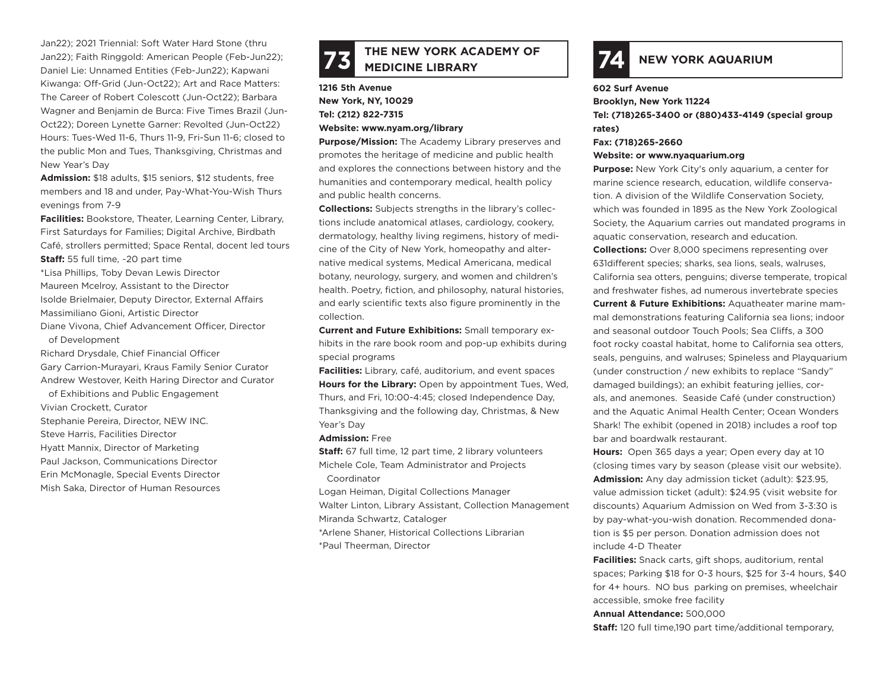Jan22); 2021 Triennial: Soft Water Hard Stone (thru Jan22); Faith Ringgold: American People (Feb-Jun22); Daniel Lie: Unnamed Entities (Feb-Jun22); Kapwani Kiwanga: Off-Grid (Jun-Oct22); Art and Race Matters: The Career of Robert Colescott (Jun-Oct22); Barbara Wagner and Benjamin de Burca: Five Times Brazil (Jun-Oct22); Doreen Lynette Garner: Revolted (Jun-Oct22)
Hours: Tues-Wed 11-6, Thurs 11-9, Fri-Sun 11-6; closed to the public Mon and Tues, Thanksgiving, Christmas and New Year's Day

**Admission:** $18 adults, $15 seniors, $12 students, free members and 18 and under, Pay-What-You-Wish Thurs evenings from 7-9

**Facilities:** Bookstore, Theater, Learning Center, Library, First Saturdays for Families; Digital Archive, Birdbath Café, strollers permitted; Space Rental, docent led tours

**Staff:** 55 full time, -20 part time

*Lisa Phillips, Toby Devan Lewis Director
Maureen Mcelroy, Assistant to the Director
Isolde Brielmaier, Deputy Director, External Affairs
Massimiliano Gioni, Artistic Director
Diane Vivona, Chief Advancement Officer, Director of Development
Richard Drysdale, Chief Financial Officer
Gary Carrion-Murayari, Kraus Family Senior Curator
Andrew Westover, Keith Haring Director and Curator of Exhibitions and Public Engagement
Vivian Crockett, Curator
Stephanie Pereira, Director, NEW INC.
Steve Harris, Facilities Director
Hyatt Mannix, Director of Marketing
Paul Jackson, Communications Director
Erin McMonagle, Special Events Director
Mish Saka, Director of Human Resources

## 73 THE NEW YORK ACADEMY OF MEDICINE LIBRARY

**1216 5th Avenue**
**New York, NY, 10029**
**Tel: (212) 822-7315**
**Website: www.nyam.org/library**

**Purpose/Mission:** The Academy Library preserves and promotes the heritage of medicine and public health and explores the connections between history and the humanities and contemporary medical, health policy and public health concerns.

**Collections:** Subjects strengths in the library's collections include anatomical atlases, cardiology, cookery, dermatology, healthy living regimens, history of medicine of the City of New York, homeopathy and alternative medical systems, Medical Americana, medical botany, neurology, surgery, and women and children's health. Poetry, fiction, and philosophy, natural histories, and early scientific texts also figure prominently in the collection.

**Current and Future Exhibitions:** Small temporary exhibits in the rare book room and pop-up exhibits during special programs

**Facilities:** Library, café, auditorium, and event spaces

**Hours for the Library:** Open by appointment Tues, Wed, Thurs, and Fri, 10:00-4:45; closed Independence Day, Thanksgiving and the following day, Christmas, & New Year's Day

**Admission:** Free

**Staff:** 67 full time, 12 part time, 2 library volunteers

Michele Cole, Team Administrator and Projects Coordinator
Logan Heiman, Digital Collections Manager
Walter Linton, Library Assistant, Collection Management
Miranda Schwartz, Cataloger
*Arlene Shaner, Historical Collections Librarian
*Paul Theerman, Director

## 74 NEW YORK AQUARIUM

**602 Surf Avenue**
**Brooklyn, New York 11224**
**Tel: (718)265-3400 or (880)433-4149 (special group rates)**
**Fax: (718)265-2660**
**Website: or www.nyaquarium.org**

**Purpose:** New York City's only aquarium, a center for marine science research, education, wildlife conservation. A division of the Wildlife Conservation Society, which was founded in 1895 as the New York Zoological Society, the Aquarium carries out mandated programs in aquatic conservation, research and education.

**Collections:** Over 8,000 specimens representing over 631different species; sharks, sea lions, seals, walruses, California sea otters, penguins; diverse temperate, tropical and freshwater fishes, ad numerous invertebrate species

**Current & Future Exhibitions:** Aquatheater marine mammal demonstrations featuring California sea lions; indoor and seasonal outdoor Touch Pools; Sea Cliffs, a 300 foot rocky coastal habitat, home to California sea otters, seals, penguins, and walruses; Spineless and Playquarium (under construction / new exhibits to replace "Sandy" damaged buildings); an exhibit featuring jellies, corals, and anemones. Seaside Café (under construction) and the Aquatic Animal Health Center; Ocean Wonders Shark! The exhibit (opened in 2018) includes a roof top bar and boardwalk restaurant.

**Hours:** Open 365 days a year; Open every day at 10 (closing times vary by season (please visit our website).

**Admission:** Any day admission ticket (adult): $23.95, value admission ticket (adult): $24.95 (visit website for discounts) Aquarium Admission on Wed from 3-3:30 is by pay-what-you-wish donation. Recommended donation is $5 per person. Donation admission does not include 4-D Theater

**Facilities:** Snack carts, gift shops, auditorium, rental spaces; Parking $18 for 0-3 hours, $25 for 3-4 hours, $40 for 4+ hours. NO bus parking on premises, wheelchair accessible, smoke free facility

**Annual Attendance:** 500,000

**Staff:** 120 full time,190 part time/additional temporary,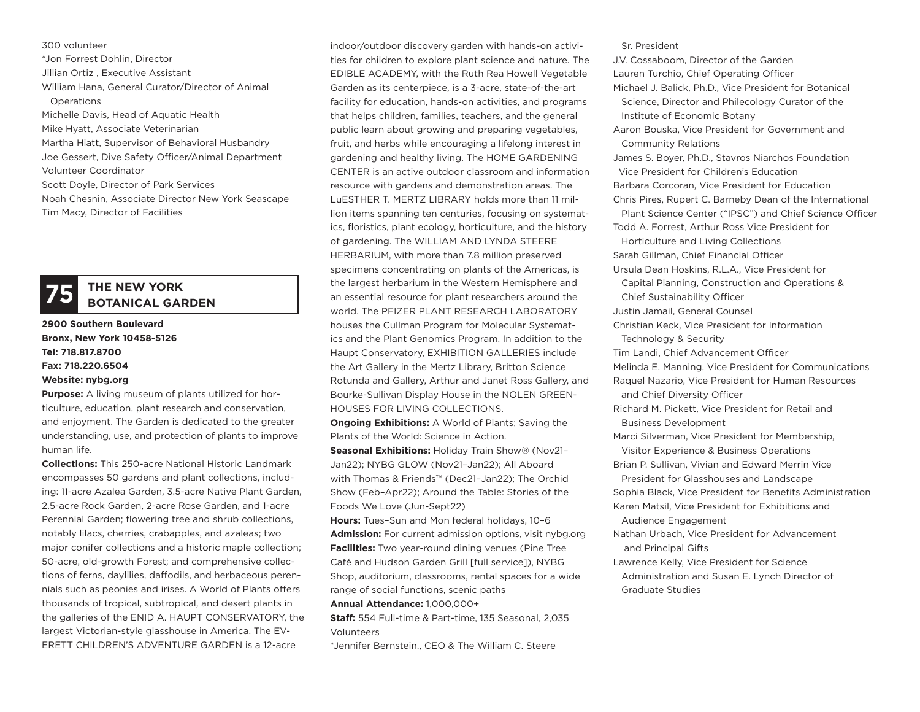300 volunteer
*Jon Forrest Dohlin, Director
Jillian Ortiz , Executive Assistant
William Hana, General Curator/Director of Animal Operations
Michelle Davis, Head of Aquatic Health
Mike Hyatt, Associate Veterinarian
Martha Hiatt, Supervisor of Behavioral Husbandry
Joe Gessert, Dive Safety Officer/Animal Department Volunteer Coordinator
Scott Doyle, Director of Park Services
Noah Chesnin, Associate Director New York Seascape
Tim Macy, Director of Facilities

## 75 THE NEW YORK BOTANICAL GARDEN

**2900 Southern Boulevard**
**Bronx, New York 10458-5126**
**Tel: 718.817.8700**
**Fax: 718.220.6504**
**Website: nybg.org**

**Purpose:** A living museum of plants utilized for horticulture, education, plant research and conservation, and enjoyment. The Garden is dedicated to the greater understanding, use, and protection of plants to improve human life.

**Collections:** This 250-acre National Historic Landmark encompasses 50 gardens and plant collections, including: 11-acre Azalea Garden, 3.5-acre Native Plant Garden, 2.5-acre Rock Garden, 2-acre Rose Garden, and 1-acre Perennial Garden; flowering tree and shrub collections, notably lilacs, cherries, crabapples, and azaleas; two major conifer collections and a historic maple collection; 50-acre, old-growth Forest; and comprehensive collections of ferns, daylilies, daffodils, and herbaceous perennials such as peonies and irises. A World of Plants offers thousands of tropical, subtropical, and desert plants in the galleries of the ENID A. HAUPT CONSERVATORY, the largest Victorian-style glasshouse in America. The EVERETT CHILDREN'S ADVENTURE GARDEN is a 12-acre indoor/outdoor discovery garden with hands-on activities for children to explore plant science and nature. The EDIBLE ACADEMY, with the Ruth Rea Howell Vegetable Garden as its centerpiece, is a 3-acre, state-of-the-art facility for education, hands-on activities, and programs that helps children, families, teachers, and the general public learn about growing and preparing vegetables, fruit, and herbs while encouraging a lifelong interest in gardening and healthy living. The HOME GARDENING CENTER is an active outdoor classroom and information resource with gardens and demonstration areas. The LuESTHER T. MERTZ LIBRARY holds more than 11 million items spanning ten centuries, focusing on systematics, floristics, plant ecology, horticulture, and the history of gardening. The WILLIAM AND LYNDA STEERE HERBARIUM, with more than 7.8 million preserved specimens concentrating on plants of the Americas, is the largest herbarium in the Western Hemisphere and an essential resource for plant researchers around the world. The PFIZER PLANT RESEARCH LABORATORY houses the Cullman Program for Molecular Systematics and the Plant Genomics Program. In addition to the Haupt Conservatory, EXHIBITION GALLERIES include the Art Gallery in the Mertz Library, Britton Science Rotunda and Gallery, Arthur and Janet Ross Gallery, and Bourke-Sullivan Display House in the NOLEN GREENHOUSES FOR LIVING COLLECTIONS.

**Ongoing Exhibitions:** A World of Plants; Saving the Plants of the World: Science in Action.

**Seasonal Exhibitions:** Holiday Train Show® (Nov21–Jan22); NYBG GLOW (Nov21–Jan22); All Aboard with Thomas & Friends™ (Dec21–Jan22); The Orchid Show (Feb–Apr22); Around the Table: Stories of the Foods We Love (Jun-Sept22)

**Hours:** Tues–Sun and Mon federal holidays, 10–6

**Admission:** For current admission options, visit nybg.org

**Facilities:** Two year-round dining venues (Pine Tree Café and Hudson Garden Grill [full service]), NYBG Shop, auditorium, classrooms, rental spaces for a wide range of social functions, scenic paths

**Annual Attendance:** 1,000,000+

**Staff:** 554 Full-time & Part-time, 135 Seasonal, 2,035 Volunteers

*Jennifer Bernstein., CEO & The William C. Steere Sr. President
J.V. Cossaboom, Director of the Garden
Lauren Turchio, Chief Operating Officer
Michael J. Balick, Ph.D., Vice President for Botanical Science, Director and Philecology Curator of the Institute of Economic Botany
Aaron Bouska, Vice President for Government and Community Relations
James S. Boyer, Ph.D., Stavros Niarchos Foundation Vice President for Children's Education
Barbara Corcoran, Vice President for Education
Chris Pires, Rupert C. Barneby Dean of the International Plant Science Center ("IPSC") and Chief Science Officer
Todd A. Forrest, Arthur Ross Vice President for Horticulture and Living Collections
Sarah Gillman, Chief Financial Officer
Ursula Dean Hoskins, R.L.A., Vice President for Capital Planning, Construction and Operations & Chief Sustainability Officer
Justin Jamail, General Counsel
Christian Keck, Vice President for Information Technology & Security
Tim Landi, Chief Advancement Officer
Melinda E. Manning, Vice President for Communications
Raquel Nazario, Vice President for Human Resources and Chief Diversity Officer
Richard M. Pickett, Vice President for Retail and Business Development
Marci Silverman, Vice President for Membership, Visitor Experience & Business Operations
Brian P. Sullivan, Vivian and Edward Merrin Vice President for Glasshouses and Landscape
Sophia Black, Vice President for Benefits Administration
Karen Matsil, Vice President for Exhibitions and Audience Engagement
Nathan Urbach, Vice President for Advancement and Principal Gifts
Lawrence Kelly, Vice President for Science Administration and Susan E. Lynch Director of Graduate Studies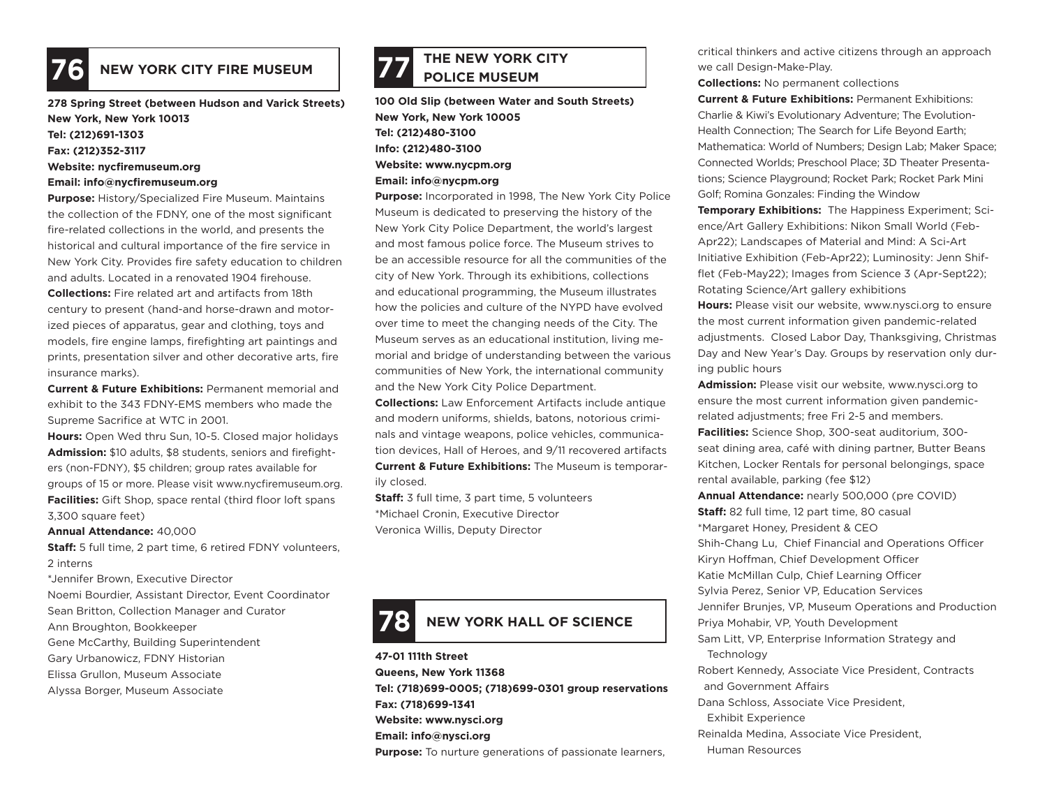## 76 NEW YORK CITY FIRE MUSEUM

**278 Spring Street (between Hudson and Varick Streets)**
**New York, New York 10013**
**Tel: (212)691-1303**
**Fax: (212)352-3117**
**Website: nycfiremuseum.org**
**Email: info@nycfiremuseum.org**

**Purpose:** History/Specialized Fire Museum. Maintains the collection of the FDNY, one of the most significant fire-related collections in the world, and presents the historical and cultural importance of the fire service in New York City. Provides fire safety education to children and adults. Located in a renovated 1904 firehouse.

**Collections:** Fire related art and artifacts from 18th century to present (hand-and horse-drawn and motorized pieces of apparatus, gear and clothing, toys and models, fire engine lamps, firefighting art paintings and prints, presentation silver and other decorative arts, fire insurance marks).

**Current & Future Exhibitions:** Permanent memorial and exhibit to the 343 FDNY-EMS members who made the Supreme Sacrifice at WTC in 2001.

**Hours:** Open Wed thru Sun, 10-5. Closed major holidays

**Admission:** $10 adults, $8 students, seniors and firefighters (non-FDNY), $5 children; group rates available for groups of 15 or more. Please visit www.nycfiremuseum.org.

**Facilities:** Gift Shop, space rental (third floor loft spans 3,300 square feet)

**Annual Attendance:** 40,000

**Staff:** 5 full time, 2 part time, 6 retired FDNY volunteers, 2 interns

*Jennifer Brown, Executive Director
Noemi Bourdier, Assistant Director, Event Coordinator
Sean Britton, Collection Manager and Curator
Ann Broughton, Bookkeeper
Gene McCarthy, Building Superintendent
Gary Urbanowicz, FDNY Historian
Elissa Grullon, Museum Associate
Alyssa Borger, Museum Associate

## 77 THE NEW YORK CITY POLICE MUSEUM

**100 Old Slip (between Water and South Streets)**
**New York, New York 10005**
**Tel: (212)480-3100**
**Info: (212)480-3100**
**Website: www.nycpm.org**
**Email: info@nycpm.org**

**Purpose:** Incorporated in 1998, The New York City Police Museum is dedicated to preserving the history of the New York City Police Department, the world's largest and most famous police force. The Museum strives to be an accessible resource for all the communities of the city of New York. Through its exhibitions, collections and educational programming, the Museum illustrates how the policies and culture of the NYPD have evolved over time to meet the changing needs of the City. The Museum serves as an educational institution, living memorial and bridge of understanding between the various communities of New York, the international community and the New York City Police Department.

**Collections:** Law Enforcement Artifacts include antique and modern uniforms, shields, batons, notorious criminals and vintage weapons, police vehicles, communication devices, Hall of Heroes, and 9/11 recovered artifacts

**Current & Future Exhibitions:** The Museum is temporarily closed.

**Staff:** 3 full time, 3 part time, 5 volunteers

*Michael Cronin, Executive Director
Veronica Willis, Deputy Director

## 78 NEW YORK HALL OF SCIENCE

**47-01 111th Street**
**Queens, New York 11368**
**Tel: (718)699-0005; (718)699-0301 group reservations**
**Fax: (718)699-1341**
**Website: www.nysci.org**
**Email: info@nysci.org**

**Purpose:** To nurture generations of passionate learners, critical thinkers and active citizens through an approach we call Design-Make-Play.

**Collections:** No permanent collections

**Current & Future Exhibitions:** Permanent Exhibitions: Charlie & Kiwi's Evolutionary Adventure; The Evolution-Health Connection; The Search for Life Beyond Earth; Mathematica: World of Numbers; Design Lab; Maker Space; Connected Worlds; Preschool Place; 3D Theater Presentations; Science Playground; Rocket Park; Rocket Park Mini Golf; Romina Gonzales: Finding the Window

**Temporary Exhibitions:** The Happiness Experiment; Science/Art Gallery Exhibitions: Nikon Small World (Feb-Apr22); Landscapes of Material and Mind: A Sci-Art Initiative Exhibition (Feb-Apr22); Luminosity: Jenn Shifflet (Feb-May22); Images from Science 3 (Apr-Sept22); Rotating Science/Art gallery exhibitions

**Hours:** Please visit our website, www.nysci.org to ensure the most current information given pandemic-related adjustments. Closed Labor Day, Thanksgiving, Christmas Day and New Year's Day. Groups by reservation only during public hours

**Admission:** Please visit our website, www.nysci.org to ensure the most current information given pandemic-related adjustments; free Fri 2-5 and members.

**Facilities:** Science Shop, 300-seat auditorium, 300-seat dining area, café with dining partner, Butter Beans Kitchen, Locker Rentals for personal belongings, space rental available, parking (fee $12)

**Annual Attendance:** nearly 500,000 (pre COVID)

**Staff:** 82 full time, 12 part time, 80 casual

*Margaret Honey, President & CEO
Shih-Chang Lu, Chief Financial and Operations Officer
Kiryn Hoffman, Chief Development Officer
Katie McMillan Culp, Chief Learning Officer
Sylvia Perez, Senior VP, Education Services
Jennifer Brunjes, VP, Museum Operations and Production
Priya Mohabir, VP, Youth Development
Sam Litt, VP, Enterprise Information Strategy and Technology
Robert Kennedy, Associate Vice President, Contracts and Government Affairs
Dana Schloss, Associate Vice President, Exhibit Experience
Reinalda Medina, Associate Vice President, Human Resources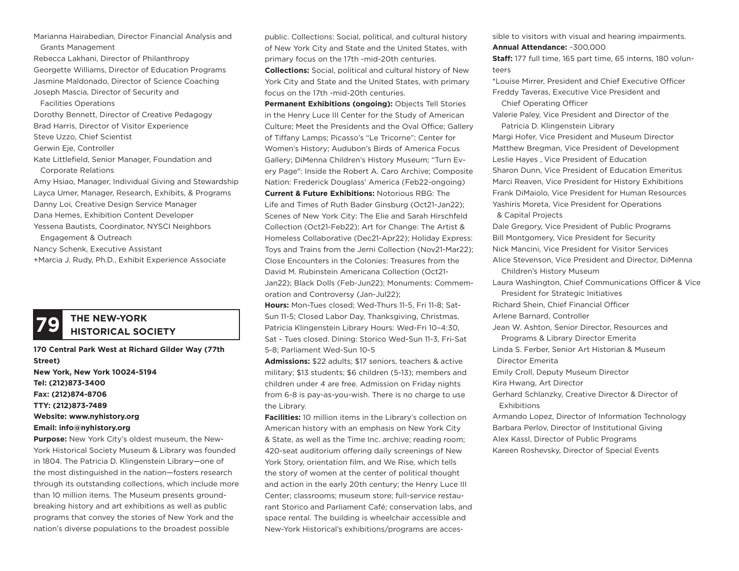Marianna Hairabedian, Director Financial Analysis and Grants Management
Rebecca Lakhani, Director of Philanthropy
Georgette Williams, Director of Education Programs
Jasmine Maldonado, Director of Science Coaching
Joseph Mascia, Director of Security and Facilities Operations
Dorothy Bennett, Director of Creative Pedagogy
Brad Harris, Director of Visitor Experience
Steve Uzzo, Chief Scientist
Gerwin Eje, Controller
Kate Littlefield, Senior Manager, Foundation and Corporate Relations
Amy Hsiao, Manager, Individual Giving and Stewardship
Layca Umer, Manager, Research, Exhibits, & Programs
Danny Loi, Creative Design Service Manager
Dana Hemes, Exhibition Content Developer
Yessena Bautists, Coordinator, NYSCI Neighbors Engagement & Outreach
Nancy Schenk, Executive Assistant
+Marcia J. Rudy, Ph.D., Exhibit Experience Associate

## 79 THE NEW-YORK HISTORICAL SOCIETY

**170 Central Park West at Richard Gilder Way (77th Street)**
**New York, New York 10024-5194**
**Tel: (212)873-3400**
**Fax: (212)874-8706**
**TTY: (212)873-7489**
**Website: www.nyhistory.org**
**Email: info@nyhistory.org**

**Purpose:** New York City's oldest museum, the New-York Historical Society Museum & Library was founded in 1804. The Patricia D. Klingenstein Library—one of the most distinguished in the nation—fosters research through its outstanding collections, which include more than 10 million items. The Museum presents groundbreaking history and art exhibitions as well as public programs that convey the stories of New York and the nation's diverse populations to the broadest possible public. Collections: Social, political, and cultural history of New York City and State and the United States, with primary focus on the 17th -mid-20th centuries.

**Collections:** Social, political and cultural history of New York City and State and the United States, with primary focus on the 17th -mid-20th centuries.

**Permanent Exhibitions (ongoing):** Objects Tell Stories in the Henry Luce III Center for the Study of American Culture; Meet the Presidents and the Oval Office; Gallery of Tiffany Lamps; Picasso's "Le Tricorne"; Center for Women's History; Audubon's Birds of America Focus Gallery; DiMenna Children's History Museum; "Turn Every Page": Inside the Robert A. Caro Archive; Composite Nation: Frederick Douglass' America (Feb22-ongoing)

**Current & Future Exhibitions:** Notorious RBG: The Life and Times of Ruth Bader Ginsburg (Oct21-Jan22); Scenes of New York City: The Elie and Sarah Hirschfeld Collection (Oct21-Feb22); Art for Change: The Artist & Homeless Collaborative (Dec21-Apr22); Holiday Express: Toys and Trains from the Jerni Collection (Nov21-Mar22); Close Encounters in the Colonies: Treasures from the David M. Rubinstein Americana Collection (Oct21-Jan22); Black Dolls (Feb-Jun22); Monuments: Commemoration and Controversy (Jan-Jul22);

**Hours:** Mon-Tues closed; Wed-Thurs 11-5, Fri 11-8; Sat-Sun 11-5; Closed Labor Day, Thanksgiving, Christmas. Patricia Klingenstein Library Hours: Wed-Fri 10–4:30, Sat - Tues closed. Dining: Storico Wed-Sun 11-3, Fri-Sat 5-8; Parliament Wed-Sun 10-5

**Admissions:** $22 adults; $17 seniors, teachers & active military; $13 students; $6 children (5-13); members and children under 4 are free. Admission on Friday nights from 6-8 is pay-as-you-wish. There is no charge to use the Library.

**Facilities:** 10 million items in the Library's collection on American history with an emphasis on New York City & State, as well as the Time Inc. archive; reading room; 420-seat auditorium offering daily screenings of New York Story, orientation film, and We Rise, which tells the story of women at the center of political thought and action in the early 20th century; the Henry Luce III Center; classrooms; museum store; full-service restaurant Storico and Parliament Café; conservation labs, and space rental. The building is wheelchair accessible and New-York Historical's exhibitions/programs are accessible to visitors with visual and hearing impairments.

**Annual Attendance:** ~300,000

**Staff:** 177 full time, 165 part time, 65 interns, 180 volunteers

*Louise Mirrer, President and Chief Executive Officer
Freddy Taveras, Executive Vice President and Chief Operating Officer
Valerie Paley, Vice President and Director of the Patricia D. Klingenstein Library
Margi Hofer, Vice President and Museum Director
Matthew Bregman, Vice President of Development
Leslie Hayes , Vice President of Education
Sharon Dunn, Vice President of Education Emeritus
Marci Reaven, Vice President for History Exhibitions
Frank DiMaiolo, Vice President for Human Resources
Yashiris Moreta, Vice President for Operations & Capital Projects
Dale Gregory, Vice President of Public Programs
Bill Montgomery, Vice President for Security
Nick Mancini, Vice President for Visitor Services
Alice Stevenson, Vice President and Director, DiMenna Children's History Museum
Laura Washington, Chief Communications Officer & Vice President for Strategic Initiatives
Richard Shein, Chief Financial Officer
Arlene Barnard, Controller
Jean W. Ashton, Senior Director, Resources and Programs & Library Director Emerita
Linda S. Ferber, Senior Art Historian & Museum Director Emerita
Emily Croll, Deputy Museum Director
Kira Hwang, Art Director
Gerhard Schlanzky, Creative Director & Director of Exhibitions
Armando Lopez, Director of Information Technology
Barbara Perlov, Director of Institutional Giving
Alex Kassl, Director of Public Programs
Kareen Roshevsky, Director of Special Events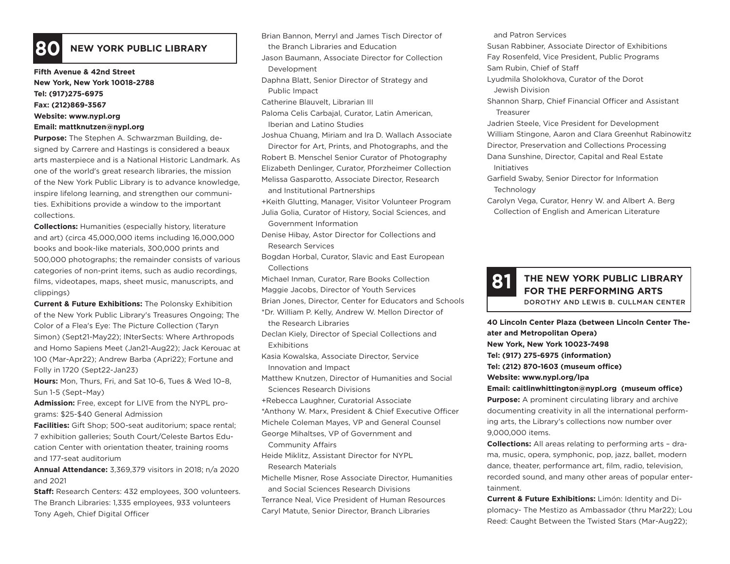## 80 NEW YORK PUBLIC LIBRARY

**Fifth Avenue & 42nd Street**
**New York, New York 10018-2788**
**Tel: (917)275-6975**
**Fax: (212)869-3567**
**Website: www.nypl.org**
**Email: mattknutzen@nypl.org**

**Purpose:** The Stephen A. Schwarzman Building, designed by Carrere and Hastings is considered a beaux arts masterpiece and is a National Historic Landmark. As one of the world's great research libraries, the mission of the New York Public Library is to advance knowledge, inspire lifelong learning, and strengthen our communities. Exhibitions provide a window to the important collections.

**Collections:** Humanities (especially history, literature and art) (circa 45,000,000 items including 16,000,000 books and book-like materials, 300,000 prints and 500,000 photographs; the remainder consists of various categories of non-print items, such as audio recordings, films, videotapes, maps, sheet music, manuscripts, and clippings)

**Current & Future Exhibitions:** The Polonsky Exhibition of the New York Public Library's Treasures Ongoing; The Color of a Flea's Eye: The Picture Collection (Taryn Simon) (Sept21-May22); INterSects: Where Arthropods and Homo Sapiens Meet (Jan21-Aug22); Jack Kerouac at 100 (Mar-Apr22); Andrew Barba (Apri22); Fortune and Folly in 1720 (Sept22-Jan23)

**Hours:** Mon, Thurs, Fri, and Sat 10-6, Tues & Wed 10–8, Sun 1-5 (Sept–May)

**Admission:** Free, except for LIVE from the NYPL programs: $25-$40 General Admission

**Facilities:** Gift Shop; 500-seat auditorium; space rental; 7 exhibition galleries; South Court/Celeste Bartos Education Center with orientation theater, training rooms and 177-seat auditorium

**Annual Attendance:** 3,369,379 visitors in 2018; n/a 2020 and 2021

**Staff:** Research Centers: 432 employees, 300 volunteers. The Branch Libraries: 1,335 employees, 933 volunteers

Tony Ageh, Chief Digital Officer
Brian Bannon, Merryl and James Tisch Director of the Branch Libraries and Education
Jason Baumann, Associate Director for Collection Development
Daphna Blatt, Senior Director of Strategy and Public Impact
Catherine Blauvelt, Librarian III
Paloma Celis Carbajal, Curator, Latin American, Iberian and Latino Studies
Joshua Chuang, Miriam and Ira D. Wallach Associate Director for Art, Prints, and Photographs, and the Robert B. Menschel Senior Curator of Photography
Elizabeth Denlinger, Curator, Pforzheimer Collection
Melissa Gasparotto, Associate Director, Research and Institutional Partnerships
+Keith Glutting, Manager, Visitor Volunteer Program
Julia Golia, Curator of History, Social Sciences, and Government Information
Denise Hibay, Astor Director for Collections and Research Services
Bogdan Horbal, Curator, Slavic and East European Collections
Michael Inman, Curator, Rare Books Collection
Maggie Jacobs, Director of Youth Services
Brian Jones, Director, Center for Educators and Schools
*Dr. William P. Kelly, Andrew W. Mellon Director of the Research Libraries
Declan Kiely, Director of Special Collections and Exhibitions
Kasia Kowalska, Associate Director, Service Innovation and Impact
Matthew Knutzen, Director of Humanities and Social Sciences Research Divisions
+Rebecca Laughner, Curatorial Associate
*Anthony W. Marx, President & Chief Executive Officer
Michele Coleman Mayes, VP and General Counsel
George Mihaltses, VP of Government and Community Affairs
Heide Miklitz, Assistant Director for NYPL Research Materials
Michelle Misner, Rose Associate Director, Humanities and Social Sciences Research Divisions
Terrance Neal, Vice President of Human Resources
Caryl Matute, Senior Director, Branch Libraries and Patron Services
Susan Rabbiner, Associate Director of Exhibitions
Fay Rosenfeld, Vice President, Public Programs
Sam Rubin, Chief of Staff
Lyudmila Sholokhova, Curator of the Dorot Jewish Division
Shannon Sharp, Chief Financial Officer and Assistant Treasurer
Jadrien Steele, Vice President for Development
William Stingone, Aaron and Clara Greenhut Rabinowitz Director, Preservation and Collections Processing
Dana Sunshine, Director, Capital and Real Estate Initiatives
Garfield Swaby, Senior Director for Information Technology
Carolyn Vega, Curator, Henry W. and Albert A. Berg Collection of English and American Literature

## 81 THE NEW YORK PUBLIC LIBRARY FOR THE PERFORMING ARTS

DOROTHY AND LEWIS B. CULLMAN CENTER

**40 Lincoln Center Plaza (between Lincoln Center Theater and Metropolitan Opera)**
**New York, New York 10023-7498**
**Tel: (917) 275-6975 (information)**
**Tel: (212) 870-1603 (museum office)**
**Website: www.nypl.org/lpa**
**Email: caitlinwhittington@nypl.org (museum office)**

**Purpose:** A prominent circulating library and archive documenting creativity in all the international performing arts, the Library's collections now number over 9,000,000 items.

**Collections:** All areas relating to performing arts – drama, music, opera, symphonic, pop, jazz, ballet, modern dance, theater, performance art, film, radio, television, recorded sound, and many other areas of popular entertainment.

**Current & Future Exhibitions:** Limón: Identity and Diplomacy- The Mestizo as Ambassador (thru Mar22); Lou Reed: Caught Between the Twisted Stars (Mar-Aug22);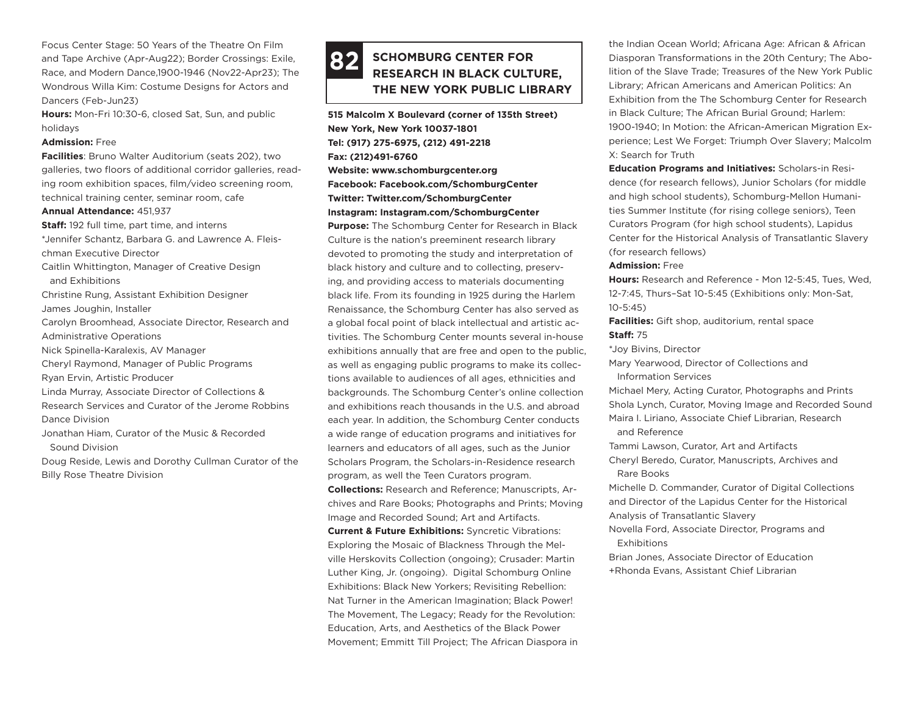Focus Center Stage: 50 Years of the Theatre On Film and Tape Archive (Apr-Aug22); Border Crossings: Exile, Race, and Modern Dance,1900-1946 (Nov22-Apr23); The Wondrous Willa Kim: Costume Designs for Actors and Dancers (Feb-Jun23)

**Hours:** Mon-Fri 10:30-6, closed Sat, Sun, and public holidays

**Admission:** Free

**Facilities**: Bruno Walter Auditorium (seats 202), two galleries, two floors of additional corridor galleries, reading room exhibition spaces, film/video screening room, technical training center, seminar room, cafe

**Annual Attendance:** 451,937

**Staff:** 192 full time, part time, and interns

*Jennifer Schantz, Barbara G. and Lawrence A. Fleischman Executive Director
Caitlin Whittington, Manager of Creative Design and Exhibitions
Christine Rung, Assistant Exhibition Designer
James Joughin, Installer
Carolyn Broomhead, Associate Director, Research and Administrative Operations
Nick Spinella-Karalexis, AV Manager
Cheryl Raymond, Manager of Public Programs
Ryan Ervin, Artistic Producer
Linda Murray, Associate Director of Collections & Research Services and Curator of the Jerome Robbins Dance Division
Jonathan Hiam, Curator of the Music & Recorded Sound Division
Doug Reside, Lewis and Dorothy Cullman Curator of the Billy Rose Theatre Division

## 82 SCHOMBURG CENTER FOR RESEARCH IN BLACK CULTURE, THE NEW YORK PUBLIC LIBRARY

**515 Malcolm X Boulevard (corner of 135th Street)**
**New York, New York 10037-1801**
**Tel: (917) 275-6975, (212) 491-2218**
**Fax: (212)491-6760**
**Website: www.schomburgcenter.org**
**Facebook: Facebook.com/SchomburgCenter**
**Twitter: Twitter.com/SchomburgCenter**
**Instagram: Instagram.com/SchomburgCenter**

**Purpose:** The Schomburg Center for Research in Black Culture is the nation's preeminent research library devoted to promoting the study and interpretation of black history and culture and to collecting, preserving, and providing access to materials documenting black life. From its founding in 1925 during the Harlem Renaissance, the Schomburg Center has also served as a global focal point of black intellectual and artistic activities. The Schomburg Center mounts several in-house exhibitions annually that are free and open to the public, as well as engaging public programs to make its collections available to audiences of all ages, ethnicities and backgrounds. The Schomburg Center's online collection and exhibitions reach thousands in the U.S. and abroad each year. In addition, the Schomburg Center conducts a wide range of education programs and initiatives for learners and educators of all ages, such as the Junior Scholars Program, the Scholars-in-Residence research program, as well the Teen Curators program.

**Collections:** Research and Reference; Manuscripts, Archives and Rare Books; Photographs and Prints; Moving Image and Recorded Sound; Art and Artifacts.

**Current & Future Exhibitions:** Syncretic Vibrations: Exploring the Mosaic of Blackness Through the Melville Herskovits Collection (ongoing); Crusader: Martin Luther King, Jr. (ongoing). Digital Schomburg Online Exhibitions: Black New Yorkers; Revisiting Rebellion: Nat Turner in the American Imagination; Black Power! The Movement, The Legacy; Ready for the Revolution: Education, Arts, and Aesthetics of the Black Power Movement; Emmitt Till Project; The African Diaspora in the Indian Ocean World; Africana Age: African & African Diasporan Transformations in the 20th Century; The Abolition of the Slave Trade; Treasures of the New York Public Library; African Americans and American Politics: An Exhibition from the The Schomburg Center for Research in Black Culture; The African Burial Ground; Harlem: 1900-1940; In Motion: the African-American Migration Experience; Lest We Forget: Triumph Over Slavery; Malcolm X: Search for Truth

**Education Programs and Initiatives:** Scholars-in Residence (for research fellows), Junior Scholars (for middle and high school students), Schomburg-Mellon Humanities Summer Institute (for rising college seniors), Teen Curators Program (for high school students), Lapidus Center for the Historical Analysis of Transatlantic Slavery (for research fellows)

**Admission:** Free

**Hours:** Research and Reference - Mon 12-5:45, Tues, Wed, 12-7:45, Thurs–Sat 10-5:45 (Exhibitions only: Mon-Sat, 10-5:45)

**Facilities:** Gift shop, auditorium, rental space

**Staff:** 75

*Joy Bivins, Director
Mary Yearwood, Director of Collections and Information Services
Michael Mery, Acting Curator, Photographs and Prints
Shola Lynch, Curator, Moving Image and Recorded Sound
Maira I. Liriano, Associate Chief Librarian, Research and Reference
Tammi Lawson, Curator, Art and Artifacts
Cheryl Beredo, Curator, Manuscripts, Archives and Rare Books
Michelle D. Commander, Curator of Digital Collections and Director of the Lapidus Center for the Historical Analysis of Transatlantic Slavery
Novella Ford, Associate Director, Programs and Exhibitions
Brian Jones, Associate Director of Education
+Rhonda Evans, Assistant Chief Librarian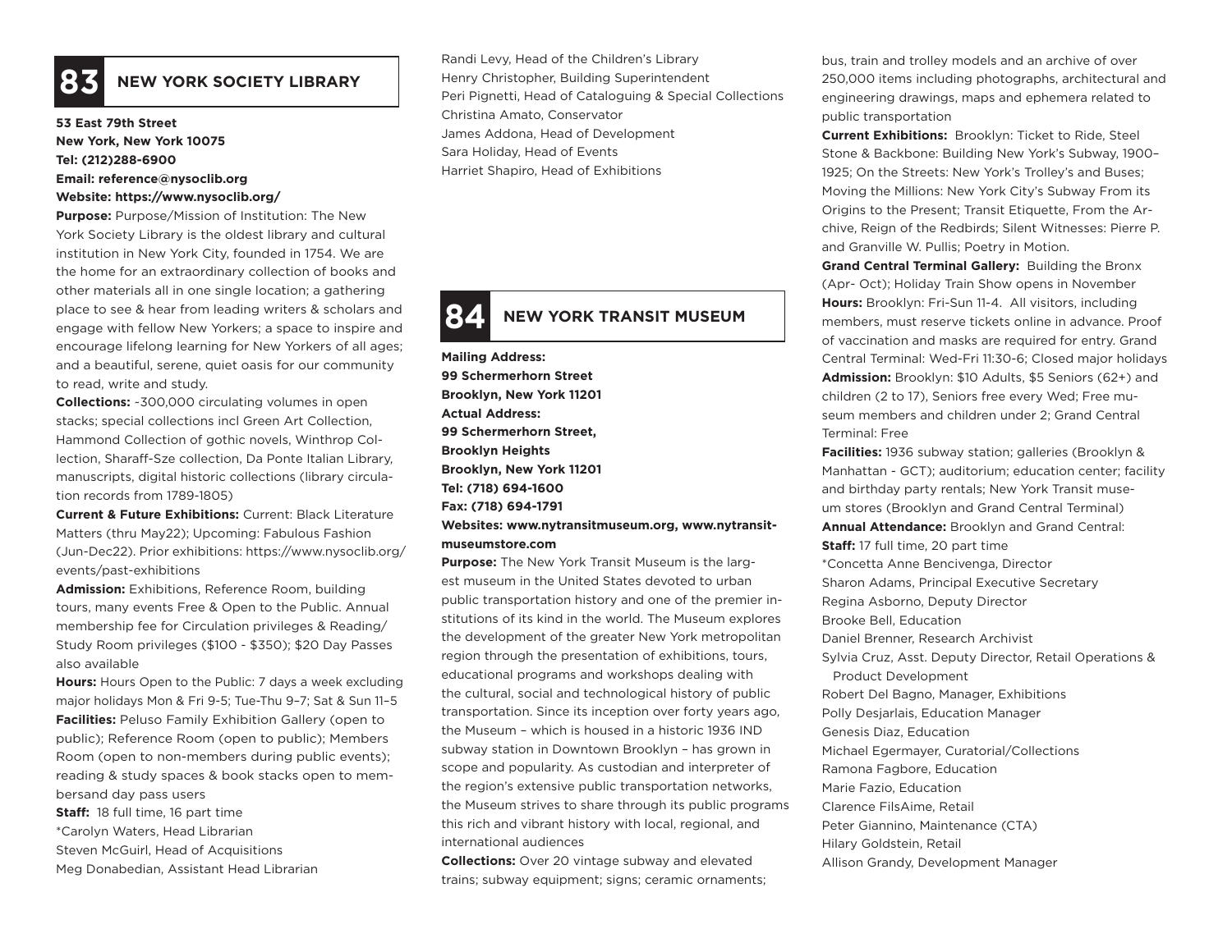## 83 NEW YORK SOCIETY LIBRARY

**53 East 79th Street**
**New York, New York 10075**
**Tel: (212)288-6900**
**Email: reference@nysoclib.org**
**Website: https://www.nysoclib.org/**

**Purpose:** Purpose/Mission of Institution: The New York Society Library is the oldest library and cultural institution in New York City, founded in 1754. We are the home for an extraordinary collection of books and other materials all in one single location; a gathering place to see & hear from leading writers & scholars and engage with fellow New Yorkers; a space to inspire and encourage lifelong learning for New Yorkers of all ages; and a beautiful, serene, quiet oasis for our community to read, write and study.

**Collections:** ~300,000 circulating volumes in open stacks; special collections incl Green Art Collection, Hammond Collection of gothic novels, Winthrop Collection, Sharaff-Sze collection, Da Ponte Italian Library, manuscripts, digital historic collections (library circulation records from 1789-1805)

**Current & Future Exhibitions:** Current: Black Literature Matters (thru May22); Upcoming: Fabulous Fashion (Jun-Dec22). Prior exhibitions: https://www.nysoclib.org/events/past-exhibitions

**Admission:** Exhibitions, Reference Room, building tours, many events Free & Open to the Public. Annual membership fee for Circulation privileges & Reading/Study Room privileges ($100 - $350); $20 Day Passes also available

**Hours:** Hours Open to the Public: 7 days a week excluding major holidays Mon & Fri 9-5; Tue-Thu 9–7; Sat & Sun 11–5

**Facilities:** Peluso Family Exhibition Gallery (open to public); Reference Room (open to public); Members Room (open to non-members during public events); reading & study spaces & book stacks open to membersand day pass users

**Staff:** 18 full time, 16 part time

*Carolyn Waters, Head Librarian
Steven McGuirl, Head of Acquisitions
Meg Donabedian, Assistant Head Librarian
Randi Levy, Head of the Children's Library
Henry Christopher, Building Superintendent
Peri Pignetti, Head of Cataloguing & Special Collections
Christina Amato, Conservator
James Addona, Head of Development
Sara Holiday, Head of Events
Harriet Shapiro, Head of Exhibitions

## 84 NEW YORK TRANSIT MUSEUM

**Mailing Address:**
**99 Schermerhorn Street**
**Brooklyn, New York 11201**
**Actual Address:**
**99 Schermerhorn Street,**
**Brooklyn Heights**
**Brooklyn, New York 11201**
**Tel: (718) 694-1600**
**Fax: (718) 694-1791**
**Websites: www.nytransitmuseum.org, www.nytransitmuseumstore.com**

**Purpose:** The New York Transit Museum is the largest museum in the United States devoted to urban public transportation history and one of the premier institutions of its kind in the world. The Museum explores the development of the greater New York metropolitan region through the presentation of exhibitions, tours, educational programs and workshops dealing with the cultural, social and technological history of public transportation. Since its inception over forty years ago, the Museum – which is housed in a historic 1936 IND subway station in Downtown Brooklyn – has grown in scope and popularity. As custodian and interpreter of the region's extensive public transportation networks, the Museum strives to share through its public programs this rich and vibrant history with local, regional, and international audiences

**Collections:** Over 20 vintage subway and elevated trains; subway equipment; signs; ceramic ornaments; bus, train and trolley models and an archive of over 250,000 items including photographs, architectural and engineering drawings, maps and ephemera related to public transportation

**Current Exhibitions:** Brooklyn: Ticket to Ride, Steel Stone & Backbone: Building New York's Subway, 1900–1925; On the Streets: New York's Trolley's and Buses; Moving the Millions: New York City's Subway From its Origins to the Present; Transit Etiquette, From the Archive, Reign of the Redbirds; Silent Witnesses: Pierre P. and Granville W. Pullis; Poetry in Motion.

**Grand Central Terminal Gallery:** Building the Bronx (Apr- Oct); Holiday Train Show opens in November

**Hours:** Brooklyn: Fri-Sun 11-4. All visitors, including members, must reserve tickets online in advance. Proof of vaccination and masks are required for entry. Grand Central Terminal: Wed-Fri 11:30-6; Closed major holidays

**Admission:** Brooklyn: $10 Adults, $5 Seniors (62+) and children (2 to 17), Seniors free every Wed; Free museum members and children under 2; Grand Central Terminal: Free

**Facilities:** 1936 subway station; galleries (Brooklyn & Manhattan - GCT); auditorium; education center; facility and birthday party rentals; New York Transit museum stores (Brooklyn and Grand Central Terminal)

**Annual Attendance:** Brooklyn and Grand Central:

**Staff:** 17 full time, 20 part time

*Concetta Anne Bencivenga, Director
Sharon Adams, Principal Executive Secretary
Regina Asborno, Deputy Director
Brooke Bell, Education
Daniel Brenner, Research Archivist
Sylvia Cruz, Asst. Deputy Director, Retail Operations & Product Development
Robert Del Bagno, Manager, Exhibitions
Polly Desjarlais, Education Manager
Genesis Diaz, Education
Michael Egermayer, Curatorial/Collections
Ramona Fagbore, Education
Marie Fazio, Education
Clarence FilsAime, Retail
Peter Giannino, Maintenance (CTA)
Hilary Goldstein, Retail
Allison Grandy, Development Manager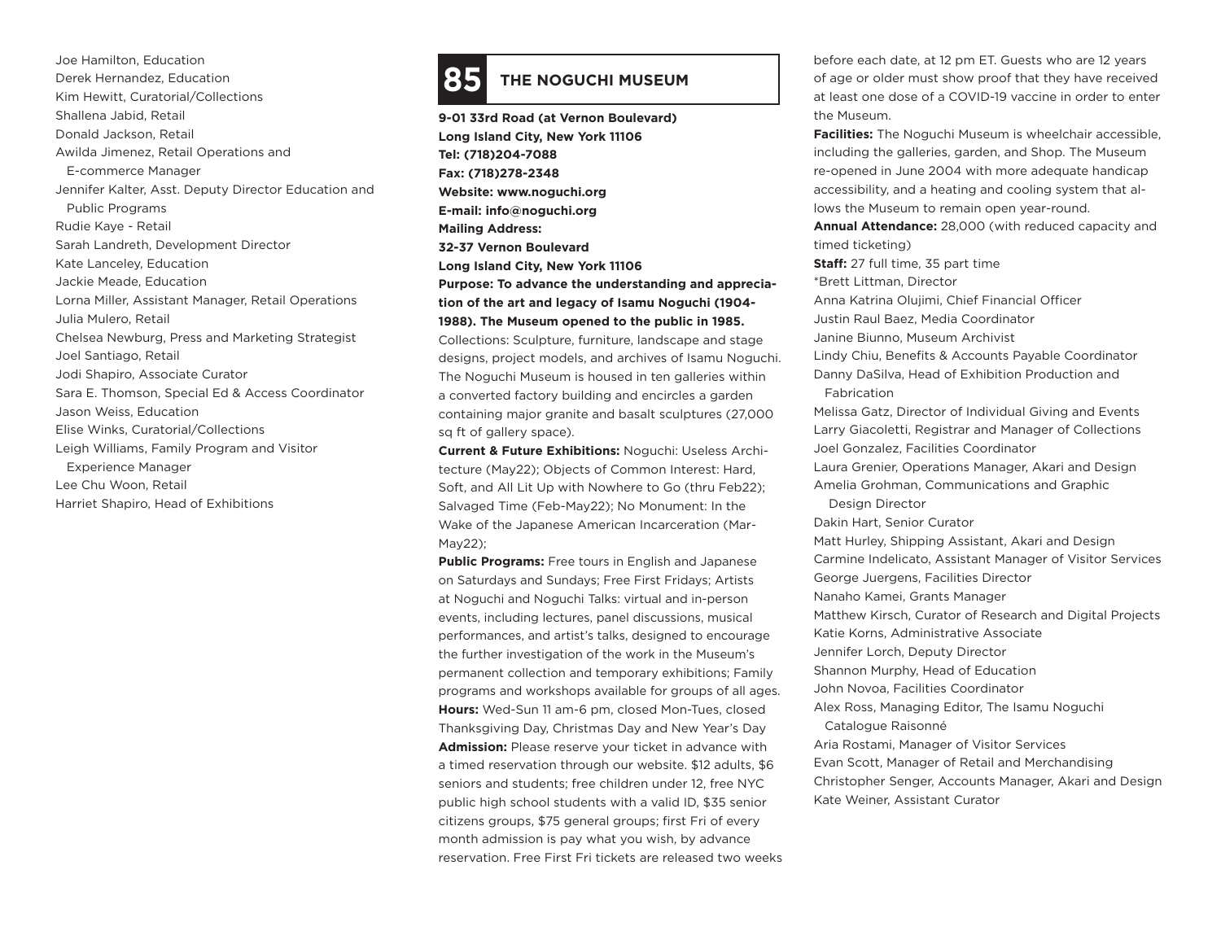Joe Hamilton, Education
Derek Hernandez, Education
Kim Hewitt, Curatorial/Collections
Shallena Jabid, Retail
Donald Jackson, Retail
Awilda Jimenez, Retail Operations and E-commerce Manager
Jennifer Kalter, Asst. Deputy Director Education and Public Programs
Rudie Kaye - Retail
Sarah Landreth, Development Director
Kate Lanceley, Education
Jackie Meade, Education
Lorna Miller, Assistant Manager, Retail Operations
Julia Mulero, Retail
Chelsea Newburg, Press and Marketing Strategist
Joel Santiago, Retail
Jodi Shapiro, Associate Curator
Sara E. Thomson, Special Ed & Access Coordinator
Jason Weiss, Education
Elise Winks, Curatorial/Collections
Leigh Williams, Family Program and Visitor Experience Manager
Lee Chu Woon, Retail
Harriet Shapiro, Head of Exhibitions

## 85 THE NOGUCHI MUSEUM

**9-01 33rd Road (at Vernon Boulevard)**
**Long Island City, New York 11106**
**Tel: (718)204-7088**
**Fax: (718)278-2348**
**Website: www.noguchi.org**
**E-mail: info@noguchi.org**
**Mailing Address:**
**32-37 Vernon Boulevard**
**Long Island City, New York 11106**

**Purpose: To advance the understanding and appreciation of the art and legacy of Isamu Noguchi (1904-1988). The Museum opened to the public in 1985.**

Collections: Sculpture, furniture, landscape and stage designs, project models, and archives of Isamu Noguchi. The Noguchi Museum is housed in ten galleries within a converted factory building and encircles a garden containing major granite and basalt sculptures (27,000 sq ft of gallery space).

**Current & Future Exhibitions:** Noguchi: Useless Architecture (May22); Objects of Common Interest: Hard, Soft, and All Lit Up with Nowhere to Go (thru Feb22); Salvaged Time (Feb-May22); No Monument: In the Wake of the Japanese American Incarceration (Mar-May22);

**Public Programs:** Free tours in English and Japanese on Saturdays and Sundays; Free First Fridays; Artists at Noguchi and Noguchi Talks: virtual and in-person events, including lectures, panel discussions, musical performances, and artist's talks, designed to encourage the further investigation of the work in the Museum's permanent collection and temporary exhibitions; Family programs and workshops available for groups of all ages.

**Hours:** Wed-Sun 11 am-6 pm, closed Mon-Tues, closed Thanksgiving Day, Christmas Day and New Year's Day

**Admission:** Please reserve your ticket in advance with a timed reservation through our website. $12 adults, $6 seniors and students; free children under 12, free NYC public high school students with a valid ID, $35 senior citizens groups, $75 general groups; first Fri of every month admission is pay what you wish, by advance reservation. Free First Fri tickets are released two weeks before each date, at 12 pm ET. Guests who are 12 years of age or older must show proof that they have received at least one dose of a COVID-19 vaccine in order to enter the Museum.

**Facilities:** The Noguchi Museum is wheelchair accessible, including the galleries, garden, and Shop. The Museum re-opened in June 2004 with more adequate handicap accessibility, and a heating and cooling system that allows the Museum to remain open year-round.

**Annual Attendance:** 28,000 (with reduced capacity and timed ticketing)

**Staff:** 27 full time, 35 part time

*Brett Littman, Director
Anna Katrina Olujimi, Chief Financial Officer
Justin Raul Baez, Media Coordinator
Janine Biunno, Museum Archivist
Lindy Chiu, Benefits & Accounts Payable Coordinator
Danny DaSilva, Head of Exhibition Production and Fabrication
Melissa Gatz, Director of Individual Giving and Events
Larry Giacoletti, Registrar and Manager of Collections
Joel Gonzalez, Facilities Coordinator
Laura Grenier, Operations Manager, Akari and Design
Amelia Grohman, Communications and Graphic Design Director
Dakin Hart, Senior Curator
Matt Hurley, Shipping Assistant, Akari and Design
Carmine Indelicato, Assistant Manager of Visitor Services
George Juergens, Facilities Director
Nanaho Kamei, Grants Manager
Matthew Kirsch, Curator of Research and Digital Projects
Katie Korns, Administrative Associate
Jennifer Lorch, Deputy Director
Shannon Murphy, Head of Education
John Novoa, Facilities Coordinator
Alex Ross, Managing Editor, The Isamu Noguchi Catalogue Raisonné
Aria Rostami, Manager of Visitor Services
Evan Scott, Manager of Retail and Merchandising
Christopher Senger, Accounts Manager, Akari and Design
Kate Weiner, Assistant Curator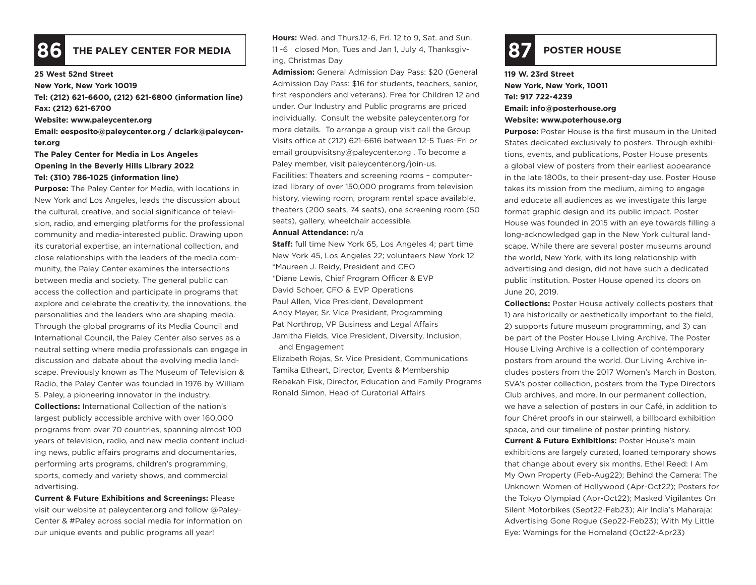## 86 THE PALEY CENTER FOR MEDIA

**25 West 52nd Street**
**New York, New York 10019**
**Tel: (212) 621-6600, (212) 621-6800 (information line)**
**Fax: (212) 621-6700**
**Website: www.paleycenter.org**
**Email: eesposito@paleycenter.org / dclark@paleycenter.org**
**The Paley Center for Media in Los Angeles**
**Opening in the Beverly Hills Library 2022**
**Tel: (310) 786-1025 (information line)**

**Purpose:** The Paley Center for Media, with locations in New York and Los Angeles, leads the discussion about the cultural, creative, and social significance of television, radio, and emerging platforms for the professional community and media-interested public. Drawing upon its curatorial expertise, an international collection, and close relationships with the leaders of the media community, the Paley Center examines the intersections between media and society. The general public can access the collection and participate in programs that explore and celebrate the creativity, the innovations, the personalities and the leaders who are shaping media. Through the global programs of its Media Council and International Council, the Paley Center also serves as a neutral setting where media professionals can engage in discussion and debate about the evolving media landscape. Previously known as The Museum of Television & Radio, the Paley Center was founded in 1976 by William S. Paley, a pioneering innovator in the industry.

**Collections:** International Collection of the nation's largest publicly accessible archive with over 160,000 programs from over 70 countries, spanning almost 100 years of television, radio, and new media content including news, public affairs programs and documentaries, performing arts programs, children's programming, sports, comedy and variety shows, and commercial advertising.

**Current & Future Exhibitions and Screenings:** Please visit our website at paleycenter.org and follow @PaleyCenter & #Paley across social media for information on our unique events and public programs all year!

**Hours:** Wed. and Thurs.12-6, Fri. 12 to 9, Sat. and Sun. 11 -6 closed Mon, Tues and Jan 1, July 4, Thanksgiving, Christmas Day

**Admission:** General Admission Day Pass: $20 (General Admission Day Pass: $16 for students, teachers, senior, first responders and veterans). Free for Children 12 and under. Our Industry and Public programs are priced individually. Consult the website paleycenter.org for more details. To arrange a group visit call the Group Visits office at (212) 621-6616 between 12-5 Tues-Fri or email groupvisitsny@paleycenter.org . To become a Paley member, visit paleycenter.org/join-us.

Facilities: Theaters and screening rooms – computerized library of over 150,000 programs from television history, viewing room, program rental space available, theaters (200 seats, 74 seats), one screening room (50 seats), gallery, wheelchair accessible.

**Annual Attendance:** n/a

**Staff:** full time New York 65, Los Angeles 4; part time New York 45, Los Angeles 22; volunteers New York 12

*Maureen J. Reidy, President and CEO
*Diane Lewis, Chief Program Officer & EVP
David Schoer, CFO & EVP Operations
Paul Allen, Vice President, Development
Andy Meyer, Sr. Vice President, Programming
Pat Northrop, VP Business and Legal Affairs
Jamitha Fields, Vice President, Diversity, Inclusion, and Engagement
Elizabeth Rojas, Sr. Vice President, Communications
Tamika Etheart, Director, Events & Membership
Rebekah Fisk, Director, Education and Family Programs
Ronald Simon, Head of Curatorial Affairs

## 87 POSTER HOUSE

**119 W. 23rd Street**
**New York, New York, 10011**
**Tel: 917 722-4239**
**Email: info@posterhouse.org**
**Website: www.poterhouse.org**

**Purpose:** Poster House is the first museum in the United States dedicated exclusively to posters. Through exhibitions, events, and publications, Poster House presents a global view of posters from their earliest appearance in the late 1800s, to their present-day use. Poster House takes its mission from the medium, aiming to engage and educate all audiences as we investigate this large format graphic design and its public impact. Poster House was founded in 2015 with an eye towards filling a long-acknowledged gap in the New York cultural landscape. While there are several poster museums around the world, New York, with its long relationship with advertising and design, did not have such a dedicated public institution. Poster House opened its doors on June 20, 2019.

**Collections:** Poster House actively collects posters that 1) are historically or aesthetically important to the field, 2) supports future museum programming, and 3) can be part of the Poster House Living Archive. The Poster House Living Archive is a collection of contemporary posters from around the world. Our Living Archive includes posters from the 2017 Women's March in Boston, SVA's poster collection, posters from the Type Directors Club archives, and more. In our permanent collection, we have a selection of posters in our Café, in addition to four Chéret proofs in our stairwell, a billboard exhibition space, and our timeline of poster printing history.

**Current & Future Exhibitions:** Poster House's main exhibitions are largely curated, loaned temporary shows that change about every six months. Ethel Reed: I Am My Own Property (Feb-Aug22); Behind the Camera: The Unknown Women of Hollywood (Apr-Oct22); Posters for the Tokyo Olympiad (Apr-Oct22); Masked Vigilantes On Silent Motorbikes (Sept22-Feb23); Air India's Maharaja: Advertising Gone Rogue (Sep22-Feb23); With My Little Eye: Warnings for the Homeland (Oct22-Apr23)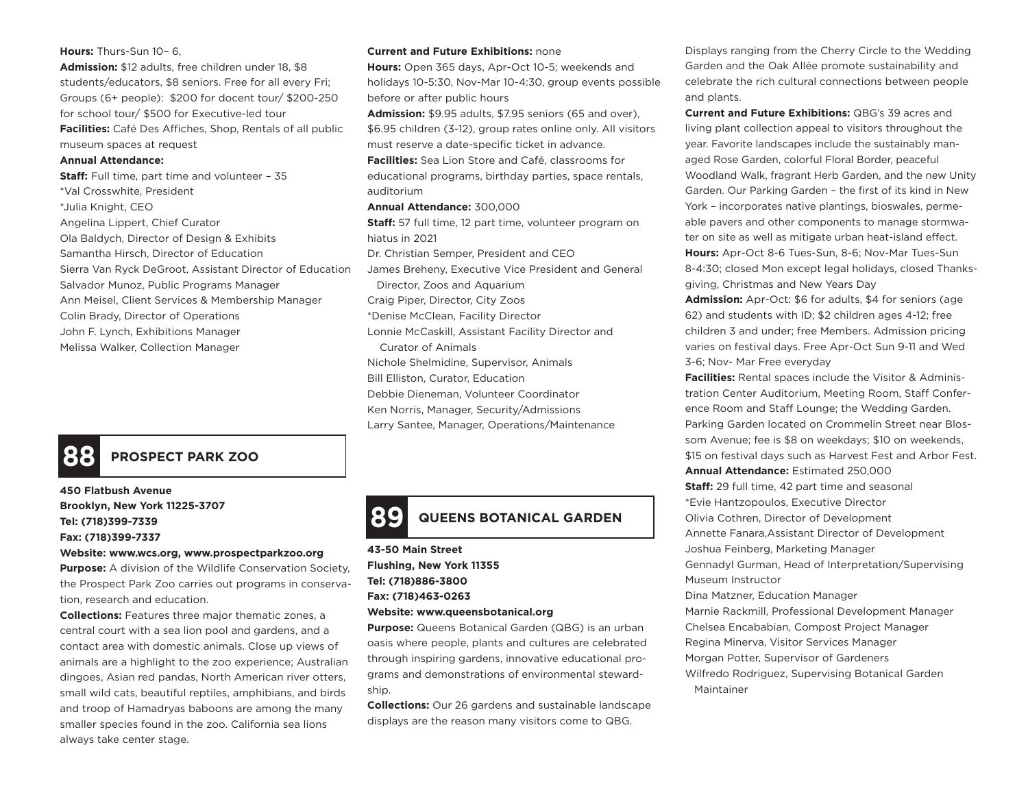**Hours:** Thurs-Sun 10– 6,

**Admission:** $12 adults, free children under 18, $8 students/educators, $8 seniors. Free for all every Fri; Groups (6+ people): $200 for docent tour/ $200-250 for school tour/ $500 for Executive-led tour

**Facilities:** Café Des Affiches, Shop, Rentals of all public museum spaces at request

**Annual Attendance:**

**Staff:** Full time, part time and volunteer – 35

*Val Crosswhite, President
*Julia Knight, CEO
Angelina Lippert, Chief Curator
Ola Baldych, Director of Design & Exhibits
Samantha Hirsch, Director of Education
Sierra Van Ryck DeGroot, Assistant Director of Education
Salvador Munoz, Public Programs Manager
Ann Meisel, Client Services & Membership Manager
Colin Brady, Director of Operations
John F. Lynch, Exhibitions Manager
Melissa Walker, Collection Manager

## 88 PROSPECT PARK ZOO

**450 Flatbush Avenue**
**Brooklyn, New York 11225-3707**
**Tel: (718)399-7339**
**Fax: (718)399-7337**
**Website: www.wcs.org, www.prospectparkzoo.org**

**Purpose:** A division of the Wildlife Conservation Society, the Prospect Park Zoo carries out programs in conservation, research and education.

**Collections:** Features three major thematic zones, a central court with a sea lion pool and gardens, and a contact area with domestic animals. Close up views of animals are a highlight to the zoo experience; Australian dingoes, Asian red pandas, North American river otters, small wild cats, beautiful reptiles, amphibians, and birds and troop of Hamadryas baboons are among the many smaller species found in the zoo. California sea lions always take center stage.

**Current and Future Exhibitions:** none

**Hours:** Open 365 days, Apr-Oct 10-5; weekends and holidays 10-5:30, Nov-Mar 10-4:30, group events possible before or after public hours

**Admission:** $9.95 adults, $7.95 seniors (65 and over), $6.95 children (3-12), group rates online only. All visitors must reserve a date-specific ticket in advance.

**Facilities:** Sea Lion Store and Café, classrooms for educational programs, birthday parties, space rentals, auditorium

**Annual Attendance:** 300,000

**Staff:** 57 full time, 12 part time, volunteer program on hiatus in 2021

Dr. Christian Semper, President and CEO
James Breheny, Executive Vice President and General Director, Zoos and Aquarium
Craig Piper, Director, City Zoos
*Denise McClean, Facility Director
Lonnie McCaskill, Assistant Facility Director and Curator of Animals
Nichole Shelmidine, Supervisor, Animals
Bill Elliston, Curator, Education
Debbie Dieneman, Volunteer Coordinator
Ken Norris, Manager, Security/Admissions
Larry Santee, Manager, Operations/Maintenance

## 89 QUEENS BOTANICAL GARDEN

**43-50 Main Street**
**Flushing, New York 11355**
**Tel: (718)886-3800**
**Fax: (718)463-0263**
**Website: www.queensbotanical.org**

**Purpose:** Queens Botanical Garden (QBG) is an urban oasis where people, plants and cultures are celebrated through inspiring gardens, innovative educational programs and demonstrations of environmental stewardship.

**Collections:** Our 26 gardens and sustainable landscape displays are the reason many visitors come to QBG. Displays ranging from the Cherry Circle to the Wedding Garden and the Oak Allée promote sustainability and celebrate the rich cultural connections between people and plants.

**Current and Future Exhibitions:** QBG's 39 acres and living plant collection appeal to visitors throughout the year. Favorite landscapes include the sustainably managed Rose Garden, colorful Floral Border, peaceful Woodland Walk, fragrant Herb Garden, and the new Unity Garden. Our Parking Garden – the first of its kind in New York – incorporates native plantings, bioswales, permeable pavers and other components to manage stormwater on site as well as mitigate urban heat-island effect.

**Hours:** Apr-Oct 8-6 Tues-Sun, 8-6; Nov-Mar Tues-Sun 8-4:30; closed Mon except legal holidays, closed Thanksgiving, Christmas and New Years Day

**Admission:** Apr-Oct: $6 for adults, $4 for seniors (age 62) and students with ID; $2 children ages 4-12; free children 3 and under; free Members. Admission pricing varies on festival days. Free Apr-Oct Sun 9-11 and Wed 3-6; Nov- Mar Free everyday

**Facilities:** Rental spaces include the Visitor & Administration Center Auditorium, Meeting Room, Staff Conference Room and Staff Lounge; the Wedding Garden. Parking Garden located on Crommelin Street near Blossom Avenue; fee is $8 on weekdays; $10 on weekends, $15 on festival days such as Harvest Fest and Arbor Fest.

**Annual Attendance:** Estimated 250,000

**Staff:** 29 full time, 42 part time and seasonal

*Evie Hantzopoulos, Executive Director
Olivia Cothren, Director of Development
Annette Fanara,Assistant Director of Development
Joshua Feinberg, Marketing Manager
Gennadyl Gurman, Head of Interpretation/Supervising Museum Instructor
Dina Matzner, Education Manager
Marnie Rackmill, Professional Development Manager
Chelsea Encababian, Compost Project Manager
Regina Minerva, Visitor Services Manager
Morgan Potter, Supervisor of Gardeners
Wilfredo Rodriguez, Supervising Botanical Garden Maintainer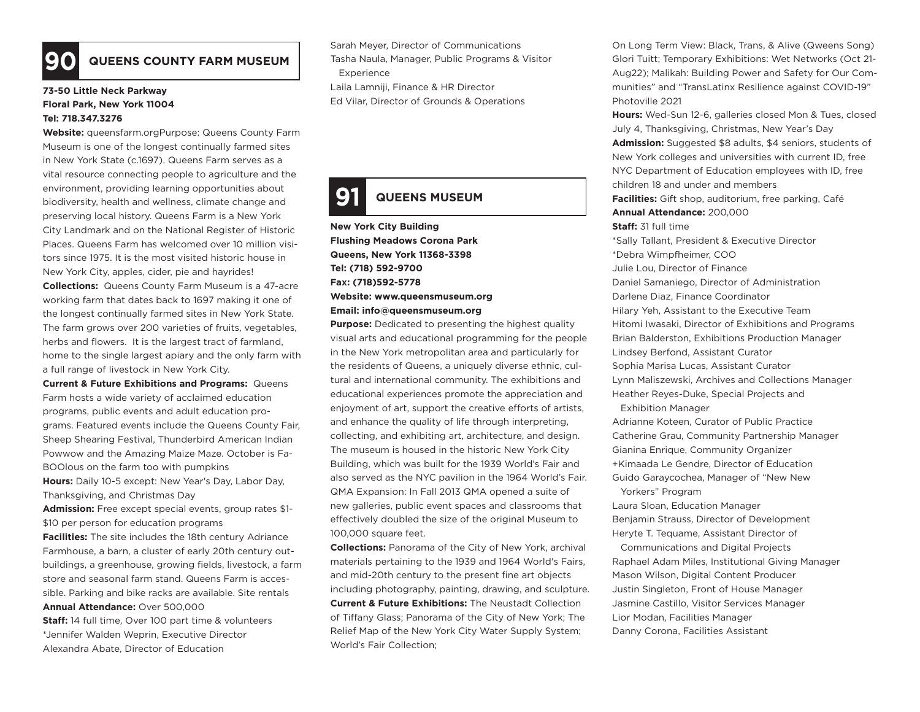## 90 QUEENS COUNTY FARM MUSEUM

**73-50 Little Neck Parkway**
**Floral Park, New York 11004**
**Tel: 718.347.3276**

**Website:** queensfarm.orgPurpose: Queens County Farm Museum is one of the longest continually farmed sites in New York State (c.1697). Queens Farm serves as a vital resource connecting people to agriculture and the environment, providing learning opportunities about biodiversity, health and wellness, climate change and preserving local history. Queens Farm is a New York City Landmark and on the National Register of Historic Places. Queens Farm has welcomed over 10 million visitors since 1975. It is the most visited historic house in New York City, apples, cider, pie and hayrides!

**Collections:** Queens County Farm Museum is a 47-acre working farm that dates back to 1697 making it one of the longest continually farmed sites in New York State. The farm grows over 200 varieties of fruits, vegetables, herbs and flowers. It is the largest tract of farmland, home to the single largest apiary and the only farm with a full range of livestock in New York City.

**Current & Future Exhibitions and Programs:** Queens Farm hosts a wide variety of acclaimed education programs, public events and adult education programs. Featured events include the Queens County Fair, Sheep Shearing Festival, Thunderbird American Indian Powwow and the Amazing Maize Maze. October is Fa-BOOlous on the farm too with pumpkins

**Hours:** Daily 10-5 except: New Year's Day, Labor Day, Thanksgiving, and Christmas Day

**Admission:** Free except special events, group rates $1-$10 per person for education programs

**Facilities:** The site includes the 18th century Adriance Farmhouse, a barn, a cluster of early 20th century outbuildings, a greenhouse, growing fields, livestock, a farm store and seasonal farm stand. Queens Farm is accessible. Parking and bike racks are available. Site rentals

**Annual Attendance:** Over 500,000

**Staff:** 14 full time, Over 100 part time & volunteers

*Jennifer Walden Weprin, Executive Director
Alexandra Abate, Director of Education
Sarah Meyer, Director of Communications
Tasha Naula, Manager, Public Programs & Visitor Experience
Laila Lamniji, Finance & HR Director
Ed Vilar, Director of Grounds & Operations

## 91 QUEENS MUSEUM

**New York City Building**
**Flushing Meadows Corona Park**
**Queens, New York 11368-3398**
**Tel: (718) 592-9700**
**Fax: (718)592-5778**
**Website: www.queensmuseum.org**
**Email: info@queensmuseum.org**

**Purpose:** Dedicated to presenting the highest quality visual arts and educational programming for the people in the New York metropolitan area and particularly for the residents of Queens, a uniquely diverse ethnic, cultural and international community. The exhibitions and educational experiences promote the appreciation and enjoyment of art, support the creative efforts of artists, and enhance the quality of life through interpreting, collecting, and exhibiting art, architecture, and design. The museum is housed in the historic New York City Building, which was built for the 1939 World's Fair and also served as the NYC pavilion in the 1964 World's Fair. QMA Expansion: In Fall 2013 QMA opened a suite of new galleries, public event spaces and classrooms that effectively doubled the size of the original Museum to 100,000 square feet.

**Collections:** Panorama of the City of New York, archival materials pertaining to the 1939 and 1964 World's Fairs, and mid-20th century to the present fine art objects including photography, painting, drawing, and sculpture.

**Current & Future Exhibitions:** The Neustadt Collection of Tiffany Glass; Panorama of the City of New York; The Relief Map of the New York City Water Supply System; World's Fair Collection; On Long Term View: Black, Trans, & Alive (Qweens Song) Glori Tuitt; Temporary Exhibitions: Wet Networks (Oct 21-Aug22); Malikah: Building Power and Safety for Our Communities" and "TransLatinx Resilience against COVID-19" Photoville 2021

**Hours:** Wed-Sun 12-6, galleries closed Mon & Tues, closed July 4, Thanksgiving, Christmas, New Year's Day

**Admission:** Suggested $8 adults, $4 seniors, students of New York colleges and universities with current ID, free NYC Department of Education employees with ID, free children 18 and under and members

**Facilities:** Gift shop, auditorium, free parking, Café

**Annual Attendance:** 200,000

**Staff:** 31 full time

*Sally Tallant, President & Executive Director
*Debra Wimpfheimer, COO
Julie Lou, Director of Finance
Daniel Samaniego, Director of Administration
Darlene Diaz, Finance Coordinator
Hilary Yeh, Assistant to the Executive Team
Hitomi Iwasaki, Director of Exhibitions and Programs
Brian Balderston, Exhibitions Production Manager
Lindsey Berfond, Assistant Curator
Sophia Marisa Lucas, Assistant Curator
Lynn Maliszewski, Archives and Collections Manager
Heather Reyes-Duke, Special Projects and Exhibition Manager
Adrianne Koteen, Curator of Public Practice
Catherine Grau, Community Partnership Manager
Gianina Enrique, Community Organizer
+Kimaada Le Gendre, Director of Education
Guido Garaycochea, Manager of "New New Yorkers" Program
Laura Sloan, Education Manager
Benjamin Strauss, Director of Development
Heryte T. Tequame, Assistant Director of Communications and Digital Projects
Raphael Adam Miles, Institutional Giving Manager
Mason Wilson, Digital Content Producer
Justin Singleton, Front of House Manager
Jasmine Castillo, Visitor Services Manager
Lior Modan, Facilities Manager
Danny Corona, Facilities Assistant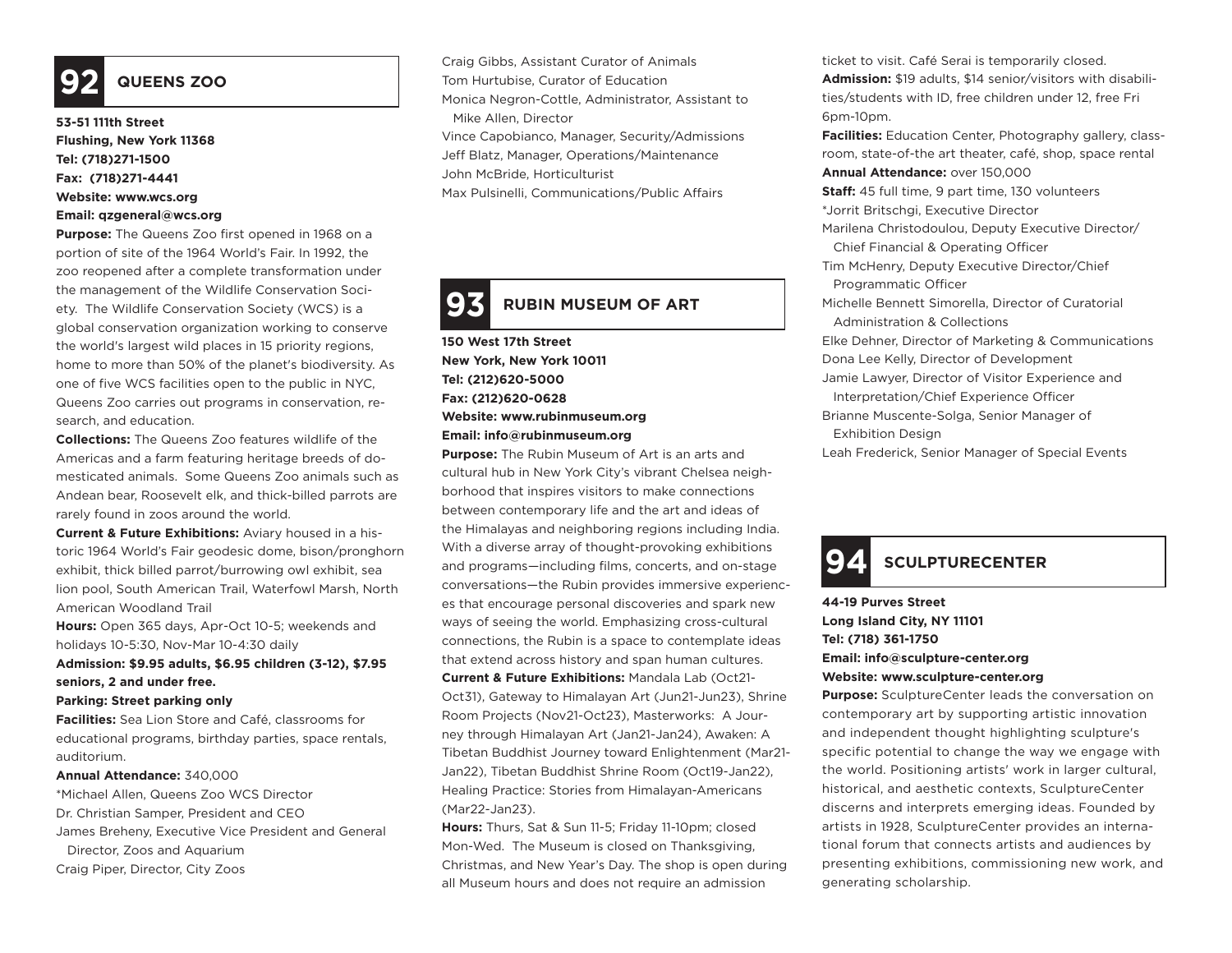## 92 QUEENS ZOO

**53-51 111th Street**
**Flushing, New York 11368**
**Tel: (718)271-1500**
**Fax: (718)271-4441**
**Website: www.wcs.org**
**Email: qzgeneral@wcs.org**

**Purpose:** The Queens Zoo first opened in 1968 on a portion of site of the 1964 World's Fair. In 1992, the zoo reopened after a complete transformation under the management of the Wildlife Conservation Society. The Wildlife Conservation Society (WCS) is a global conservation organization working to conserve the world's largest wild places in 15 priority regions, home to more than 50% of the planet's biodiversity. As one of five WCS facilities open to the public in NYC, Queens Zoo carries out programs in conservation, research, and education.

**Collections:** The Queens Zoo features wildlife of the Americas and a farm featuring heritage breeds of domesticated animals. Some Queens Zoo animals such as Andean bear, Roosevelt elk, and thick-billed parrots are rarely found in zoos around the world.

**Current & Future Exhibitions:** Aviary housed in a historic 1964 World's Fair geodesic dome, bison/pronghorn exhibit, thick billed parrot/burrowing owl exhibit, sea lion pool, South American Trail, Waterfowl Marsh, North American Woodland Trail

**Hours:** Open 365 days, Apr-Oct 10-5; weekends and holidays 10-5:30, Nov-Mar 10-4:30 daily

**Admission: $9.95 adults, $6.95 children (3-12), $7.95 seniors, 2 and under free.**

**Parking: Street parking only**

**Facilities:** Sea Lion Store and Café, classrooms for educational programs, birthday parties, space rentals, auditorium.

**Annual Attendance:** 340,000

*Michael Allen, Queens Zoo WCS Director
Dr. Christian Samper, President and CEO
James Breheny, Executive Vice President and General Director, Zoos and Aquarium
Craig Piper, Director, City Zoos
Craig Gibbs, Assistant Curator of Animals
Tom Hurtubise, Curator of Education
Monica Negron-Cottle, Administrator, Assistant to Mike Allen, Director
Vince Capobianco, Manager, Security/Admissions
Jeff Blatz, Manager, Operations/Maintenance
John McBride, Horticulturist
Max Pulsinelli, Communications/Public Affairs

## 93 RUBIN MUSEUM OF ART

**150 West 17th Street**
**New York, New York 10011**
**Tel: (212)620-5000**
**Fax: (212)620-0628**
**Website: www.rubinmuseum.org**
**Email: info@rubinmuseum.org**

**Purpose:** The Rubin Museum of Art is an arts and cultural hub in New York City's vibrant Chelsea neighborhood that inspires visitors to make connections between contemporary life and the art and ideas of the Himalayas and neighboring regions including India. With a diverse array of thought-provoking exhibitions and programs—including films, concerts, and on-stage conversations—the Rubin provides immersive experiences that encourage personal discoveries and spark new ways of seeing the world. Emphasizing cross-cultural connections, the Rubin is a space to contemplate ideas that extend across history and span human cultures.

**Current & Future Exhibitions:** Mandala Lab (Oct21-Oct31), Gateway to Himalayan Art (Jun21-Jun23), Shrine Room Projects (Nov21-Oct23), Masterworks: A Journey through Himalayan Art (Jan21-Jan24), Awaken: A Tibetan Buddhist Journey toward Enlightenment (Mar21-Jan22), Tibetan Buddhist Shrine Room (Oct19-Jan22), Healing Practice: Stories from Himalayan-Americans (Mar22-Jan23).

**Hours:** Thurs, Sat & Sun 11-5; Friday 11-10pm; closed Mon-Wed. The Museum is closed on Thanksgiving, Christmas, and New Year's Day. The shop is open during all Museum hours and does not require an admission ticket to visit. Café Serai is temporarily closed.

**Admission:** $19 adults, $14 senior/visitors with disabilities/students with ID, free children under 12, free Fri 6pm-10pm.

**Facilities:** Education Center, Photography gallery, classroom, state-of-the art theater, café, shop, space rental

**Annual Attendance:** over 150,000

**Staff:** 45 full time, 9 part time, 130 volunteers

*Jorrit Britschgi, Executive Director
Marilena Christodoulou, Deputy Executive Director/Chief Financial & Operating Officer
Tim McHenry, Deputy Executive Director/Chief Programmatic Officer
Michelle Bennett Simorella, Director of Curatorial Administration & Collections
Elke Dehner, Director of Marketing & Communications
Dona Lee Kelly, Director of Development
Jamie Lawyer, Director of Visitor Experience and Interpretation/Chief Experience Officer
Brianne Muscente-Solga, Senior Manager of Exhibition Design
Leah Frederick, Senior Manager of Special Events

## 94 SCULPTURECENTER

**44-19 Purves Street**
**Long Island City, NY 11101**
**Tel: (718) 361-1750**
**Email: info@sculpture-center.org**
**Website: www.sculpture-center.org**

**Purpose:** SculptureCenter leads the conversation on contemporary art by supporting artistic innovation and independent thought highlighting sculpture's specific potential to change the way we engage with the world. Positioning artists' work in larger cultural, historical, and aesthetic contexts, SculptureCenter discerns and interprets emerging ideas. Founded by artists in 1928, SculptureCenter provides an international forum that connects artists and audiences by presenting exhibitions, commissioning new work, and generating scholarship.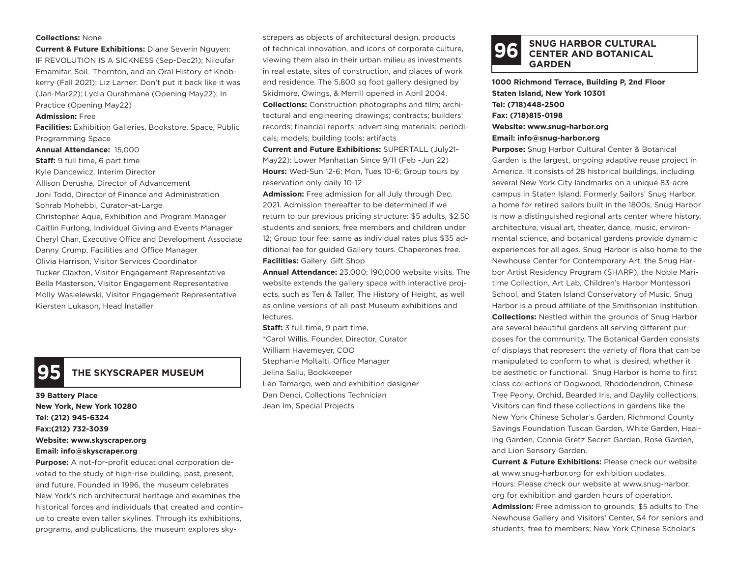**Collections:** None

**Current & Future Exhibitions:** Diane Severin Nguyen: IF REVOLUTION IS A SICKNESS (Sep-Dec21); Niloufar Emamifar, SoiL Thornton, and an Oral History of Knobkerry (Fall 2021); Liz Larner: Don't put it back like it was (Jan-Mar22); Lydia Ourahmane (Opening May22); In Practice (Opening May22)

**Admission:** Free

**Facilities:** Exhibition Galleries, Bookstore, Space, Public Programming Space

**Annual Attendance:** 15,000

**Staff:** 9 full time, 6 part time

Kyle Dancewicz, Interim Director
Allison Derusha, Director of Advancement
Joni Todd, Director of Finance and Administration
Sohrab Mohebbi, Curator-at-Large
Christopher Aque, Exhibition and Program Manager
Caitlin Furlong, Individual Giving and Events Manager
Cheryl Chan, Executive Office and Development Associate
Danny Crump, Facilities and Office Manager
Olivia Harrison, Visitor Services Coordinator
Tucker Claxton, Visitor Engagement Representative
Bella Masterson, Visitor Engagement Representative
Molly Wasielewski, Visitor Engagement Representative
Kiersten Lukason, Head Installer

## 95 THE SKYSCRAPER MUSEUM

**39 Battery Place**
**New York, New York 10280**
**Tel: (212) 945-6324**
**Fax:(212) 732-3039**
**Website: www.skyscraper.org**
**Email: info@skyscraper.org**

**Purpose:** A not-for-profit educational corporation devoted to the study of high-rise building, past, present, and future. Founded in 1996, the museum celebrates New York's rich architectural heritage and examines the historical forces and individuals that created and continue to create even taller skylines. Through its exhibitions, programs, and publications, the museum explores skyscrapers as objects of architectural design, products of technical innovation, and icons of corporate culture, viewing them also in their urban milieu as investments in real estate, sites of construction, and places of work and residence. The 5,800 sq foot gallery designed by Skidmore, Owings, & Merrill opened in April 2004.

**Collections:** Construction photographs and film; architectural and engineering drawings; contracts; builders' records; financial reports; advertising materials; periodicals; models; building tools; artifacts

**Current and Future Exhibitions:** SUPERTALL (July21-May22): Lower Manhattan Since 9/11 (Feb -Jun 22)

**Hours:** Wed-Sun 12-6; Mon, Tues 10-6; Group tours by reservation only daily 10-12

**Admission:** Free admission for all July through Dec. 2021. Admission thereafter to be determined if we return to our previous pricing structure: $5 adults, $2.50 students and seniors, free members and children under 12; Group tour fee: same as individual rates plus $35 additional fee for guided Gallery tours. Chaperones free.

**Facilities:** Gallery, Gift Shop

**Annual Attendance:** 23,000; 190,000 website visits. The website extends the gallery space with interactive projects, such as Ten & Taller, The History of Height, as well as online versions of all past Museum exhibitions and lectures.

**Staff:** 3 full time, 9 part time,

*Carol Willis, Founder, Director, Curator
William Havemeyer, COO
Stephanie Moltalti, Office Manager
Jelina Saliu, Bookkeeper
Leo Tamargo, web and exhibition designer
Dan Denci, Collections Technician
Jean Im, Special Projects

## 96 SNUG HARBOR CULTURAL CENTER AND BOTANICAL GARDEN

**1000 Richmond Terrace, Building P, 2nd Floor**
**Staten Island, New York 10301**
**Tel: (718)448-2500**
**Fax: (718)815-0198**
**Website: www.snug-harbor.org**
**Email: info@snug-harbor.org**

**Purpose:** Snug Harbor Cultural Center & Botanical Garden is the largest, ongoing adaptive reuse project in America. It consists of 28 historical buildings, including several New York City landmarks on a unique 83-acre campus in Staten Island. Formerly Sailors' Snug Harbor, a home for retired sailors built in the 1800s, Snug Harbor is now a distinguished regional arts center where history, architecture, visual art, theater, dance, music, environmental science, and botanical gardens provide dynamic experiences for all ages. Snug Harbor is also home to the Newhouse Center for Contemporary Art, the Snug Harbor Artist Residency Program (SHARP), the Noble Maritime Collection, Art Lab, Children's Harbor Montessori School, and Staten Island Conservatory of Music. Snug Harbor is a proud affiliate of the Smithsonian Institution.

**Collections:** Nestled within the grounds of Snug Harbor are several beautiful gardens all serving different purposes for the community. The Botanical Garden consists of displays that represent the variety of flora that can be manipulated to conform to what is desired, whether it be aesthetic or functional. Snug Harbor is home to first class collections of Dogwood, Rhododendron, Chinese Tree Peony, Orchid, Bearded Iris, and Daylily collections. Visitors can find these collections in gardens like the New York Chinese Scholar's Garden, Richmond County Savings Foundation Tuscan Garden, White Garden, Healing Garden, Connie Gretz Secret Garden, Rose Garden, and Lion Sensory Garden.

**Current & Future Exhibitions:** Please check our website at www.snug-harbor.org for exhibition updates.

Hours: Please check our website at www.snug-harbor.org for exhibition and garden hours of operation.

**Admission:** Free admission to grounds; $5 adults to The Newhouse Gallery and Visitors' Center, $4 for seniors and students, free to members; New York Chinese Scholar's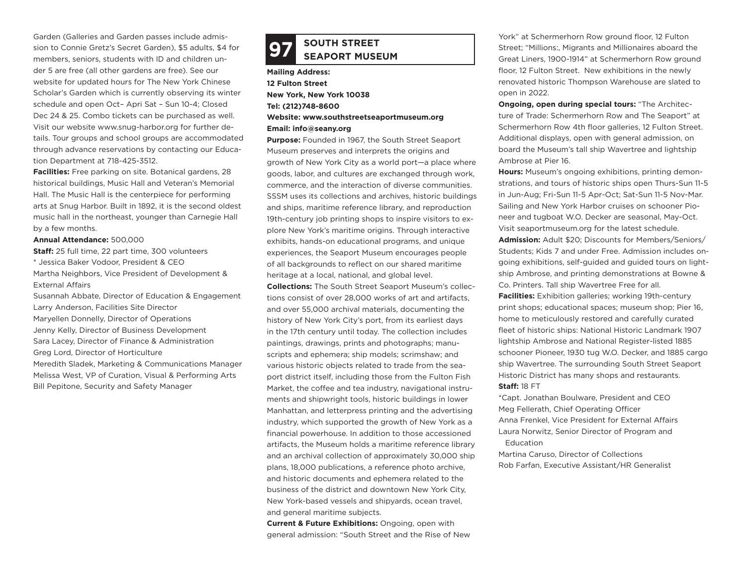Garden (Galleries and Garden passes include admission to Connie Gretz's Secret Garden), $5 adults, $4 for members, seniors, students with ID and children under 5 are free (all other gardens are free). See our website for updated hours for The New York Chinese Scholar's Garden which is currently observing its winter schedule and open Oct– Apri Sat – Sun 10-4; Closed Dec 24 & 25. Combo tickets can be purchased as well. Visit our website www.snug-harbor.org for further details. Tour groups and school groups are accommodated through advance reservations by contacting our Education Department at 718-425-3512.

**Facilities:** Free parking on site. Botanical gardens, 28 historical buildings, Music Hall and Veteran's Memorial Hall. The Music Hall is the centerpiece for performing arts at Snug Harbor. Built in 1892, it is the second oldest music hall in the northeast, younger than Carnegie Hall by a few months.

**Annual Attendance:** 500,000

**Staff:** 25 full time, 22 part time, 300 volunteers

\* Jessica Baker Vodoor, President & CEO
Martha Neighbors, Vice President of Development & External Affairs
Susannah Abbate, Director of Education & Engagement
Larry Anderson, Facilities Site Director
Maryellen Donnelly, Director of Operations
Jenny Kelly, Director of Business Development
Sara Lacey, Director of Finance & Administration
Greg Lord, Director of Horticulture
Meredith Sladek, Marketing & Communications Manager
Melissa West, VP of Curation, Visual & Performing Arts
Bill Pepitone, Security and Safety Manager

## 97 SOUTH STREET SEAPORT MUSEUM

**Mailing Address:**
**12 Fulton Street**
**New York, New York 10038**
**Tel: (212)748-8600**
**Website: www.southstreetseaportmuseum.org**
**Email: info@seany.org**

**Purpose:** Founded in 1967, the South Street Seaport Museum preserves and interprets the origins and growth of New York City as a world port—a place where goods, labor, and cultures are exchanged through work, commerce, and the interaction of diverse communities. SSSM uses its collections and archives, historic buildings and ships, maritime reference library, and reproduction 19th-century job printing shops to inspire visitors to explore New York's maritime origins. Through interactive exhibits, hands-on educational programs, and unique experiences, the Seaport Museum encourages people of all backgrounds to reflect on our shared maritime heritage at a local, national, and global level.

**Collections:** The South Street Seaport Museum's collections consist of over 28,000 works of art and artifacts, and over 55,000 archival materials, documenting the history of New York City's port, from its earliest days in the 17th century until today. The collection includes paintings, drawings, prints and photographs; manuscripts and ephemera; ship models; scrimshaw; and various historic objects related to trade from the seaport district itself, including those from the Fulton Fish Market, the coffee and tea industry, navigational instruments and shipwright tools, historic buildings in lower Manhattan, and letterpress printing and the advertising industry, which supported the growth of New York as a financial powerhouse. In addition to those accessioned artifacts, the Museum holds a maritime reference library and an archival collection of approximately 30,000 ship plans, 18,000 publications, a reference photo archive, and historic documents and ephemera related to the business of the district and downtown New York City, New York-based vessels and shipyards, ocean travel, and general maritime subjects.

**Current & Future Exhibitions:** Ongoing, open with general admission: "South Street and the Rise of New York" at Schermerhorn Row ground floor, 12 Fulton Street; "Millions:, Migrants and Millionaires aboard the Great Liners, 1900-1914" at Schermerhorn Row ground floor, 12 Fulton Street. New exhibitions in the newly renovated historic Thompson Warehouse are slated to open in 2022.

**Ongoing, open during special tours:** "The Architecture of Trade: Schermerhorn Row and The Seaport" at Schermerhorn Row 4th floor galleries, 12 Fulton Street. Additional displays, open with general admission, on board the Museum's tall ship Wavertree and lightship Ambrose at Pier 16.

**Hours:** Museum's ongoing exhibitions, printing demonstrations, and tours of historic ships open Thurs-Sun 11-5 in Jun-Aug; Fri-Sun 11-5 Apr-Oct; Sat-Sun 11-5 Nov-Mar. Sailing and New York Harbor cruises on schooner Pioneer and tugboat W.O. Decker are seasonal, May-Oct. Visit seaportmuseum.org for the latest schedule.

**Admission:** Adult $20; Discounts for Members/Seniors/Students; Kids 7 and under Free. Admission includes ongoing exhibitions, self-guided and guided tours on lightship Ambrose, and printing demonstrations at Bowne & Co. Printers. Tall ship Wavertree Free for all.

**Facilities:** Exhibition galleries; working 19th-century print shops; educational spaces; museum shop; Pier 16, home to meticulously restored and carefully curated fleet of historic ships: National Historic Landmark 1907 lightship Ambrose and National Register-listed 1885 schooner Pioneer, 1930 tug W.O. Decker, and 1885 cargo ship Wavertree. The surrounding South Street Seaport Historic District has many shops and restaurants.

**Staff:** 18 FT

\*Capt. Jonathan Boulware, President and CEO
Meg Fellerath, Chief Operating Officer
Anna Frenkel, Vice President for External Affairs
Laura Norwitz, Senior Director of Program and Education
Martina Caruso, Director of Collections
Rob Farfan, Executive Assistant/HR Generalist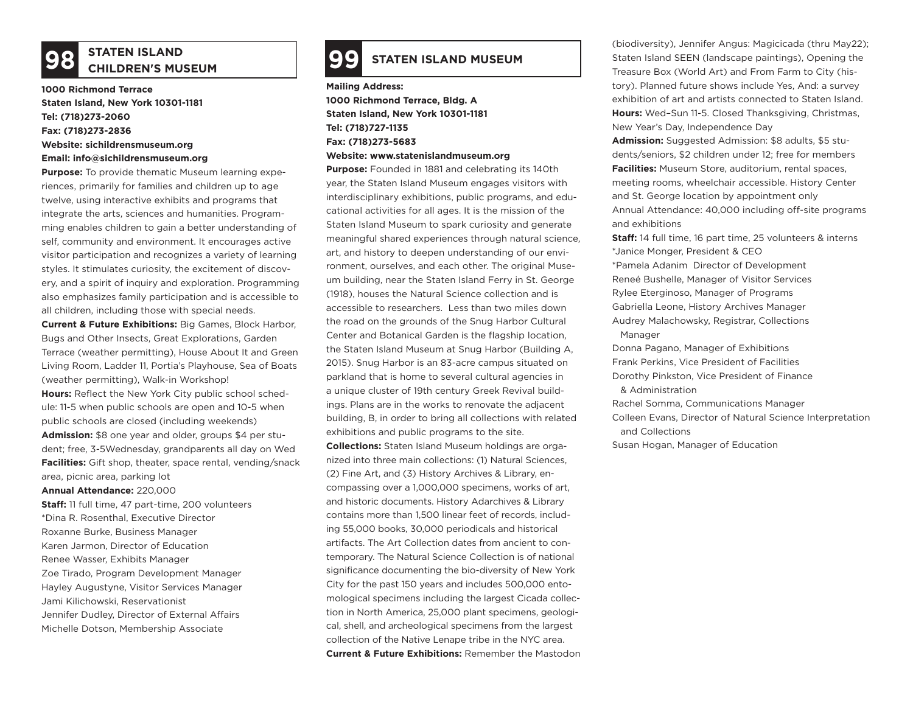## 98 STATEN ISLAND CHILDREN'S MUSEUM

**1000 Richmond Terrace**
**Staten Island, New York 10301-1181**
**Tel: (718)273-2060**
**Fax: (718)273-2836**
**Website: sichildrensmuseum.org**
**Email: info@sichildrensmuseum.org**

**Purpose:** To provide thematic Museum learning experiences, primarily for families and children up to age twelve, using interactive exhibits and programs that integrate the arts, sciences and humanities. Programming enables children to gain a better understanding of self, community and environment. It encourages active visitor participation and recognizes a variety of learning styles. It stimulates curiosity, the excitement of discovery, and a spirit of inquiry and exploration. Programming also emphasizes family participation and is accessible to all children, including those with special needs.

**Current & Future Exhibitions:** Big Games, Block Harbor, Bugs and Other Insects, Great Explorations, Garden Terrace (weather permitting), House About It and Green Living Room, Ladder 11, Portia's Playhouse, Sea of Boats (weather permitting), Walk-in Workshop!

**Hours:** Reflect the New York City public school schedule: 11-5 when public schools are open and 10-5 when public schools are closed (including weekends)

**Admission:** $8 one year and older, groups $4 per student; free, 3-5Wednesday, grandparents all day on Wed

**Facilities:** Gift shop, theater, space rental, vending/snack area, picnic area, parking lot

**Annual Attendance:** 220,000

**Staff:** 11 full time, 47 part-time, 200 volunteers
*Dina R. Rosenthal, Executive Director
Roxanne Burke, Business Manager
Karen Jarmon, Director of Education
Renee Wasser, Exhibits Manager
Zoe Tirado, Program Development Manager
Hayley Augustyne, Visitor Services Manager
Jami Kilichowski, Reservationist
Jennifer Dudley, Director of External Affairs
Michelle Dotson, Membership Associate

## 99 STATEN ISLAND MUSEUM

**Mailing Address:**
**1000 Richmond Terrace, Bldg. A**
**Staten Island, New York 10301-1181**
**Tel: (718)727-1135**
**Fax: (718)273-5683**
**Website: www.statenislandmuseum.org**

**Purpose:** Founded in 1881 and celebrating its 140th year, the Staten Island Museum engages visitors with interdisciplinary exhibitions, public programs, and educational activities for all ages. It is the mission of the Staten Island Museum to spark curiosity and generate meaningful shared experiences through natural science, art, and history to deepen understanding of our environment, ourselves, and each other. The original Museum building, near the Staten Island Ferry in St. George (1918), houses the Natural Science collection and is accessible to researchers. Less than two miles down the road on the grounds of the Snug Harbor Cultural Center and Botanical Garden is the flagship location, the Staten Island Museum at Snug Harbor (Building A, 2015). Snug Harbor is an 83-acre campus situated on parkland that is home to several cultural agencies in a unique cluster of 19th century Greek Revival buildings. Plans are in the works to renovate the adjacent building, B, in order to bring all collections with related exhibitions and public programs to the site.

**Collections:** Staten Island Museum holdings are organized into three main collections: (1) Natural Sciences, (2) Fine Art, and (3) History Archives & Library, encompassing over a 1,000,000 specimens, works of art, and historic documents. History Adarchives & Library contains more than 1,500 linear feet of records, including 55,000 books, 30,000 periodicals and historical artifacts. The Art Collection dates from ancient to contemporary. The Natural Science Collection is of national significance documenting the bio-diversity of New York City for the past 150 years and includes 500,000 entomological specimens including the largest Cicada collection in North America, 25,000 plant specimens, geological, shell, and archeological specimens from the largest collection of the Native Lenape tribe in the NYC area.

**Current & Future Exhibitions:** Remember the Mastodon (biodiversity), Jennifer Angus: Magicicada (thru May22); Staten Island SEEN (landscape paintings), Opening the Treasure Box (World Art) and From Farm to City (history). Planned future shows include Yes, And: a survey exhibition of art and artists connected to Staten Island.

**Hours:** Wed–Sun 11-5. Closed Thanksgiving, Christmas, New Year's Day, Independence Day

**Admission:** Suggested Admission: $8 adults, $5 students/seniors, $2 children under 12; free for members

**Facilities:** Museum Store, auditorium, rental spaces, meeting rooms, wheelchair accessible. History Center and St. George location by appointment only

Annual Attendance: 40,000 including off-site programs and exhibitions

**Staff:** 14 full time, 16 part time, 25 volunteers & interns
*Janice Monger, President & CEO
*Pamela Adanim Director of Development
Reneé Bushelle, Manager of Visitor Services
Rylee Eterginoso, Manager of Programs
Gabriella Leone, History Archives Manager
Audrey Malachowsky, Registrar, Collections Manager
Donna Pagano, Manager of Exhibitions
Frank Perkins, Vice President of Facilities
Dorothy Pinkston, Vice President of Finance & Administration
Rachel Somma, Communications Manager
Colleen Evans, Director of Natural Science Interpretation and Collections
Susan Hogan, Manager of Education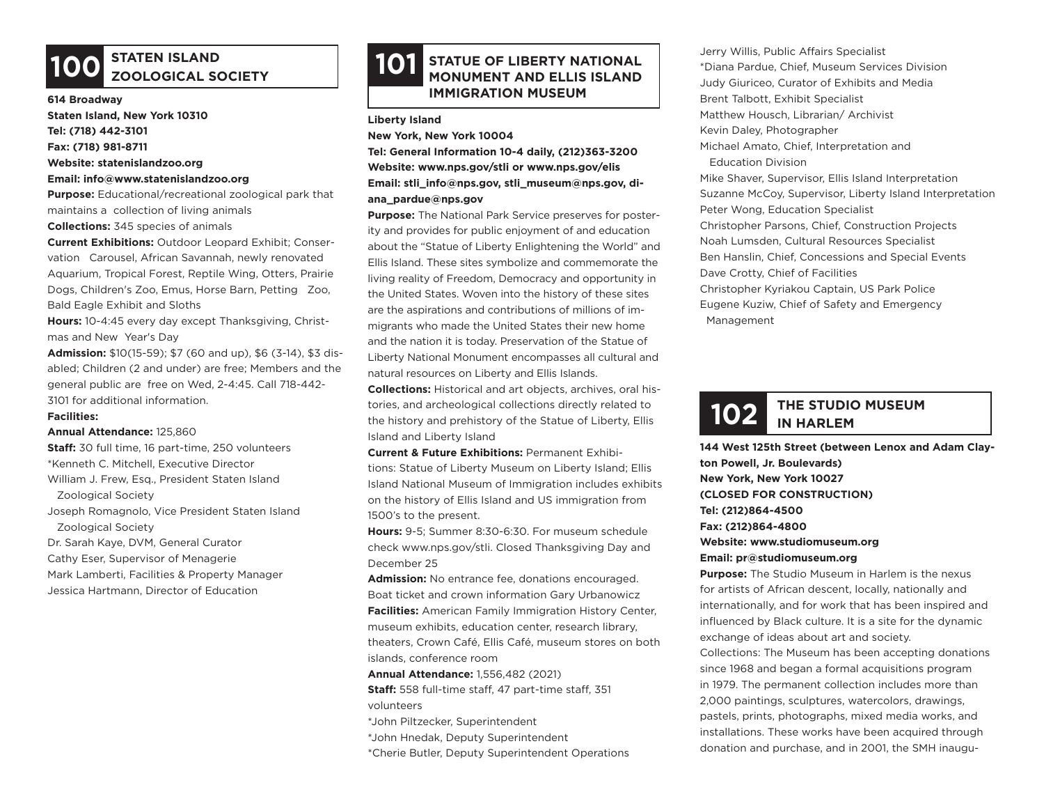## 100 STATEN ISLAND ZOOLOGICAL SOCIETY

**614 Broadway**
**Staten Island, New York 10310**
**Tel: (718) 442-3101**
**Fax: (718) 981-8711**
**Website: statenislandzoo.org**
**Email: info@www.statenislandzoo.org**

**Purpose:** Educational/recreational zoological park that maintains a collection of living animals

**Collections:** 345 species of animals

**Current Exhibitions:** Outdoor Leopard Exhibit; Conservation Carousel, African Savannah, newly renovated Aquarium, Tropical Forest, Reptile Wing, Otters, Prairie Dogs, Children's Zoo, Emus, Horse Barn, Petting Zoo, Bald Eagle Exhibit and Sloths

**Hours:** 10-4:45 every day except Thanksgiving, Christmas and New Year's Day

**Admission:** $10(15-59); $7 (60 and up), $6 (3-14), $3 disabled; Children (2 and under) are free; Members and the general public are free on Wed, 2-4:45. Call 718-442-3101 for additional information.

**Facilities:**

**Annual Attendance:** 125,860

**Staff:** 30 full time, 16 part-time, 250 volunteers

*Kenneth C. Mitchell, Executive Director
William J. Frew, Esq., President Staten Island Zoological Society
Joseph Romagnolo, Vice President Staten Island Zoological Society
Dr. Sarah Kaye, DVM, General Curator
Cathy Eser, Supervisor of Menagerie
Mark Lamberti, Facilities & Property Manager
Jessica Hartmann, Director of Education

## 101 STATUE OF LIBERTY NATIONAL MONUMENT AND ELLIS ISLAND IMMIGRATION MUSEUM

**Liberty Island**
**New York, New York 10004**
**Tel: General Information 10-4 daily, (212)363-3200**
**Website: www.nps.gov/stli or www.nps.gov/elis**
**Email: stli_info@nps.gov, stli_museum@nps.gov, diana_pardue@nps.gov**

**Purpose:** The National Park Service preserves for posterity and provides for public enjoyment of and education about the "Statue of Liberty Enlightening the World" and Ellis Island. These sites symbolize and commemorate the living reality of Freedom, Democracy and opportunity in the United States. Woven into the history of these sites are the aspirations and contributions of millions of immigrants who made the United States their new home and the nation it is today. Preservation of the Statue of Liberty National Monument encompasses all cultural and natural resources on Liberty and Ellis Islands.

**Collections:** Historical and art objects, archives, oral histories, and archeological collections directly related to the history and prehistory of the Statue of Liberty, Ellis Island and Liberty Island

**Current & Future Exhibitions:** Permanent Exhibitions: Statue of Liberty Museum on Liberty Island; Ellis Island National Museum of Immigration includes exhibits on the history of Ellis Island and US immigration from 1500's to the present.

**Hours:** 9-5; Summer 8:30-6:30. For museum schedule check www.nps.gov/stli. Closed Thanksgiving Day and December 25

**Admission:** No entrance fee, donations encouraged. Boat ticket and crown information Gary Urbanowicz

**Facilities:** American Family Immigration History Center, museum exhibits, education center, research library, theaters, Crown Café, Ellis Café, museum stores on both islands, conference room

**Annual Attendance:** 1,556,482 (2021)

**Staff:** 558 full-time staff, 47 part-time staff, 351 volunteers

*John Piltzecker, Superintendent
*John Hnedak, Deputy Superintendent
*Cherie Butler, Deputy Superintendent Operations
Jerry Willis, Public Affairs Specialist
*Diana Pardue, Chief, Museum Services Division
Judy Giuriceo, Curator of Exhibits and Media
Brent Talbott, Exhibit Specialist
Matthew Housch, Librarian/ Archivist
Kevin Daley, Photographer
Michael Amato, Chief, Interpretation and Education Division
Mike Shaver, Supervisor, Ellis Island Interpretation
Suzanne McCoy, Supervisor, Liberty Island Interpretation
Peter Wong, Education Specialist
Christopher Parsons, Chief, Construction Projects
Noah Lumsden, Cultural Resources Specialist
Ben Hanslin, Chief, Concessions and Special Events
Dave Crotty, Chief of Facilities
Christopher Kyriakou Captain, US Park Police
Eugene Kuziw, Chief of Safety and Emergency Management

## 102 THE STUDIO MUSEUM IN HARLEM

**144 West 125th Street (between Lenox and Adam Clayton Powell, Jr. Boulevards)**
**New York, New York 10027**
**(CLOSED FOR CONSTRUCTION)**
**Tel: (212)864-4500**
**Fax: (212)864-4800**
**Website: www.studiomuseum.org**
**Email: pr@studiomuseum.org**

**Purpose:** The Studio Museum in Harlem is the nexus for artists of African descent, locally, nationally and internationally, and for work that has been inspired and influenced by Black culture. It is a site for the dynamic exchange of ideas about art and society.

Collections: The Museum has been accepting donations since 1968 and began a formal acquisitions program in 1979. The permanent collection includes more than 2,000 paintings, sculptures, watercolors, drawings, pastels, prints, photographs, mixed media works, and installations. These works have been acquired through donation and purchase, and in 2001, the SMH inaugu-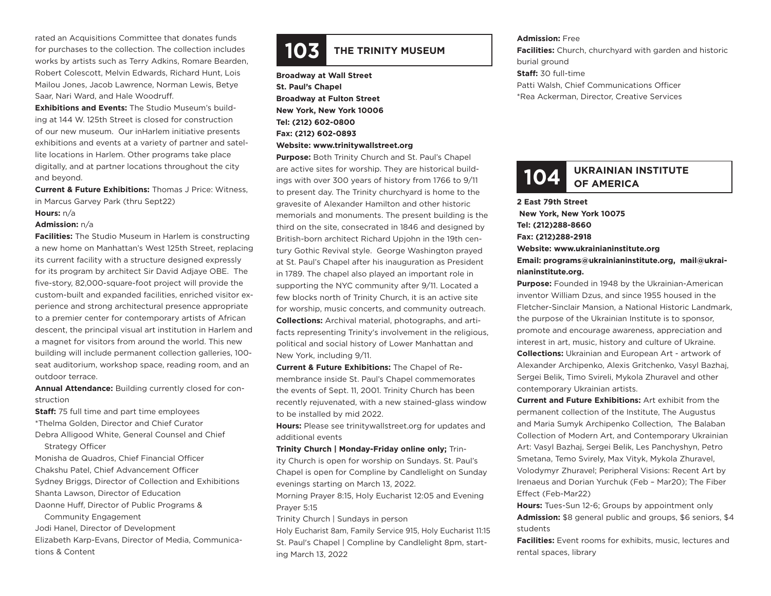rated an Acquisitions Committee that donates funds for purchases to the collection. The collection includes works by artists such as Terry Adkins, Romare Bearden, Robert Colescott, Melvin Edwards, Richard Hunt, Lois Mailou Jones, Jacob Lawrence, Norman Lewis, Betye Saar, Nari Ward, and Hale Woodruff.

**Exhibitions and Events:** The Studio Museum's building at 144 W. 125th Street is closed for construction of our new museum. Our inHarlem initiative presents exhibitions and events at a variety of partner and satellite locations in Harlem. Other programs take place digitally, and at partner locations throughout the city and beyond.

**Current & Future Exhibitions:** Thomas J Price: Witness, in Marcus Garvey Park (thru Sept22)

**Hours:** n/a

**Admission:** n/a

**Facilities:** The Studio Museum in Harlem is constructing a new home on Manhattan's West 125th Street, replacing its current facility with a structure designed expressly for its program by architect Sir David Adjaye OBE. The five-story, 82,000-square-foot project will provide the custom-built and expanded facilities, enriched visitor experience and strong architectural presence appropriate to a premier center for contemporary artists of African descent, the principal visual art institution in Harlem and a magnet for visitors from around the world. This new building will include permanent collection galleries, 100-seat auditorium, workshop space, reading room, and an outdoor terrace.

**Annual Attendance:** Building currently closed for construction

**Staff:** 75 full time and part time employees

*Thelma Golden, Director and Chief Curator

Debra Alligood White, General Counsel and Chief Strategy Officer

Monisha de Quadros, Chief Financial Officer

Chakshu Patel, Chief Advancement Officer

Sydney Briggs, Director of Collection and Exhibitions

Shanta Lawson, Director of Education

Daonne Huff, Director of Public Programs & Community Engagement

Jodi Hanel, Director of Development

Elizabeth Karp-Evans, Director of Media, Communications & Content

## 103 THE TRINITY MUSEUM

**Broadway at Wall Street**
**St. Paul's Chapel**
**Broadway at Fulton Street**
**New York, New York 10006**
**Tel: (212) 602-0800**
**Fax: (212) 602-0893**
**Website: www.trinitywallstreet.org**

**Purpose:** Both Trinity Church and St. Paul's Chapel are active sites for worship. They are historical buildings with over 300 years of history from 1766 to 9/11 to present day. The Trinity churchyard is home to the gravesite of Alexander Hamilton and other historic memorials and monuments. The present building is the third on the site, consecrated in 1846 and designed by British-born architect Richard Upjohn in the 19th century Gothic Revival style. George Washington prayed at St. Paul's Chapel after his inauguration as President in 1789. The chapel also played an important role in supporting the NYC community after 9/11. Located a few blocks north of Trinity Church, it is an active site for worship, music concerts, and community outreach.

**Collections:** Archival material, photographs, and artifacts representing Trinity's involvement in the religious, political and social history of Lower Manhattan and New York, including 9/11.

**Current & Future Exhibitions:** The Chapel of Remembrance inside St. Paul's Chapel commemorates the events of Sept. 11, 2001. Trinity Church has been recently rejuvenated, with a new stained-glass window to be installed by mid 2022.

**Hours:** Please see trinitywallstreet.org for updates and additional events

**Trinity Church | Monday-Friday online only;** Trinity Church is open for worship on Sundays. St. Paul's Chapel is open for Compline by Candlelight on Sunday evenings starting on March 13, 2022.

Morning Prayer 8:15, Holy Eucharist 12:05 and Evening Prayer 5:15

Trinity Church | Sundays in person

Holy Eucharist 8am, Family Service 915, Holy Eucharist 11:15

St. Paul's Chapel | Compline by Candlelight 8pm, starting March 13, 2022

**Admission:** Free

**Facilities:** Church, churchyard with garden and historic burial ground

**Staff:** 30 full-time

Patti Walsh, Chief Communications Officer

*Rea Ackerman, Director, Creative Services

## 104 UKRAINIAN INSTITUTE OF AMERICA

**2 East 79th Street**
**New York, New York 10075**
**Tel: (212)288-8660**
**Fax: (212)288-2918**
**Website: www.ukrainianinstitute.org**
**Email: programs@ukrainianinstitute.org, mail@ukrainianinstitute.org.**

**Purpose:** Founded in 1948 by the Ukrainian-American inventor William Dzus, and since 1955 housed in the Fletcher-Sinclair Mansion, a National Historic Landmark, the purpose of the Ukrainian Institute is to sponsor, promote and encourage awareness, appreciation and interest in art, music, history and culture of Ukraine.

**Collections:** Ukrainian and European Art - artwork of Alexander Archipenko, Alexis Gritchenko, Vasyl Bazhaj, Sergei Belik, Timo Svireli, Mykola Zhuravel and other contemporary Ukrainian artists.

**Current and Future Exhibitions:** Art exhibit from the permanent collection of the Institute, The Augustus and Maria Sumyk Archipenko Collection, The Balaban Collection of Modern Art, and Contemporary Ukrainian Art: Vasyl Bazhaj, Sergei Belik, Les Panchyshyn, Petro Smetana, Temo Svirely, Max Vityk, Mykola Zhuravel, Volodymyr Zhuravel; Peripheral Visions: Recent Art by Irenaeus and Dorian Yurchuk (Feb – Mar20); The Fiber Effect (Feb-Mar22)

**Hours:** Tues-Sun 12-6; Groups by appointment only

**Admission:** $8 general public and groups, $6 seniors, $4 students

**Facilities:** Event rooms for exhibits, music, lectures and rental spaces, library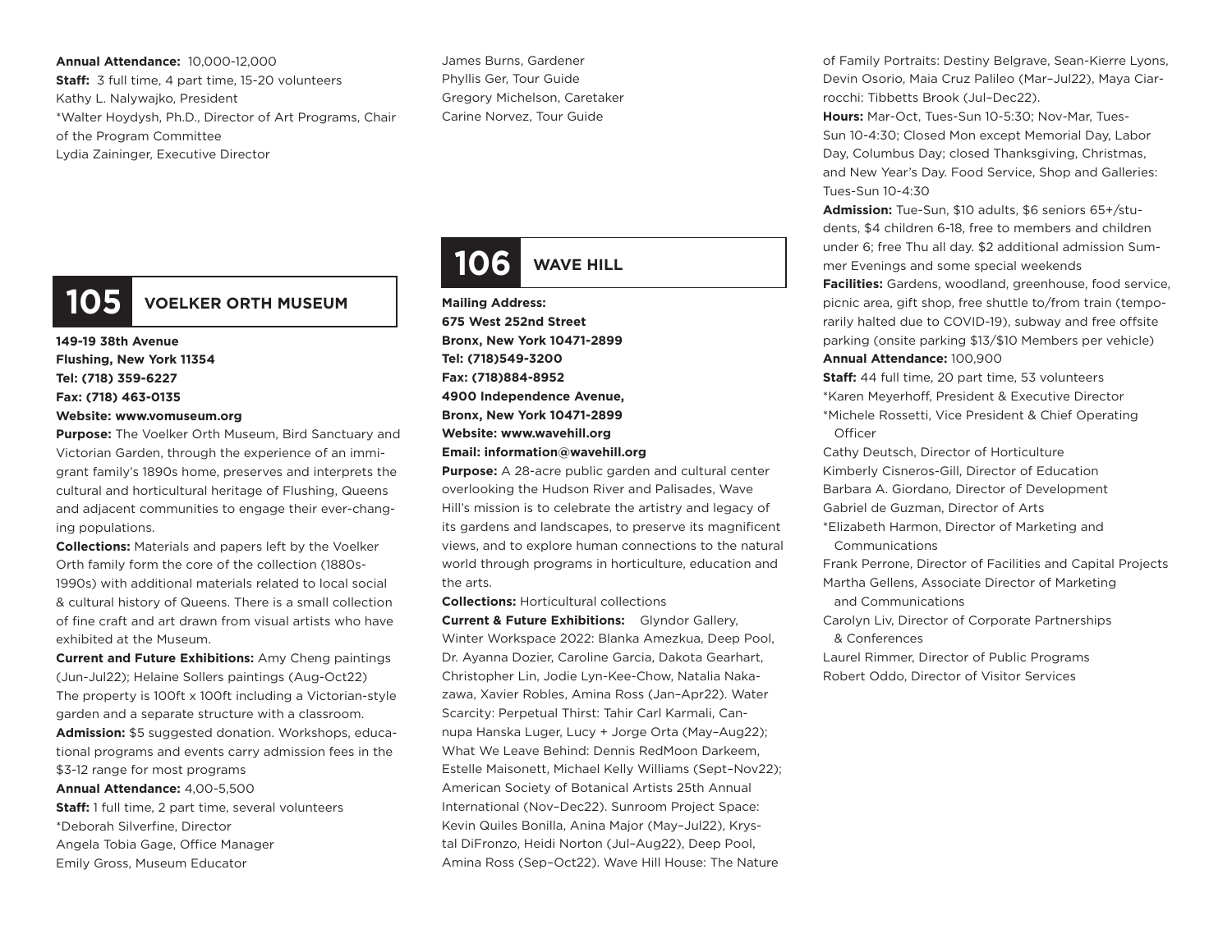**Annual Attendance:** 10,000-12,000
**Staff:** 3 full time, 4 part time, 15-20 volunteers
Kathy L. Nalywajko, President
*Walter Hoydysh, Ph.D., Director of Art Programs, Chair of the Program Committee
Lydia Zaininger, Executive Director
James Burns, Gardener
Phyllis Ger, Tour Guide
Gregory Michelson, Caretaker
Carine Norvez, Tour Guide

## 105 VOELKER ORTH MUSEUM

**149-19 38th Avenue**
**Flushing, New York 11354**
**Tel: (718) 359-6227**
**Fax: (718) 463-0135**
**Website: www.vomuseum.org**

**Purpose:** The Voelker Orth Museum, Bird Sanctuary and Victorian Garden, through the experience of an immigrant family's 1890s home, preserves and interprets the cultural and horticultural heritage of Flushing, Queens and adjacent communities to engage their ever-changing populations.

**Collections:** Materials and papers left by the Voelker Orth family form the core of the collection (1880s-1990s) with additional materials related to local social & cultural history of Queens. There is a small collection of fine craft and art drawn from visual artists who have exhibited at the Museum.

**Current and Future Exhibitions:** Amy Cheng paintings (Jun-Jul22); Helaine Sollers paintings (Aug-Oct22)
The property is 100ft x 100ft including a Victorian-style garden and a separate structure with a classroom.

**Admission:** $5 suggested donation. Workshops, educational programs and events carry admission fees in the $3-12 range for most programs

**Annual Attendance:** 4,00-5,500

**Staff:** 1 full time, 2 part time, several volunteers
*Deborah Silverfine, Director
Angela Tobia Gage, Office Manager
Emily Gross, Museum Educator

## 106 WAVE HILL

**Mailing Address:**
**675 West 252nd Street**
**Bronx, New York 10471-2899**
**Tel: (718)549-3200**
**Fax: (718)884-8952**
**4900 Independence Avenue,**
**Bronx, New York 10471-2899**
**Website: www.wavehill.org**
**Email: information@wavehill.org**

**Purpose:** A 28-acre public garden and cultural center overlooking the Hudson River and Palisades, Wave Hill's mission is to celebrate the artistry and legacy of its gardens and landscapes, to preserve its magnificent views, and to explore human connections to the natural world through programs in horticulture, education and the arts.

**Collections:** Horticultural collections

**Current & Future Exhibitions:** Glyndor Gallery, Winter Workspace 2022: Blanka Amezkua, Deep Pool, Dr. Ayanna Dozier, Caroline Garcia, Dakota Gearhart, Christopher Lin, Jodie Lyn-Kee-Chow, Natalia Nakazawa, Xavier Robles, Amina Ross (Jan–Apr22). Water Scarcity: Perpetual Thirst: Tahir Carl Karmali, Cannupa Hanska Luger, Lucy + Jorge Orta (May–Aug22); What We Leave Behind: Dennis RedMoon Darkeem, Estelle Maisonett, Michael Kelly Williams (Sept–Nov22); American Society of Botanical Artists 25th Annual International (Nov–Dec22). Sunroom Project Space: Kevin Quiles Bonilla, Anina Major (May–Jul22), Krystal DiFronzo, Heidi Norton (Jul–Aug22), Deep Pool, Amina Ross (Sep–Oct22). Wave Hill House: The Nature of Family Portraits: Destiny Belgrave, Sean-Kierre Lyons, Devin Osorio, Maia Cruz Palileo (Mar–Jul22), Maya Ciarrocchi: Tibbetts Brook (Jul–Dec22).

**Hours:** Mar-Oct, Tues-Sun 10-5:30; Nov-Mar, Tues-Sun 10-4:30; Closed Mon except Memorial Day, Labor Day, Columbus Day; closed Thanksgiving, Christmas, and New Year's Day. Food Service, Shop and Galleries: Tues-Sun 10-4:30

**Admission:** Tue-Sun, $10 adults, $6 seniors 65+/students, $4 children 6-18, free to members and children under 6; free Thu all day. $2 additional admission Summer Evenings and some special weekends

**Facilities:** Gardens, woodland, greenhouse, food service, picnic area, gift shop, free shuttle to/from train (temporarily halted due to COVID-19), subway and free offsite parking (onsite parking $13/$10 Members per vehicle)

**Annual Attendance:** 100,900

**Staff:** 44 full time, 20 part time, 53 volunteers
*Karen Meyerhoff, President & Executive Director
*Michele Rossetti, Vice President & Chief Operating Officer
Cathy Deutsch, Director of Horticulture
Kimberly Cisneros-Gill, Director of Education
Barbara A. Giordano, Director of Development
Gabriel de Guzman, Director of Arts
*Elizabeth Harmon, Director of Marketing and Communications
Frank Perrone, Director of Facilities and Capital Projects
Martha Gellens, Associate Director of Marketing and Communications
Carolyn Liv, Director of Corporate Partnerships & Conferences
Laurel Rimmer, Director of Public Programs
Robert Oddo, Director of Visitor Services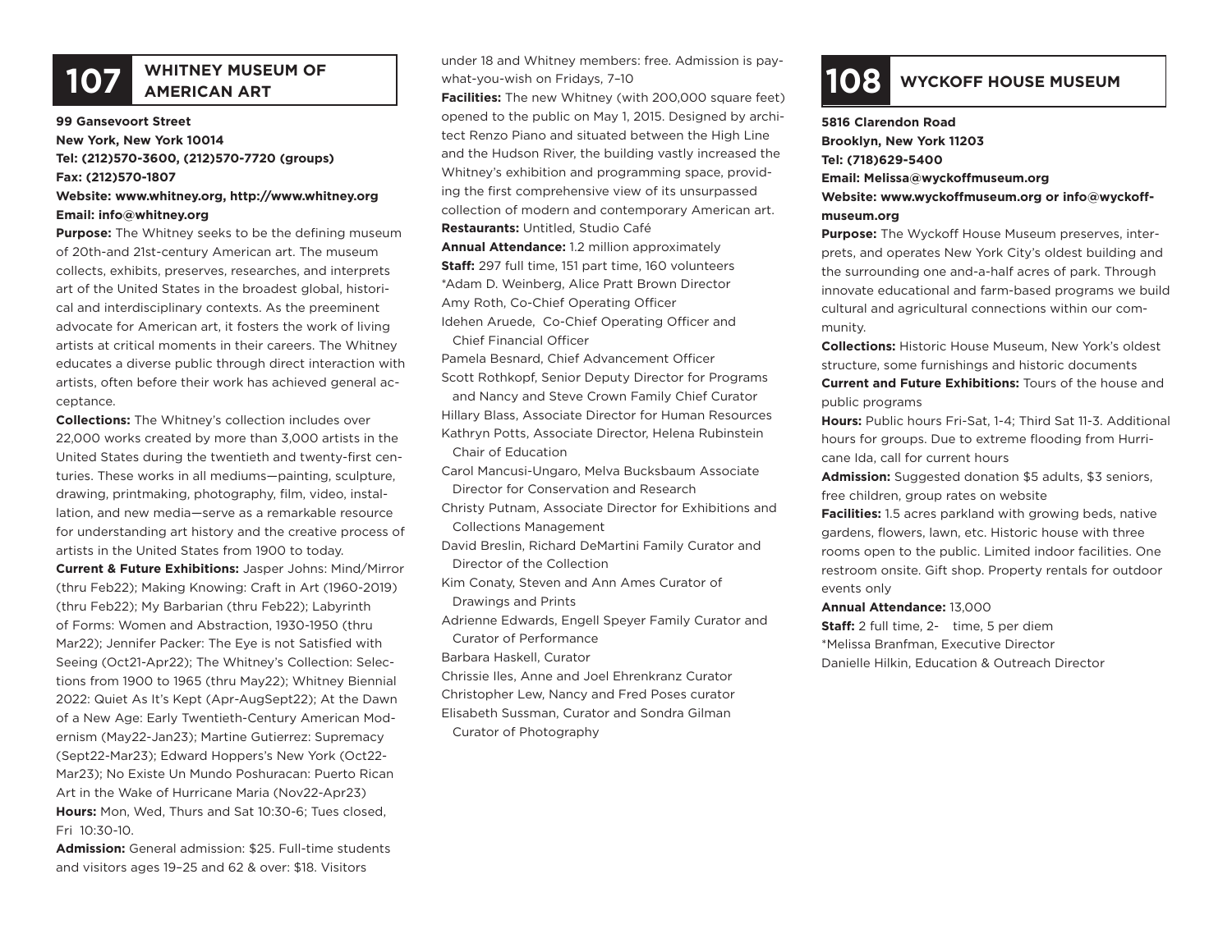## 107 WHITNEY MUSEUM OF AMERICAN ART

**99 Gansevoort Street**
**New York, New York 10014**
**Tel: (212)570-3600, (212)570-7720 (groups)**
**Fax: (212)570-1807**
**Website: www.whitney.org, http://www.whitney.org**
**Email: info@whitney.org**

**Purpose:** The Whitney seeks to be the defining museum of 20th-and 21st-century American art. The museum collects, exhibits, preserves, researches, and interprets art of the United States in the broadest global, historical and interdisciplinary contexts. As the preeminent advocate for American art, it fosters the work of living artists at critical moments in their careers. The Whitney educates a diverse public through direct interaction with artists, often before their work has achieved general acceptance.

**Collections:** The Whitney's collection includes over 22,000 works created by more than 3,000 artists in the United States during the twentieth and twenty-first centuries. These works in all mediums—painting, sculpture, drawing, printmaking, photography, film, video, installation, and new media—serve as a remarkable resource for understanding art history and the creative process of artists in the United States from 1900 to today.

**Current & Future Exhibitions:** Jasper Johns: Mind/Mirror (thru Feb22); Making Knowing: Craft in Art (1960-2019) (thru Feb22); My Barbarian (thru Feb22); Labyrinth of Forms: Women and Abstraction, 1930-1950 (thru Mar22); Jennifer Packer: The Eye is not Satisfied with Seeing (Oct21-Apr22); The Whitney's Collection: Selections from 1900 to 1965 (thru May22); Whitney Biennial 2022: Quiet As It's Kept (Apr-AugSept22); At the Dawn of a New Age: Early Twentieth-Century American Modernism (May22-Jan23); Martine Gutierrez: Supremacy (Sept22-Mar23); Edward Hoppers's New York (Oct22-Mar23); No Existe Un Mundo Poshuracan: Puerto Rican Art in the Wake of Hurricane Maria (Nov22-Apr23)

**Hours:** Mon, Wed, Thurs and Sat 10:30-6; Tues closed, Fri 10:30-10.

**Admission:** General admission: $25. Full-time students and visitors ages 19–25 and 62 & over: $18. Visitors under 18 and Whitney members: free. Admission is pay-what-you-wish on Fridays, 7–10

**Facilities:** The new Whitney (with 200,000 square feet) opened to the public on May 1, 2015. Designed by architect Renzo Piano and situated between the High Line and the Hudson River, the building vastly increased the Whitney's exhibition and programming space, providing the first comprehensive view of its unsurpassed collection of modern and contemporary American art.

**Restaurants:** Untitled, Studio Café

**Annual Attendance:** 1.2 million approximately

**Staff:** 297 full time, 151 part time, 160 volunteers
*Adam D. Weinberg, Alice Pratt Brown Director
Amy Roth, Co-Chief Operating Officer
Idehen Aruede, Co-Chief Operating Officer and Chief Financial Officer
Pamela Besnard, Chief Advancement Officer
Scott Rothkopf, Senior Deputy Director for Programs and Nancy and Steve Crown Family Chief Curator
Hillary Blass, Associate Director for Human Resources
Kathryn Potts, Associate Director, Helena Rubinstein Chair of Education
Carol Mancusi-Ungaro, Melva Bucksbaum Associate Director for Conservation and Research
Christy Putnam, Associate Director for Exhibitions and Collections Management
David Breslin, Richard DeMartini Family Curator and Director of the Collection
Kim Conaty, Steven and Ann Ames Curator of Drawings and Prints
Adrienne Edwards, Engell Speyer Family Curator and Curator of Performance
Barbara Haskell, Curator
Chrissie Iles, Anne and Joel Ehrenkranz Curator
Christopher Lew, Nancy and Fred Poses curator
Elisabeth Sussman, Curator and Sondra Gilman Curator of Photography

## 108 WYCKOFF HOUSE MUSEUM

**5816 Clarendon Road**
**Brooklyn, New York 11203**
**Tel: (718)629-5400**
**Email: Melissa@wyckoffmuseum.org**
**Website: www.wyckoffmuseum.org or info@wyckoffmuseum.org**

**Purpose:** The Wyckoff House Museum preserves, interprets, and operates New York City's oldest building and the surrounding one and-a-half acres of park. Through innovate educational and farm-based programs we build cultural and agricultural connections within our community.

**Collections:** Historic House Museum, New York's oldest structure, some furnishings and historic documents

**Current and Future Exhibitions:** Tours of the house and public programs

**Hours:** Public hours Fri-Sat, 1-4; Third Sat 11-3. Additional hours for groups. Due to extreme flooding from Hurricane Ida, call for current hours

**Admission:** Suggested donation $5 adults, $3 seniors, free children, group rates on website

**Facilities:** 1.5 acres parkland with growing beds, native gardens, flowers, lawn, etc. Historic house with three rooms open to the public. Limited indoor facilities. One restroom onsite. Gift shop. Property rentals for outdoor events only

**Annual Attendance:** 13,000

**Staff:** 2 full time, 2- time, 5 per diem
*Melissa Branfman, Executive Director
Danielle Hilkin, Education & Outreach Director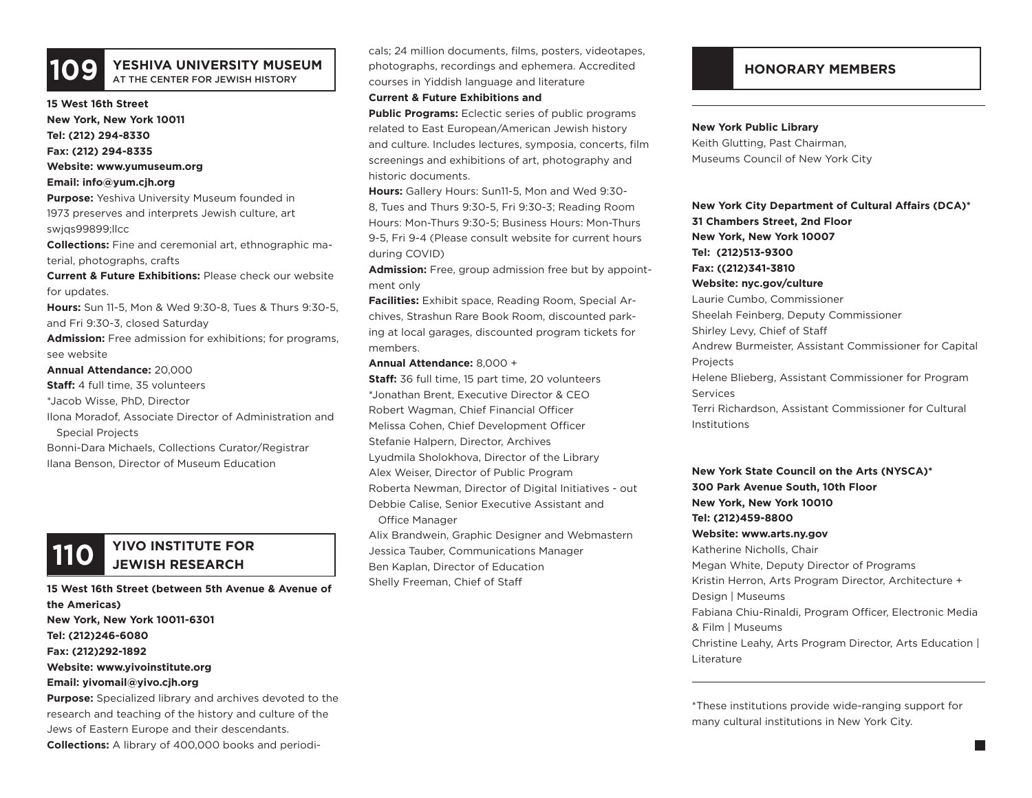## 109 YESHIVA UNIVERSITY MUSEUM AT THE CENTER FOR JEWISH HISTORY

**15 West 16th Street**
**New York, New York 10011**
**Tel: (212) 294-8330**
**Fax: (212) 294-8335**
**Website: www.yumuseum.org**
**Email: info@yum.cjh.org**

**Purpose:** Yeshiva University Museum founded in 1973 preserves and interprets Jewish culture, art swjqs99899;llcc

**Collections:** Fine and ceremonial art, ethnographic material, photographs, crafts

**Current & Future Exhibitions:** Please check our website for updates.

**Hours:** Sun 11-5, Mon & Wed 9:30-8, Tues & Thurs 9:30-5, and Fri 9:30-3, closed Saturday

**Admission:** Free admission for exhibitions; for programs, see website

**Annual Attendance:** 20,000

**Staff:** 4 full time, 35 volunteers

*Jacob Wisse, PhD, Director
Ilona Moradof, Associate Director of Administration and Special Projects
Bonni-Dara Michaels, Collections Curator/Registrar
Ilana Benson, Director of Museum Education

## 110 YIVO INSTITUTE FOR JEWISH RESEARCH

**15 West 16th Street (between 5th Avenue & Avenue of the Americas)**
**New York, New York 10011-6301**
**Tel: (212)246-6080**
**Fax: (212)292-1892**
**Website: www.yivoinstitute.org**
**Email: yivomail@yivo.cjh.org**

**Purpose:** Specialized library and archives devoted to the research and teaching of the history and culture of the Jews of Eastern Europe and their descendants.

**Collections:** A library of 400,000 books and periodicals; 24 million documents, films, posters, videotapes, photographs, recordings and ephemera. Accredited courses in Yiddish language and literature

**Current & Future Exhibitions and Public Programs:** Eclectic series of public programs related to East European/American Jewish history and culture. Includes lectures, symposia, concerts, film screenings and exhibitions of art, photography and historic documents.

**Hours:** Gallery Hours: Sun11-5, Mon and Wed 9:30-8, Tues and Thurs 9:30-5, Fri 9:30-3; Reading Room Hours: Mon-Thurs 9:30-5; Business Hours: Mon-Thurs 9-5, Fri 9-4 (Please consult website for current hours during COVID)

**Admission:** Free, group admission free but by appointment only

**Facilities:** Exhibit space, Reading Room, Special Archives, Strashun Rare Book Room, discounted parking at local garages, discounted program tickets for members.

**Annual Attendance:** 8,000 +

**Staff:** 36 full time, 15 part time, 20 volunteers

*Jonathan Brent, Executive Director & CEO
Robert Wagman, Chief Financial Officer
Melissa Cohen, Chief Development Officer
Stefanie Halpern, Director, Archives
Lyudmila Sholokhova, Director of the Library
Alex Weiser, Director of Public Program
Roberta Newman, Director of Digital Initiatives - out
Debbie Calise, Senior Executive Assistant and Office Manager
Alix Brandwein, Graphic Designer and Webmastern
Jessica Tauber, Communications Manager
Ben Kaplan, Director of Education
Shelly Freeman, Chief of Staff

## HONORARY MEMBERS

**New York Public Library**
Keith Glutting, Past Chairman,
Museums Council of New York City

**New York City Department of Cultural Affairs (DCA)***
**31 Chambers Street, 2nd Floor**
**New York, New York 10007**
**Tel: (212)513-9300**
**Fax: ((212)341-3810**
**Website: nyc.gov/culture**

Laurie Cumbo, Commissioner
Sheelah Feinberg, Deputy Commissioner
Shirley Levy, Chief of Staff
Andrew Burmeister, Assistant Commissioner for Capital Projects
Helene Blieberg, Assistant Commissioner for Program Services
Terri Richardson, Assistant Commissioner for Cultural Institutions

**New York State Council on the Arts (NYSCA)***
**300 Park Avenue South, 10th Floor**
**New York, New York 10010**
**Tel: (212)459-8800**
**Website: www.arts.ny.gov**

Katherine Nicholls, Chair
Megan White, Deputy Director of Programs
Kristin Herron, Arts Program Director, Architecture + Design | Museums
Fabiana Chiu-Rinaldi, Program Officer, Electronic Media & Film | Museums
Christine Leahy, Arts Program Director, Arts Education | Literature

*These institutions provide wide-ranging support for many cultural institutions in New York City.